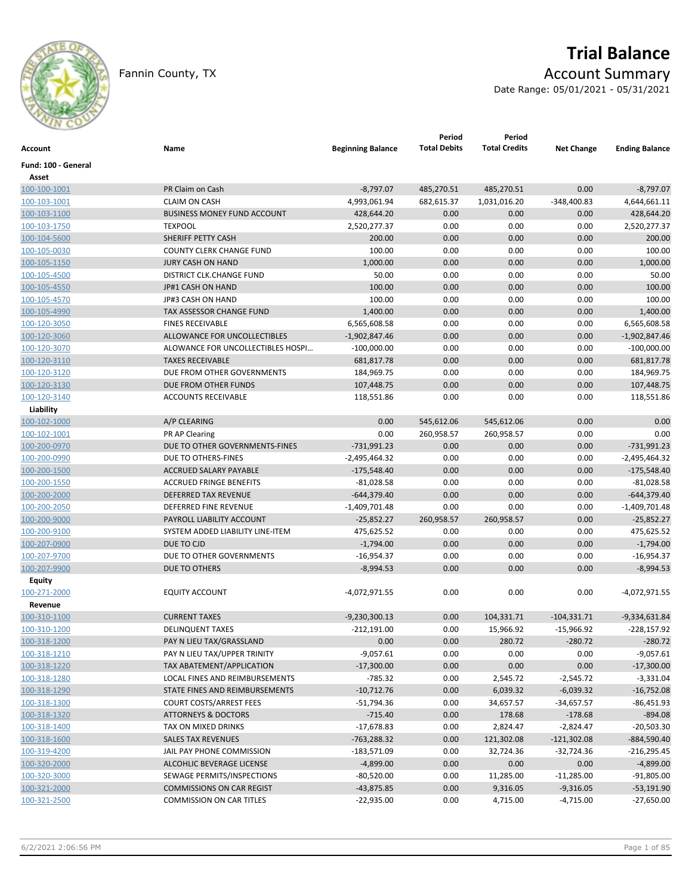# Trial Balance

Fannin County, TX

## Account Summary

Date Range: 05/01/2021 - 05/31/2021

| Account | Name | Beginning Balance | Period Total Debits | Period Total Credits | Net Change | Ending Balance |
|---|---|---|---|---|---|---|
| **Fund: 100 - General** | | | | | | |
| **Asset** | | | | | | |
| 100-100-1001 | PR Claim on Cash | -8,797.07 | 485,270.51 | 485,270.51 | 0.00 | -8,797.07 |
| 100-103-1001 | CLAIM ON CASH | 4,993,061.94 | 682,615.37 | 1,031,016.20 | -348,400.83 | 4,644,661.11 |
| 100-103-1100 | BUSINESS MONEY FUND ACCOUNT | 428,644.20 | 0.00 | 0.00 | 0.00 | 428,644.20 |
| 100-103-1750 | TEXPOOL | 2,520,277.37 | 0.00 | 0.00 | 0.00 | 2,520,277.37 |
| 100-104-5600 | SHERIFF PETTY CASH | 200.00 | 0.00 | 0.00 | 0.00 | 200.00 |
| 100-105-0030 | COUNTY CLERK CHANGE FUND | 100.00 | 0.00 | 0.00 | 0.00 | 100.00 |
| 100-105-1150 | JURY CASH ON HAND | 1,000.00 | 0.00 | 0.00 | 0.00 | 1,000.00 |
| 100-105-4500 | DISTRICT CLK.CHANGE FUND | 50.00 | 0.00 | 0.00 | 0.00 | 50.00 |
| 100-105-4550 | JP#1 CASH ON HAND | 100.00 | 0.00 | 0.00 | 0.00 | 100.00 |
| 100-105-4570 | JP#3 CASH ON HAND | 100.00 | 0.00 | 0.00 | 0.00 | 100.00 |
| 100-105-4990 | TAX ASSESSOR CHANGE FUND | 1,400.00 | 0.00 | 0.00 | 0.00 | 1,400.00 |
| 100-120-3050 | FINES RECEIVABLE | 6,565,608.58 | 0.00 | 0.00 | 0.00 | 6,565,608.58 |
| 100-120-3060 | ALLOWANCE FOR UNCOLLECTIBLES | -1,902,847.46 | 0.00 | 0.00 | 0.00 | -1,902,847.46 |
| 100-120-3070 | ALOWANCE FOR UNCOLLECTIBLES HOSPI… | -100,000.00 | 0.00 | 0.00 | 0.00 | -100,000.00 |
| 100-120-3110 | TAXES RECEIVABLE | 681,817.78 | 0.00 | 0.00 | 0.00 | 681,817.78 |
| 100-120-3120 | DUE FROM OTHER GOVERNMENTS | 184,969.75 | 0.00 | 0.00 | 0.00 | 184,969.75 |
| 100-120-3130 | DUE FROM OTHER FUNDS | 107,448.75 | 0.00 | 0.00 | 0.00 | 107,448.75 |
| 100-120-3140 | ACCOUNTS RECEIVABLE | 118,551.86 | 0.00 | 0.00 | 0.00 | 118,551.86 |
| **Liability** | | | | | | |
| 100-102-1000 | A/P CLEARING | 0.00 | 545,612.06 | 545,612.06 | 0.00 | 0.00 |
| 100-102-1001 | PR AP Clearing | 0.00 | 260,958.57 | 260,958.57 | 0.00 | 0.00 |
| 100-200-0970 | DUE TO OTHER GOVERNMENTS-FINES | -731,991.23 | 0.00 | 0.00 | 0.00 | -731,991.23 |
| 100-200-0990 | DUE TO OTHERS-FINES | -2,495,464.32 | 0.00 | 0.00 | 0.00 | -2,495,464.32 |
| 100-200-1500 | ACCRUED SALARY PAYABLE | -175,548.40 | 0.00 | 0.00 | 0.00 | -175,548.40 |
| 100-200-1550 | ACCRUED FRINGE BENEFITS | -81,028.58 | 0.00 | 0.00 | 0.00 | -81,028.58 |
| 100-200-2000 | DEFERRED TAX REVENUE | -644,379.40 | 0.00 | 0.00 | 0.00 | -644,379.40 |
| 100-200-2050 | DEFERRED FINE REVENUE | -1,409,701.48 | 0.00 | 0.00 | 0.00 | -1,409,701.48 |
| 100-200-9000 | PAYROLL LIABILITY ACCOUNT | -25,852.27 | 260,958.57 | 260,958.57 | 0.00 | -25,852.27 |
| 100-200-9100 | SYSTEM ADDED LIABILITY LINE-ITEM | 475,625.52 | 0.00 | 0.00 | 0.00 | 475,625.52 |
| 100-207-0900 | DUE TO CJD | -1,794.00 | 0.00 | 0.00 | 0.00 | -1,794.00 |
| 100-207-9700 | DUE TO OTHER GOVERNMENTS | -16,954.37 | 0.00 | 0.00 | 0.00 | -16,954.37 |
| 100-207-9900 | DUE TO OTHERS | -8,994.53 | 0.00 | 0.00 | 0.00 | -8,994.53 |
| **Equity** | | | | | | |
| 100-271-2000 | EQUITY ACCOUNT | -4,072,971.55 | 0.00 | 0.00 | 0.00 | -4,072,971.55 |
| **Revenue** | | | | | | |
| 100-310-1100 | CURRENT TAXES | -9,230,300.13 | 0.00 | 104,331.71 | -104,331.71 | -9,334,631.84 |
| 100-310-1200 | DELINQUENT TAXES | -212,191.00 | 0.00 | 15,966.92 | -15,966.92 | -228,157.92 |
| 100-318-1200 | PAY N LIEU TAX/GRASSLAND | 0.00 | 0.00 | 280.72 | -280.72 | -280.72 |
| 100-318-1210 | PAY N LIEU TAX/UPPER TRINITY | -9,057.61 | 0.00 | 0.00 | 0.00 | -9,057.61 |
| 100-318-1220 | TAX ABATEMENT/APPLICATION | -17,300.00 | 0.00 | 0.00 | 0.00 | -17,300.00 |
| 100-318-1280 | LOCAL FINES AND REIMBURSEMENTS | -785.32 | 0.00 | 2,545.72 | -2,545.72 | -3,331.04 |
| 100-318-1290 | STATE FINES AND REIMBURSEMENTS | -10,712.76 | 0.00 | 6,039.32 | -6,039.32 | -16,752.08 |
| 100-318-1300 | COURT COSTS/ARREST FEES | -51,794.36 | 0.00 | 34,657.57 | -34,657.57 | -86,451.93 |
| 100-318-1320 | ATTORNEYS & DOCTORS | -715.40 | 0.00 | 178.68 | -178.68 | -894.08 |
| 100-318-1400 | TAX ON MIXED DRINKS | -17,678.83 | 0.00 | 2,824.47 | -2,824.47 | -20,503.30 |
| 100-318-1600 | SALES TAX REVENUES | -763,288.32 | 0.00 | 121,302.08 | -121,302.08 | -884,590.40 |
| 100-319-4200 | JAIL PAY PHONE COMMISSION | -183,571.09 | 0.00 | 32,724.36 | -32,724.36 | -216,295.45 |
| 100-320-2000 | ALCOHLIC BEVERAGE LICENSE | -4,899.00 | 0.00 | 0.00 | 0.00 | -4,899.00 |
| 100-320-3000 | SEWAGE PERMITS/INSPECTIONS | -80,520.00 | 0.00 | 11,285.00 | -11,285.00 | -91,805.00 |
| 100-321-2000 | COMMISSIONS ON CAR REGIST | -43,875.85 | 0.00 | 9,316.05 | -9,316.05 | -53,191.90 |
| 100-321-2500 | COMMISSION ON CAR TITLES | -22,935.00 | 0.00 | 4,715.00 | -4,715.00 | -27,650.00 |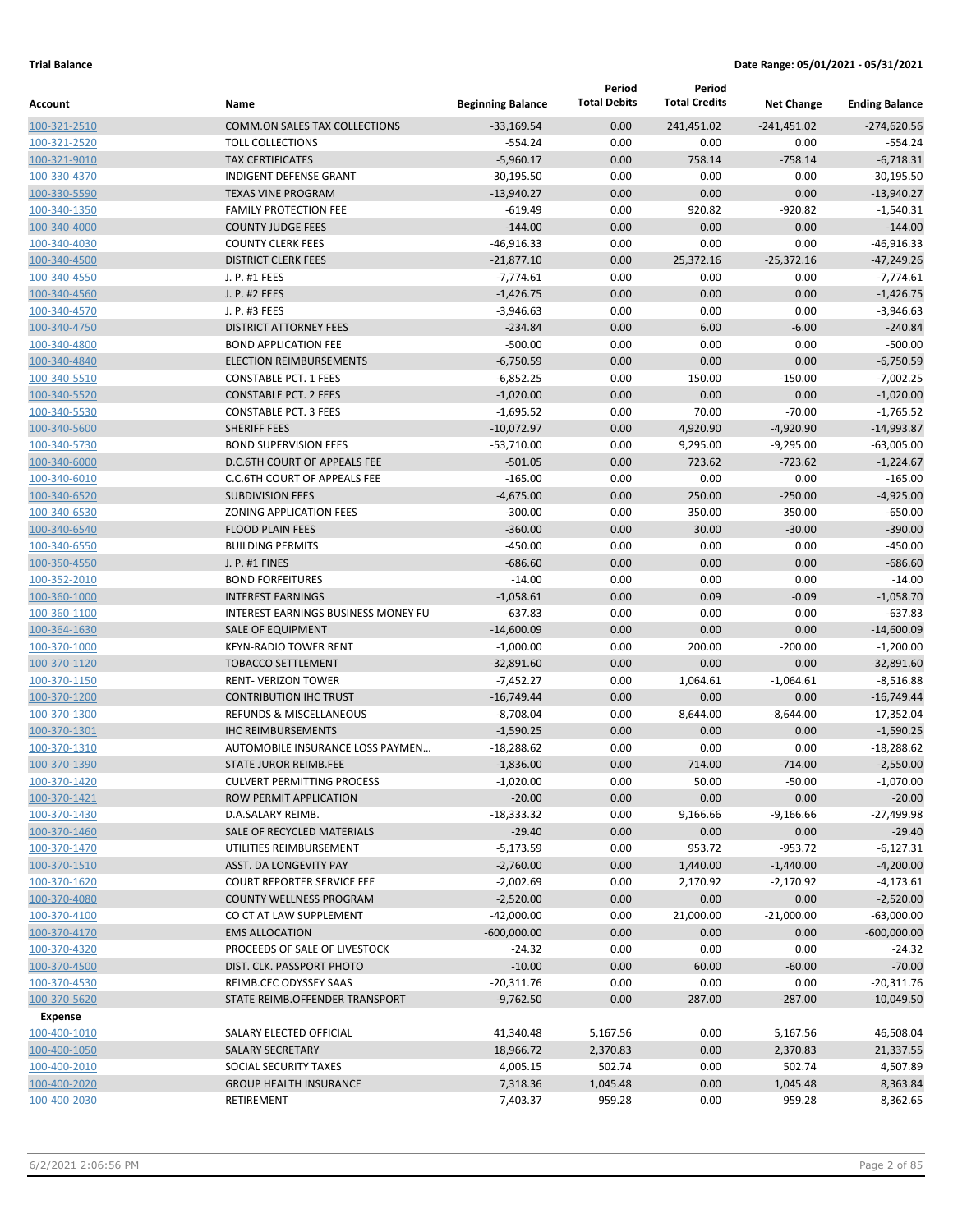**Trial Balance** **Date Range: 05/01/2021 - 05/31/2021**

| Account | Name | Beginning Balance | Period Total Debits | Period Total Credits | Net Change | Ending Balance |
|---|---|---|---|---|---|---|
| 100-321-2510 | COMM.ON SALES TAX COLLECTIONS | -33,169.54 | 0.00 | 241,451.02 | -241,451.02 | -274,620.56 |
| 100-321-2520 | TOLL COLLECTIONS | -554.24 | 0.00 | 0.00 | 0.00 | -554.24 |
| 100-321-9010 | TAX CERTIFICATES | -5,960.17 | 0.00 | 758.14 | -758.14 | -6,718.31 |
| 100-330-4370 | INDIGENT DEFENSE GRANT | -30,195.50 | 0.00 | 0.00 | 0.00 | -30,195.50 |
| 100-330-5590 | TEXAS VINE PROGRAM | -13,940.27 | 0.00 | 0.00 | 0.00 | -13,940.27 |
| 100-340-1350 | FAMILY PROTECTION FEE | -619.49 | 0.00 | 920.82 | -920.82 | -1,540.31 |
| 100-340-4000 | COUNTY JUDGE FEES | -144.00 | 0.00 | 0.00 | 0.00 | -144.00 |
| 100-340-4030 | COUNTY CLERK FEES | -46,916.33 | 0.00 | 0.00 | 0.00 | -46,916.33 |
| 100-340-4500 | DISTRICT CLERK FEES | -21,877.10 | 0.00 | 25,372.16 | -25,372.16 | -47,249.26 |
| 100-340-4550 | J. P. #1 FEES | -7,774.61 | 0.00 | 0.00 | 0.00 | -7,774.61 |
| 100-340-4560 | J. P. #2 FEES | -1,426.75 | 0.00 | 0.00 | 0.00 | -1,426.75 |
| 100-340-4570 | J. P. #3 FEES | -3,946.63 | 0.00 | 0.00 | 0.00 | -3,946.63 |
| 100-340-4750 | DISTRICT ATTORNEY FEES | -234.84 | 0.00 | 6.00 | -6.00 | -240.84 |
| 100-340-4800 | BOND APPLICATION FEE | -500.00 | 0.00 | 0.00 | 0.00 | -500.00 |
| 100-340-4840 | ELECTION REIMBURSEMENTS | -6,750.59 | 0.00 | 0.00 | 0.00 | -6,750.59 |
| 100-340-5510 | CONSTABLE PCT. 1 FEES | -6,852.25 | 0.00 | 150.00 | -150.00 | -7,002.25 |
| 100-340-5520 | CONSTABLE PCT. 2 FEES | -1,020.00 | 0.00 | 0.00 | 0.00 | -1,020.00 |
| 100-340-5530 | CONSTABLE PCT. 3 FEES | -1,695.52 | 0.00 | 70.00 | -70.00 | -1,765.52 |
| 100-340-5600 | SHERIFF FEES | -10,072.97 | 0.00 | 4,920.90 | -4,920.90 | -14,993.87 |
| 100-340-5730 | BOND SUPERVISION FEES | -53,710.00 | 0.00 | 9,295.00 | -9,295.00 | -63,005.00 |
| 100-340-6000 | D.C.6TH COURT OF APPEALS FEE | -501.05 | 0.00 | 723.62 | -723.62 | -1,224.67 |
| 100-340-6010 | C.C.6TH COURT OF APPEALS FEE | -165.00 | 0.00 | 0.00 | 0.00 | -165.00 |
| 100-340-6520 | SUBDIVISION FEES | -4,675.00 | 0.00 | 250.00 | -250.00 | -4,925.00 |
| 100-340-6530 | ZONING APPLICATION FEES | -300.00 | 0.00 | 350.00 | -350.00 | -650.00 |
| 100-340-6540 | FLOOD PLAIN FEES | -360.00 | 0.00 | 30.00 | -30.00 | -390.00 |
| 100-340-6550 | BUILDING PERMITS | -450.00 | 0.00 | 0.00 | 0.00 | -450.00 |
| 100-350-4550 | J. P. #1 FINES | -686.60 | 0.00 | 0.00 | 0.00 | -686.60 |
| 100-352-2010 | BOND FORFEITURES | -14.00 | 0.00 | 0.00 | 0.00 | -14.00 |
| 100-360-1000 | INTEREST EARNINGS | -1,058.61 | 0.00 | 0.09 | -0.09 | -1,058.70 |
| 100-360-1100 | INTEREST EARNINGS BUSINESS MONEY FU | -637.83 | 0.00 | 0.00 | 0.00 | -637.83 |
| 100-364-1630 | SALE OF EQUIPMENT | -14,600.09 | 0.00 | 0.00 | 0.00 | -14,600.09 |
| 100-370-1000 | KFYN-RADIO TOWER RENT | -1,000.00 | 0.00 | 200.00 | -200.00 | -1,200.00 |
| 100-370-1120 | TOBACCO SETTLEMENT | -32,891.60 | 0.00 | 0.00 | 0.00 | -32,891.60 |
| 100-370-1150 | RENT- VERIZON TOWER | -7,452.27 | 0.00 | 1,064.61 | -1,064.61 | -8,516.88 |
| 100-370-1200 | CONTRIBUTION IHC TRUST | -16,749.44 | 0.00 | 0.00 | 0.00 | -16,749.44 |
| 100-370-1300 | REFUNDS & MISCELLANEOUS | -8,708.04 | 0.00 | 8,644.00 | -8,644.00 | -17,352.04 |
| 100-370-1301 | IHC REIMBURSEMENTS | -1,590.25 | 0.00 | 0.00 | 0.00 | -1,590.25 |
| 100-370-1310 | AUTOMOBILE INSURANCE LOSS PAYMEN… | -18,288.62 | 0.00 | 0.00 | 0.00 | -18,288.62 |
| 100-370-1390 | STATE JUROR REIMB.FEE | -1,836.00 | 0.00 | 714.00 | -714.00 | -2,550.00 |
| 100-370-1420 | CULVERT PERMITTING PROCESS | -1,020.00 | 0.00 | 50.00 | -50.00 | -1,070.00 |
| 100-370-1421 | ROW PERMIT APPLICATION | -20.00 | 0.00 | 0.00 | 0.00 | -20.00 |
| 100-370-1430 | D.A.SALARY REIMB. | -18,333.32 | 0.00 | 9,166.66 | -9,166.66 | -27,499.98 |
| 100-370-1460 | SALE OF RECYCLED MATERIALS | -29.40 | 0.00 | 0.00 | 0.00 | -29.40 |
| 100-370-1470 | UTILITIES REIMBURSEMENT | -5,173.59 | 0.00 | 953.72 | -953.72 | -6,127.31 |
| 100-370-1510 | ASST. DA LONGEVITY PAY | -2,760.00 | 0.00 | 1,440.00 | -1,440.00 | -4,200.00 |
| 100-370-1620 | COURT REPORTER SERVICE FEE | -2,002.69 | 0.00 | 2,170.92 | -2,170.92 | -4,173.61 |
| 100-370-4080 | COUNTY WELLNESS PROGRAM | -2,520.00 | 0.00 | 0.00 | 0.00 | -2,520.00 |
| 100-370-4100 | CO CT AT LAW SUPPLEMENT | -42,000.00 | 0.00 | 21,000.00 | -21,000.00 | -63,000.00 |
| 100-370-4170 | EMS ALLOCATION | -600,000.00 | 0.00 | 0.00 | 0.00 | -600,000.00 |
| 100-370-4320 | PROCEEDS OF SALE OF LIVESTOCK | -24.32 | 0.00 | 0.00 | 0.00 | -24.32 |
| 100-370-4500 | DIST. CLK. PASSPORT PHOTO | -10.00 | 0.00 | 60.00 | -60.00 | -70.00 |
| 100-370-4530 | REIMB.CEC ODYSSEY SAAS | -20,311.76 | 0.00 | 0.00 | 0.00 | -20,311.76 |
| 100-370-5620 | STATE REIMB.OFFENDER TRANSPORT | -9,762.50 | 0.00 | 287.00 | -287.00 | -10,049.50 |
| **Expense** | | | | | | |
| 100-400-1010 | SALARY ELECTED OFFICIAL | 41,340.48 | 5,167.56 | 0.00 | 5,167.56 | 46,508.04 |
| 100-400-1050 | SALARY SECRETARY | 18,966.72 | 2,370.83 | 0.00 | 2,370.83 | 21,337.55 |
| 100-400-2010 | SOCIAL SECURITY TAXES | 4,005.15 | 502.74 | 0.00 | 502.74 | 4,507.89 |
| 100-400-2020 | GROUP HEALTH INSURANCE | 7,318.36 | 1,045.48 | 0.00 | 1,045.48 | 8,363.84 |
| 100-400-2030 | RETIREMENT | 7,403.37 | 959.28 | 0.00 | 959.28 | 8,362.65 |

6/2/2021 2:06:56 PM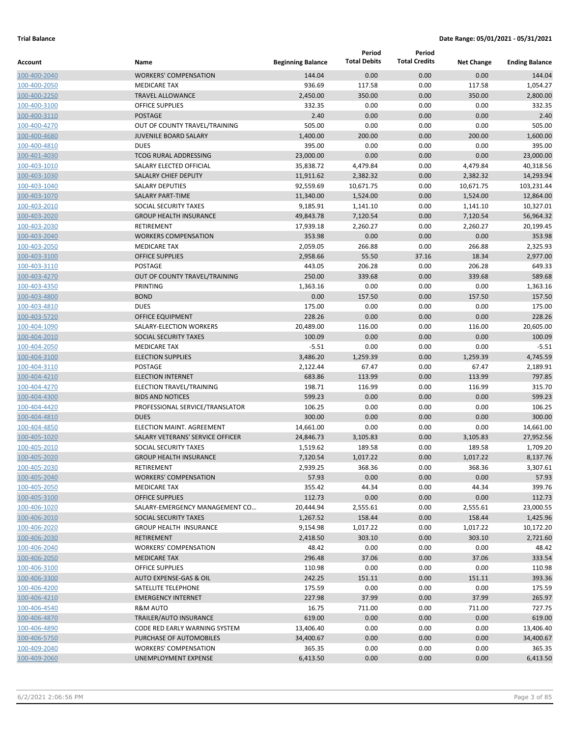**Trial Balance** **Date Range: 05/01/2021 - 05/31/2021**

| Account | Name | Beginning Balance | Period Total Debits | Period Total Credits | Net Change | Ending Balance |
|---|---|---|---|---|---|---|
| 100-400-2040 | WORKERS' COMPENSATION | 144.04 | 0.00 | 0.00 | 0.00 | 144.04 |
| 100-400-2050 | MEDICARE TAX | 936.69 | 117.58 | 0.00 | 117.58 | 1,054.27 |
| 100-400-2250 | TRAVEL ALLOWANCE | 2,450.00 | 350.00 | 0.00 | 350.00 | 2,800.00 |
| 100-400-3100 | OFFICE SUPPLIES | 332.35 | 0.00 | 0.00 | 0.00 | 332.35 |
| 100-400-3110 | POSTAGE | 2.40 | 0.00 | 0.00 | 0.00 | 2.40 |
| 100-400-4270 | OUT OF COUNTY TRAVEL/TRAINING | 505.00 | 0.00 | 0.00 | 0.00 | 505.00 |
| 100-400-4680 | JUVENILE BOARD SALARY | 1,400.00 | 200.00 | 0.00 | 200.00 | 1,600.00 |
| 100-400-4810 | DUES | 395.00 | 0.00 | 0.00 | 0.00 | 395.00 |
| 100-401-4030 | TCOG RURAL ADDRESSING | 23,000.00 | 0.00 | 0.00 | 0.00 | 23,000.00 |
| 100-403-1010 | SALARY ELECTED OFFICIAL | 35,838.72 | 4,479.84 | 0.00 | 4,479.84 | 40,318.56 |
| 100-403-1030 | SALALRY CHIEF DEPUTY | 11,911.62 | 2,382.32 | 0.00 | 2,382.32 | 14,293.94 |
| 100-403-1040 | SALARY DEPUTIES | 92,559.69 | 10,671.75 | 0.00 | 10,671.75 | 103,231.44 |
| 100-403-1070 | SALARY PART-TIME | 11,340.00 | 1,524.00 | 0.00 | 1,524.00 | 12,864.00 |
| 100-403-2010 | SOCIAL SECURITY TAXES | 9,185.91 | 1,141.10 | 0.00 | 1,141.10 | 10,327.01 |
| 100-403-2020 | GROUP HEALTH INSURANCE | 49,843.78 | 7,120.54 | 0.00 | 7,120.54 | 56,964.32 |
| 100-403-2030 | RETIREMENT | 17,939.18 | 2,260.27 | 0.00 | 2,260.27 | 20,199.45 |
| 100-403-2040 | WORKERS COMPENSATION | 353.98 | 0.00 | 0.00 | 0.00 | 353.98 |
| 100-403-2050 | MEDICARE TAX | 2,059.05 | 266.88 | 0.00 | 266.88 | 2,325.93 |
| 100-403-3100 | OFFICE SUPPLIES | 2,958.66 | 55.50 | 37.16 | 18.34 | 2,977.00 |
| 100-403-3110 | POSTAGE | 443.05 | 206.28 | 0.00 | 206.28 | 649.33 |
| 100-403-4270 | OUT OF COUNTY TRAVEL/TRAINING | 250.00 | 339.68 | 0.00 | 339.68 | 589.68 |
| 100-403-4350 | PRINTING | 1,363.16 | 0.00 | 0.00 | 0.00 | 1,363.16 |
| 100-403-4800 | BOND | 0.00 | 157.50 | 0.00 | 157.50 | 157.50 |
| 100-403-4810 | DUES | 175.00 | 0.00 | 0.00 | 0.00 | 175.00 |
| 100-403-5720 | OFFICE EQUIPMENT | 228.26 | 0.00 | 0.00 | 0.00 | 228.26 |
| 100-404-1090 | SALARY-ELECTION WORKERS | 20,489.00 | 116.00 | 0.00 | 116.00 | 20,605.00 |
| 100-404-2010 | SOCIAL SECURITY TAXES | 100.09 | 0.00 | 0.00 | 0.00 | 100.09 |
| 100-404-2050 | MEDICARE TAX | -5.51 | 0.00 | 0.00 | 0.00 | -5.51 |
| 100-404-3100 | ELECTION SUPPLIES | 3,486.20 | 1,259.39 | 0.00 | 1,259.39 | 4,745.59 |
| 100-404-3110 | POSTAGE | 2,122.44 | 67.47 | 0.00 | 67.47 | 2,189.91 |
| 100-404-4210 | ELECTION INTERNET | 683.86 | 113.99 | 0.00 | 113.99 | 797.85 |
| 100-404-4270 | ELECTION TRAVEL/TRAINING | 198.71 | 116.99 | 0.00 | 116.99 | 315.70 |
| 100-404-4300 | BIDS AND NOTICES | 599.23 | 0.00 | 0.00 | 0.00 | 599.23 |
| 100-404-4420 | PROFESSIONAL SERVICE/TRANSLATOR | 106.25 | 0.00 | 0.00 | 0.00 | 106.25 |
| 100-404-4810 | DUES | 300.00 | 0.00 | 0.00 | 0.00 | 300.00 |
| 100-404-4850 | ELECTION MAINT. AGREEMENT | 14,661.00 | 0.00 | 0.00 | 0.00 | 14,661.00 |
| 100-405-1020 | SALARY VETERANS' SERVICE OFFICER | 24,846.73 | 3,105.83 | 0.00 | 3,105.83 | 27,952.56 |
| 100-405-2010 | SOCIAL SECURITY TAXES | 1,519.62 | 189.58 | 0.00 | 189.58 | 1,709.20 |
| 100-405-2020 | GROUP HEALTH INSURANCE | 7,120.54 | 1,017.22 | 0.00 | 1,017.22 | 8,137.76 |
| 100-405-2030 | RETIREMENT | 2,939.25 | 368.36 | 0.00 | 368.36 | 3,307.61 |
| 100-405-2040 | WORKERS' COMPENSATION | 57.93 | 0.00 | 0.00 | 0.00 | 57.93 |
| 100-405-2050 | MEDICARE TAX | 355.42 | 44.34 | 0.00 | 44.34 | 399.76 |
| 100-405-3100 | OFFICE SUPPLIES | 112.73 | 0.00 | 0.00 | 0.00 | 112.73 |
| 100-406-1020 | SALARY-EMERGENCY MANAGEMENT CO... | 20,444.94 | 2,555.61 | 0.00 | 2,555.61 | 23,000.55 |
| 100-406-2010 | SOCIAL SECURITY TAXES | 1,267.52 | 158.44 | 0.00 | 158.44 | 1,425.96 |
| 100-406-2020 | GROUP HEALTH INSURANCE | 9,154.98 | 1,017.22 | 0.00 | 1,017.22 | 10,172.20 |
| 100-406-2030 | RETIREMENT | 2,418.50 | 303.10 | 0.00 | 303.10 | 2,721.60 |
| 100-406-2040 | WORKERS' COMPENSATION | 48.42 | 0.00 | 0.00 | 0.00 | 48.42 |
| 100-406-2050 | MEDICARE TAX | 296.48 | 37.06 | 0.00 | 37.06 | 333.54 |
| 100-406-3100 | OFFICE SUPPLIES | 110.98 | 0.00 | 0.00 | 0.00 | 110.98 |
| 100-406-3300 | AUTO EXPENSE-GAS & OIL | 242.25 | 151.11 | 0.00 | 151.11 | 393.36 |
| 100-406-4200 | SATELLITE TELEPHONE | 175.59 | 0.00 | 0.00 | 0.00 | 175.59 |
| 100-406-4210 | EMERGENCY INTERNET | 227.98 | 37.99 | 0.00 | 37.99 | 265.97 |
| 100-406-4540 | R&M AUTO | 16.75 | 711.00 | 0.00 | 711.00 | 727.75 |
| 100-406-4870 | TRAILER/AUTO INSURANCE | 619.00 | 0.00 | 0.00 | 0.00 | 619.00 |
| 100-406-4890 | CODE RED EARLY WARNING SYSTEM | 13,406.40 | 0.00 | 0.00 | 0.00 | 13,406.40 |
| 100-406-5750 | PURCHASE OF AUTOMOBILES | 34,400.67 | 0.00 | 0.00 | 0.00 | 34,400.67 |
| 100-409-2040 | WORKERS' COMPENSATION | 365.35 | 0.00 | 0.00 | 0.00 | 365.35 |
| 100-409-2060 | UNEMPLOYMENT EXPENSE | 6,413.50 | 0.00 | 0.00 | 0.00 | 6,413.50 |

6/2/2021 2:06:56 PM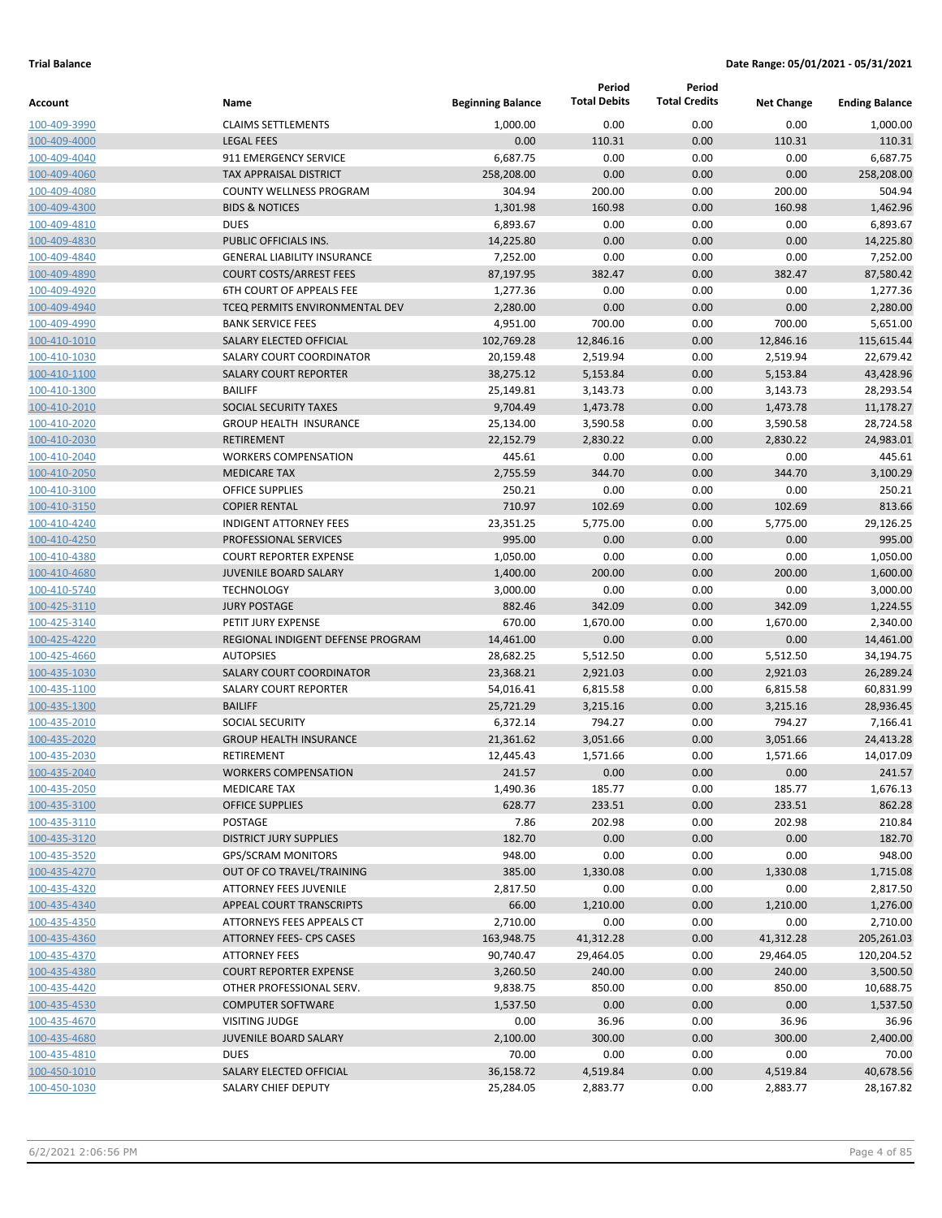**Trial Balance** **Date Range: 05/01/2021 - 05/31/2021**

| Account | Name | Beginning Balance | Period Total Debits | Period Total Credits | Net Change | Ending Balance |
|---|---|---|---|---|---|---|
| 100-409-3990 | CLAIMS SETTLEMENTS | 1,000.00 | 0.00 | 0.00 | 0.00 | 1,000.00 |
| 100-409-4000 | LEGAL FEES | 0.00 | 110.31 | 0.00 | 110.31 | 110.31 |
| 100-409-4040 | 911 EMERGENCY SERVICE | 6,687.75 | 0.00 | 0.00 | 0.00 | 6,687.75 |
| 100-409-4060 | TAX APPRAISAL DISTRICT | 258,208.00 | 0.00 | 0.00 | 0.00 | 258,208.00 |
| 100-409-4080 | COUNTY WELLNESS PROGRAM | 304.94 | 200.00 | 0.00 | 200.00 | 504.94 |
| 100-409-4300 | BIDS & NOTICES | 1,301.98 | 160.98 | 0.00 | 160.98 | 1,462.96 |
| 100-409-4810 | DUES | 6,893.67 | 0.00 | 0.00 | 0.00 | 6,893.67 |
| 100-409-4830 | PUBLIC OFFICIALS INS. | 14,225.80 | 0.00 | 0.00 | 0.00 | 14,225.80 |
| 100-409-4840 | GENERAL LIABILITY INSURANCE | 7,252.00 | 0.00 | 0.00 | 0.00 | 7,252.00 |
| 100-409-4890 | COURT COSTS/ARREST FEES | 87,197.95 | 382.47 | 0.00 | 382.47 | 87,580.42 |
| 100-409-4920 | 6TH COURT OF APPEALS FEE | 1,277.36 | 0.00 | 0.00 | 0.00 | 1,277.36 |
| 100-409-4940 | TCEQ PERMITS ENVIRONMENTAL DEV | 2,280.00 | 0.00 | 0.00 | 0.00 | 2,280.00 |
| 100-409-4990 | BANK SERVICE FEES | 4,951.00 | 700.00 | 0.00 | 700.00 | 5,651.00 |
| 100-410-1010 | SALARY ELECTED OFFICIAL | 102,769.28 | 12,846.16 | 0.00 | 12,846.16 | 115,615.44 |
| 100-410-1030 | SALARY COURT COORDINATOR | 20,159.48 | 2,519.94 | 0.00 | 2,519.94 | 22,679.42 |
| 100-410-1100 | SALARY COURT REPORTER | 38,275.12 | 5,153.84 | 0.00 | 5,153.84 | 43,428.96 |
| 100-410-1300 | BAILIFF | 25,149.81 | 3,143.73 | 0.00 | 3,143.73 | 28,293.54 |
| 100-410-2010 | SOCIAL SECURITY TAXES | 9,704.49 | 1,473.78 | 0.00 | 1,473.78 | 11,178.27 |
| 100-410-2020 | GROUP HEALTH INSURANCE | 25,134.00 | 3,590.58 | 0.00 | 3,590.58 | 28,724.58 |
| 100-410-2030 | RETIREMENT | 22,152.79 | 2,830.22 | 0.00 | 2,830.22 | 24,983.01 |
| 100-410-2040 | WORKERS COMPENSATION | 445.61 | 0.00 | 0.00 | 0.00 | 445.61 |
| 100-410-2050 | MEDICARE TAX | 2,755.59 | 344.70 | 0.00 | 344.70 | 3,100.29 |
| 100-410-3100 | OFFICE SUPPLIES | 250.21 | 0.00 | 0.00 | 0.00 | 250.21 |
| 100-410-3150 | COPIER RENTAL | 710.97 | 102.69 | 0.00 | 102.69 | 813.66 |
| 100-410-4240 | INDIGENT ATTORNEY FEES | 23,351.25 | 5,775.00 | 0.00 | 5,775.00 | 29,126.25 |
| 100-410-4250 | PROFESSIONAL SERVICES | 995.00 | 0.00 | 0.00 | 0.00 | 995.00 |
| 100-410-4380 | COURT REPORTER EXPENSE | 1,050.00 | 0.00 | 0.00 | 0.00 | 1,050.00 |
| 100-410-4680 | JUVENILE BOARD SALARY | 1,400.00 | 200.00 | 0.00 | 200.00 | 1,600.00 |
| 100-410-5740 | TECHNOLOGY | 3,000.00 | 0.00 | 0.00 | 0.00 | 3,000.00 |
| 100-425-3110 | JURY POSTAGE | 882.46 | 342.09 | 0.00 | 342.09 | 1,224.55 |
| 100-425-3140 | PETIT JURY EXPENSE | 670.00 | 1,670.00 | 0.00 | 1,670.00 | 2,340.00 |
| 100-425-4220 | REGIONAL INDIGENT DEFENSE PROGRAM | 14,461.00 | 0.00 | 0.00 | 0.00 | 14,461.00 |
| 100-425-4660 | AUTOPSIES | 28,682.25 | 5,512.50 | 0.00 | 5,512.50 | 34,194.75 |
| 100-435-1030 | SALARY COURT COORDINATOR | 23,368.21 | 2,921.03 | 0.00 | 2,921.03 | 26,289.24 |
| 100-435-1100 | SALARY COURT REPORTER | 54,016.41 | 6,815.58 | 0.00 | 6,815.58 | 60,831.99 |
| 100-435-1300 | BAILIFF | 25,721.29 | 3,215.16 | 0.00 | 3,215.16 | 28,936.45 |
| 100-435-2010 | SOCIAL SECURITY | 6,372.14 | 794.27 | 0.00 | 794.27 | 7,166.41 |
| 100-435-2020 | GROUP HEALTH INSURANCE | 21,361.62 | 3,051.66 | 0.00 | 3,051.66 | 24,413.28 |
| 100-435-2030 | RETIREMENT | 12,445.43 | 1,571.66 | 0.00 | 1,571.66 | 14,017.09 |
| 100-435-2040 | WORKERS COMPENSATION | 241.57 | 0.00 | 0.00 | 0.00 | 241.57 |
| 100-435-2050 | MEDICARE TAX | 1,490.36 | 185.77 | 0.00 | 185.77 | 1,676.13 |
| 100-435-3100 | OFFICE SUPPLIES | 628.77 | 233.51 | 0.00 | 233.51 | 862.28 |
| 100-435-3110 | POSTAGE | 7.86 | 202.98 | 0.00 | 202.98 | 210.84 |
| 100-435-3120 | DISTRICT JURY SUPPLIES | 182.70 | 0.00 | 0.00 | 0.00 | 182.70 |
| 100-435-3520 | GPS/SCRAM MONITORS | 948.00 | 0.00 | 0.00 | 0.00 | 948.00 |
| 100-435-4270 | OUT OF CO TRAVEL/TRAINING | 385.00 | 1,330.08 | 0.00 | 1,330.08 | 1,715.08 |
| 100-435-4320 | ATTORNEY FEES JUVENILE | 2,817.50 | 0.00 | 0.00 | 0.00 | 2,817.50 |
| 100-435-4340 | APPEAL COURT TRANSCRIPTS | 66.00 | 1,210.00 | 0.00 | 1,210.00 | 1,276.00 |
| 100-435-4350 | ATTORNEYS FEES APPEALS CT | 2,710.00 | 0.00 | 0.00 | 0.00 | 2,710.00 |
| 100-435-4360 | ATTORNEY FEES- CPS CASES | 163,948.75 | 41,312.28 | 0.00 | 41,312.28 | 205,261.03 |
| 100-435-4370 | ATTORNEY FEES | 90,740.47 | 29,464.05 | 0.00 | 29,464.05 | 120,204.52 |
| 100-435-4380 | COURT REPORTER EXPENSE | 3,260.50 | 240.00 | 0.00 | 240.00 | 3,500.50 |
| 100-435-4420 | OTHER PROFESSIONAL SERV. | 9,838.75 | 850.00 | 0.00 | 850.00 | 10,688.75 |
| 100-435-4530 | COMPUTER SOFTWARE | 1,537.50 | 0.00 | 0.00 | 0.00 | 1,537.50 |
| 100-435-4670 | VISITING JUDGE | 0.00 | 36.96 | 0.00 | 36.96 | 36.96 |
| 100-435-4680 | JUVENILE BOARD SALARY | 2,100.00 | 300.00 | 0.00 | 300.00 | 2,400.00 |
| 100-435-4810 | DUES | 70.00 | 0.00 | 0.00 | 0.00 | 70.00 |
| 100-450-1010 | SALARY ELECTED OFFICIAL | 36,158.72 | 4,519.84 | 0.00 | 4,519.84 | 40,678.56 |
| 100-450-1030 | SALARY CHIEF DEPUTY | 25,284.05 | 2,883.77 | 0.00 | 2,883.77 | 28,167.82 |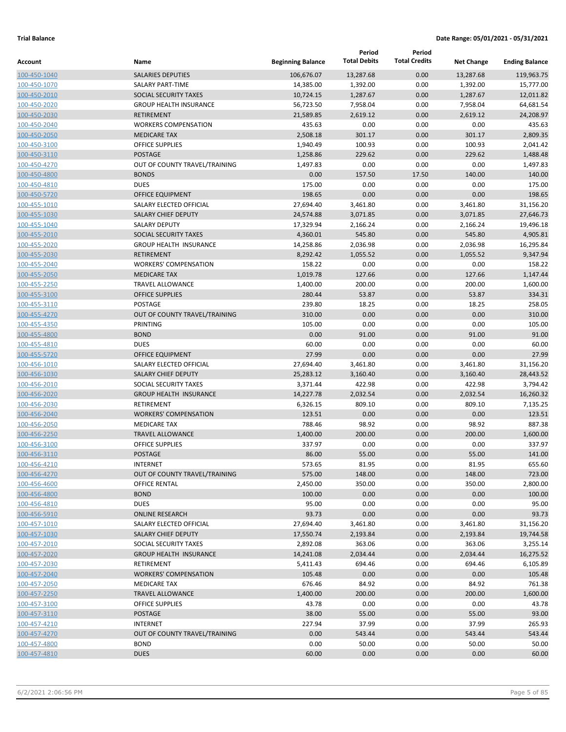**Trial Balance** **Date Range: 05/01/2021 - 05/31/2021**

| Account | Name | Beginning Balance | Period Total Debits | Period Total Credits | Net Change | Ending Balance |
|---|---|---|---|---|---|---|
| 100-450-1040 | SALARIES DEPUTIES | 106,676.07 | 13,287.68 | 0.00 | 13,287.68 | 119,963.75 |
| 100-450-1070 | SALARY PART-TIME | 14,385.00 | 1,392.00 | 0.00 | 1,392.00 | 15,777.00 |
| 100-450-2010 | SOCIAL SECURITY TAXES | 10,724.15 | 1,287.67 | 0.00 | 1,287.67 | 12,011.82 |
| 100-450-2020 | GROUP HEALTH INSURANCE | 56,723.50 | 7,958.04 | 0.00 | 7,958.04 | 64,681.54 |
| 100-450-2030 | RETIREMENT | 21,589.85 | 2,619.12 | 0.00 | 2,619.12 | 24,208.97 |
| 100-450-2040 | WORKERS COMPENSATION | 435.63 | 0.00 | 0.00 | 0.00 | 435.63 |
| 100-450-2050 | MEDICARE TAX | 2,508.18 | 301.17 | 0.00 | 301.17 | 2,809.35 |
| 100-450-3100 | OFFICE SUPPLIES | 1,940.49 | 100.93 | 0.00 | 100.93 | 2,041.42 |
| 100-450-3110 | POSTAGE | 1,258.86 | 229.62 | 0.00 | 229.62 | 1,488.48 |
| 100-450-4270 | OUT OF COUNTY TRAVEL/TRAINING | 1,497.83 | 0.00 | 0.00 | 0.00 | 1,497.83 |
| 100-450-4800 | BONDS | 0.00 | 157.50 | 17.50 | 140.00 | 140.00 |
| 100-450-4810 | DUES | 175.00 | 0.00 | 0.00 | 0.00 | 175.00 |
| 100-450-5720 | OFFICE EQUIPMENT | 198.65 | 0.00 | 0.00 | 0.00 | 198.65 |
| 100-455-1010 | SALARY ELECTED OFFICIAL | 27,694.40 | 3,461.80 | 0.00 | 3,461.80 | 31,156.20 |
| 100-455-1030 | SALARY CHIEF DEPUTY | 24,574.88 | 3,071.85 | 0.00 | 3,071.85 | 27,646.73 |
| 100-455-1040 | SALARY DEPUTY | 17,329.94 | 2,166.24 | 0.00 | 2,166.24 | 19,496.18 |
| 100-455-2010 | SOCIAL SECURITY TAXES | 4,360.01 | 545.80 | 0.00 | 545.80 | 4,905.81 |
| 100-455-2020 | GROUP HEALTH INSURANCE | 14,258.86 | 2,036.98 | 0.00 | 2,036.98 | 16,295.84 |
| 100-455-2030 | RETIREMENT | 8,292.42 | 1,055.52 | 0.00 | 1,055.52 | 9,347.94 |
| 100-455-2040 | WORKERS' COMPENSATION | 158.22 | 0.00 | 0.00 | 0.00 | 158.22 |
| 100-455-2050 | MEDICARE TAX | 1,019.78 | 127.66 | 0.00 | 127.66 | 1,147.44 |
| 100-455-2250 | TRAVEL ALLOWANCE | 1,400.00 | 200.00 | 0.00 | 200.00 | 1,600.00 |
| 100-455-3100 | OFFICE SUPPLIES | 280.44 | 53.87 | 0.00 | 53.87 | 334.31 |
| 100-455-3110 | POSTAGE | 239.80 | 18.25 | 0.00 | 18.25 | 258.05 |
| 100-455-4270 | OUT OF COUNTY TRAVEL/TRAINING | 310.00 | 0.00 | 0.00 | 0.00 | 310.00 |
| 100-455-4350 | PRINTING | 105.00 | 0.00 | 0.00 | 0.00 | 105.00 |
| 100-455-4800 | BOND | 0.00 | 91.00 | 0.00 | 91.00 | 91.00 |
| 100-455-4810 | DUES | 60.00 | 0.00 | 0.00 | 0.00 | 60.00 |
| 100-455-5720 | OFFICE EQUIPMENT | 27.99 | 0.00 | 0.00 | 0.00 | 27.99 |
| 100-456-1010 | SALARY ELECTED OFFICIAL | 27,694.40 | 3,461.80 | 0.00 | 3,461.80 | 31,156.20 |
| 100-456-1030 | SALARY CHIEF DEPUTY | 25,283.12 | 3,160.40 | 0.00 | 3,160.40 | 28,443.52 |
| 100-456-2010 | SOCIAL SECURITY TAXES | 3,371.44 | 422.98 | 0.00 | 422.98 | 3,794.42 |
| 100-456-2020 | GROUP HEALTH INSURANCE | 14,227.78 | 2,032.54 | 0.00 | 2,032.54 | 16,260.32 |
| 100-456-2030 | RETIREMENT | 6,326.15 | 809.10 | 0.00 | 809.10 | 7,135.25 |
| 100-456-2040 | WORKERS' COMPENSATION | 123.51 | 0.00 | 0.00 | 0.00 | 123.51 |
| 100-456-2050 | MEDICARE TAX | 788.46 | 98.92 | 0.00 | 98.92 | 887.38 |
| 100-456-2250 | TRAVEL ALLOWANCE | 1,400.00 | 200.00 | 0.00 | 200.00 | 1,600.00 |
| 100-456-3100 | OFFICE SUPPLIES | 337.97 | 0.00 | 0.00 | 0.00 | 337.97 |
| 100-456-3110 | POSTAGE | 86.00 | 55.00 | 0.00 | 55.00 | 141.00 |
| 100-456-4210 | INTERNET | 573.65 | 81.95 | 0.00 | 81.95 | 655.60 |
| 100-456-4270 | OUT OF COUNTY TRAVEL/TRAINING | 575.00 | 148.00 | 0.00 | 148.00 | 723.00 |
| 100-456-4600 | OFFICE RENTAL | 2,450.00 | 350.00 | 0.00 | 350.00 | 2,800.00 |
| 100-456-4800 | BOND | 100.00 | 0.00 | 0.00 | 0.00 | 100.00 |
| 100-456-4810 | DUES | 95.00 | 0.00 | 0.00 | 0.00 | 95.00 |
| 100-456-5910 | ONLINE RESEARCH | 93.73 | 0.00 | 0.00 | 0.00 | 93.73 |
| 100-457-1010 | SALARY ELECTED OFFICIAL | 27,694.40 | 3,461.80 | 0.00 | 3,461.80 | 31,156.20 |
| 100-457-1030 | SALARY CHIEF DEPUTY | 17,550.74 | 2,193.84 | 0.00 | 2,193.84 | 19,744.58 |
| 100-457-2010 | SOCIAL SECURITY TAXES | 2,892.08 | 363.06 | 0.00 | 363.06 | 3,255.14 |
| 100-457-2020 | GROUP HEALTH INSURANCE | 14,241.08 | 2,034.44 | 0.00 | 2,034.44 | 16,275.52 |
| 100-457-2030 | RETIREMENT | 5,411.43 | 694.46 | 0.00 | 694.46 | 6,105.89 |
| 100-457-2040 | WORKERS' COMPENSATION | 105.48 | 0.00 | 0.00 | 0.00 | 105.48 |
| 100-457-2050 | MEDICARE TAX | 676.46 | 84.92 | 0.00 | 84.92 | 761.38 |
| 100-457-2250 | TRAVEL ALLOWANCE | 1,400.00 | 200.00 | 0.00 | 200.00 | 1,600.00 |
| 100-457-3100 | OFFICE SUPPLIES | 43.78 | 0.00 | 0.00 | 0.00 | 43.78 |
| 100-457-3110 | POSTAGE | 38.00 | 55.00 | 0.00 | 55.00 | 93.00 |
| 100-457-4210 | INTERNET | 227.94 | 37.99 | 0.00 | 37.99 | 265.93 |
| 100-457-4270 | OUT OF COUNTY TRAVEL/TRAINING | 0.00 | 543.44 | 0.00 | 543.44 | 543.44 |
| 100-457-4800 | BOND | 0.00 | 50.00 | 0.00 | 50.00 | 50.00 |
| 100-457-4810 | DUES | 60.00 | 0.00 | 0.00 | 0.00 | 60.00 |

6/2/2021 2:06:56 PM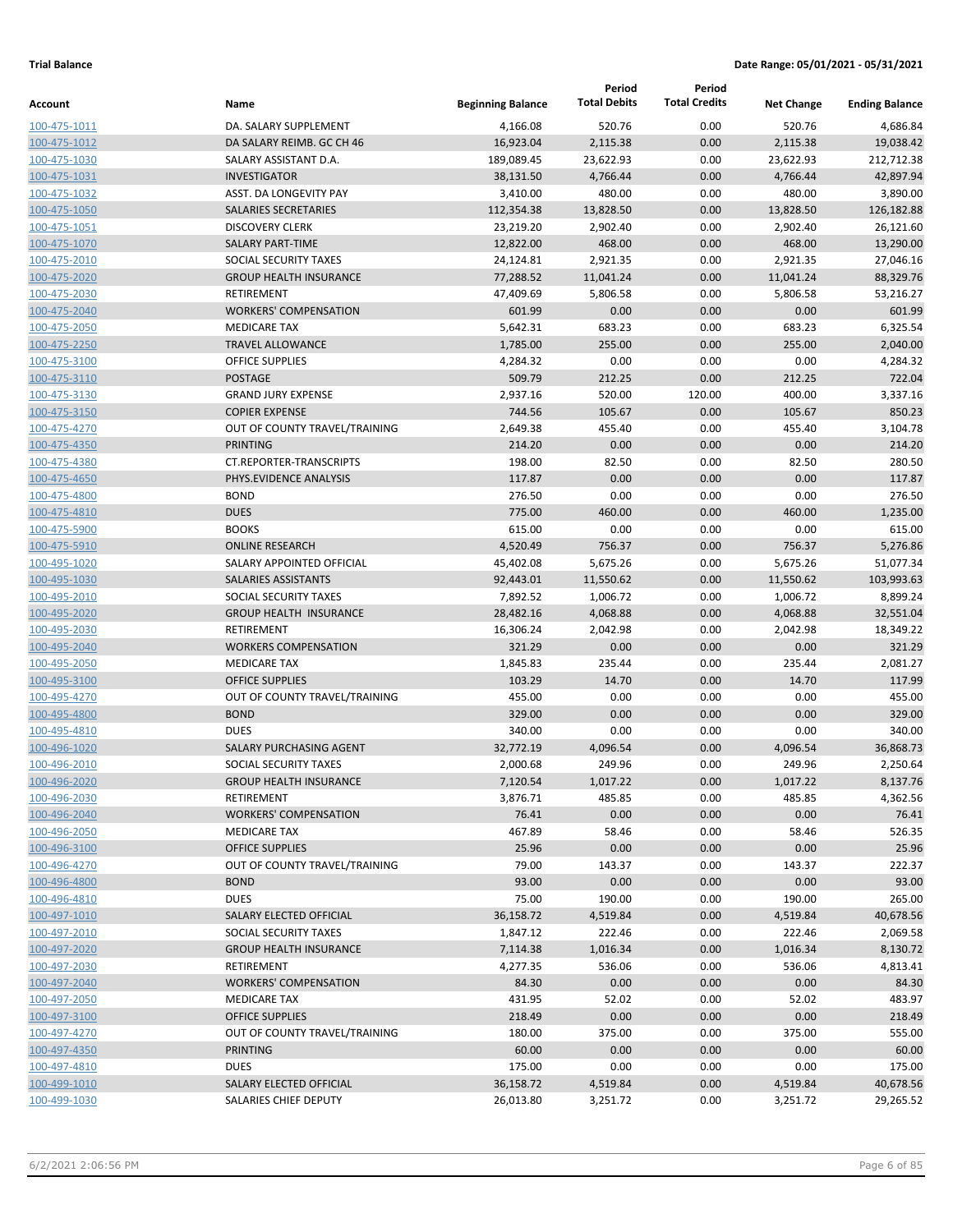**Trial Balance** | **Date Range: 05/01/2021 - 05/31/2021**

| Account | Name | Beginning Balance | Period Total Debits | Period Total Credits | Net Change | Ending Balance |
|---|---|---|---|---|---|---|
| 100-475-1011 | DA. SALARY SUPPLEMENT | 4,166.08 | 520.76 | 0.00 | 520.76 | 4,686.84 |
| 100-475-1012 | DA SALARY REIMB. GC CH 46 | 16,923.04 | 2,115.38 | 0.00 | 2,115.38 | 19,038.42 |
| 100-475-1030 | SALARY ASSISTANT D.A. | 189,089.45 | 23,622.93 | 0.00 | 23,622.93 | 212,712.38 |
| 100-475-1031 | INVESTIGATOR | 38,131.50 | 4,766.44 | 0.00 | 4,766.44 | 42,897.94 |
| 100-475-1032 | ASST. DA LONGEVITY PAY | 3,410.00 | 480.00 | 0.00 | 480.00 | 3,890.00 |
| 100-475-1050 | SALARIES SECRETARIES | 112,354.38 | 13,828.50 | 0.00 | 13,828.50 | 126,182.88 |
| 100-475-1051 | DISCOVERY CLERK | 23,219.20 | 2,902.40 | 0.00 | 2,902.40 | 26,121.60 |
| 100-475-1070 | SALARY PART-TIME | 12,822.00 | 468.00 | 0.00 | 468.00 | 13,290.00 |
| 100-475-2010 | SOCIAL SECURITY TAXES | 24,124.81 | 2,921.35 | 0.00 | 2,921.35 | 27,046.16 |
| 100-475-2020 | GROUP HEALTH INSURANCE | 77,288.52 | 11,041.24 | 0.00 | 11,041.24 | 88,329.76 |
| 100-475-2030 | RETIREMENT | 47,409.69 | 5,806.58 | 0.00 | 5,806.58 | 53,216.27 |
| 100-475-2040 | WORKERS' COMPENSATION | 601.99 | 0.00 | 0.00 | 0.00 | 601.99 |
| 100-475-2050 | MEDICARE TAX | 5,642.31 | 683.23 | 0.00 | 683.23 | 6,325.54 |
| 100-475-2250 | TRAVEL ALLOWANCE | 1,785.00 | 255.00 | 0.00 | 255.00 | 2,040.00 |
| 100-475-3100 | OFFICE SUPPLIES | 4,284.32 | 0.00 | 0.00 | 0.00 | 4,284.32 |
| 100-475-3110 | POSTAGE | 509.79 | 212.25 | 0.00 | 212.25 | 722.04 |
| 100-475-3130 | GRAND JURY EXPENSE | 2,937.16 | 520.00 | 120.00 | 400.00 | 3,337.16 |
| 100-475-3150 | COPIER EXPENSE | 744.56 | 105.67 | 0.00 | 105.67 | 850.23 |
| 100-475-4270 | OUT OF COUNTY TRAVEL/TRAINING | 2,649.38 | 455.40 | 0.00 | 455.40 | 3,104.78 |
| 100-475-4350 | PRINTING | 214.20 | 0.00 | 0.00 | 0.00 | 214.20 |
| 100-475-4380 | CT.REPORTER-TRANSCRIPTS | 198.00 | 82.50 | 0.00 | 82.50 | 280.50 |
| 100-475-4650 | PHYS.EVIDENCE ANALYSIS | 117.87 | 0.00 | 0.00 | 0.00 | 117.87 |
| 100-475-4800 | BOND | 276.50 | 0.00 | 0.00 | 0.00 | 276.50 |
| 100-475-4810 | DUES | 775.00 | 460.00 | 0.00 | 460.00 | 1,235.00 |
| 100-475-5900 | BOOKS | 615.00 | 0.00 | 0.00 | 0.00 | 615.00 |
| 100-475-5910 | ONLINE RESEARCH | 4,520.49 | 756.37 | 0.00 | 756.37 | 5,276.86 |
| 100-495-1020 | SALARY APPOINTED OFFICIAL | 45,402.08 | 5,675.26 | 0.00 | 5,675.26 | 51,077.34 |
| 100-495-1030 | SALARIES ASSISTANTS | 92,443.01 | 11,550.62 | 0.00 | 11,550.62 | 103,993.63 |
| 100-495-2010 | SOCIAL SECURITY TAXES | 7,892.52 | 1,006.72 | 0.00 | 1,006.72 | 8,899.24 |
| 100-495-2020 | GROUP HEALTH INSURANCE | 28,482.16 | 4,068.88 | 0.00 | 4,068.88 | 32,551.04 |
| 100-495-2030 | RETIREMENT | 16,306.24 | 2,042.98 | 0.00 | 2,042.98 | 18,349.22 |
| 100-495-2040 | WORKERS COMPENSATION | 321.29 | 0.00 | 0.00 | 0.00 | 321.29 |
| 100-495-2050 | MEDICARE TAX | 1,845.83 | 235.44 | 0.00 | 235.44 | 2,081.27 |
| 100-495-3100 | OFFICE SUPPLIES | 103.29 | 14.70 | 0.00 | 14.70 | 117.99 |
| 100-495-4270 | OUT OF COUNTY TRAVEL/TRAINING | 455.00 | 0.00 | 0.00 | 0.00 | 455.00 |
| 100-495-4800 | BOND | 329.00 | 0.00 | 0.00 | 0.00 | 329.00 |
| 100-495-4810 | DUES | 340.00 | 0.00 | 0.00 | 0.00 | 340.00 |
| 100-496-1020 | SALARY PURCHASING AGENT | 32,772.19 | 4,096.54 | 0.00 | 4,096.54 | 36,868.73 |
| 100-496-2010 | SOCIAL SECURITY TAXES | 2,000.68 | 249.96 | 0.00 | 249.96 | 2,250.64 |
| 100-496-2020 | GROUP HEALTH INSURANCE | 7,120.54 | 1,017.22 | 0.00 | 1,017.22 | 8,137.76 |
| 100-496-2030 | RETIREMENT | 3,876.71 | 485.85 | 0.00 | 485.85 | 4,362.56 |
| 100-496-2040 | WORKERS' COMPENSATION | 76.41 | 0.00 | 0.00 | 0.00 | 76.41 |
| 100-496-2050 | MEDICARE TAX | 467.89 | 58.46 | 0.00 | 58.46 | 526.35 |
| 100-496-3100 | OFFICE SUPPLIES | 25.96 | 0.00 | 0.00 | 0.00 | 25.96 |
| 100-496-4270 | OUT OF COUNTY TRAVEL/TRAINING | 79.00 | 143.37 | 0.00 | 143.37 | 222.37 |
| 100-496-4800 | BOND | 93.00 | 0.00 | 0.00 | 0.00 | 93.00 |
| 100-496-4810 | DUES | 75.00 | 190.00 | 0.00 | 190.00 | 265.00 |
| 100-497-1010 | SALARY ELECTED OFFICIAL | 36,158.72 | 4,519.84 | 0.00 | 4,519.84 | 40,678.56 |
| 100-497-2010 | SOCIAL SECURITY TAXES | 1,847.12 | 222.46 | 0.00 | 222.46 | 2,069.58 |
| 100-497-2020 | GROUP HEALTH INSURANCE | 7,114.38 | 1,016.34 | 0.00 | 1,016.34 | 8,130.72 |
| 100-497-2030 | RETIREMENT | 4,277.35 | 536.06 | 0.00 | 536.06 | 4,813.41 |
| 100-497-2040 | WORKERS' COMPENSATION | 84.30 | 0.00 | 0.00 | 0.00 | 84.30 |
| 100-497-2050 | MEDICARE TAX | 431.95 | 52.02 | 0.00 | 52.02 | 483.97 |
| 100-497-3100 | OFFICE SUPPLIES | 218.49 | 0.00 | 0.00 | 0.00 | 218.49 |
| 100-497-4270 | OUT OF COUNTY TRAVEL/TRAINING | 180.00 | 375.00 | 0.00 | 375.00 | 555.00 |
| 100-497-4350 | PRINTING | 60.00 | 0.00 | 0.00 | 0.00 | 60.00 |
| 100-497-4810 | DUES | 175.00 | 0.00 | 0.00 | 0.00 | 175.00 |
| 100-499-1010 | SALARY ELECTED OFFICIAL | 36,158.72 | 4,519.84 | 0.00 | 4,519.84 | 40,678.56 |
| 100-499-1030 | SALARIES CHIEF DEPUTY | 26,013.80 | 3,251.72 | 0.00 | 3,251.72 | 29,265.52 |

6/2/2021 2:06:56 PM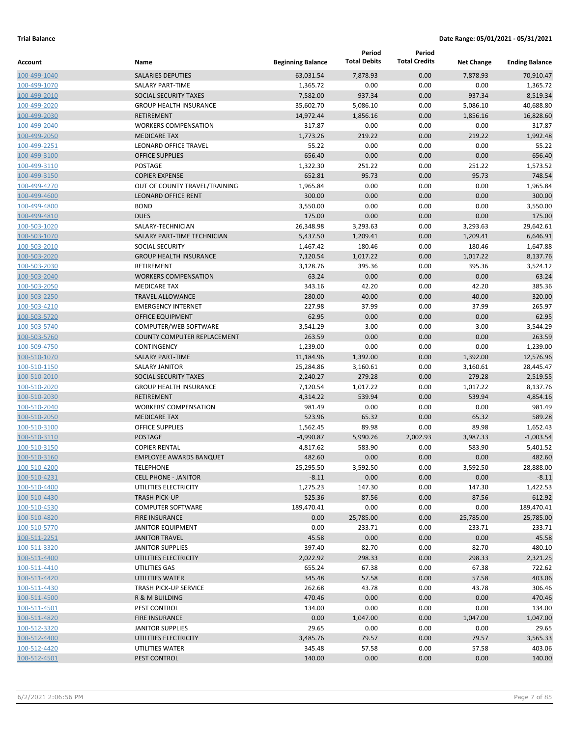**Trial Balance** **Date Range: 05/01/2021 - 05/31/2021**

| Account | Name | Beginning Balance | Period Total Debits | Period Total Credits | Net Change | Ending Balance |
|---|---|---|---|---|---|---|
| 100-499-1040 | SALARIES DEPUTIES | 63,031.54 | 7,878.93 | 0.00 | 7,878.93 | 70,910.47 |
| 100-499-1070 | SALARY PART-TIME | 1,365.72 | 0.00 | 0.00 | 0.00 | 1,365.72 |
| 100-499-2010 | SOCIAL SECURITY TAXES | 7,582.00 | 937.34 | 0.00 | 937.34 | 8,519.34 |
| 100-499-2020 | GROUP HEALTH INSURANCE | 35,602.70 | 5,086.10 | 0.00 | 5,086.10 | 40,688.80 |
| 100-499-2030 | RETIREMENT | 14,972.44 | 1,856.16 | 0.00 | 1,856.16 | 16,828.60 |
| 100-499-2040 | WORKERS COMPENSATION | 317.87 | 0.00 | 0.00 | 0.00 | 317.87 |
| 100-499-2050 | MEDICARE TAX | 1,773.26 | 219.22 | 0.00 | 219.22 | 1,992.48 |
| 100-499-2251 | LEONARD OFFICE TRAVEL | 55.22 | 0.00 | 0.00 | 0.00 | 55.22 |
| 100-499-3100 | OFFICE SUPPLIES | 656.40 | 0.00 | 0.00 | 0.00 | 656.40 |
| 100-499-3110 | POSTAGE | 1,322.30 | 251.22 | 0.00 | 251.22 | 1,573.52 |
| 100-499-3150 | COPIER EXPENSE | 652.81 | 95.73 | 0.00 | 95.73 | 748.54 |
| 100-499-4270 | OUT OF COUNTY TRAVEL/TRAINING | 1,965.84 | 0.00 | 0.00 | 0.00 | 1,965.84 |
| 100-499-4600 | LEONARD OFFICE RENT | 300.00 | 0.00 | 0.00 | 0.00 | 300.00 |
| 100-499-4800 | BOND | 3,550.00 | 0.00 | 0.00 | 0.00 | 3,550.00 |
| 100-499-4810 | DUES | 175.00 | 0.00 | 0.00 | 0.00 | 175.00 |
| 100-503-1020 | SALARY-TECHNICIAN | 26,348.98 | 3,293.63 | 0.00 | 3,293.63 | 29,642.61 |
| 100-503-1070 | SALARY PART-TIME TECHNICIAN | 5,437.50 | 1,209.41 | 0.00 | 1,209.41 | 6,646.91 |
| 100-503-2010 | SOCIAL SECURITY | 1,467.42 | 180.46 | 0.00 | 180.46 | 1,647.88 |
| 100-503-2020 | GROUP HEALTH INSURANCE | 7,120.54 | 1,017.22 | 0.00 | 1,017.22 | 8,137.76 |
| 100-503-2030 | RETIREMENT | 3,128.76 | 395.36 | 0.00 | 395.36 | 3,524.12 |
| 100-503-2040 | WORKERS COMPENSATION | 63.24 | 0.00 | 0.00 | 0.00 | 63.24 |
| 100-503-2050 | MEDICARE TAX | 343.16 | 42.20 | 0.00 | 42.20 | 385.36 |
| 100-503-2250 | TRAVEL ALLOWANCE | 280.00 | 40.00 | 0.00 | 40.00 | 320.00 |
| 100-503-4210 | EMERGENCY INTERNET | 227.98 | 37.99 | 0.00 | 37.99 | 265.97 |
| 100-503-5720 | OFFICE EQUIPMENT | 62.95 | 0.00 | 0.00 | 0.00 | 62.95 |
| 100-503-5740 | COMPUTER/WEB SOFTWARE | 3,541.29 | 3.00 | 0.00 | 3.00 | 3,544.29 |
| 100-503-5760 | COUNTY COMPUTER REPLACEMENT | 263.59 | 0.00 | 0.00 | 0.00 | 263.59 |
| 100-509-4750 | CONTINGENCY | 1,239.00 | 0.00 | 0.00 | 0.00 | 1,239.00 |
| 100-510-1070 | SALARY PART-TIME | 11,184.96 | 1,392.00 | 0.00 | 1,392.00 | 12,576.96 |
| 100-510-1150 | SALARY JANITOR | 25,284.86 | 3,160.61 | 0.00 | 3,160.61 | 28,445.47 |
| 100-510-2010 | SOCIAL SECURITY TAXES | 2,240.27 | 279.28 | 0.00 | 279.28 | 2,519.55 |
| 100-510-2020 | GROUP HEALTH INSURANCE | 7,120.54 | 1,017.22 | 0.00 | 1,017.22 | 8,137.76 |
| 100-510-2030 | RETIREMENT | 4,314.22 | 539.94 | 0.00 | 539.94 | 4,854.16 |
| 100-510-2040 | WORKERS' COMPENSATION | 981.49 | 0.00 | 0.00 | 0.00 | 981.49 |
| 100-510-2050 | MEDICARE TAX | 523.96 | 65.32 | 0.00 | 65.32 | 589.28 |
| 100-510-3100 | OFFICE SUPPLIES | 1,562.45 | 89.98 | 0.00 | 89.98 | 1,652.43 |
| 100-510-3110 | POSTAGE | -4,990.87 | 5,990.26 | 2,002.93 | 3,987.33 | -1,003.54 |
| 100-510-3150 | COPIER RENTAL | 4,817.62 | 583.90 | 0.00 | 583.90 | 5,401.52 |
| 100-510-3160 | EMPLOYEE AWARDS BANQUET | 482.60 | 0.00 | 0.00 | 0.00 | 482.60 |
| 100-510-4200 | TELEPHONE | 25,295.50 | 3,592.50 | 0.00 | 3,592.50 | 28,888.00 |
| 100-510-4231 | CELL PHONE - JANITOR | -8.11 | 0.00 | 0.00 | 0.00 | -8.11 |
| 100-510-4400 | UTILITIES ELECTRICITY | 1,275.23 | 147.30 | 0.00 | 147.30 | 1,422.53 |
| 100-510-4430 | TRASH PICK-UP | 525.36 | 87.56 | 0.00 | 87.56 | 612.92 |
| 100-510-4530 | COMPUTER SOFTWARE | 189,470.41 | 0.00 | 0.00 | 0.00 | 189,470.41 |
| 100-510-4820 | FIRE INSURANCE | 0.00 | 25,785.00 | 0.00 | 25,785.00 | 25,785.00 |
| 100-510-5770 | JANITOR EQUIPMENT | 0.00 | 233.71 | 0.00 | 233.71 | 233.71 |
| 100-511-2251 | JANITOR TRAVEL | 45.58 | 0.00 | 0.00 | 0.00 | 45.58 |
| 100-511-3320 | JANITOR SUPPLIES | 397.40 | 82.70 | 0.00 | 82.70 | 480.10 |
| 100-511-4400 | UTILITIES ELECTRICITY | 2,022.92 | 298.33 | 0.00 | 298.33 | 2,321.25 |
| 100-511-4410 | UTILITIES GAS | 655.24 | 67.38 | 0.00 | 67.38 | 722.62 |
| 100-511-4420 | UTILITIES WATER | 345.48 | 57.58 | 0.00 | 57.58 | 403.06 |
| 100-511-4430 | TRASH PICK-UP SERVICE | 262.68 | 43.78 | 0.00 | 43.78 | 306.46 |
| 100-511-4500 | R & M BUILDING | 470.46 | 0.00 | 0.00 | 0.00 | 470.46 |
| 100-511-4501 | PEST CONTROL | 134.00 | 0.00 | 0.00 | 0.00 | 134.00 |
| 100-511-4820 | FIRE INSURANCE | 0.00 | 1,047.00 | 0.00 | 1,047.00 | 1,047.00 |
| 100-512-3320 | JANITOR SUPPLIES | 29.65 | 0.00 | 0.00 | 0.00 | 29.65 |
| 100-512-4400 | UTILITIES ELECTRICITY | 3,485.76 | 79.57 | 0.00 | 79.57 | 3,565.33 |
| 100-512-4420 | UTILITIES WATER | 345.48 | 57.58 | 0.00 | 57.58 | 403.06 |
| 100-512-4501 | PEST CONTROL | 140.00 | 0.00 | 0.00 | 0.00 | 140.00 |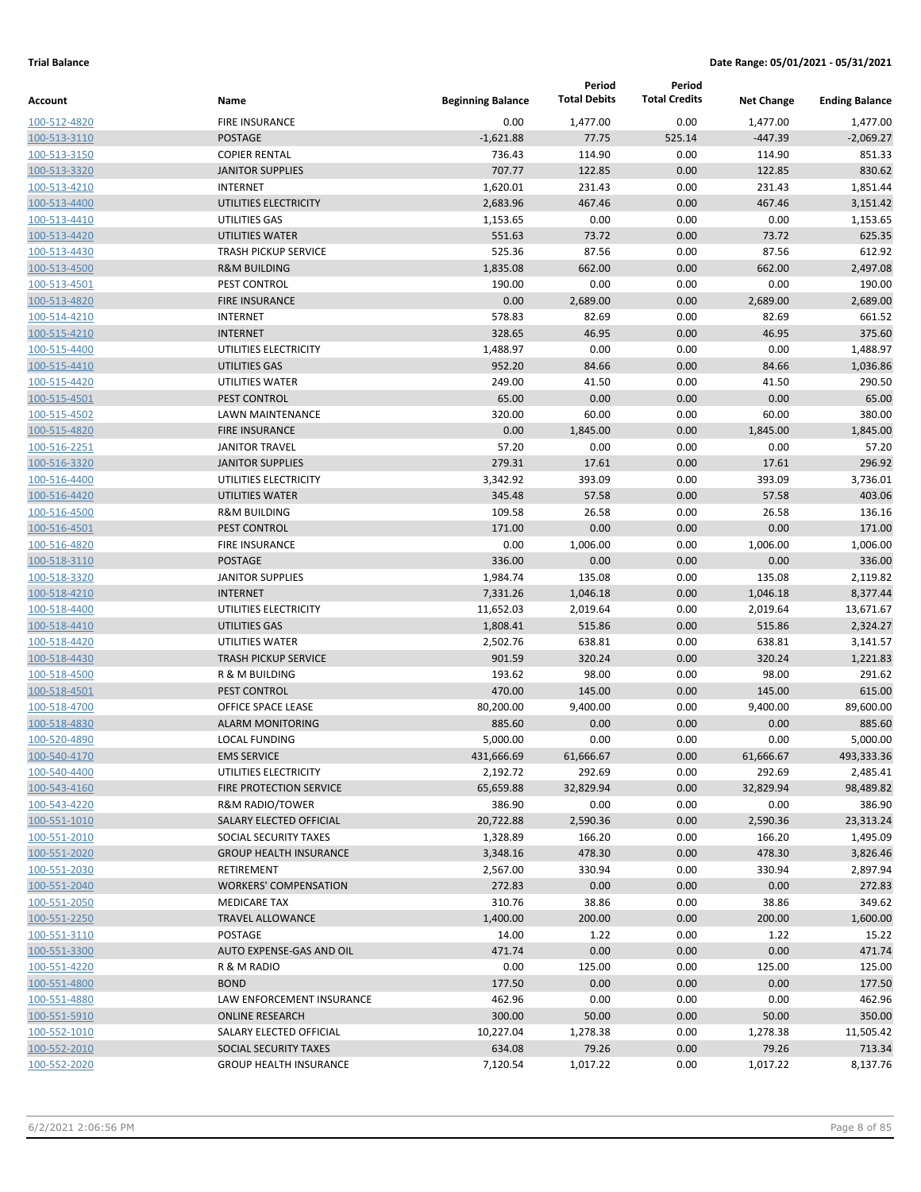**Trial Balance** **Date Range: 05/01/2021 - 05/31/2021**

| Account | Name | Beginning Balance | Period Total Debits | Period Total Credits | Net Change | Ending Balance |
|---|---|---|---|---|---|---|
| 100-512-4820 | FIRE INSURANCE | 0.00 | 1,477.00 | 0.00 | 1,477.00 | 1,477.00 |
| 100-513-3110 | POSTAGE | -1,621.88 | 77.75 | 525.14 | -447.39 | -2,069.27 |
| 100-513-3150 | COPIER RENTAL | 736.43 | 114.90 | 0.00 | 114.90 | 851.33 |
| 100-513-3320 | JANITOR SUPPLIES | 707.77 | 122.85 | 0.00 | 122.85 | 830.62 |
| 100-513-4210 | INTERNET | 1,620.01 | 231.43 | 0.00 | 231.43 | 1,851.44 |
| 100-513-4400 | UTILITIES ELECTRICITY | 2,683.96 | 467.46 | 0.00 | 467.46 | 3,151.42 |
| 100-513-4410 | UTILITIES GAS | 1,153.65 | 0.00 | 0.00 | 0.00 | 1,153.65 |
| 100-513-4420 | UTILITIES WATER | 551.63 | 73.72 | 0.00 | 73.72 | 625.35 |
| 100-513-4430 | TRASH PICKUP SERVICE | 525.36 | 87.56 | 0.00 | 87.56 | 612.92 |
| 100-513-4500 | R&M BUILDING | 1,835.08 | 662.00 | 0.00 | 662.00 | 2,497.08 |
| 100-513-4501 | PEST CONTROL | 190.00 | 0.00 | 0.00 | 0.00 | 190.00 |
| 100-513-4820 | FIRE INSURANCE | 0.00 | 2,689.00 | 0.00 | 2,689.00 | 2,689.00 |
| 100-514-4210 | INTERNET | 578.83 | 82.69 | 0.00 | 82.69 | 661.52 |
| 100-515-4210 | INTERNET | 328.65 | 46.95 | 0.00 | 46.95 | 375.60 |
| 100-515-4400 | UTILITIES ELECTRICITY | 1,488.97 | 0.00 | 0.00 | 0.00 | 1,488.97 |
| 100-515-4410 | UTILITIES GAS | 952.20 | 84.66 | 0.00 | 84.66 | 1,036.86 |
| 100-515-4420 | UTILITIES WATER | 249.00 | 41.50 | 0.00 | 41.50 | 290.50 |
| 100-515-4501 | PEST CONTROL | 65.00 | 0.00 | 0.00 | 0.00 | 65.00 |
| 100-515-4502 | LAWN MAINTENANCE | 320.00 | 60.00 | 0.00 | 60.00 | 380.00 |
| 100-515-4820 | FIRE INSURANCE | 0.00 | 1,845.00 | 0.00 | 1,845.00 | 1,845.00 |
| 100-516-2251 | JANITOR TRAVEL | 57.20 | 0.00 | 0.00 | 0.00 | 57.20 |
| 100-516-3320 | JANITOR SUPPLIES | 279.31 | 17.61 | 0.00 | 17.61 | 296.92 |
| 100-516-4400 | UTILITIES ELECTRICITY | 3,342.92 | 393.09 | 0.00 | 393.09 | 3,736.01 |
| 100-516-4420 | UTILITIES WATER | 345.48 | 57.58 | 0.00 | 57.58 | 403.06 |
| 100-516-4500 | R&M BUILDING | 109.58 | 26.58 | 0.00 | 26.58 | 136.16 |
| 100-516-4501 | PEST CONTROL | 171.00 | 0.00 | 0.00 | 0.00 | 171.00 |
| 100-516-4820 | FIRE INSURANCE | 0.00 | 1,006.00 | 0.00 | 1,006.00 | 1,006.00 |
| 100-518-3110 | POSTAGE | 336.00 | 0.00 | 0.00 | 0.00 | 336.00 |
| 100-518-3320 | JANITOR SUPPLIES | 1,984.74 | 135.08 | 0.00 | 135.08 | 2,119.82 |
| 100-518-4210 | INTERNET | 7,331.26 | 1,046.18 | 0.00 | 1,046.18 | 8,377.44 |
| 100-518-4400 | UTILITIES ELECTRICITY | 11,652.03 | 2,019.64 | 0.00 | 2,019.64 | 13,671.67 |
| 100-518-4410 | UTILITIES GAS | 1,808.41 | 515.86 | 0.00 | 515.86 | 2,324.27 |
| 100-518-4420 | UTILITIES WATER | 2,502.76 | 638.81 | 0.00 | 638.81 | 3,141.57 |
| 100-518-4430 | TRASH PICKUP SERVICE | 901.59 | 320.24 | 0.00 | 320.24 | 1,221.83 |
| 100-518-4500 | R & M BUILDING | 193.62 | 98.00 | 0.00 | 98.00 | 291.62 |
| 100-518-4501 | PEST CONTROL | 470.00 | 145.00 | 0.00 | 145.00 | 615.00 |
| 100-518-4700 | OFFICE SPACE LEASE | 80,200.00 | 9,400.00 | 0.00 | 9,400.00 | 89,600.00 |
| 100-518-4830 | ALARM MONITORING | 885.60 | 0.00 | 0.00 | 0.00 | 885.60 |
| 100-520-4890 | LOCAL FUNDING | 5,000.00 | 0.00 | 0.00 | 0.00 | 5,000.00 |
| 100-540-4170 | EMS SERVICE | 431,666.69 | 61,666.67 | 0.00 | 61,666.67 | 493,333.36 |
| 100-540-4400 | UTILITIES ELECTRICITY | 2,192.72 | 292.69 | 0.00 | 292.69 | 2,485.41 |
| 100-543-4160 | FIRE PROTECTION SERVICE | 65,659.88 | 32,829.94 | 0.00 | 32,829.94 | 98,489.82 |
| 100-543-4220 | R&M RADIO/TOWER | 386.90 | 0.00 | 0.00 | 0.00 | 386.90 |
| 100-551-1010 | SALARY ELECTED OFFICIAL | 20,722.88 | 2,590.36 | 0.00 | 2,590.36 | 23,313.24 |
| 100-551-2010 | SOCIAL SECURITY TAXES | 1,328.89 | 166.20 | 0.00 | 166.20 | 1,495.09 |
| 100-551-2020 | GROUP HEALTH INSURANCE | 3,348.16 | 478.30 | 0.00 | 478.30 | 3,826.46 |
| 100-551-2030 | RETIREMENT | 2,567.00 | 330.94 | 0.00 | 330.94 | 2,897.94 |
| 100-551-2040 | WORKERS' COMPENSATION | 272.83 | 0.00 | 0.00 | 0.00 | 272.83 |
| 100-551-2050 | MEDICARE TAX | 310.76 | 38.86 | 0.00 | 38.86 | 349.62 |
| 100-551-2250 | TRAVEL ALLOWANCE | 1,400.00 | 200.00 | 0.00 | 200.00 | 1,600.00 |
| 100-551-3110 | POSTAGE | 14.00 | 1.22 | 0.00 | 1.22 | 15.22 |
| 100-551-3300 | AUTO EXPENSE-GAS AND OIL | 471.74 | 0.00 | 0.00 | 0.00 | 471.74 |
| 100-551-4220 | R & M RADIO | 0.00 | 125.00 | 0.00 | 125.00 | 125.00 |
| 100-551-4800 | BOND | 177.50 | 0.00 | 0.00 | 0.00 | 177.50 |
| 100-551-4880 | LAW ENFORCEMENT INSURANCE | 462.96 | 0.00 | 0.00 | 0.00 | 462.96 |
| 100-551-5910 | ONLINE RESEARCH | 300.00 | 50.00 | 0.00 | 50.00 | 350.00 |
| 100-552-1010 | SALARY ELECTED OFFICIAL | 10,227.04 | 1,278.38 | 0.00 | 1,278.38 | 11,505.42 |
| 100-552-2010 | SOCIAL SECURITY TAXES | 634.08 | 79.26 | 0.00 | 79.26 | 713.34 |
| 100-552-2020 | GROUP HEALTH INSURANCE | 7,120.54 | 1,017.22 | 0.00 | 1,017.22 | 8,137.76 |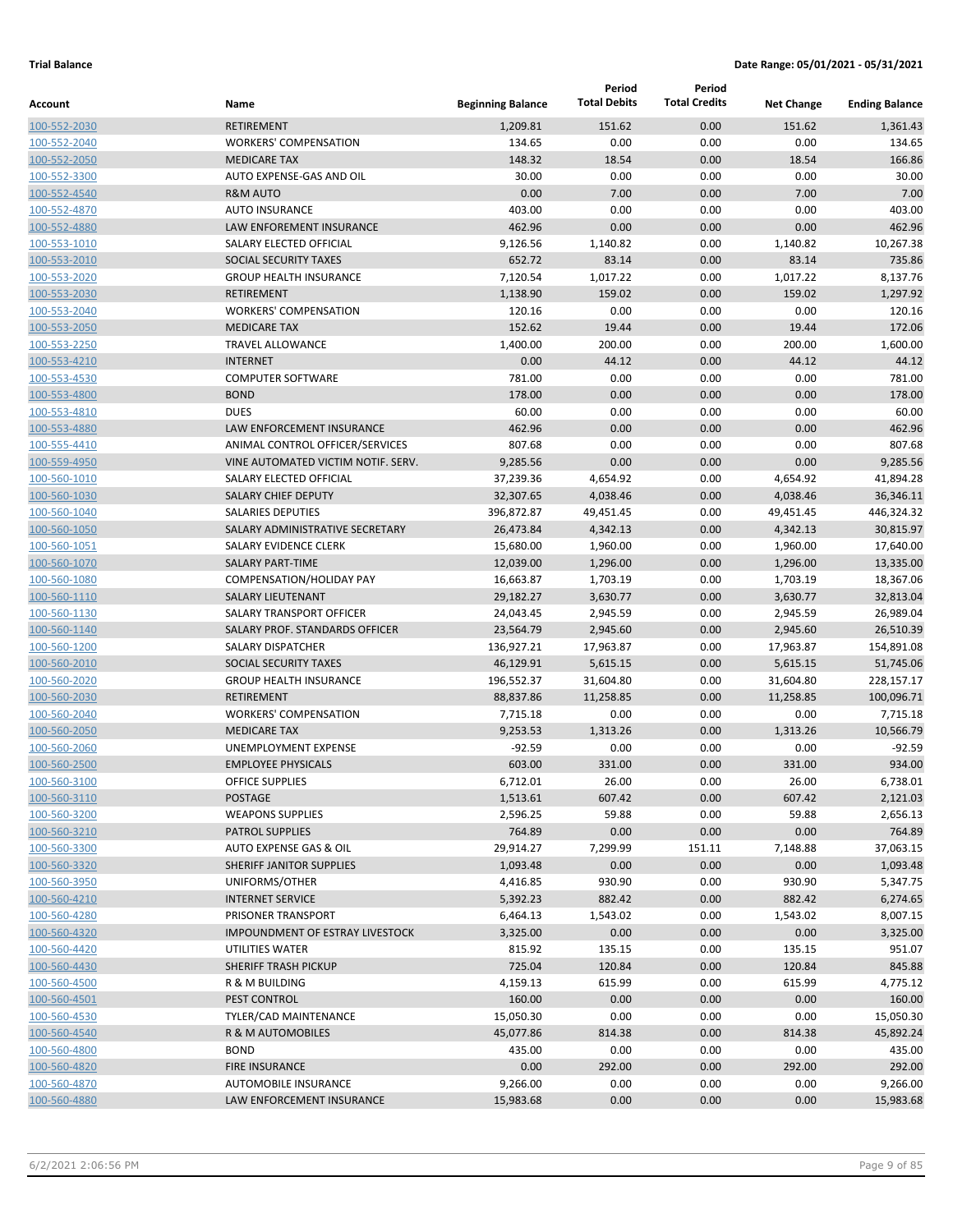**Trial Balance** **Date Range: 05/01/2021 - 05/31/2021**

| Account | Name | Beginning Balance | Period Total Debits | Period Total Credits | Net Change | Ending Balance |
|---|---|---|---|---|---|---|
| 100-552-2030 | RETIREMENT | 1,209.81 | 151.62 | 0.00 | 151.62 | 1,361.43 |
| 100-552-2040 | WORKERS' COMPENSATION | 134.65 | 0.00 | 0.00 | 0.00 | 134.65 |
| 100-552-2050 | MEDICARE TAX | 148.32 | 18.54 | 0.00 | 18.54 | 166.86 |
| 100-552-3300 | AUTO EXPENSE-GAS AND OIL | 30.00 | 0.00 | 0.00 | 0.00 | 30.00 |
| 100-552-4540 | R&M AUTO | 0.00 | 7.00 | 0.00 | 7.00 | 7.00 |
| 100-552-4870 | AUTO INSURANCE | 403.00 | 0.00 | 0.00 | 0.00 | 403.00 |
| 100-552-4880 | LAW ENFOREMENT INSURANCE | 462.96 | 0.00 | 0.00 | 0.00 | 462.96 |
| 100-553-1010 | SALARY ELECTED OFFICIAL | 9,126.56 | 1,140.82 | 0.00 | 1,140.82 | 10,267.38 |
| 100-553-2010 | SOCIAL SECURITY TAXES | 652.72 | 83.14 | 0.00 | 83.14 | 735.86 |
| 100-553-2020 | GROUP HEALTH INSURANCE | 7,120.54 | 1,017.22 | 0.00 | 1,017.22 | 8,137.76 |
| 100-553-2030 | RETIREMENT | 1,138.90 | 159.02 | 0.00 | 159.02 | 1,297.92 |
| 100-553-2040 | WORKERS' COMPENSATION | 120.16 | 0.00 | 0.00 | 0.00 | 120.16 |
| 100-553-2050 | MEDICARE TAX | 152.62 | 19.44 | 0.00 | 19.44 | 172.06 |
| 100-553-2250 | TRAVEL ALLOWANCE | 1,400.00 | 200.00 | 0.00 | 200.00 | 1,600.00 |
| 100-553-4210 | INTERNET | 0.00 | 44.12 | 0.00 | 44.12 | 44.12 |
| 100-553-4530 | COMPUTER SOFTWARE | 781.00 | 0.00 | 0.00 | 0.00 | 781.00 |
| 100-553-4800 | BOND | 178.00 | 0.00 | 0.00 | 0.00 | 178.00 |
| 100-553-4810 | DUES | 60.00 | 0.00 | 0.00 | 0.00 | 60.00 |
| 100-553-4880 | LAW ENFORCEMENT INSURANCE | 462.96 | 0.00 | 0.00 | 0.00 | 462.96 |
| 100-555-4410 | ANIMAL CONTROL OFFICER/SERVICES | 807.68 | 0.00 | 0.00 | 0.00 | 807.68 |
| 100-559-4950 | VINE AUTOMATED VICTIM NOTIF. SERV. | 9,285.56 | 0.00 | 0.00 | 0.00 | 9,285.56 |
| 100-560-1010 | SALARY ELECTED OFFICIAL | 37,239.36 | 4,654.92 | 0.00 | 4,654.92 | 41,894.28 |
| 100-560-1030 | SALARY CHIEF DEPUTY | 32,307.65 | 4,038.46 | 0.00 | 4,038.46 | 36,346.11 |
| 100-560-1040 | SALARIES DEPUTIES | 396,872.87 | 49,451.45 | 0.00 | 49,451.45 | 446,324.32 |
| 100-560-1050 | SALARY ADMINISTRATIVE SECRETARY | 26,473.84 | 4,342.13 | 0.00 | 4,342.13 | 30,815.97 |
| 100-560-1051 | SALARY EVIDENCE CLERK | 15,680.00 | 1,960.00 | 0.00 | 1,960.00 | 17,640.00 |
| 100-560-1070 | SALARY PART-TIME | 12,039.00 | 1,296.00 | 0.00 | 1,296.00 | 13,335.00 |
| 100-560-1080 | COMPENSATION/HOLIDAY PAY | 16,663.87 | 1,703.19 | 0.00 | 1,703.19 | 18,367.06 |
| 100-560-1110 | SALARY LIEUTENANT | 29,182.27 | 3,630.77 | 0.00 | 3,630.77 | 32,813.04 |
| 100-560-1130 | SALARY TRANSPORT OFFICER | 24,043.45 | 2,945.59 | 0.00 | 2,945.59 | 26,989.04 |
| 100-560-1140 | SALARY PROF. STANDARDS OFFICER | 23,564.79 | 2,945.60 | 0.00 | 2,945.60 | 26,510.39 |
| 100-560-1200 | SALARY DISPATCHER | 136,927.21 | 17,963.87 | 0.00 | 17,963.87 | 154,891.08 |
| 100-560-2010 | SOCIAL SECURITY TAXES | 46,129.91 | 5,615.15 | 0.00 | 5,615.15 | 51,745.06 |
| 100-560-2020 | GROUP HEALTH INSURANCE | 196,552.37 | 31,604.80 | 0.00 | 31,604.80 | 228,157.17 |
| 100-560-2030 | RETIREMENT | 88,837.86 | 11,258.85 | 0.00 | 11,258.85 | 100,096.71 |
| 100-560-2040 | WORKERS' COMPENSATION | 7,715.18 | 0.00 | 0.00 | 0.00 | 7,715.18 |
| 100-560-2050 | MEDICARE TAX | 9,253.53 | 1,313.26 | 0.00 | 1,313.26 | 10,566.79 |
| 100-560-2060 | UNEMPLOYMENT EXPENSE | -92.59 | 0.00 | 0.00 | 0.00 | -92.59 |
| 100-560-2500 | EMPLOYEE PHYSICALS | 603.00 | 331.00 | 0.00 | 331.00 | 934.00 |
| 100-560-3100 | OFFICE SUPPLIES | 6,712.01 | 26.00 | 0.00 | 26.00 | 6,738.01 |
| 100-560-3110 | POSTAGE | 1,513.61 | 607.42 | 0.00 | 607.42 | 2,121.03 |
| 100-560-3200 | WEAPONS SUPPLIES | 2,596.25 | 59.88 | 0.00 | 59.88 | 2,656.13 |
| 100-560-3210 | PATROL SUPPLIES | 764.89 | 0.00 | 0.00 | 0.00 | 764.89 |
| 100-560-3300 | AUTO EXPENSE GAS & OIL | 29,914.27 | 7,299.99 | 151.11 | 7,148.88 | 37,063.15 |
| 100-560-3320 | SHERIFF JANITOR SUPPLIES | 1,093.48 | 0.00 | 0.00 | 0.00 | 1,093.48 |
| 100-560-3950 | UNIFORMS/OTHER | 4,416.85 | 930.90 | 0.00 | 930.90 | 5,347.75 |
| 100-560-4210 | INTERNET SERVICE | 5,392.23 | 882.42 | 0.00 | 882.42 | 6,274.65 |
| 100-560-4280 | PRISONER TRANSPORT | 6,464.13 | 1,543.02 | 0.00 | 1,543.02 | 8,007.15 |
| 100-560-4320 | IMPOUNDMENT OF ESTRAY LIVESTOCK | 3,325.00 | 0.00 | 0.00 | 0.00 | 3,325.00 |
| 100-560-4420 | UTILITIES WATER | 815.92 | 135.15 | 0.00 | 135.15 | 951.07 |
| 100-560-4430 | SHERIFF TRASH PICKUP | 725.04 | 120.84 | 0.00 | 120.84 | 845.88 |
| 100-560-4500 | R & M BUILDING | 4,159.13 | 615.99 | 0.00 | 615.99 | 4,775.12 |
| 100-560-4501 | PEST CONTROL | 160.00 | 0.00 | 0.00 | 0.00 | 160.00 |
| 100-560-4530 | TYLER/CAD MAINTENANCE | 15,050.30 | 0.00 | 0.00 | 0.00 | 15,050.30 |
| 100-560-4540 | R & M AUTOMOBILES | 45,077.86 | 814.38 | 0.00 | 814.38 | 45,892.24 |
| 100-560-4800 | BOND | 435.00 | 0.00 | 0.00 | 0.00 | 435.00 |
| 100-560-4820 | FIRE INSURANCE | 0.00 | 292.00 | 0.00 | 292.00 | 292.00 |
| 100-560-4870 | AUTOMOBILE INSURANCE | 9,266.00 | 0.00 | 0.00 | 0.00 | 9,266.00 |
| 100-560-4880 | LAW ENFORCEMENT INSURANCE | 15,983.68 | 0.00 | 0.00 | 0.00 | 15,983.68 |

6/2/2021 2:06:56 PM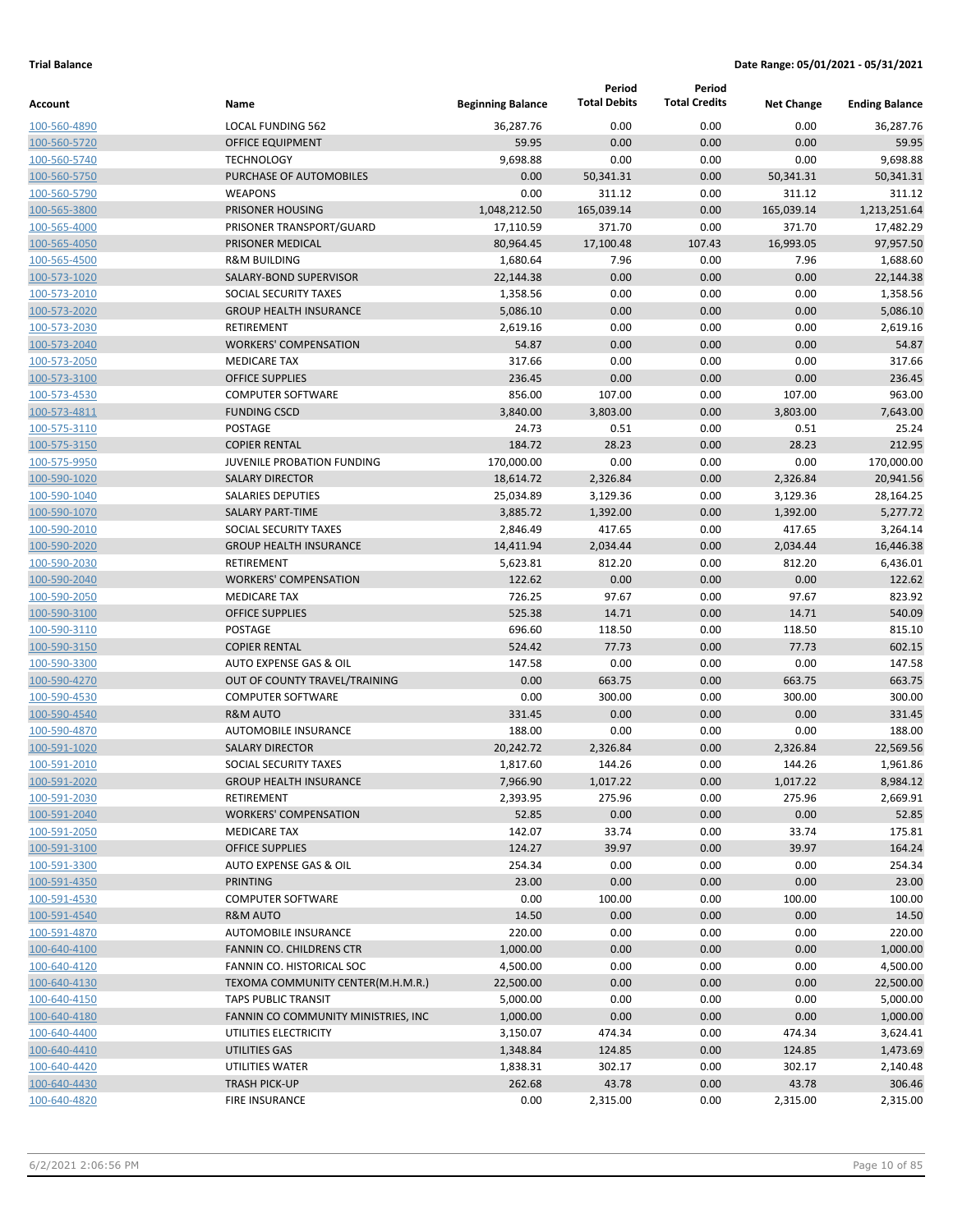**Trial Balance** **Date Range: 05/01/2021 - 05/31/2021**

| Account | Name | Beginning Balance | Period Total Debits | Period Total Credits | Net Change | Ending Balance |
|---|---|---|---|---|---|---|
| 100-560-4890 | LOCAL FUNDING 562 | 36,287.76 | 0.00 | 0.00 | 0.00 | 36,287.76 |
| 100-560-5720 | OFFICE EQUIPMENT | 59.95 | 0.00 | 0.00 | 0.00 | 59.95 |
| 100-560-5740 | TECHNOLOGY | 9,698.88 | 0.00 | 0.00 | 0.00 | 9,698.88 |
| 100-560-5750 | PURCHASE OF AUTOMOBILES | 0.00 | 50,341.31 | 0.00 | 50,341.31 | 50,341.31 |
| 100-560-5790 | WEAPONS | 0.00 | 311.12 | 0.00 | 311.12 | 311.12 |
| 100-565-3800 | PRISONER HOUSING | 1,048,212.50 | 165,039.14 | 0.00 | 165,039.14 | 1,213,251.64 |
| 100-565-4000 | PRISONER TRANSPORT/GUARD | 17,110.59 | 371.70 | 0.00 | 371.70 | 17,482.29 |
| 100-565-4050 | PRISONER MEDICAL | 80,964.45 | 17,100.48 | 107.43 | 16,993.05 | 97,957.50 |
| 100-565-4500 | R&M BUILDING | 1,680.64 | 7.96 | 0.00 | 7.96 | 1,688.60 |
| 100-573-1020 | SALARY-BOND SUPERVISOR | 22,144.38 | 0.00 | 0.00 | 0.00 | 22,144.38 |
| 100-573-2010 | SOCIAL SECURITY TAXES | 1,358.56 | 0.00 | 0.00 | 0.00 | 1,358.56 |
| 100-573-2020 | GROUP HEALTH INSURANCE | 5,086.10 | 0.00 | 0.00 | 0.00 | 5,086.10 |
| 100-573-2030 | RETIREMENT | 2,619.16 | 0.00 | 0.00 | 0.00 | 2,619.16 |
| 100-573-2040 | WORKERS' COMPENSATION | 54.87 | 0.00 | 0.00 | 0.00 | 54.87 |
| 100-573-2050 | MEDICARE TAX | 317.66 | 0.00 | 0.00 | 0.00 | 317.66 |
| 100-573-3100 | OFFICE SUPPLIES | 236.45 | 0.00 | 0.00 | 0.00 | 236.45 |
| 100-573-4530 | COMPUTER SOFTWARE | 856.00 | 107.00 | 0.00 | 107.00 | 963.00 |
| 100-573-4811 | FUNDING CSCD | 3,840.00 | 3,803.00 | 0.00 | 3,803.00 | 7,643.00 |
| 100-575-3110 | POSTAGE | 24.73 | 0.51 | 0.00 | 0.51 | 25.24 |
| 100-575-3150 | COPIER RENTAL | 184.72 | 28.23 | 0.00 | 28.23 | 212.95 |
| 100-575-9950 | JUVENILE PROBATION FUNDING | 170,000.00 | 0.00 | 0.00 | 0.00 | 170,000.00 |
| 100-590-1020 | SALARY DIRECTOR | 18,614.72 | 2,326.84 | 0.00 | 2,326.84 | 20,941.56 |
| 100-590-1040 | SALARIES DEPUTIES | 25,034.89 | 3,129.36 | 0.00 | 3,129.36 | 28,164.25 |
| 100-590-1070 | SALARY PART-TIME | 3,885.72 | 1,392.00 | 0.00 | 1,392.00 | 5,277.72 |
| 100-590-2010 | SOCIAL SECURITY TAXES | 2,846.49 | 417.65 | 0.00 | 417.65 | 3,264.14 |
| 100-590-2020 | GROUP HEALTH INSURANCE | 14,411.94 | 2,034.44 | 0.00 | 2,034.44 | 16,446.38 |
| 100-590-2030 | RETIREMENT | 5,623.81 | 812.20 | 0.00 | 812.20 | 6,436.01 |
| 100-590-2040 | WORKERS' COMPENSATION | 122.62 | 0.00 | 0.00 | 0.00 | 122.62 |
| 100-590-2050 | MEDICARE TAX | 726.25 | 97.67 | 0.00 | 97.67 | 823.92 |
| 100-590-3100 | OFFICE SUPPLIES | 525.38 | 14.71 | 0.00 | 14.71 | 540.09 |
| 100-590-3110 | POSTAGE | 696.60 | 118.50 | 0.00 | 118.50 | 815.10 |
| 100-590-3150 | COPIER RENTAL | 524.42 | 77.73 | 0.00 | 77.73 | 602.15 |
| 100-590-3300 | AUTO EXPENSE GAS & OIL | 147.58 | 0.00 | 0.00 | 0.00 | 147.58 |
| 100-590-4270 | OUT OF COUNTY TRAVEL/TRAINING | 0.00 | 663.75 | 0.00 | 663.75 | 663.75 |
| 100-590-4530 | COMPUTER SOFTWARE | 0.00 | 300.00 | 0.00 | 300.00 | 300.00 |
| 100-590-4540 | R&M AUTO | 331.45 | 0.00 | 0.00 | 0.00 | 331.45 |
| 100-590-4870 | AUTOMOBILE INSURANCE | 188.00 | 0.00 | 0.00 | 0.00 | 188.00 |
| 100-591-1020 | SALARY DIRECTOR | 20,242.72 | 2,326.84 | 0.00 | 2,326.84 | 22,569.56 |
| 100-591-2010 | SOCIAL SECURITY TAXES | 1,817.60 | 144.26 | 0.00 | 144.26 | 1,961.86 |
| 100-591-2020 | GROUP HEALTH INSURANCE | 7,966.90 | 1,017.22 | 0.00 | 1,017.22 | 8,984.12 |
| 100-591-2030 | RETIREMENT | 2,393.95 | 275.96 | 0.00 | 275.96 | 2,669.91 |
| 100-591-2040 | WORKERS' COMPENSATION | 52.85 | 0.00 | 0.00 | 0.00 | 52.85 |
| 100-591-2050 | MEDICARE TAX | 142.07 | 33.74 | 0.00 | 33.74 | 175.81 |
| 100-591-3100 | OFFICE SUPPLIES | 124.27 | 39.97 | 0.00 | 39.97 | 164.24 |
| 100-591-3300 | AUTO EXPENSE GAS & OIL | 254.34 | 0.00 | 0.00 | 0.00 | 254.34 |
| 100-591-4350 | PRINTING | 23.00 | 0.00 | 0.00 | 0.00 | 23.00 |
| 100-591-4530 | COMPUTER SOFTWARE | 0.00 | 100.00 | 0.00 | 100.00 | 100.00 |
| 100-591-4540 | R&M AUTO | 14.50 | 0.00 | 0.00 | 0.00 | 14.50 |
| 100-591-4870 | AUTOMOBILE INSURANCE | 220.00 | 0.00 | 0.00 | 0.00 | 220.00 |
| 100-640-4100 | FANNIN CO. CHILDRENS CTR | 1,000.00 | 0.00 | 0.00 | 0.00 | 1,000.00 |
| 100-640-4120 | FANNIN CO. HISTORICAL SOC | 4,500.00 | 0.00 | 0.00 | 0.00 | 4,500.00 |
| 100-640-4130 | TEXOMA COMMUNITY CENTER(M.H.M.R.) | 22,500.00 | 0.00 | 0.00 | 0.00 | 22,500.00 |
| 100-640-4150 | TAPS PUBLIC TRANSIT | 5,000.00 | 0.00 | 0.00 | 0.00 | 5,000.00 |
| 100-640-4180 | FANNIN CO COMMUNITY MINISTRIES, INC | 1,000.00 | 0.00 | 0.00 | 0.00 | 1,000.00 |
| 100-640-4400 | UTILITIES ELECTRICITY | 3,150.07 | 474.34 | 0.00 | 474.34 | 3,624.41 |
| 100-640-4410 | UTILITIES GAS | 1,348.84 | 124.85 | 0.00 | 124.85 | 1,473.69 |
| 100-640-4420 | UTILITIES WATER | 1,838.31 | 302.17 | 0.00 | 302.17 | 2,140.48 |
| 100-640-4430 | TRASH PICK-UP | 262.68 | 43.78 | 0.00 | 43.78 | 306.46 |
| 100-640-4820 | FIRE INSURANCE | 0.00 | 2,315.00 | 0.00 | 2,315.00 | 2,315.00 |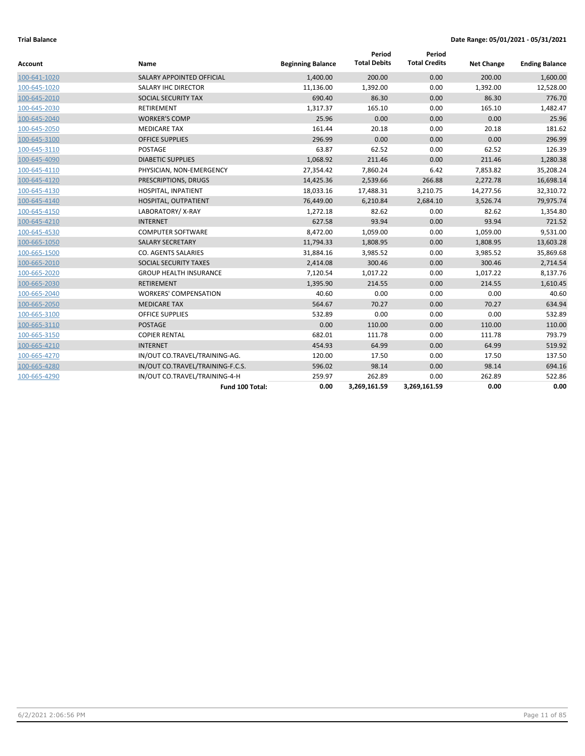**Trial Balance** **Date Range: 05/01/2021 - 05/31/2021**

| Account | Name | Beginning Balance | Period Total Debits | Period Total Credits | Net Change | Ending Balance |
|---|---|---|---|---|---|---|
| 100-641-1020 | SALARY APPOINTED OFFICIAL | 1,400.00 | 200.00 | 0.00 | 200.00 | 1,600.00 |
| 100-645-1020 | SALARY IHC DIRECTOR | 11,136.00 | 1,392.00 | 0.00 | 1,392.00 | 12,528.00 |
| 100-645-2010 | SOCIAL SECURITY TAX | 690.40 | 86.30 | 0.00 | 86.30 | 776.70 |
| 100-645-2030 | RETIREMENT | 1,317.37 | 165.10 | 0.00 | 165.10 | 1,482.47 |
| 100-645-2040 | WORKER'S COMP | 25.96 | 0.00 | 0.00 | 0.00 | 25.96 |
| 100-645-2050 | MEDICARE TAX | 161.44 | 20.18 | 0.00 | 20.18 | 181.62 |
| 100-645-3100 | OFFICE SUPPLIES | 296.99 | 0.00 | 0.00 | 0.00 | 296.99 |
| 100-645-3110 | POSTAGE | 63.87 | 62.52 | 0.00 | 62.52 | 126.39 |
| 100-645-4090 | DIABETIC SUPPLIES | 1,068.92 | 211.46 | 0.00 | 211.46 | 1,280.38 |
| 100-645-4110 | PHYSICIAN, NON-EMERGENCY | 27,354.42 | 7,860.24 | 6.42 | 7,853.82 | 35,208.24 |
| 100-645-4120 | PRESCRIPTIONS, DRUGS | 14,425.36 | 2,539.66 | 266.88 | 2,272.78 | 16,698.14 |
| 100-645-4130 | HOSPITAL, INPATIENT | 18,033.16 | 17,488.31 | 3,210.75 | 14,277.56 | 32,310.72 |
| 100-645-4140 | HOSPITAL, OUTPATIENT | 76,449.00 | 6,210.84 | 2,684.10 | 3,526.74 | 79,975.74 |
| 100-645-4150 | LABORATORY/ X-RAY | 1,272.18 | 82.62 | 0.00 | 82.62 | 1,354.80 |
| 100-645-4210 | INTERNET | 627.58 | 93.94 | 0.00 | 93.94 | 721.52 |
| 100-645-4530 | COMPUTER SOFTWARE | 8,472.00 | 1,059.00 | 0.00 | 1,059.00 | 9,531.00 |
| 100-665-1050 | SALARY SECRETARY | 11,794.33 | 1,808.95 | 0.00 | 1,808.95 | 13,603.28 |
| 100-665-1500 | CO. AGENTS SALARIES | 31,884.16 | 3,985.52 | 0.00 | 3,985.52 | 35,869.68 |
| 100-665-2010 | SOCIAL SECURITY TAXES | 2,414.08 | 300.46 | 0.00 | 300.46 | 2,714.54 |
| 100-665-2020 | GROUP HEALTH INSURANCE | 7,120.54 | 1,017.22 | 0.00 | 1,017.22 | 8,137.76 |
| 100-665-2030 | RETIREMENT | 1,395.90 | 214.55 | 0.00 | 214.55 | 1,610.45 |
| 100-665-2040 | WORKERS' COMPENSATION | 40.60 | 0.00 | 0.00 | 0.00 | 40.60 |
| 100-665-2050 | MEDICARE TAX | 564.67 | 70.27 | 0.00 | 70.27 | 634.94 |
| 100-665-3100 | OFFICE SUPPLIES | 532.89 | 0.00 | 0.00 | 0.00 | 532.89 |
| 100-665-3110 | POSTAGE | 0.00 | 110.00 | 0.00 | 110.00 | 110.00 |
| 100-665-3150 | COPIER RENTAL | 682.01 | 111.78 | 0.00 | 111.78 | 793.79 |
| 100-665-4210 | INTERNET | 454.93 | 64.99 | 0.00 | 64.99 | 519.92 |
| 100-665-4270 | IN/OUT CO.TRAVEL/TRAINING-AG. | 120.00 | 17.50 | 0.00 | 17.50 | 137.50 |
| 100-665-4280 | IN/OUT CO.TRAVEL/TRAINING-F.C.S. | 596.02 | 98.14 | 0.00 | 98.14 | 694.16 |
| 100-665-4290 | IN/OUT CO.TRAVEL/TRAINING-4-H | 259.97 | 262.89 | 0.00 | 262.89 | 522.86 |
| | **Fund 100 Total:** | **0.00** | **3,269,161.59** | **3,269,161.59** | **0.00** | **0.00** |

6/2/2021 2:06:56 PM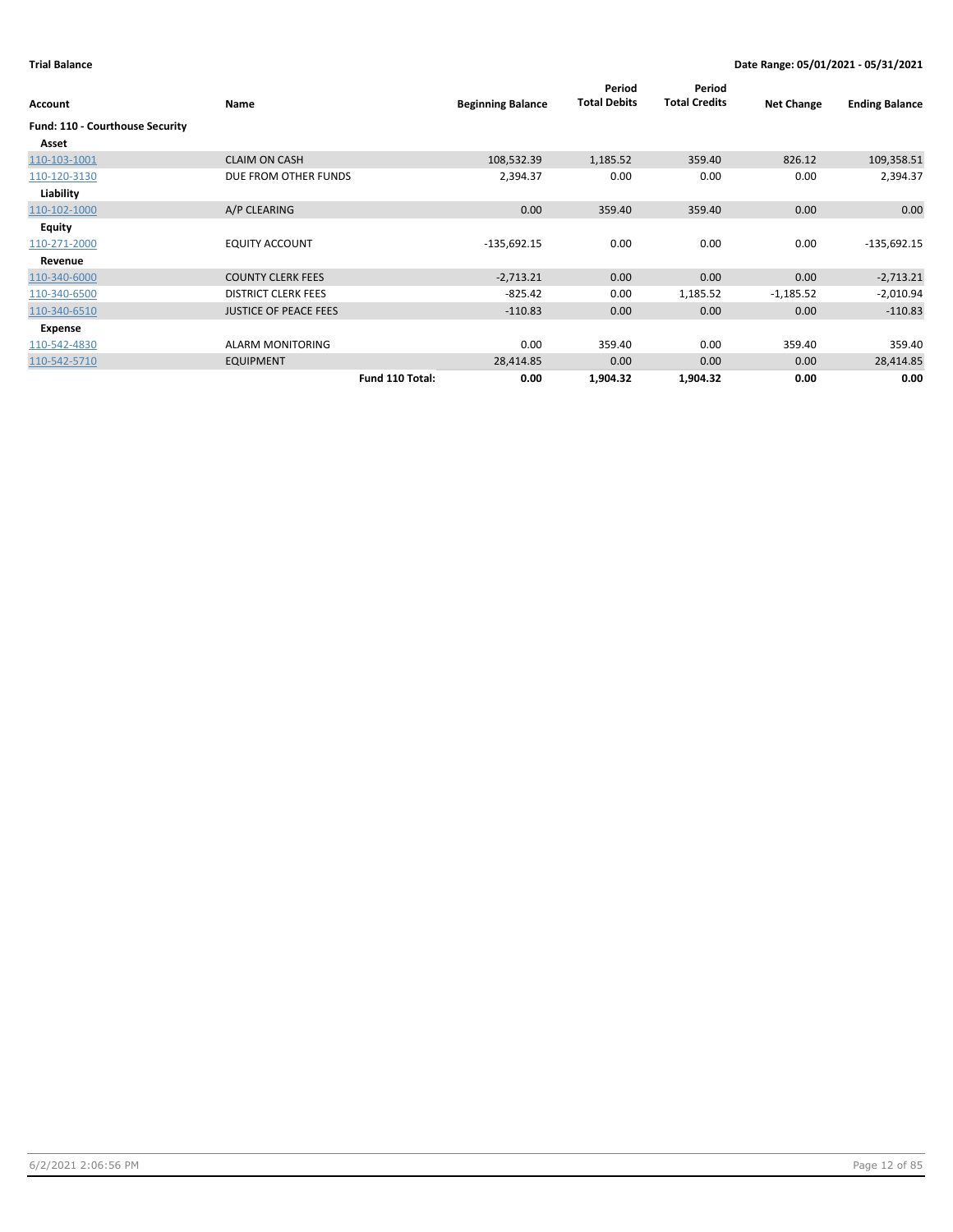**Trial Balance** **Date Range: 05/01/2021 - 05/31/2021**

| Account | Name | | Beginning Balance | Period Total Debits | Period Total Credits | Net Change | Ending Balance |
|---|---|---|---|---|---|---|---|
| **Fund: 110 - Courthouse Security** | | | | | | | |
| **Asset** | | | | | | | |
| 110-103-1001 | CLAIM ON CASH | | 108,532.39 | 1,185.52 | 359.40 | 826.12 | 109,358.51 |
| 110-120-3130 | DUE FROM OTHER FUNDS | | 2,394.37 | 0.00 | 0.00 | 0.00 | 2,394.37 |
| **Liability** | | | | | | | |
| 110-102-1000 | A/P CLEARING | | 0.00 | 359.40 | 359.40 | 0.00 | 0.00 |
| **Equity** | | | | | | | |
| 110-271-2000 | EQUITY ACCOUNT | | -135,692.15 | 0.00 | 0.00 | 0.00 | -135,692.15 |
| **Revenue** | | | | | | | |
| 110-340-6000 | COUNTY CLERK FEES | | -2,713.21 | 0.00 | 0.00 | 0.00 | -2,713.21 |
| 110-340-6500 | DISTRICT CLERK FEES | | -825.42 | 0.00 | 1,185.52 | -1,185.52 | -2,010.94 |
| 110-340-6510 | JUSTICE OF PEACE FEES | | -110.83 | 0.00 | 0.00 | 0.00 | -110.83 |
| **Expense** | | | | | | | |
| 110-542-4830 | ALARM MONITORING | | 0.00 | 359.40 | 0.00 | 359.40 | 359.40 |
| 110-542-5710 | EQUIPMENT | | 28,414.85 | 0.00 | 0.00 | 0.00 | 28,414.85 |
| | | **Fund 110 Total:** | **0.00** | **1,904.32** | **1,904.32** | **0.00** | **0.00** |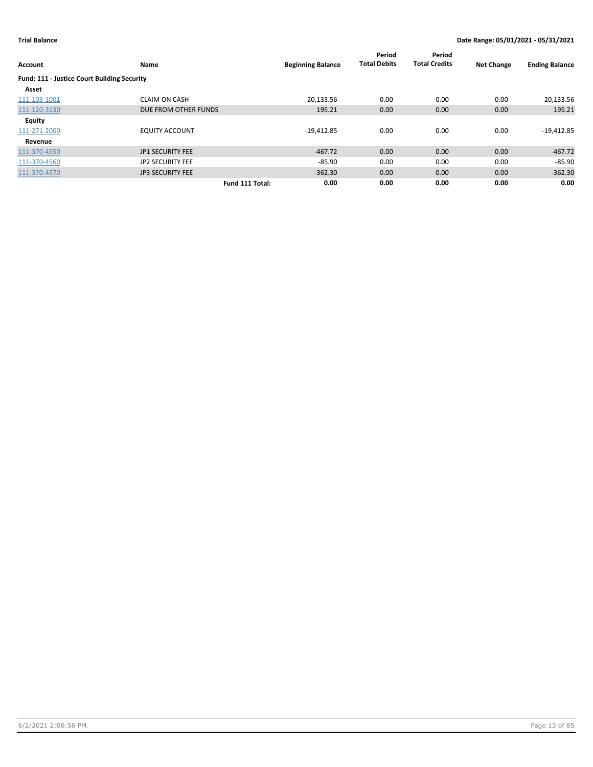**Trial Balance** **Date Range: 05/01/2021 - 05/31/2021**

| Account | Name | | Beginning Balance | Period Total Debits | Period Total Credits | Net Change | Ending Balance |
|---|---|---|---|---|---|---|---|
| **Fund: 111 - Justice Court Building Security** | | | | | | | |
| **Asset** | | | | | | | |
| 111-103-1001 | CLAIM ON CASH | | 20,133.56 | 0.00 | 0.00 | 0.00 | 20,133.56 |
| 111-120-3130 | DUE FROM OTHER FUNDS | | 195.21 | 0.00 | 0.00 | 0.00 | 195.21 |
| **Equity** | | | | | | | |
| 111-271-2000 | EQUITY ACCOUNT | | -19,412.85 | 0.00 | 0.00 | 0.00 | -19,412.85 |
| **Revenue** | | | | | | | |
| 111-370-4550 | JP1 SECURITY FEE | | -467.72 | 0.00 | 0.00 | 0.00 | -467.72 |
| 111-370-4560 | JP2 SECURITY FEE | | -85.90 | 0.00 | 0.00 | 0.00 | -85.90 |
| 111-370-4570 | JP3 SECURITY FEE | | -362.30 | 0.00 | 0.00 | 0.00 | -362.30 |
| | | **Fund 111 Total:** | **0.00** | **0.00** | **0.00** | **0.00** | **0.00** |

6/2/2021 2:06:56 PM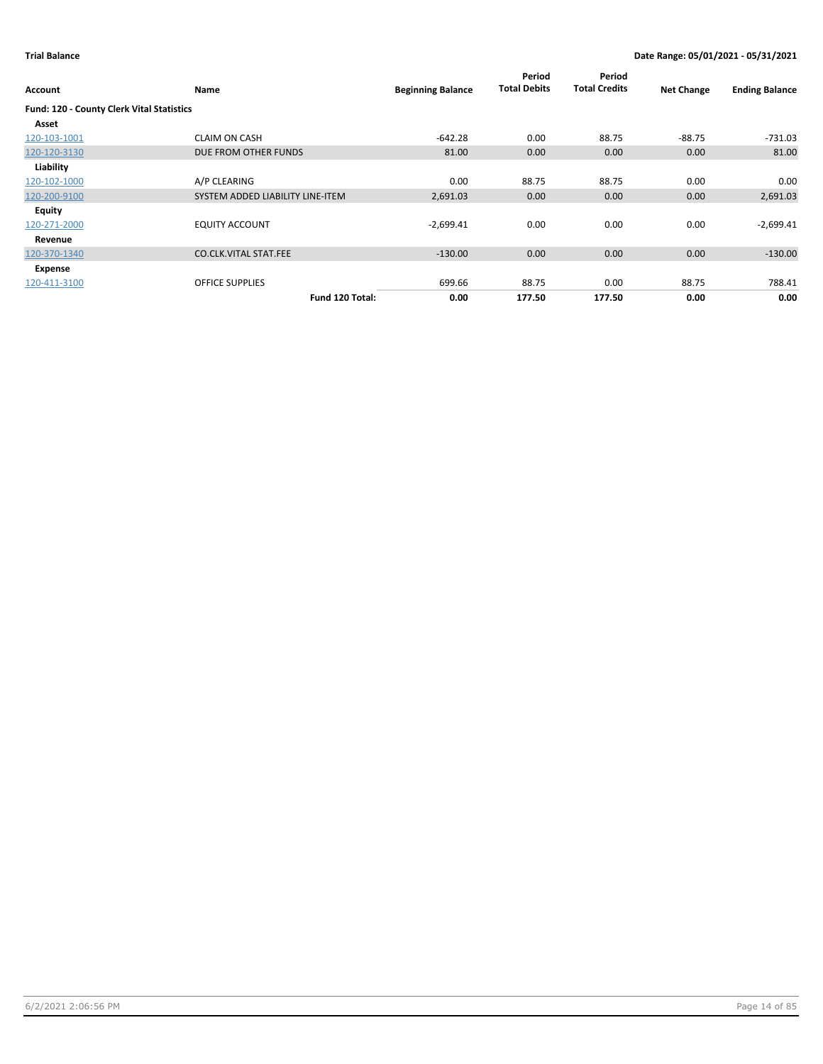**Trial Balance**

**Date Range: 05/01/2021 - 05/31/2021**

| Account | Name | Beginning Balance | Period Total Debits | Period Total Credits | Net Change | Ending Balance |
|---|---|---|---|---|---|---|
| **Fund: 120 - County Clerk Vital Statistics** | | | | | | |
| **Asset** | | | | | | |
| 120-103-1001 | CLAIM ON CASH | -642.28 | 0.00 | 88.75 | -88.75 | -731.03 |
| 120-120-3130 | DUE FROM OTHER FUNDS | 81.00 | 0.00 | 0.00 | 0.00 | 81.00 |
| **Liability** | | | | | | |
| 120-102-1000 | A/P CLEARING | 0.00 | 88.75 | 88.75 | 0.00 | 0.00 |
| 120-200-9100 | SYSTEM ADDED LIABILITY LINE-ITEM | 2,691.03 | 0.00 | 0.00 | 0.00 | 2,691.03 |
| **Equity** | | | | | | |
| 120-271-2000 | EQUITY ACCOUNT | -2,699.41 | 0.00 | 0.00 | 0.00 | -2,699.41 |
| **Revenue** | | | | | | |
| 120-370-1340 | CO.CLK.VITAL STAT.FEE | -130.00 | 0.00 | 0.00 | 0.00 | -130.00 |
| **Expense** | | | | | | |
| 120-411-3100 | OFFICE SUPPLIES | 699.66 | 88.75 | 0.00 | 88.75 | 788.41 |
| | **Fund 120 Total:** | **0.00** | **177.50** | **177.50** | **0.00** | **0.00** |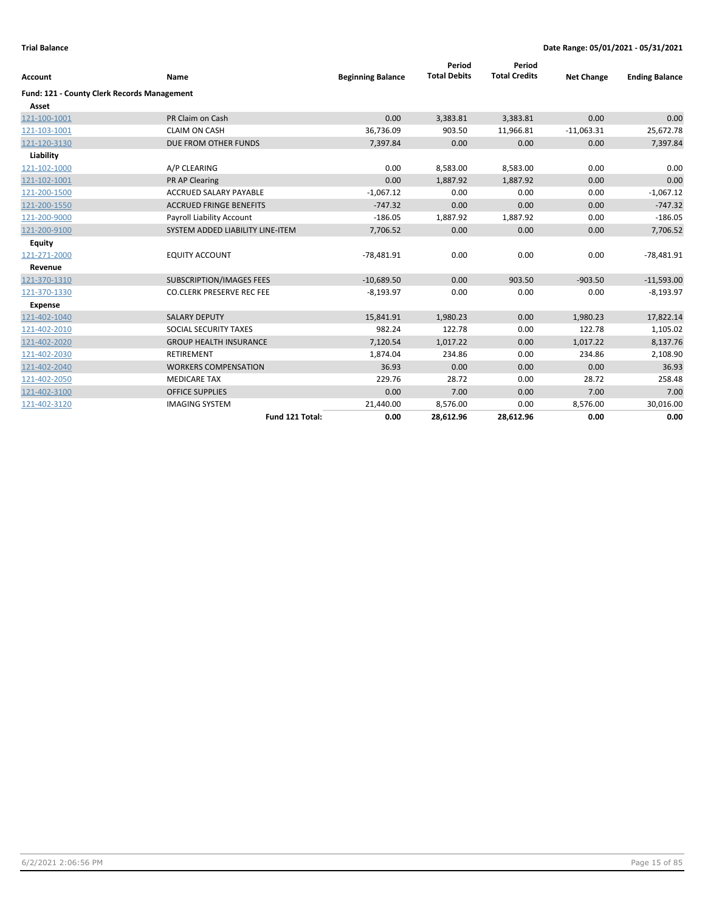**Trial Balance** **Date Range: 05/01/2021 - 05/31/2021**

| Account | Name | Beginning Balance | Period Total Debits | Period Total Credits | Net Change | Ending Balance |
|---|---|---|---|---|---|---|
| **Fund: 121 - County Clerk Records Management** | | | | | | |
| **Asset** | | | | | | |
| 121-100-1001 | PR Claim on Cash | 0.00 | 3,383.81 | 3,383.81 | 0.00 | 0.00 |
| 121-103-1001 | CLAIM ON CASH | 36,736.09 | 903.50 | 11,966.81 | -11,063.31 | 25,672.78 |
| 121-120-3130 | DUE FROM OTHER FUNDS | 7,397.84 | 0.00 | 0.00 | 0.00 | 7,397.84 |
| **Liability** | | | | | | |
| 121-102-1000 | A/P CLEARING | 0.00 | 8,583.00 | 8,583.00 | 0.00 | 0.00 |
| 121-102-1001 | PR AP Clearing | 0.00 | 1,887.92 | 1,887.92 | 0.00 | 0.00 |
| 121-200-1500 | ACCRUED SALARY PAYABLE | -1,067.12 | 0.00 | 0.00 | 0.00 | -1,067.12 |
| 121-200-1550 | ACCRUED FRINGE BENEFITS | -747.32 | 0.00 | 0.00 | 0.00 | -747.32 |
| 121-200-9000 | Payroll Liability Account | -186.05 | 1,887.92 | 1,887.92 | 0.00 | -186.05 |
| 121-200-9100 | SYSTEM ADDED LIABILITY LINE-ITEM | 7,706.52 | 0.00 | 0.00 | 0.00 | 7,706.52 |
| **Equity** | | | | | | |
| 121-271-2000 | EQUITY ACCOUNT | -78,481.91 | 0.00 | 0.00 | 0.00 | -78,481.91 |
| **Revenue** | | | | | | |
| 121-370-1310 | SUBSCRIPTION/IMAGES FEES | -10,689.50 | 0.00 | 903.50 | -903.50 | -11,593.00 |
| 121-370-1330 | CO.CLERK PRESERVE REC FEE | -8,193.97 | 0.00 | 0.00 | 0.00 | -8,193.97 |
| **Expense** | | | | | | |
| 121-402-1040 | SALARY DEPUTY | 15,841.91 | 1,980.23 | 0.00 | 1,980.23 | 17,822.14 |
| 121-402-2010 | SOCIAL SECURITY TAXES | 982.24 | 122.78 | 0.00 | 122.78 | 1,105.02 |
| 121-402-2020 | GROUP HEALTH INSURANCE | 7,120.54 | 1,017.22 | 0.00 | 1,017.22 | 8,137.76 |
| 121-402-2030 | RETIREMENT | 1,874.04 | 234.86 | 0.00 | 234.86 | 2,108.90 |
| 121-402-2040 | WORKERS COMPENSATION | 36.93 | 0.00 | 0.00 | 0.00 | 36.93 |
| 121-402-2050 | MEDICARE TAX | 229.76 | 28.72 | 0.00 | 28.72 | 258.48 |
| 121-402-3100 | OFFICE SUPPLIES | 0.00 | 7.00 | 0.00 | 7.00 | 7.00 |
| 121-402-3120 | IMAGING SYSTEM | 21,440.00 | 8,576.00 | 0.00 | 8,576.00 | 30,016.00 |
| | **Fund 121 Total:** | **0.00** | **28,612.96** | **28,612.96** | **0.00** | **0.00** |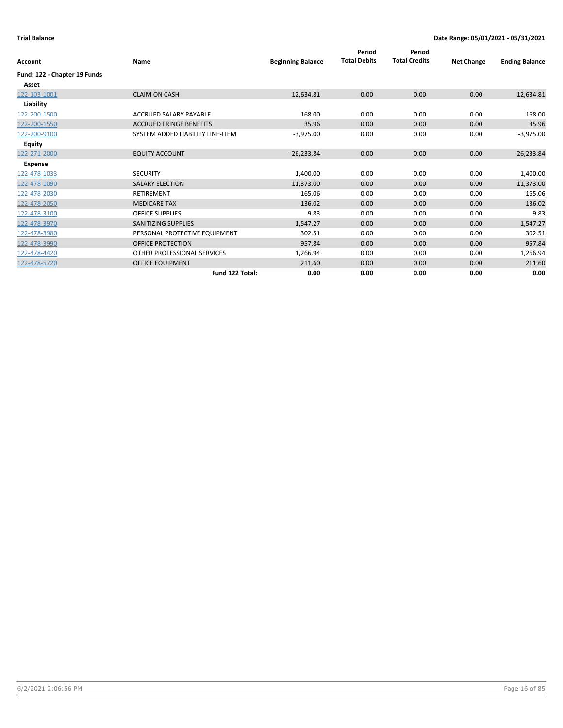**Trial Balance** — Date Range: 05/01/2021 - 05/31/2021

| Account | Name | Beginning Balance | Period Total Debits | Period Total Credits | Net Change | Ending Balance |
|---|---|---|---|---|---|---|
| **Fund: 122 - Chapter 19 Funds** | | | | | | |
| **Asset** | | | | | | |
| 122-103-1001 | CLAIM ON CASH | 12,634.81 | 0.00 | 0.00 | 0.00 | 12,634.81 |
| **Liability** | | | | | | |
| 122-200-1500 | ACCRUED SALARY PAYABLE | 168.00 | 0.00 | 0.00 | 0.00 | 168.00 |
| 122-200-1550 | ACCRUED FRINGE BENEFITS | 35.96 | 0.00 | 0.00 | 0.00 | 35.96 |
| 122-200-9100 | SYSTEM ADDED LIABILITY LINE-ITEM | -3,975.00 | 0.00 | 0.00 | 0.00 | -3,975.00 |
| **Equity** | | | | | | |
| 122-271-2000 | EQUITY ACCOUNT | -26,233.84 | 0.00 | 0.00 | 0.00 | -26,233.84 |
| **Expense** | | | | | | |
| 122-478-1033 | SECURITY | 1,400.00 | 0.00 | 0.00 | 0.00 | 1,400.00 |
| 122-478-1090 | SALARY ELECTION | 11,373.00 | 0.00 | 0.00 | 0.00 | 11,373.00 |
| 122-478-2030 | RETIREMENT | 165.06 | 0.00 | 0.00 | 0.00 | 165.06 |
| 122-478-2050 | MEDICARE TAX | 136.02 | 0.00 | 0.00 | 0.00 | 136.02 |
| 122-478-3100 | OFFICE SUPPLIES | 9.83 | 0.00 | 0.00 | 0.00 | 9.83 |
| 122-478-3970 | SANITIZING SUPPLIES | 1,547.27 | 0.00 | 0.00 | 0.00 | 1,547.27 |
| 122-478-3980 | PERSONAL PROTECTIVE EQUIPMENT | 302.51 | 0.00 | 0.00 | 0.00 | 302.51 |
| 122-478-3990 | OFFICE PROTECTION | 957.84 | 0.00 | 0.00 | 0.00 | 957.84 |
| 122-478-4420 | OTHER PROFESSIONAL SERVICES | 1,266.94 | 0.00 | 0.00 | 0.00 | 1,266.94 |
| 122-478-5720 | OFFICE EQUIPMENT | 211.60 | 0.00 | 0.00 | 0.00 | 211.60 |
| | **Fund 122 Total:** | **0.00** | **0.00** | **0.00** | **0.00** | **0.00** |

6/2/2021 2:06:56 PM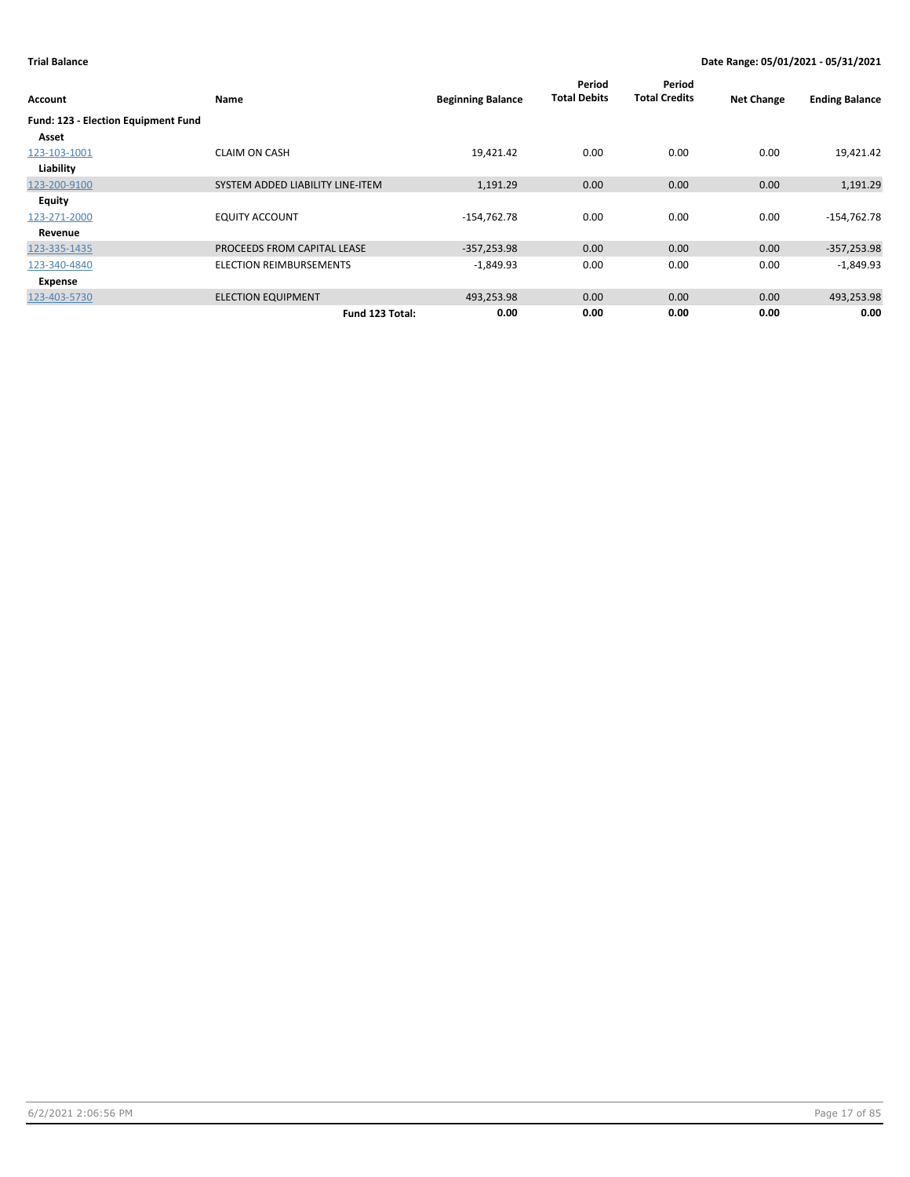**Trial Balance** — **Date Range: 05/01/2021 - 05/31/2021**

| Account | Name | Beginning Balance | Period Total Debits | Period Total Credits | Net Change | Ending Balance |
|---|---|---|---|---|---|---|
| **Fund: 123 - Election Equipment Fund** | | | | | | |
| **Asset** | | | | | | |
| 123-103-1001 | CLAIM ON CASH | 19,421.42 | 0.00 | 0.00 | 0.00 | 19,421.42 |
| **Liability** | | | | | | |
| 123-200-9100 | SYSTEM ADDED LIABILITY LINE-ITEM | 1,191.29 | 0.00 | 0.00 | 0.00 | 1,191.29 |
| **Equity** | | | | | | |
| 123-271-2000 | EQUITY ACCOUNT | -154,762.78 | 0.00 | 0.00 | 0.00 | -154,762.78 |
| **Revenue** | | | | | | |
| 123-335-1435 | PROCEEDS FROM CAPITAL LEASE | -357,253.98 | 0.00 | 0.00 | 0.00 | -357,253.98 |
| 123-340-4840 | ELECTION REIMBURSEMENTS | -1,849.93 | 0.00 | 0.00 | 0.00 | -1,849.93 |
| **Expense** | | | | | | |
| 123-403-5730 | ELECTION EQUIPMENT | 493,253.98 | 0.00 | 0.00 | 0.00 | 493,253.98 |
| | **Fund 123 Total:** | **0.00** | **0.00** | **0.00** | **0.00** | **0.00** |

6/2/2021 2:06:56 PM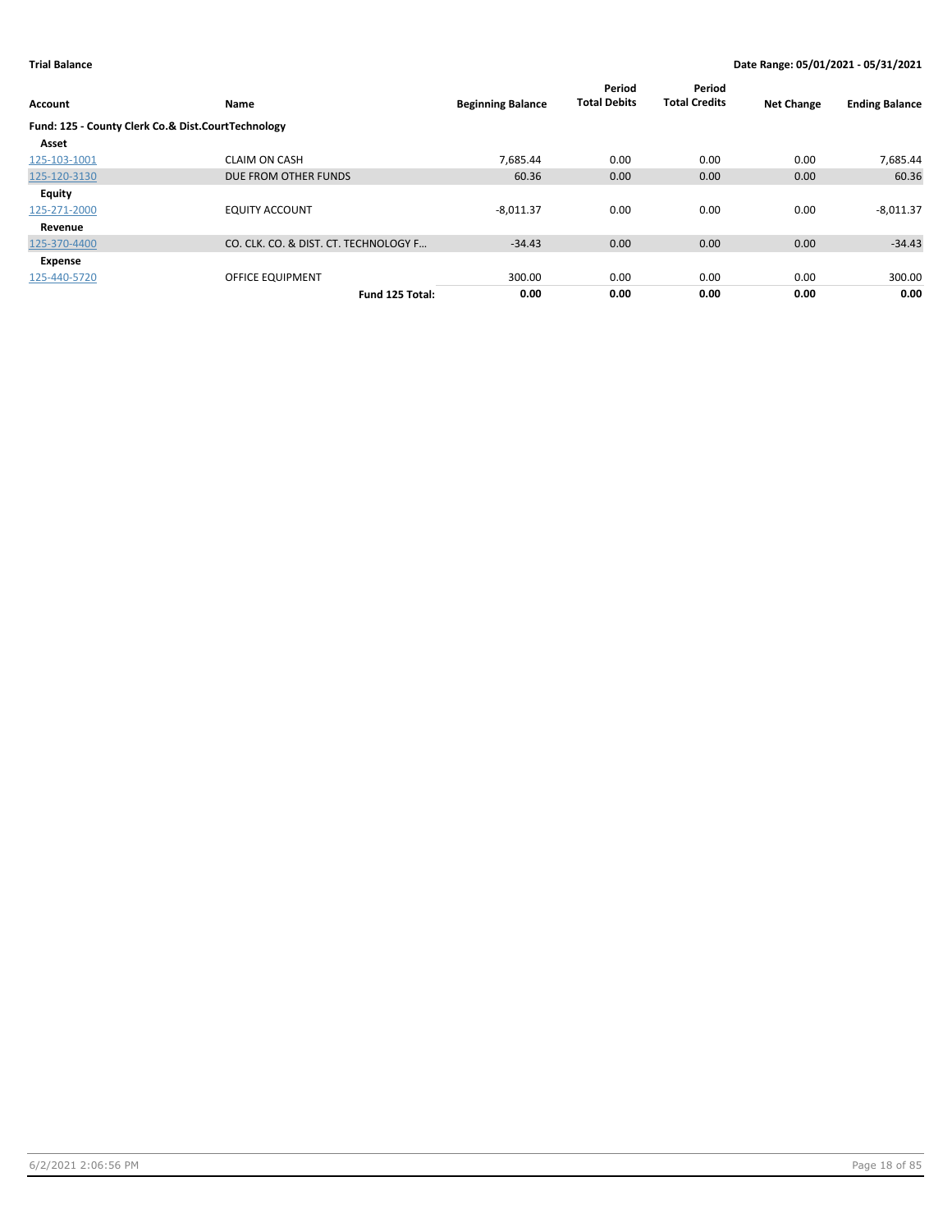**Trial Balance** | **Date Range: 05/01/2021 - 05/31/2021**

| Account | Name | Beginning Balance | Period Total Debits | Period Total Credits | Net Change | Ending Balance |
|---|---|---|---|---|---|---|
| **Fund: 125 - County Clerk Co.& Dist.CourtTechnology** | | | | | | |
| **Asset** | | | | | | |
| 125-103-1001 | CLAIM ON CASH | 7,685.44 | 0.00 | 0.00 | 0.00 | 7,685.44 |
| 125-120-3130 | DUE FROM OTHER FUNDS | 60.36 | 0.00 | 0.00 | 0.00 | 60.36 |
| **Equity** | | | | | | |
| 125-271-2000 | EQUITY ACCOUNT | -8,011.37 | 0.00 | 0.00 | 0.00 | -8,011.37 |
| **Revenue** | | | | | | |
| 125-370-4400 | CO. CLK. CO. & DIST. CT. TECHNOLOGY F… | -34.43 | 0.00 | 0.00 | 0.00 | -34.43 |
| **Expense** | | | | | | |
| 125-440-5720 | OFFICE EQUIPMENT | 300.00 | 0.00 | 0.00 | 0.00 | 300.00 |
| | **Fund 125 Total:** | **0.00** | **0.00** | **0.00** | **0.00** | **0.00** |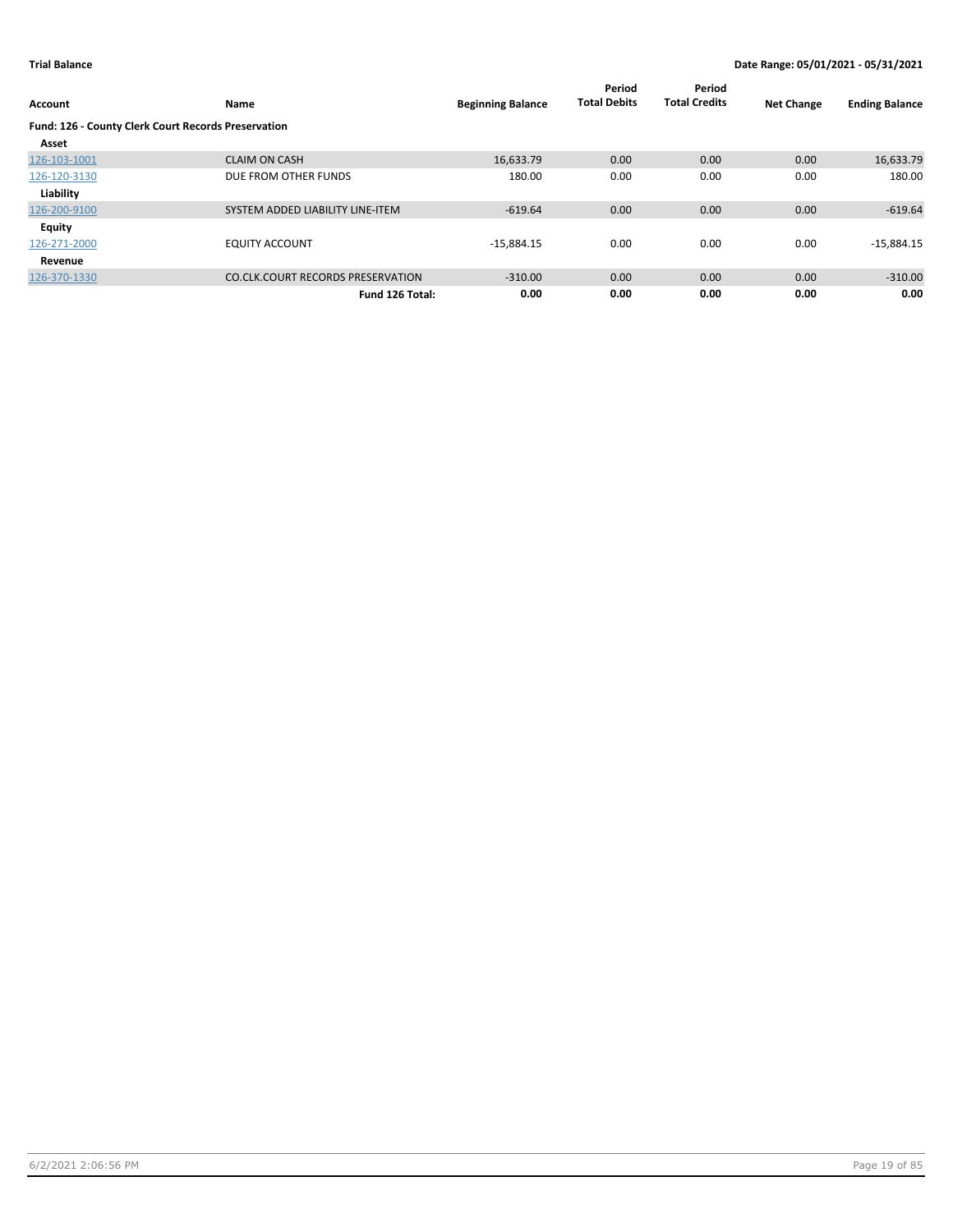**Trial Balance** **Date Range: 05/01/2021 - 05/31/2021**

| Account | Name | Beginning Balance | Period Total Debits | Period Total Credits | Net Change | Ending Balance |
|---|---|---|---|---|---|---|
| **Fund: 126 - County Clerk Court Records Preservation** | | | | | | |
| **Asset** | | | | | | |
| 126-103-1001 | CLAIM ON CASH | 16,633.79 | 0.00 | 0.00 | 0.00 | 16,633.79 |
| 126-120-3130 | DUE FROM OTHER FUNDS | 180.00 | 0.00 | 0.00 | 0.00 | 180.00 |
| **Liability** | | | | | | |
| 126-200-9100 | SYSTEM ADDED LIABILITY LINE-ITEM | -619.64 | 0.00 | 0.00 | 0.00 | -619.64 |
| **Equity** | | | | | | |
| 126-271-2000 | EQUITY ACCOUNT | -15,884.15 | 0.00 | 0.00 | 0.00 | -15,884.15 |
| **Revenue** | | | | | | |
| 126-370-1330 | CO.CLK.COURT RECORDS PRESERVATION | -310.00 | 0.00 | 0.00 | 0.00 | -310.00 |
| | **Fund 126 Total:** | **0.00** | **0.00** | **0.00** | **0.00** | **0.00** |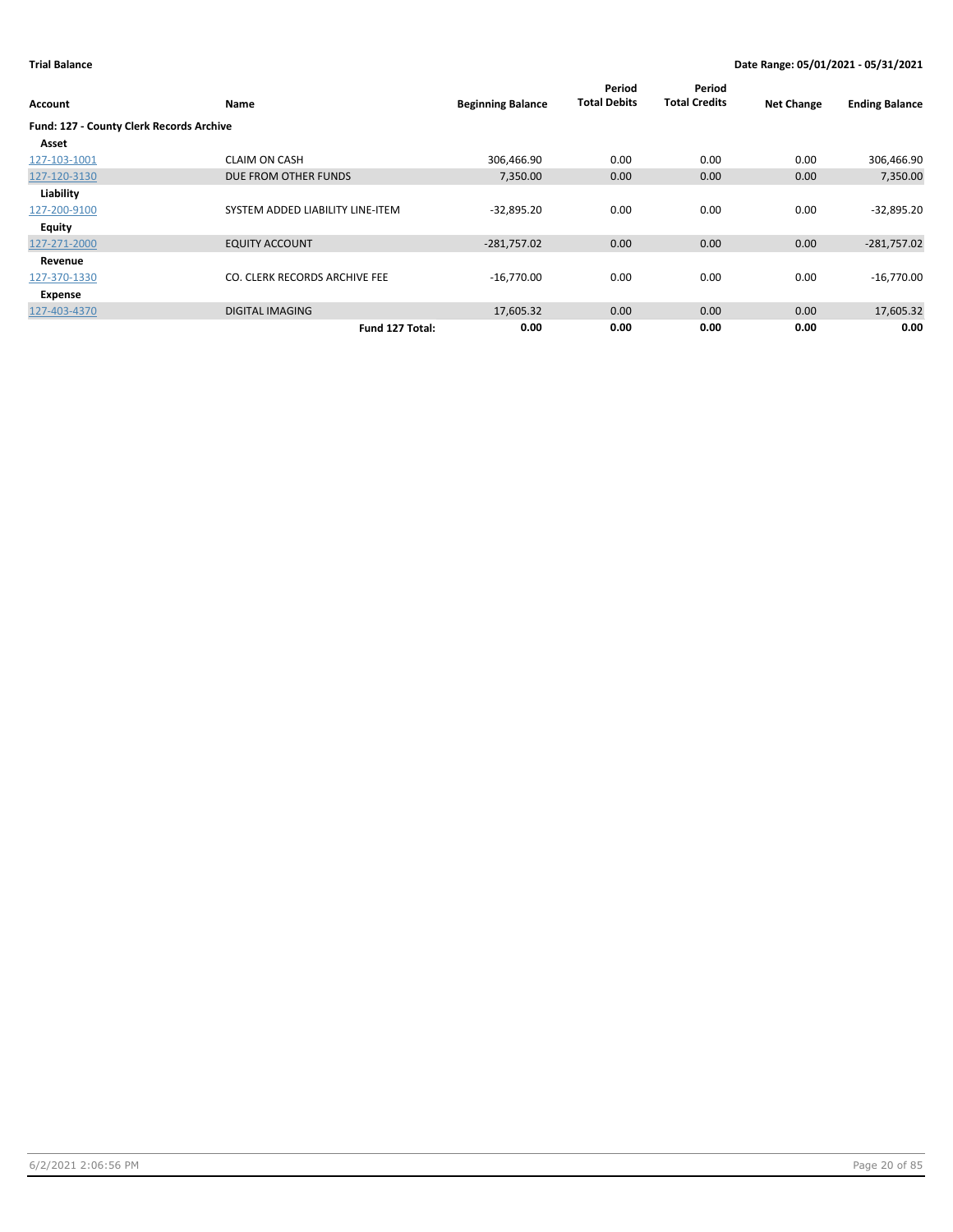**Trial Balance** | **Date Range: 05/01/2021 - 05/31/2021**

| Account | Name | Beginning Balance | Period Total Debits | Period Total Credits | Net Change | Ending Balance |
|---|---|---|---|---|---|---|
| **Fund: 127 - County Clerk Records Archive** | | | | | | |
| **Asset** | | | | | | |
| 127-103-1001 | CLAIM ON CASH | 306,466.90 | 0.00 | 0.00 | 0.00 | 306,466.90 |
| 127-120-3130 | DUE FROM OTHER FUNDS | 7,350.00 | 0.00 | 0.00 | 0.00 | 7,350.00 |
| **Liability** | | | | | | |
| 127-200-9100 | SYSTEM ADDED LIABILITY LINE-ITEM | -32,895.20 | 0.00 | 0.00 | 0.00 | -32,895.20 |
| **Equity** | | | | | | |
| 127-271-2000 | EQUITY ACCOUNT | -281,757.02 | 0.00 | 0.00 | 0.00 | -281,757.02 |
| **Revenue** | | | | | | |
| 127-370-1330 | CO. CLERK RECORDS ARCHIVE FEE | -16,770.00 | 0.00 | 0.00 | 0.00 | -16,770.00 |
| **Expense** | | | | | | |
| 127-403-4370 | DIGITAL IMAGING | 17,605.32 | 0.00 | 0.00 | 0.00 | 17,605.32 |
| | **Fund 127 Total:** | **0.00** | **0.00** | **0.00** | **0.00** | **0.00** |

6/2/2021 2:06:56 PM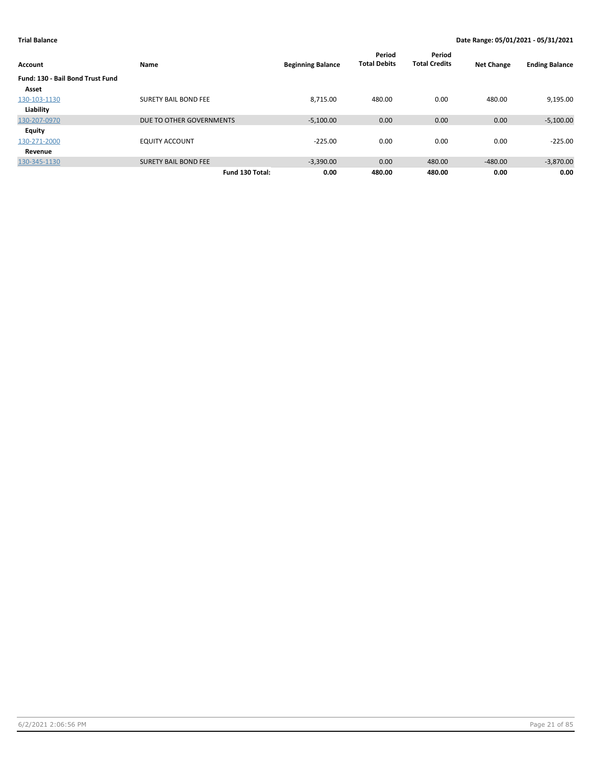**Trial Balance** | **Date Range: 05/01/2021 - 05/31/2021**

| Account | Name | Beginning Balance | Period Total Debits | Period Total Credits | Net Change | Ending Balance |
|---|---|---|---|---|---|---|
| **Fund: 130 - Bail Bond Trust Fund** | | | | | | |
| **Asset** | | | | | | |
| 130-103-1130 | SURETY BAIL BOND FEE | 8,715.00 | 480.00 | 0.00 | 480.00 | 9,195.00 |
| **Liability** | | | | | | |
| 130-207-0970 | DUE TO OTHER GOVERNMENTS | -5,100.00 | 0.00 | 0.00 | 0.00 | -5,100.00 |
| **Equity** | | | | | | |
| 130-271-2000 | EQUITY ACCOUNT | -225.00 | 0.00 | 0.00 | 0.00 | -225.00 |
| **Revenue** | | | | | | |
| 130-345-1130 | SURETY BAIL BOND FEE | -3,390.00 | 0.00 | 480.00 | -480.00 | -3,870.00 |
| | **Fund 130 Total:** | **0.00** | **480.00** | **480.00** | **0.00** | **0.00** |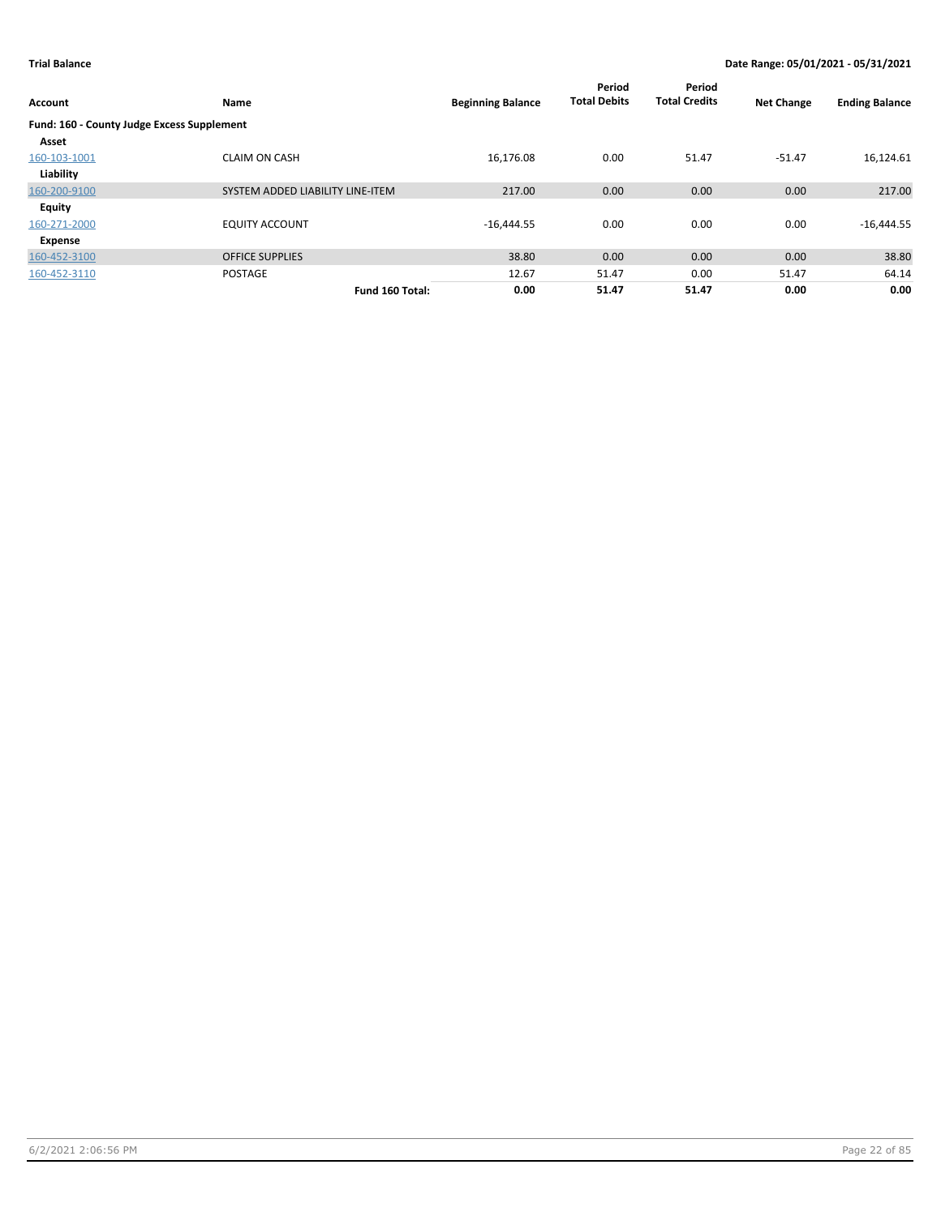**Trial Balance** — **Date Range: 05/01/2021 - 05/31/2021**

| Account | Name | Beginning Balance | Period Total Debits | Period Total Credits | Net Change | Ending Balance |
|---|---|---|---|---|---|---|
| **Fund: 160 - County Judge Excess Supplement** | | | | | | |
| **Asset** | | | | | | |
| 160-103-1001 | CLAIM ON CASH | 16,176.08 | 0.00 | 51.47 | -51.47 | 16,124.61 |
| **Liability** | | | | | | |
| 160-200-9100 | SYSTEM ADDED LIABILITY LINE-ITEM | 217.00 | 0.00 | 0.00 | 0.00 | 217.00 |
| **Equity** | | | | | | |
| 160-271-2000 | EQUITY ACCOUNT | -16,444.55 | 0.00 | 0.00 | 0.00 | -16,444.55 |
| **Expense** | | | | | | |
| 160-452-3100 | OFFICE SUPPLIES | 38.80 | 0.00 | 0.00 | 0.00 | 38.80 |
| 160-452-3110 | POSTAGE | 12.67 | 51.47 | 0.00 | 51.47 | 64.14 |
| | **Fund 160 Total:** | **0.00** | **51.47** | **51.47** | **0.00** | **0.00** |

6/2/2021 2:06:56 PM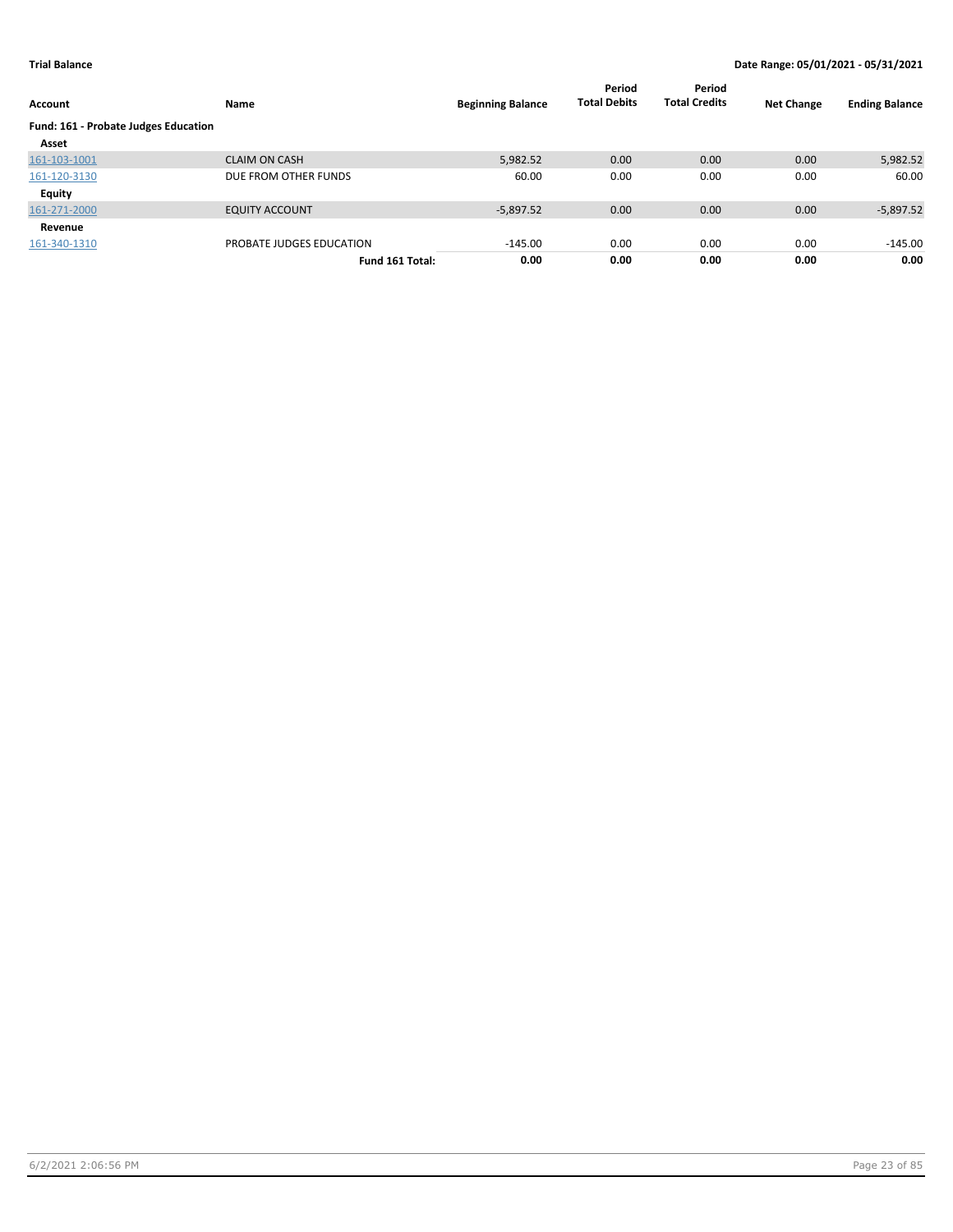**Trial Balance** **Date Range: 05/01/2021 - 05/31/2021**

| Account | Name | Beginning Balance | Period Total Debits | Period Total Credits | Net Change | Ending Balance |
|---|---|---|---|---|---|---|
| **Fund: 161 - Probate Judges Education** | | | | | | |
| **Asset** | | | | | | |
| 161-103-1001 | CLAIM ON CASH | 5,982.52 | 0.00 | 0.00 | 0.00 | 5,982.52 |
| 161-120-3130 | DUE FROM OTHER FUNDS | 60.00 | 0.00 | 0.00 | 0.00 | 60.00 |
| **Equity** | | | | | | |
| 161-271-2000 | EQUITY ACCOUNT | -5,897.52 | 0.00 | 0.00 | 0.00 | -5,897.52 |
| **Revenue** | | | | | | |
| 161-340-1310 | PROBATE JUDGES EDUCATION | -145.00 | 0.00 | 0.00 | 0.00 | -145.00 |
| | **Fund 161 Total:** | **0.00** | **0.00** | **0.00** | **0.00** | **0.00** |

6/2/2021 2:06:56 PM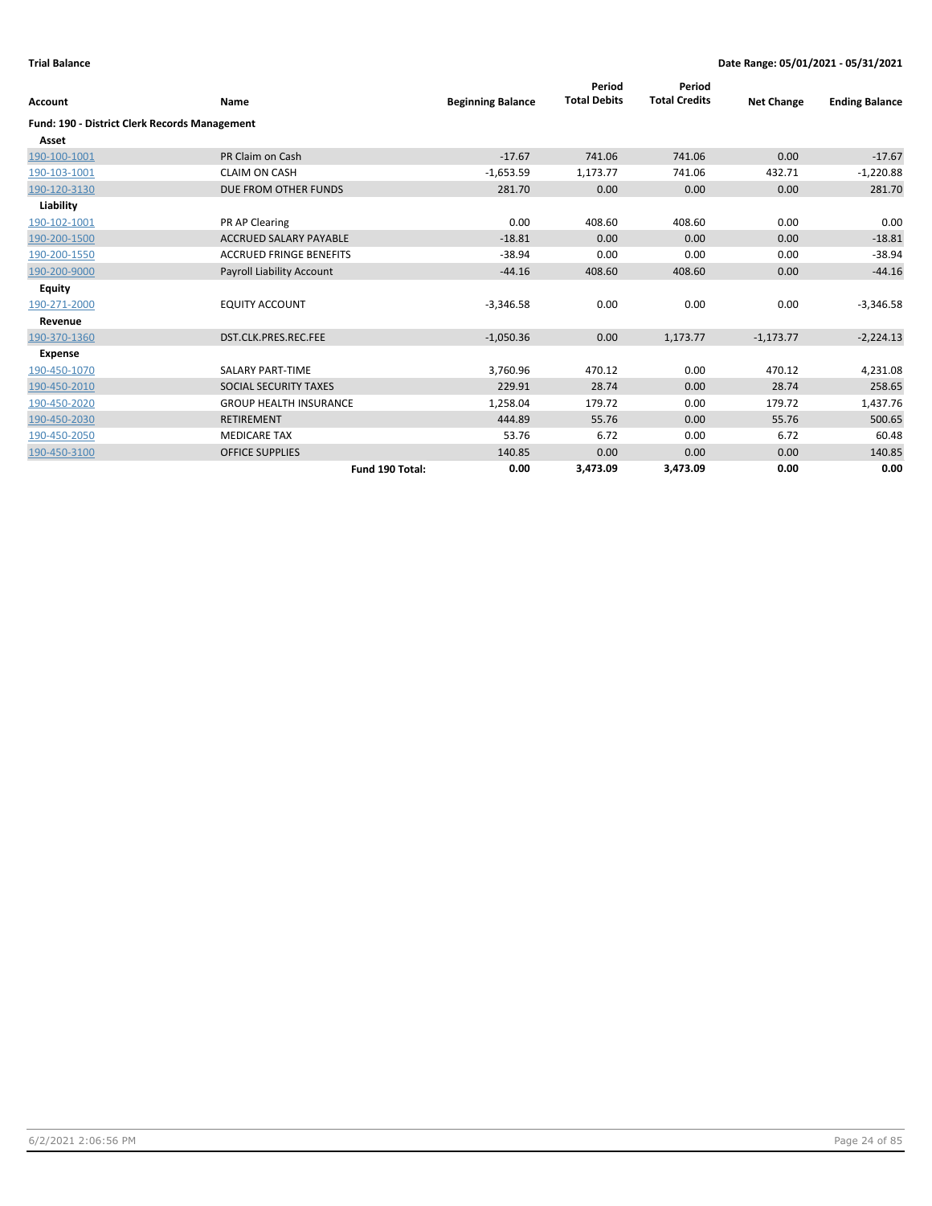**Trial Balance** **Date Range: 05/01/2021 - 05/31/2021**

| Account | Name | Beginning Balance | Period Total Debits | Period Total Credits | Net Change | Ending Balance |
|---|---|---|---|---|---|---|
| **Fund: 190 - District Clerk Records Management** | | | | | | |
| **Asset** | | | | | | |
| 190-100-1001 | PR Claim on Cash | -17.67 | 741.06 | 741.06 | 0.00 | -17.67 |
| 190-103-1001 | CLAIM ON CASH | -1,653.59 | 1,173.77 | 741.06 | 432.71 | -1,220.88 |
| 190-120-3130 | DUE FROM OTHER FUNDS | 281.70 | 0.00 | 0.00 | 0.00 | 281.70 |
| **Liability** | | | | | | |
| 190-102-1001 | PR AP Clearing | 0.00 | 408.60 | 408.60 | 0.00 | 0.00 |
| 190-200-1500 | ACCRUED SALARY PAYABLE | -18.81 | 0.00 | 0.00 | 0.00 | -18.81 |
| 190-200-1550 | ACCRUED FRINGE BENEFITS | -38.94 | 0.00 | 0.00 | 0.00 | -38.94 |
| 190-200-9000 | Payroll Liability Account | -44.16 | 408.60 | 408.60 | 0.00 | -44.16 |
| **Equity** | | | | | | |
| 190-271-2000 | EQUITY ACCOUNT | -3,346.58 | 0.00 | 0.00 | 0.00 | -3,346.58 |
| **Revenue** | | | | | | |
| 190-370-1360 | DST.CLK.PRES.REC.FEE | -1,050.36 | 0.00 | 1,173.77 | -1,173.77 | -2,224.13 |
| **Expense** | | | | | | |
| 190-450-1070 | SALARY PART-TIME | 3,760.96 | 470.12 | 0.00 | 470.12 | 4,231.08 |
| 190-450-2010 | SOCIAL SECURITY TAXES | 229.91 | 28.74 | 0.00 | 28.74 | 258.65 |
| 190-450-2020 | GROUP HEALTH INSURANCE | 1,258.04 | 179.72 | 0.00 | 179.72 | 1,437.76 |
| 190-450-2030 | RETIREMENT | 444.89 | 55.76 | 0.00 | 55.76 | 500.65 |
| 190-450-2050 | MEDICARE TAX | 53.76 | 6.72 | 0.00 | 6.72 | 60.48 |
| 190-450-3100 | OFFICE SUPPLIES | 140.85 | 0.00 | 0.00 | 0.00 | 140.85 |
| | **Fund 190 Total:** | **0.00** | **3,473.09** | **3,473.09** | **0.00** | **0.00** |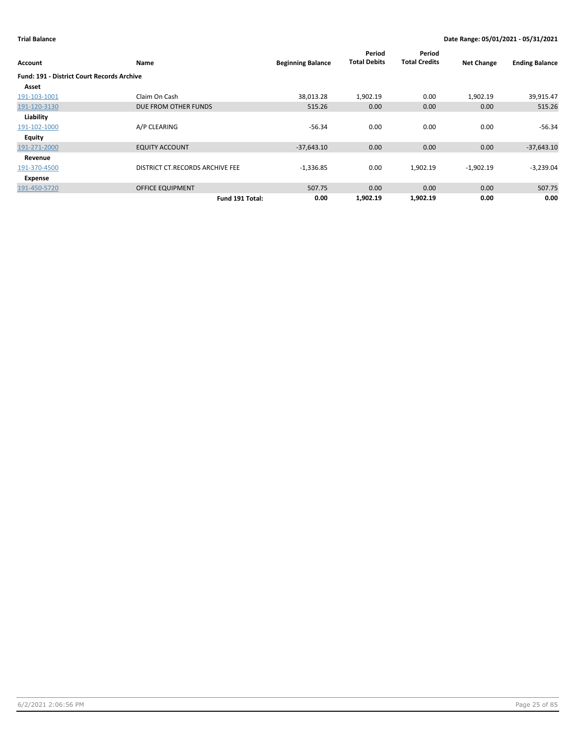**Trial Balance** **Date Range: 05/01/2021 - 05/31/2021**

| Account | Name | Beginning Balance | Period Total Debits | Period Total Credits | Net Change | Ending Balance |
|---|---|---|---|---|---|---|
| **Fund: 191 - District Court Records Archive** | | | | | | |
| **Asset** | | | | | | |
| 191-103-1001 | Claim On Cash | 38,013.28 | 1,902.19 | 0.00 | 1,902.19 | 39,915.47 |
| 191-120-3130 | DUE FROM OTHER FUNDS | 515.26 | 0.00 | 0.00 | 0.00 | 515.26 |
| **Liability** | | | | | | |
| 191-102-1000 | A/P CLEARING | -56.34 | 0.00 | 0.00 | 0.00 | -56.34 |
| **Equity** | | | | | | |
| 191-271-2000 | EQUITY ACCOUNT | -37,643.10 | 0.00 | 0.00 | 0.00 | -37,643.10 |
| **Revenue** | | | | | | |
| 191-370-4500 | DISTRICT CT.RECORDS ARCHIVE FEE | -1,336.85 | 0.00 | 1,902.19 | -1,902.19 | -3,239.04 |
| **Expense** | | | | | | |
| 191-450-5720 | OFFICE EQUIPMENT | 507.75 | 0.00 | 0.00 | 0.00 | 507.75 |
| | **Fund 191 Total:** | **0.00** | **1,902.19** | **1,902.19** | **0.00** | **0.00** |

6/2/2021 2:06:56 PM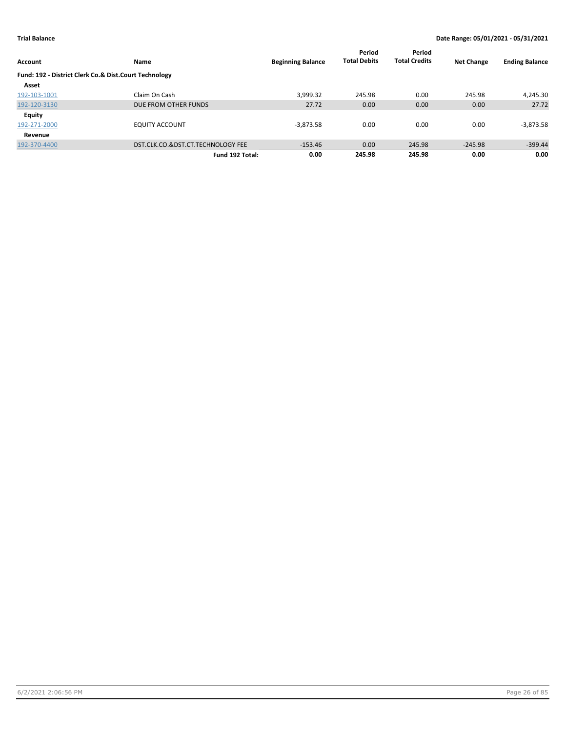**Trial Balance** **Date Range: 05/01/2021 - 05/31/2021**

| Account | Name | Beginning Balance | Period Total Debits | Period Total Credits | Net Change | Ending Balance |
|---|---|---|---|---|---|---|
| **Fund: 192 - District Clerk Co.& Dist.Court Technology** | | | | | | |
| **Asset** | | | | | | |
| 192-103-1001 | Claim On Cash | 3,999.32 | 245.98 | 0.00 | 245.98 | 4,245.30 |
| 192-120-3130 | DUE FROM OTHER FUNDS | 27.72 | 0.00 | 0.00 | 0.00 | 27.72 |
| **Equity** | | | | | | |
| 192-271-2000 | EQUITY ACCOUNT | -3,873.58 | 0.00 | 0.00 | 0.00 | -3,873.58 |
| **Revenue** | | | | | | |
| 192-370-4400 | DST.CLK.CO.&DST.CT.TECHNOLOGY FEE | -153.46 | 0.00 | 245.98 | -245.98 | -399.44 |
| | **Fund 192 Total:** | **0.00** | **245.98** | **245.98** | **0.00** | **0.00** |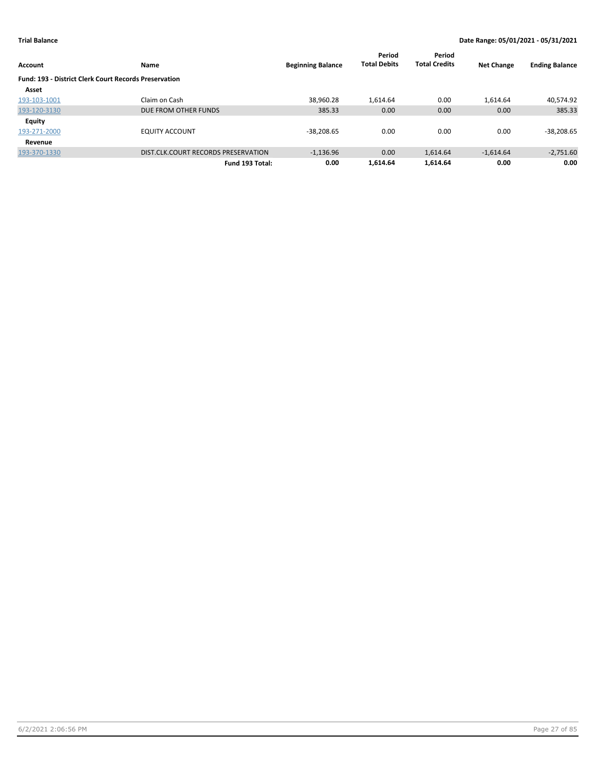**Trial Balance** **Date Range: 05/01/2021 - 05/31/2021**

| Account | Name | Beginning Balance | Period Total Debits | Period Total Credits | Net Change | Ending Balance |
|---|---|---|---|---|---|---|
| **Fund: 193 - District Clerk Court Records Preservation** | | | | | | |
| **Asset** | | | | | | |
| 193-103-1001 | Claim on Cash | 38,960.28 | 1,614.64 | 0.00 | 1,614.64 | 40,574.92 |
| 193-120-3130 | DUE FROM OTHER FUNDS | 385.33 | 0.00 | 0.00 | 0.00 | 385.33 |
| **Equity** | | | | | | |
| 193-271-2000 | EQUITY ACCOUNT | -38,208.65 | 0.00 | 0.00 | 0.00 | -38,208.65 |
| **Revenue** | | | | | | |
| 193-370-1330 | DIST.CLK.COURT RECORDS PRESERVATION | -1,136.96 | 0.00 | 1,614.64 | -1,614.64 | -2,751.60 |
| | **Fund 193 Total:** | **0.00** | **1,614.64** | **1,614.64** | **0.00** | **0.00** |

6/2/2021 2:06:56 PM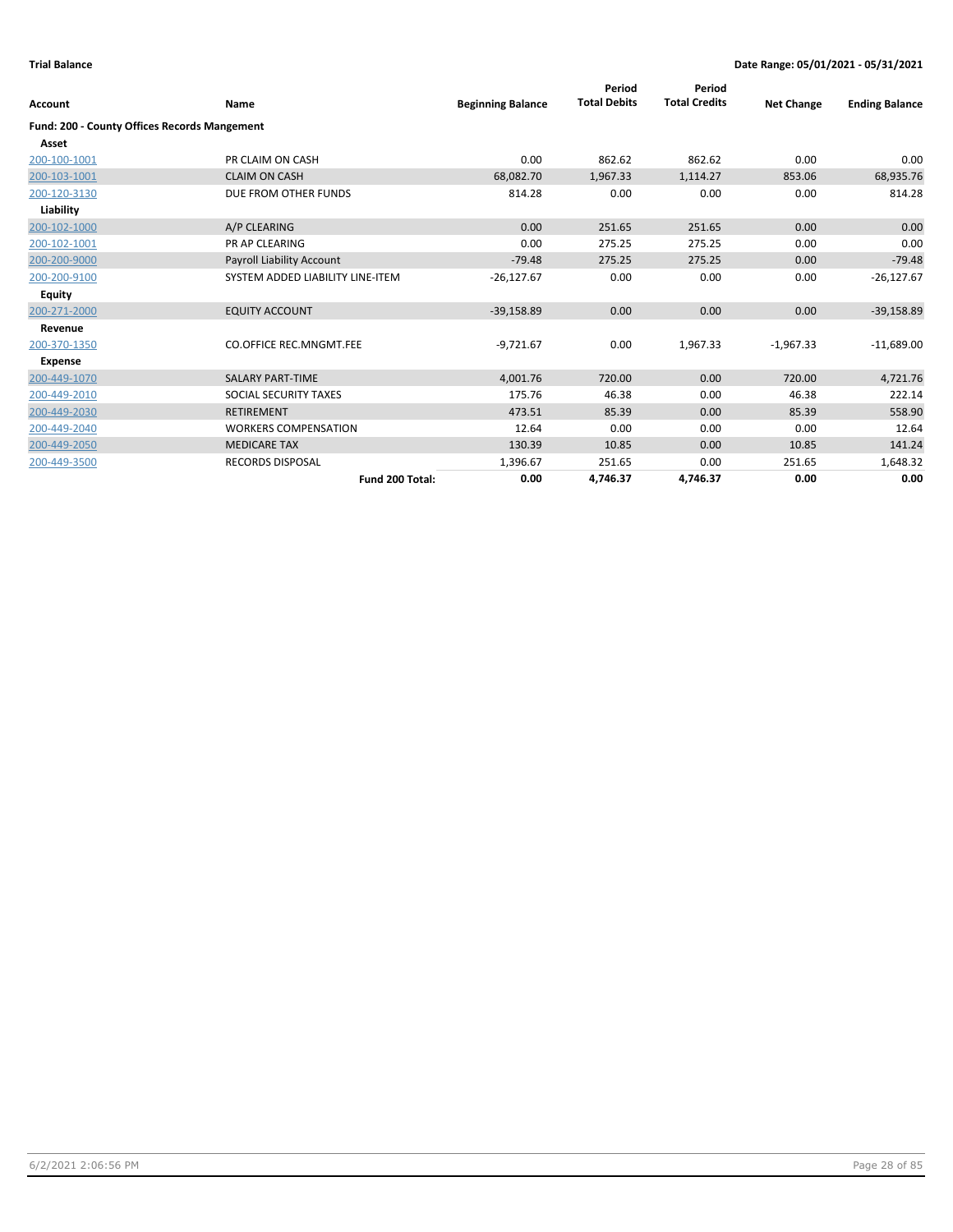**Trial Balance** | **Date Range: 05/01/2021 - 05/31/2021**

| Account | Name | Beginning Balance | Period Total Debits | Period Total Credits | Net Change | Ending Balance |
|---|---|---|---|---|---|---|
| **Fund: 200 - County Offices Records Mangement** | | | | | | |
| **Asset** | | | | | | |
| 200-100-1001 | PR CLAIM ON CASH | 0.00 | 862.62 | 862.62 | 0.00 | 0.00 |
| 200-103-1001 | CLAIM ON CASH | 68,082.70 | 1,967.33 | 1,114.27 | 853.06 | 68,935.76 |
| 200-120-3130 | DUE FROM OTHER FUNDS | 814.28 | 0.00 | 0.00 | 0.00 | 814.28 |
| **Liability** | | | | | | |
| 200-102-1000 | A/P CLEARING | 0.00 | 251.65 | 251.65 | 0.00 | 0.00 |
| 200-102-1001 | PR AP CLEARING | 0.00 | 275.25 | 275.25 | 0.00 | 0.00 |
| 200-200-9000 | Payroll Liability Account | -79.48 | 275.25 | 275.25 | 0.00 | -79.48 |
| 200-200-9100 | SYSTEM ADDED LIABILITY LINE-ITEM | -26,127.67 | 0.00 | 0.00 | 0.00 | -26,127.67 |
| **Equity** | | | | | | |
| 200-271-2000 | EQUITY ACCOUNT | -39,158.89 | 0.00 | 0.00 | 0.00 | -39,158.89 |
| **Revenue** | | | | | | |
| 200-370-1350 | CO.OFFICE REC.MNGMT.FEE | -9,721.67 | 0.00 | 1,967.33 | -1,967.33 | -11,689.00 |
| **Expense** | | | | | | |
| 200-449-1070 | SALARY PART-TIME | 4,001.76 | 720.00 | 0.00 | 720.00 | 4,721.76 |
| 200-449-2010 | SOCIAL SECURITY TAXES | 175.76 | 46.38 | 0.00 | 46.38 | 222.14 |
| 200-449-2030 | RETIREMENT | 473.51 | 85.39 | 0.00 | 85.39 | 558.90 |
| 200-449-2040 | WORKERS COMPENSATION | 12.64 | 0.00 | 0.00 | 0.00 | 12.64 |
| 200-449-2050 | MEDICARE TAX | 130.39 | 10.85 | 0.00 | 10.85 | 141.24 |
| 200-449-3500 | RECORDS DISPOSAL | 1,396.67 | 251.65 | 0.00 | 251.65 | 1,648.32 |
| | **Fund 200 Total:** | **0.00** | **4,746.37** | **4,746.37** | **0.00** | **0.00** |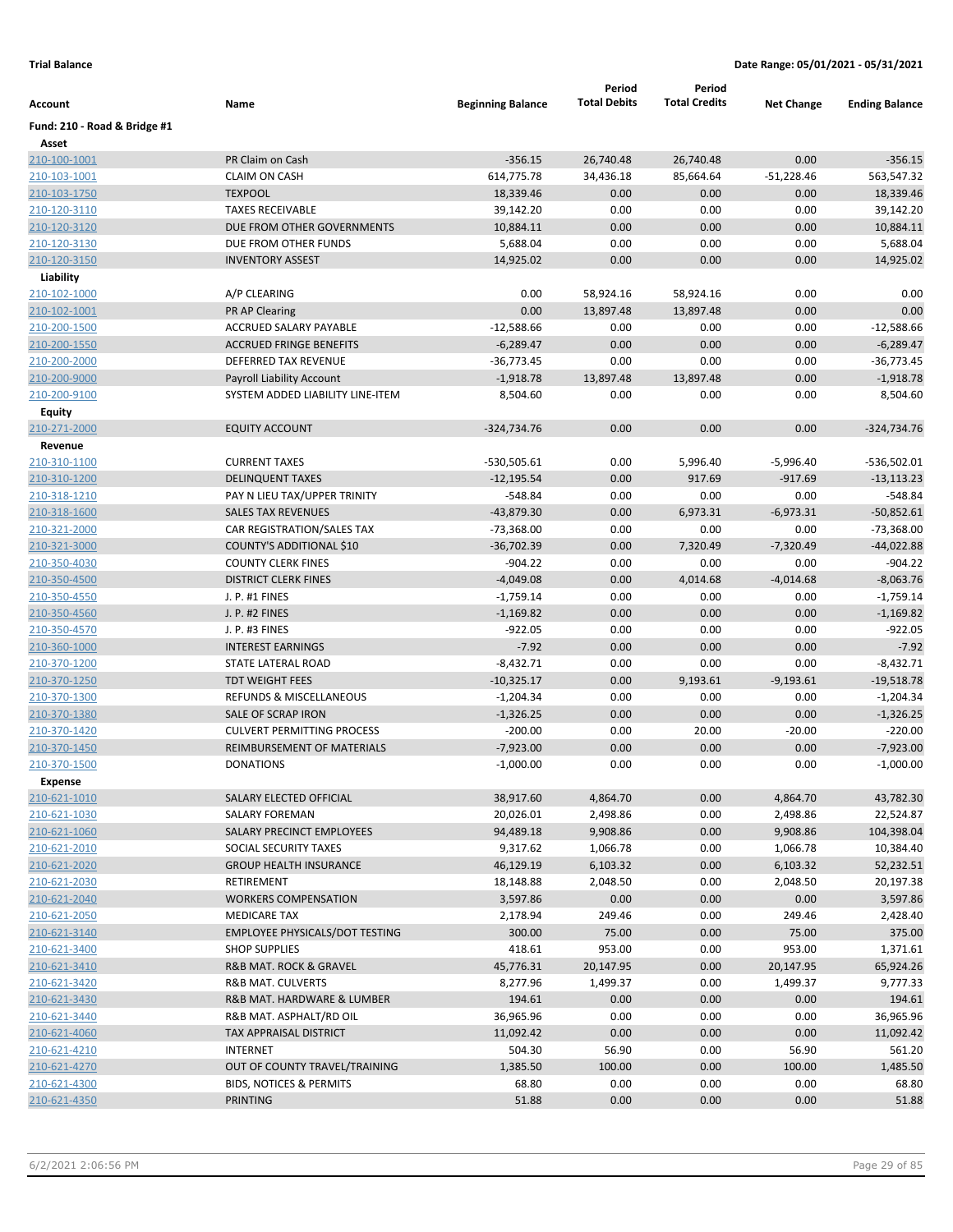**Trial Balance** | **Date Range: 05/01/2021 - 05/31/2021**

| Account | Name | Beginning Balance | Period Total Debits | Period Total Credits | Net Change | Ending Balance |
|---|---|---|---|---|---|---|
| **Fund: 210 - Road & Bridge #1** | | | | | | |
| **Asset** | | | | | | |
| 210-100-1001 | PR Claim on Cash | -356.15 | 26,740.48 | 26,740.48 | 0.00 | -356.15 |
| 210-103-1001 | CLAIM ON CASH | 614,775.78 | 34,436.18 | 85,664.64 | -51,228.46 | 563,547.32 |
| 210-103-1750 | TEXPOOL | 18,339.46 | 0.00 | 0.00 | 0.00 | 18,339.46 |
| 210-120-3110 | TAXES RECEIVABLE | 39,142.20 | 0.00 | 0.00 | 0.00 | 39,142.20 |
| 210-120-3120 | DUE FROM OTHER GOVERNMENTS | 10,884.11 | 0.00 | 0.00 | 0.00 | 10,884.11 |
| 210-120-3130 | DUE FROM OTHER FUNDS | 5,688.04 | 0.00 | 0.00 | 0.00 | 5,688.04 |
| 210-120-3150 | INVENTORY ASSEST | 14,925.02 | 0.00 | 0.00 | 0.00 | 14,925.02 |
| **Liability** | | | | | | |
| 210-102-1000 | A/P CLEARING | 0.00 | 58,924.16 | 58,924.16 | 0.00 | 0.00 |
| 210-102-1001 | PR AP Clearing | 0.00 | 13,897.48 | 13,897.48 | 0.00 | 0.00 |
| 210-200-1500 | ACCRUED SALARY PAYABLE | -12,588.66 | 0.00 | 0.00 | 0.00 | -12,588.66 |
| 210-200-1550 | ACCRUED FRINGE BENEFITS | -6,289.47 | 0.00 | 0.00 | 0.00 | -6,289.47 |
| 210-200-2000 | DEFERRED TAX REVENUE | -36,773.45 | 0.00 | 0.00 | 0.00 | -36,773.45 |
| 210-200-9000 | Payroll Liability Account | -1,918.78 | 13,897.48 | 13,897.48 | 0.00 | -1,918.78 |
| 210-200-9100 | SYSTEM ADDED LIABILITY LINE-ITEM | 8,504.60 | 0.00 | 0.00 | 0.00 | 8,504.60 |
| **Equity** | | | | | | |
| 210-271-2000 | EQUITY ACCOUNT | -324,734.76 | 0.00 | 0.00 | 0.00 | -324,734.76 |
| **Revenue** | | | | | | |
| 210-310-1100 | CURRENT TAXES | -530,505.61 | 0.00 | 5,996.40 | -5,996.40 | -536,502.01 |
| 210-310-1200 | DELINQUENT TAXES | -12,195.54 | 0.00 | 917.69 | -917.69 | -13,113.23 |
| 210-318-1210 | PAY N LIEU TAX/UPPER TRINITY | -548.84 | 0.00 | 0.00 | 0.00 | -548.84 |
| 210-318-1600 | SALES TAX REVENUES | -43,879.30 | 0.00 | 6,973.31 | -6,973.31 | -50,852.61 |
| 210-321-2000 | CAR REGISTRATION/SALES TAX | -73,368.00 | 0.00 | 0.00 | 0.00 | -73,368.00 |
| 210-321-3000 | COUNTY'S ADDITIONAL $10 | -36,702.39 | 0.00 | 7,320.49 | -7,320.49 | -44,022.88 |
| 210-350-4030 | COUNTY CLERK FINES | -904.22 | 0.00 | 0.00 | 0.00 | -904.22 |
| 210-350-4500 | DISTRICT CLERK FINES | -4,049.08 | 0.00 | 4,014.68 | -4,014.68 | -8,063.76 |
| 210-350-4550 | J. P. #1 FINES | -1,759.14 | 0.00 | 0.00 | 0.00 | -1,759.14 |
| 210-350-4560 | J. P. #2 FINES | -1,169.82 | 0.00 | 0.00 | 0.00 | -1,169.82 |
| 210-350-4570 | J. P. #3 FINES | -922.05 | 0.00 | 0.00 | 0.00 | -922.05 |
| 210-360-1000 | INTEREST EARNINGS | -7.92 | 0.00 | 0.00 | 0.00 | -7.92 |
| 210-370-1200 | STATE LATERAL ROAD | -8,432.71 | 0.00 | 0.00 | 0.00 | -8,432.71 |
| 210-370-1250 | TDT WEIGHT FEES | -10,325.17 | 0.00 | 9,193.61 | -9,193.61 | -19,518.78 |
| 210-370-1300 | REFUNDS & MISCELLANEOUS | -1,204.34 | 0.00 | 0.00 | 0.00 | -1,204.34 |
| 210-370-1380 | SALE OF SCRAP IRON | -1,326.25 | 0.00 | 0.00 | 0.00 | -1,326.25 |
| 210-370-1420 | CULVERT PERMITTING PROCESS | -200.00 | 0.00 | 20.00 | -20.00 | -220.00 |
| 210-370-1450 | REIMBURSEMENT OF MATERIALS | -7,923.00 | 0.00 | 0.00 | 0.00 | -7,923.00 |
| 210-370-1500 | DONATIONS | -1,000.00 | 0.00 | 0.00 | 0.00 | -1,000.00 |
| **Expense** | | | | | | |
| 210-621-1010 | SALARY ELECTED OFFICIAL | 38,917.60 | 4,864.70 | 0.00 | 4,864.70 | 43,782.30 |
| 210-621-1030 | SALARY FOREMAN | 20,026.01 | 2,498.86 | 0.00 | 2,498.86 | 22,524.87 |
| 210-621-1060 | SALARY PRECINCT EMPLOYEES | 94,489.18 | 9,908.86 | 0.00 | 9,908.86 | 104,398.04 |
| 210-621-2010 | SOCIAL SECURITY TAXES | 9,317.62 | 1,066.78 | 0.00 | 1,066.78 | 10,384.40 |
| 210-621-2020 | GROUP HEALTH INSURANCE | 46,129.19 | 6,103.32 | 0.00 | 6,103.32 | 52,232.51 |
| 210-621-2030 | RETIREMENT | 18,148.88 | 2,048.50 | 0.00 | 2,048.50 | 20,197.38 |
| 210-621-2040 | WORKERS COMPENSATION | 3,597.86 | 0.00 | 0.00 | 0.00 | 3,597.86 |
| 210-621-2050 | MEDICARE TAX | 2,178.94 | 249.46 | 0.00 | 249.46 | 2,428.40 |
| 210-621-3140 | EMPLOYEE PHYSICALS/DOT TESTING | 300.00 | 75.00 | 0.00 | 75.00 | 375.00 |
| 210-621-3400 | SHOP SUPPLIES | 418.61 | 953.00 | 0.00 | 953.00 | 1,371.61 |
| 210-621-3410 | R&B MAT. ROCK & GRAVEL | 45,776.31 | 20,147.95 | 0.00 | 20,147.95 | 65,924.26 |
| 210-621-3420 | R&B MAT. CULVERTS | 8,277.96 | 1,499.37 | 0.00 | 1,499.37 | 9,777.33 |
| 210-621-3430 | R&B MAT. HARDWARE & LUMBER | 194.61 | 0.00 | 0.00 | 0.00 | 194.61 |
| 210-621-3440 | R&B MAT. ASPHALT/RD OIL | 36,965.96 | 0.00 | 0.00 | 0.00 | 36,965.96 |
| 210-621-4060 | TAX APPRAISAL DISTRICT | 11,092.42 | 0.00 | 0.00 | 0.00 | 11,092.42 |
| 210-621-4210 | INTERNET | 504.30 | 56.90 | 0.00 | 56.90 | 561.20 |
| 210-621-4270 | OUT OF COUNTY TRAVEL/TRAINING | 1,385.50 | 100.00 | 0.00 | 100.00 | 1,485.50 |
| 210-621-4300 | BIDS, NOTICES & PERMITS | 68.80 | 0.00 | 0.00 | 0.00 | 68.80 |
| 210-621-4350 | PRINTING | 51.88 | 0.00 | 0.00 | 0.00 | 51.88 |

6/2/2021 2:06:56 PM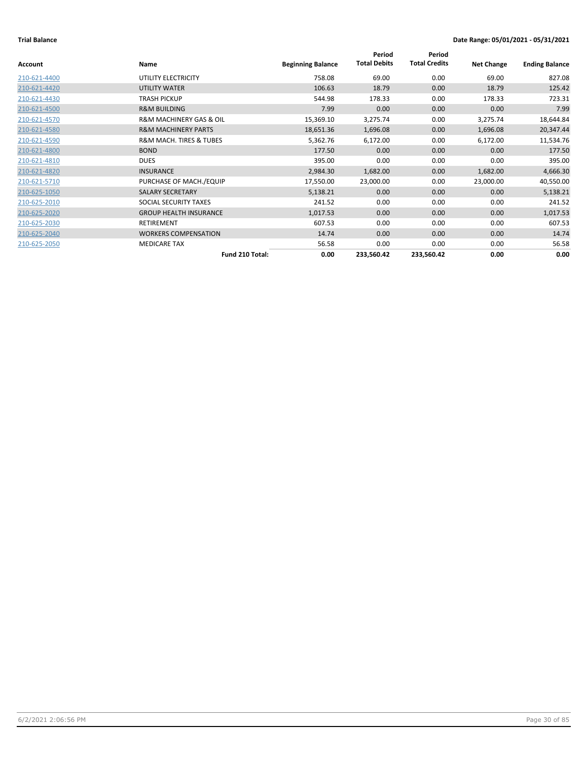**Trial Balance** **Date Range: 05/01/2021 - 05/31/2021**

| Account | Name | Beginning Balance | Period Total Debits | Period Total Credits | Net Change | Ending Balance |
|---|---|---|---|---|---|---|
| 210-621-4400 | UTILITY ELECTRICITY | 758.08 | 69.00 | 0.00 | 69.00 | 827.08 |
| 210-621-4420 | UTILITY WATER | 106.63 | 18.79 | 0.00 | 18.79 | 125.42 |
| 210-621-4430 | TRASH PICKUP | 544.98 | 178.33 | 0.00 | 178.33 | 723.31 |
| 210-621-4500 | R&M BUILDING | 7.99 | 0.00 | 0.00 | 0.00 | 7.99 |
| 210-621-4570 | R&M MACHINERY GAS & OIL | 15,369.10 | 3,275.74 | 0.00 | 3,275.74 | 18,644.84 |
| 210-621-4580 | R&M MACHINERY PARTS | 18,651.36 | 1,696.08 | 0.00 | 1,696.08 | 20,347.44 |
| 210-621-4590 | R&M MACH. TIRES & TUBES | 5,362.76 | 6,172.00 | 0.00 | 6,172.00 | 11,534.76 |
| 210-621-4800 | BOND | 177.50 | 0.00 | 0.00 | 0.00 | 177.50 |
| 210-621-4810 | DUES | 395.00 | 0.00 | 0.00 | 0.00 | 395.00 |
| 210-621-4820 | INSURANCE | 2,984.30 | 1,682.00 | 0.00 | 1,682.00 | 4,666.30 |
| 210-621-5710 | PURCHASE OF MACH./EQUIP | 17,550.00 | 23,000.00 | 0.00 | 23,000.00 | 40,550.00 |
| 210-625-1050 | SALARY SECRETARY | 5,138.21 | 0.00 | 0.00 | 0.00 | 5,138.21 |
| 210-625-2010 | SOCIAL SECURITY TAXES | 241.52 | 0.00 | 0.00 | 0.00 | 241.52 |
| 210-625-2020 | GROUP HEALTH INSURANCE | 1,017.53 | 0.00 | 0.00 | 0.00 | 1,017.53 |
| 210-625-2030 | RETIREMENT | 607.53 | 0.00 | 0.00 | 0.00 | 607.53 |
| 210-625-2040 | WORKERS COMPENSATION | 14.74 | 0.00 | 0.00 | 0.00 | 14.74 |
| 210-625-2050 | MEDICARE TAX | 56.58 | 0.00 | 0.00 | 0.00 | 56.58 |
| | **Fund 210 Total:** | **0.00** | **233,560.42** | **233,560.42** | **0.00** | **0.00** |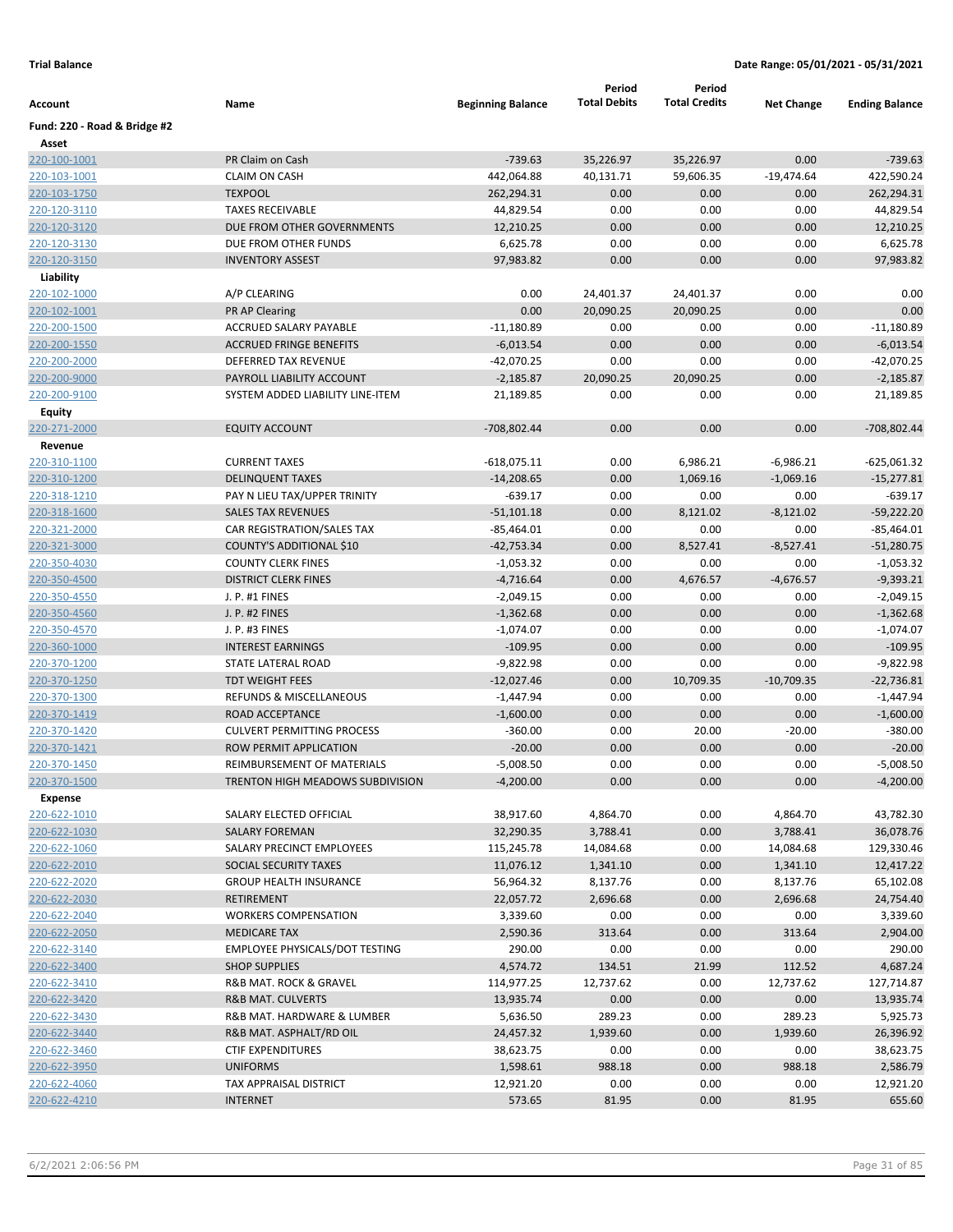**Trial Balance** **Date Range: 05/01/2021 - 05/31/2021**

| Account | Name | Beginning Balance | Period Total Debits | Period Total Credits | Net Change | Ending Balance |
|---|---|---|---|---|---|---|
| **Fund: 220 - Road & Bridge #2** | | | | | | |
| **Asset** | | | | | | |
| 220-100-1001 | PR Claim on Cash | -739.63 | 35,226.97 | 35,226.97 | 0.00 | -739.63 |
| 220-103-1001 | CLAIM ON CASH | 442,064.88 | 40,131.71 | 59,606.35 | -19,474.64 | 422,590.24 |
| 220-103-1750 | TEXPOOL | 262,294.31 | 0.00 | 0.00 | 0.00 | 262,294.31 |
| 220-120-3110 | TAXES RECEIVABLE | 44,829.54 | 0.00 | 0.00 | 0.00 | 44,829.54 |
| 220-120-3120 | DUE FROM OTHER GOVERNMENTS | 12,210.25 | 0.00 | 0.00 | 0.00 | 12,210.25 |
| 220-120-3130 | DUE FROM OTHER FUNDS | 6,625.78 | 0.00 | 0.00 | 0.00 | 6,625.78 |
| 220-120-3150 | INVENTORY ASSEST | 97,983.82 | 0.00 | 0.00 | 0.00 | 97,983.82 |
| **Liability** | | | | | | |
| 220-102-1000 | A/P CLEARING | 0.00 | 24,401.37 | 24,401.37 | 0.00 | 0.00 |
| 220-102-1001 | PR AP Clearing | 0.00 | 20,090.25 | 20,090.25 | 0.00 | 0.00 |
| 220-200-1500 | ACCRUED SALARY PAYABLE | -11,180.89 | 0.00 | 0.00 | 0.00 | -11,180.89 |
| 220-200-1550 | ACCRUED FRINGE BENEFITS | -6,013.54 | 0.00 | 0.00 | 0.00 | -6,013.54 |
| 220-200-2000 | DEFERRED TAX REVENUE | -42,070.25 | 0.00 | 0.00 | 0.00 | -42,070.25 |
| 220-200-9000 | PAYROLL LIABILITY ACCOUNT | -2,185.87 | 20,090.25 | 20,090.25 | 0.00 | -2,185.87 |
| 220-200-9100 | SYSTEM ADDED LIABILITY LINE-ITEM | 21,189.85 | 0.00 | 0.00 | 0.00 | 21,189.85 |
| **Equity** | | | | | | |
| 220-271-2000 | EQUITY ACCOUNT | -708,802.44 | 0.00 | 0.00 | 0.00 | -708,802.44 |
| **Revenue** | | | | | | |
| 220-310-1100 | CURRENT TAXES | -618,075.11 | 0.00 | 6,986.21 | -6,986.21 | -625,061.32 |
| 220-310-1200 | DELINQUENT TAXES | -14,208.65 | 0.00 | 1,069.16 | -1,069.16 | -15,277.81 |
| 220-318-1210 | PAY N LIEU TAX/UPPER TRINITY | -639.17 | 0.00 | 0.00 | 0.00 | -639.17 |
| 220-318-1600 | SALES TAX REVENUES | -51,101.18 | 0.00 | 8,121.02 | -8,121.02 | -59,222.20 |
| 220-321-2000 | CAR REGISTRATION/SALES TAX | -85,464.01 | 0.00 | 0.00 | 0.00 | -85,464.01 |
| 220-321-3000 | COUNTY'S ADDITIONAL $10 | -42,753.34 | 0.00 | 8,527.41 | -8,527.41 | -51,280.75 |
| 220-350-4030 | COUNTY CLERK FINES | -1,053.32 | 0.00 | 0.00 | 0.00 | -1,053.32 |
| 220-350-4500 | DISTRICT CLERK FINES | -4,716.64 | 0.00 | 4,676.57 | -4,676.57 | -9,393.21 |
| 220-350-4550 | J. P. #1 FINES | -2,049.15 | 0.00 | 0.00 | 0.00 | -2,049.15 |
| 220-350-4560 | J. P. #2 FINES | -1,362.68 | 0.00 | 0.00 | 0.00 | -1,362.68 |
| 220-350-4570 | J. P. #3 FINES | -1,074.07 | 0.00 | 0.00 | 0.00 | -1,074.07 |
| 220-360-1000 | INTEREST EARNINGS | -109.95 | 0.00 | 0.00 | 0.00 | -109.95 |
| 220-370-1200 | STATE LATERAL ROAD | -9,822.98 | 0.00 | 0.00 | 0.00 | -9,822.98 |
| 220-370-1250 | TDT WEIGHT FEES | -12,027.46 | 0.00 | 10,709.35 | -10,709.35 | -22,736.81 |
| 220-370-1300 | REFUNDS & MISCELLANEOUS | -1,447.94 | 0.00 | 0.00 | 0.00 | -1,447.94 |
| 220-370-1419 | ROAD ACCEPTANCE | -1,600.00 | 0.00 | 0.00 | 0.00 | -1,600.00 |
| 220-370-1420 | CULVERT PERMITTING PROCESS | -360.00 | 0.00 | 20.00 | -20.00 | -380.00 |
| 220-370-1421 | ROW PERMIT APPLICATION | -20.00 | 0.00 | 0.00 | 0.00 | -20.00 |
| 220-370-1450 | REIMBURSEMENT OF MATERIALS | -5,008.50 | 0.00 | 0.00 | 0.00 | -5,008.50 |
| 220-370-1500 | TRENTON HIGH MEADOWS SUBDIVISION | -4,200.00 | 0.00 | 0.00 | 0.00 | -4,200.00 |
| **Expense** | | | | | | |
| 220-622-1010 | SALARY ELECTED OFFICIAL | 38,917.60 | 4,864.70 | 0.00 | 4,864.70 | 43,782.30 |
| 220-622-1030 | SALARY FOREMAN | 32,290.35 | 3,788.41 | 0.00 | 3,788.41 | 36,078.76 |
| 220-622-1060 | SALARY PRECINCT EMPLOYEES | 115,245.78 | 14,084.68 | 0.00 | 14,084.68 | 129,330.46 |
| 220-622-2010 | SOCIAL SECURITY TAXES | 11,076.12 | 1,341.10 | 0.00 | 1,341.10 | 12,417.22 |
| 220-622-2020 | GROUP HEALTH INSURANCE | 56,964.32 | 8,137.76 | 0.00 | 8,137.76 | 65,102.08 |
| 220-622-2030 | RETIREMENT | 22,057.72 | 2,696.68 | 0.00 | 2,696.68 | 24,754.40 |
| 220-622-2040 | WORKERS COMPENSATION | 3,339.60 | 0.00 | 0.00 | 0.00 | 3,339.60 |
| 220-622-2050 | MEDICARE TAX | 2,590.36 | 313.64 | 0.00 | 313.64 | 2,904.00 |
| 220-622-3140 | EMPLOYEE PHYSICALS/DOT TESTING | 290.00 | 0.00 | 0.00 | 0.00 | 290.00 |
| 220-622-3400 | SHOP SUPPLIES | 4,574.72 | 134.51 | 21.99 | 112.52 | 4,687.24 |
| 220-622-3410 | R&B MAT. ROCK & GRAVEL | 114,977.25 | 12,737.62 | 0.00 | 12,737.62 | 127,714.87 |
| 220-622-3420 | R&B MAT. CULVERTS | 13,935.74 | 0.00 | 0.00 | 0.00 | 13,935.74 |
| 220-622-3430 | R&B MAT. HARDWARE & LUMBER | 5,636.50 | 289.23 | 0.00 | 289.23 | 5,925.73 |
| 220-622-3440 | R&B MAT. ASPHALT/RD OIL | 24,457.32 | 1,939.60 | 0.00 | 1,939.60 | 26,396.92 |
| 220-622-3460 | CTIF EXPENDITURES | 38,623.75 | 0.00 | 0.00 | 0.00 | 38,623.75 |
| 220-622-3950 | UNIFORMS | 1,598.61 | 988.18 | 0.00 | 988.18 | 2,586.79 |
| 220-622-4060 | TAX APPRAISAL DISTRICT | 12,921.20 | 0.00 | 0.00 | 0.00 | 12,921.20 |
| 220-622-4210 | INTERNET | 573.65 | 81.95 | 0.00 | 81.95 | 655.60 |

6/2/2021 2:06:56 PM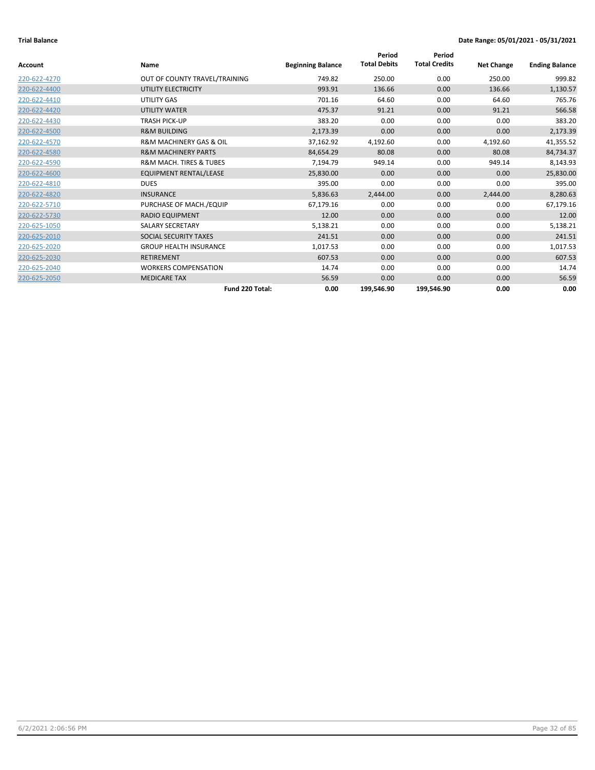**Trial Balance**

**Date Range: 05/01/2021 - 05/31/2021**

| Account | Name | Beginning Balance | Period Total Debits | Period Total Credits | Net Change | Ending Balance |
|---|---|---|---|---|---|---|
| 220-622-4270 | OUT OF COUNTY TRAVEL/TRAINING | 749.82 | 250.00 | 0.00 | 250.00 | 999.82 |
| 220-622-4400 | UTILITY ELECTRICITY | 993.91 | 136.66 | 0.00 | 136.66 | 1,130.57 |
| 220-622-4410 | UTILITY GAS | 701.16 | 64.60 | 0.00 | 64.60 | 765.76 |
| 220-622-4420 | UTILITY WATER | 475.37 | 91.21 | 0.00 | 91.21 | 566.58 |
| 220-622-4430 | TRASH PICK-UP | 383.20 | 0.00 | 0.00 | 0.00 | 383.20 |
| 220-622-4500 | R&M BUILDING | 2,173.39 | 0.00 | 0.00 | 0.00 | 2,173.39 |
| 220-622-4570 | R&M MACHINERY GAS & OIL | 37,162.92 | 4,192.60 | 0.00 | 4,192.60 | 41,355.52 |
| 220-622-4580 | R&M MACHINERY PARTS | 84,654.29 | 80.08 | 0.00 | 80.08 | 84,734.37 |
| 220-622-4590 | R&M MACH. TIRES & TUBES | 7,194.79 | 949.14 | 0.00 | 949.14 | 8,143.93 |
| 220-622-4600 | EQUIPMENT RENTAL/LEASE | 25,830.00 | 0.00 | 0.00 | 0.00 | 25,830.00 |
| 220-622-4810 | DUES | 395.00 | 0.00 | 0.00 | 0.00 | 395.00 |
| 220-622-4820 | INSURANCE | 5,836.63 | 2,444.00 | 0.00 | 2,444.00 | 8,280.63 |
| 220-622-5710 | PURCHASE OF MACH./EQUIP | 67,179.16 | 0.00 | 0.00 | 0.00 | 67,179.16 |
| 220-622-5730 | RADIO EQUIPMENT | 12.00 | 0.00 | 0.00 | 0.00 | 12.00 |
| 220-625-1050 | SALARY SECRETARY | 5,138.21 | 0.00 | 0.00 | 0.00 | 5,138.21 |
| 220-625-2010 | SOCIAL SECURITY TAXES | 241.51 | 0.00 | 0.00 | 0.00 | 241.51 |
| 220-625-2020 | GROUP HEALTH INSURANCE | 1,017.53 | 0.00 | 0.00 | 0.00 | 1,017.53 |
| 220-625-2030 | RETIREMENT | 607.53 | 0.00 | 0.00 | 0.00 | 607.53 |
| 220-625-2040 | WORKERS COMPENSATION | 14.74 | 0.00 | 0.00 | 0.00 | 14.74 |
| 220-625-2050 | MEDICARE TAX | 56.59 | 0.00 | 0.00 | 0.00 | 56.59 |
| | **Fund 220 Total:** | **0.00** | **199,546.90** | **199,546.90** | **0.00** | **0.00** |

6/2/2021 2:06:56 PM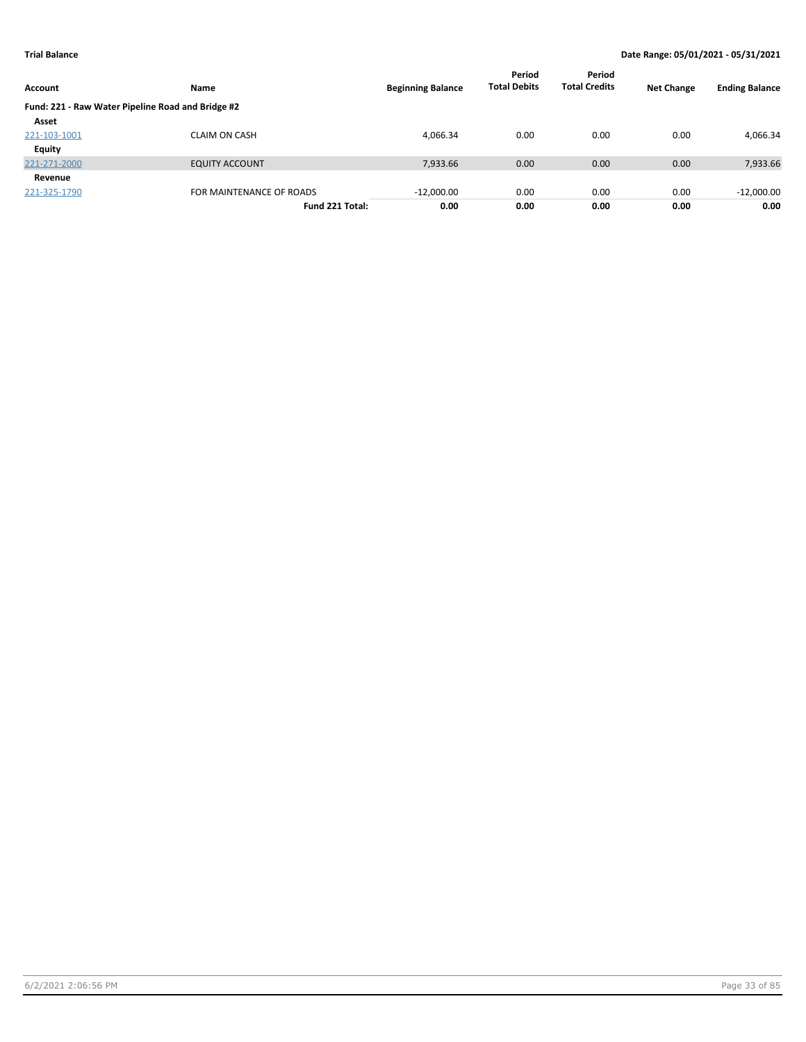**Trial Balance** — **Date Range: 05/01/2021 - 05/31/2021**

| Account | Name | Beginning Balance | Period Total Debits | Period Total Credits | Net Change | Ending Balance |
|---|---|---|---|---|---|---|
| **Fund: 221 - Raw Water Pipeline Road and Bridge #2** | | | | | | |
| **Asset** | | | | | | |
| 221-103-1001 | CLAIM ON CASH | 4,066.34 | 0.00 | 0.00 | 0.00 | 4,066.34 |
| **Equity** | | | | | | |
| 221-271-2000 | EQUITY ACCOUNT | 7,933.66 | 0.00 | 0.00 | 0.00 | 7,933.66 |
| **Revenue** | | | | | | |
| 221-325-1790 | FOR MAINTENANCE OF ROADS | -12,000.00 | 0.00 | 0.00 | 0.00 | -12,000.00 |
| | **Fund 221 Total:** | **0.00** | **0.00** | **0.00** | **0.00** | **0.00** |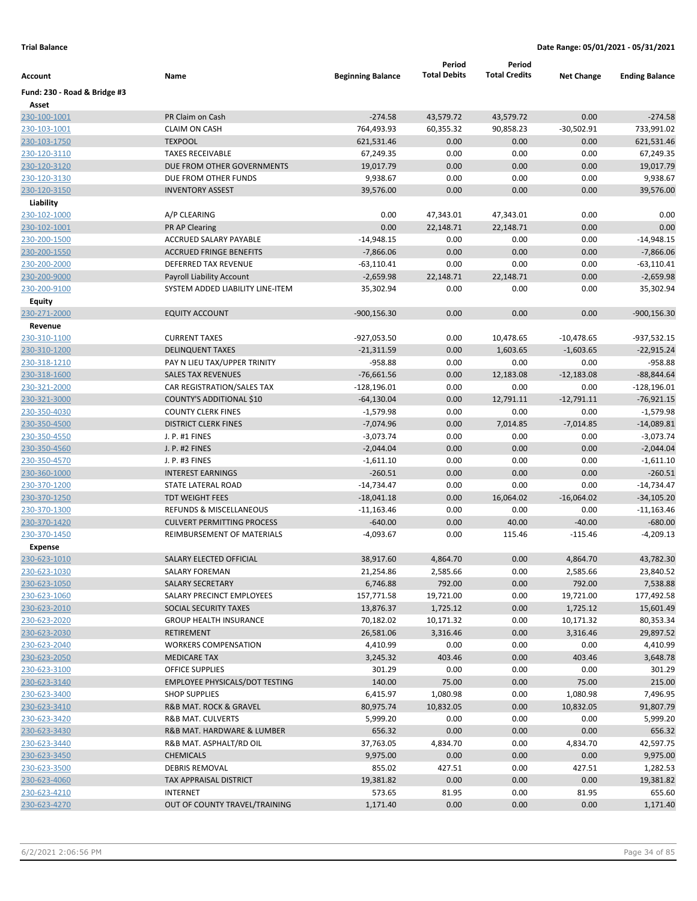**Trial Balance** **Date Range: 05/01/2021 - 05/31/2021**

| Account | Name | Beginning Balance | Period Total Debits | Period Total Credits | Net Change | Ending Balance |
|---|---|---|---|---|---|---|
| **Fund: 230 - Road & Bridge #3** | | | | | | |
| **Asset** | | | | | | |
| 230-100-1001 | PR Claim on Cash | -274.58 | 43,579.72 | 43,579.72 | 0.00 | -274.58 |
| 230-103-1001 | CLAIM ON CASH | 764,493.93 | 60,355.32 | 90,858.23 | -30,502.91 | 733,991.02 |
| 230-103-1750 | TEXPOOL | 621,531.46 | 0.00 | 0.00 | 0.00 | 621,531.46 |
| 230-120-3110 | TAXES RECEIVABLE | 67,249.35 | 0.00 | 0.00 | 0.00 | 67,249.35 |
| 230-120-3120 | DUE FROM OTHER GOVERNMENTS | 19,017.79 | 0.00 | 0.00 | 0.00 | 19,017.79 |
| 230-120-3130 | DUE FROM OTHER FUNDS | 9,938.67 | 0.00 | 0.00 | 0.00 | 9,938.67 |
| 230-120-3150 | INVENTORY ASSEST | 39,576.00 | 0.00 | 0.00 | 0.00 | 39,576.00 |
| **Liability** | | | | | | |
| 230-102-1000 | A/P CLEARING | 0.00 | 47,343.01 | 47,343.01 | 0.00 | 0.00 |
| 230-102-1001 | PR AP Clearing | 0.00 | 22,148.71 | 22,148.71 | 0.00 | 0.00 |
| 230-200-1500 | ACCRUED SALARY PAYABLE | -14,948.15 | 0.00 | 0.00 | 0.00 | -14,948.15 |
| 230-200-1550 | ACCRUED FRINGE BENEFITS | -7,866.06 | 0.00 | 0.00 | 0.00 | -7,866.06 |
| 230-200-2000 | DEFERRED TAX REVENUE | -63,110.41 | 0.00 | 0.00 | 0.00 | -63,110.41 |
| 230-200-9000 | Payroll Liability Account | -2,659.98 | 22,148.71 | 22,148.71 | 0.00 | -2,659.98 |
| 230-200-9100 | SYSTEM ADDED LIABILITY LINE-ITEM | 35,302.94 | 0.00 | 0.00 | 0.00 | 35,302.94 |
| **Equity** | | | | | | |
| 230-271-2000 | EQUITY ACCOUNT | -900,156.30 | 0.00 | 0.00 | 0.00 | -900,156.30 |
| **Revenue** | | | | | | |
| 230-310-1100 | CURRENT TAXES | -927,053.50 | 0.00 | 10,478.65 | -10,478.65 | -937,532.15 |
| 230-310-1200 | DELINQUENT TAXES | -21,311.59 | 0.00 | 1,603.65 | -1,603.65 | -22,915.24 |
| 230-318-1210 | PAY N LIEU TAX/UPPER TRINITY | -958.88 | 0.00 | 0.00 | 0.00 | -958.88 |
| 230-318-1600 | SALES TAX REVENUES | -76,661.56 | 0.00 | 12,183.08 | -12,183.08 | -88,844.64 |
| 230-321-2000 | CAR REGISTRATION/SALES TAX | -128,196.01 | 0.00 | 0.00 | 0.00 | -128,196.01 |
| 230-321-3000 | COUNTY'S ADDITIONAL $10 | -64,130.04 | 0.00 | 12,791.11 | -12,791.11 | -76,921.15 |
| 230-350-4030 | COUNTY CLERK FINES | -1,579.98 | 0.00 | 0.00 | 0.00 | -1,579.98 |
| 230-350-4500 | DISTRICT CLERK FINES | -7,074.96 | 0.00 | 7,014.85 | -7,014.85 | -14,089.81 |
| 230-350-4550 | J. P. #1 FINES | -3,073.74 | 0.00 | 0.00 | 0.00 | -3,073.74 |
| 230-350-4560 | J. P. #2 FINES | -2,044.04 | 0.00 | 0.00 | 0.00 | -2,044.04 |
| 230-350-4570 | J. P. #3 FINES | -1,611.10 | 0.00 | 0.00 | 0.00 | -1,611.10 |
| 230-360-1000 | INTEREST EARNINGS | -260.51 | 0.00 | 0.00 | 0.00 | -260.51 |
| 230-370-1200 | STATE LATERAL ROAD | -14,734.47 | 0.00 | 0.00 | 0.00 | -14,734.47 |
| 230-370-1250 | TDT WEIGHT FEES | -18,041.18 | 0.00 | 16,064.02 | -16,064.02 | -34,105.20 |
| 230-370-1300 | REFUNDS & MISCELLANEOUS | -11,163.46 | 0.00 | 0.00 | 0.00 | -11,163.46 |
| 230-370-1420 | CULVERT PERMITTING PROCESS | -640.00 | 0.00 | 40.00 | -40.00 | -680.00 |
| 230-370-1450 | REIMBURSEMENT OF MATERIALS | -4,093.67 | 0.00 | 115.46 | -115.46 | -4,209.13 |
| **Expense** | | | | | | |
| 230-623-1010 | SALARY ELECTED OFFICIAL | 38,917.60 | 4,864.70 | 0.00 | 4,864.70 | 43,782.30 |
| 230-623-1030 | SALARY FOREMAN | 21,254.86 | 2,585.66 | 0.00 | 2,585.66 | 23,840.52 |
| 230-623-1050 | SALARY SECRETARY | 6,746.88 | 792.00 | 0.00 | 792.00 | 7,538.88 |
| 230-623-1060 | SALARY PRECINCT EMPLOYEES | 157,771.58 | 19,721.00 | 0.00 | 19,721.00 | 177,492.58 |
| 230-623-2010 | SOCIAL SECURITY TAXES | 13,876.37 | 1,725.12 | 0.00 | 1,725.12 | 15,601.49 |
| 230-623-2020 | GROUP HEALTH INSURANCE | 70,182.02 | 10,171.32 | 0.00 | 10,171.32 | 80,353.34 |
| 230-623-2030 | RETIREMENT | 26,581.06 | 3,316.46 | 0.00 | 3,316.46 | 29,897.52 |
| 230-623-2040 | WORKERS COMPENSATION | 4,410.99 | 0.00 | 0.00 | 0.00 | 4,410.99 |
| 230-623-2050 | MEDICARE TAX | 3,245.32 | 403.46 | 0.00 | 403.46 | 3,648.78 |
| 230-623-3100 | OFFICE SUPPLIES | 301.29 | 0.00 | 0.00 | 0.00 | 301.29 |
| 230-623-3140 | EMPLOYEE PHYSICALS/DOT TESTING | 140.00 | 75.00 | 0.00 | 75.00 | 215.00 |
| 230-623-3400 | SHOP SUPPLIES | 6,415.97 | 1,080.98 | 0.00 | 1,080.98 | 7,496.95 |
| 230-623-3410 | R&B MAT. ROCK & GRAVEL | 80,975.74 | 10,832.05 | 0.00 | 10,832.05 | 91,807.79 |
| 230-623-3420 | R&B MAT. CULVERTS | 5,999.20 | 0.00 | 0.00 | 0.00 | 5,999.20 |
| 230-623-3430 | R&B MAT. HARDWARE & LUMBER | 656.32 | 0.00 | 0.00 | 0.00 | 656.32 |
| 230-623-3440 | R&B MAT. ASPHALT/RD OIL | 37,763.05 | 4,834.70 | 0.00 | 4,834.70 | 42,597.75 |
| 230-623-3450 | CHEMICALS | 9,975.00 | 0.00 | 0.00 | 0.00 | 9,975.00 |
| 230-623-3500 | DEBRIS REMOVAL | 855.02 | 427.51 | 0.00 | 427.51 | 1,282.53 |
| 230-623-4060 | TAX APPRAISAL DISTRICT | 19,381.82 | 0.00 | 0.00 | 0.00 | 19,381.82 |
| 230-623-4210 | INTERNET | 573.65 | 81.95 | 0.00 | 81.95 | 655.60 |
| 230-623-4270 | OUT OF COUNTY TRAVEL/TRAINING | 1,171.40 | 0.00 | 0.00 | 0.00 | 1,171.40 |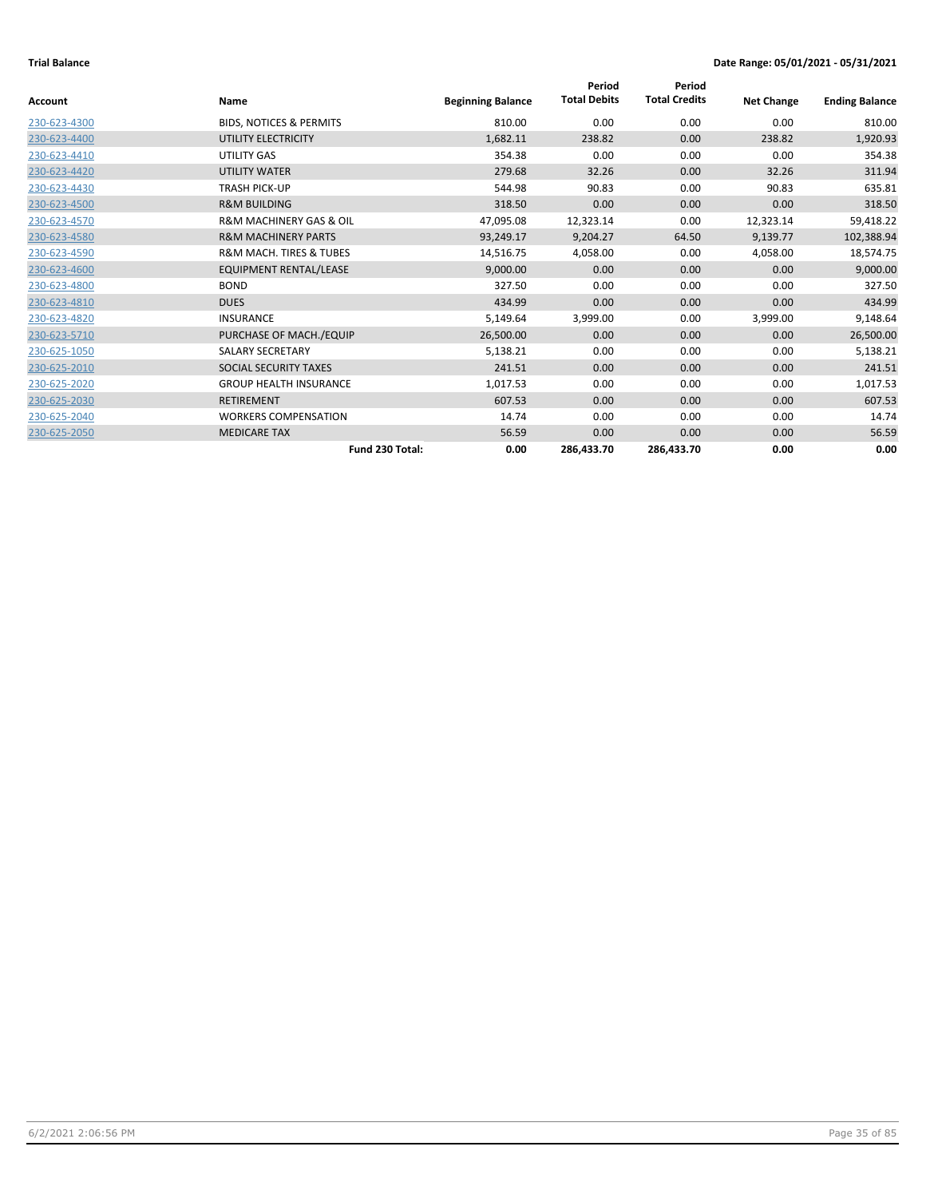**Trial Balance** **Date Range: 05/01/2021 - 05/31/2021**

| Account | Name | Beginning Balance | Period Total Debits | Period Total Credits | Net Change | Ending Balance |
|---|---|---|---|---|---|---|
| 230-623-4300 | BIDS, NOTICES & PERMITS | 810.00 | 0.00 | 0.00 | 0.00 | 810.00 |
| 230-623-4400 | UTILITY ELECTRICITY | 1,682.11 | 238.82 | 0.00 | 238.82 | 1,920.93 |
| 230-623-4410 | UTILITY GAS | 354.38 | 0.00 | 0.00 | 0.00 | 354.38 |
| 230-623-4420 | UTILITY WATER | 279.68 | 32.26 | 0.00 | 32.26 | 311.94 |
| 230-623-4430 | TRASH PICK-UP | 544.98 | 90.83 | 0.00 | 90.83 | 635.81 |
| 230-623-4500 | R&M BUILDING | 318.50 | 0.00 | 0.00 | 0.00 | 318.50 |
| 230-623-4570 | R&M MACHINERY GAS & OIL | 47,095.08 | 12,323.14 | 0.00 | 12,323.14 | 59,418.22 |
| 230-623-4580 | R&M MACHINERY PARTS | 93,249.17 | 9,204.27 | 64.50 | 9,139.77 | 102,388.94 |
| 230-623-4590 | R&M MACH. TIRES & TUBES | 14,516.75 | 4,058.00 | 0.00 | 4,058.00 | 18,574.75 |
| 230-623-4600 | EQUIPMENT RENTAL/LEASE | 9,000.00 | 0.00 | 0.00 | 0.00 | 9,000.00 |
| 230-623-4800 | BOND | 327.50 | 0.00 | 0.00 | 0.00 | 327.50 |
| 230-623-4810 | DUES | 434.99 | 0.00 | 0.00 | 0.00 | 434.99 |
| 230-623-4820 | INSURANCE | 5,149.64 | 3,999.00 | 0.00 | 3,999.00 | 9,148.64 |
| 230-623-5710 | PURCHASE OF MACH./EQUIP | 26,500.00 | 0.00 | 0.00 | 0.00 | 26,500.00 |
| 230-625-1050 | SALARY SECRETARY | 5,138.21 | 0.00 | 0.00 | 0.00 | 5,138.21 |
| 230-625-2010 | SOCIAL SECURITY TAXES | 241.51 | 0.00 | 0.00 | 0.00 | 241.51 |
| 230-625-2020 | GROUP HEALTH INSURANCE | 1,017.53 | 0.00 | 0.00 | 0.00 | 1,017.53 |
| 230-625-2030 | RETIREMENT | 607.53 | 0.00 | 0.00 | 0.00 | 607.53 |
| 230-625-2040 | WORKERS COMPENSATION | 14.74 | 0.00 | 0.00 | 0.00 | 14.74 |
| 230-625-2050 | MEDICARE TAX | 56.59 | 0.00 | 0.00 | 0.00 | 56.59 |
| | **Fund 230 Total:** | **0.00** | **286,433.70** | **286,433.70** | **0.00** | **0.00** |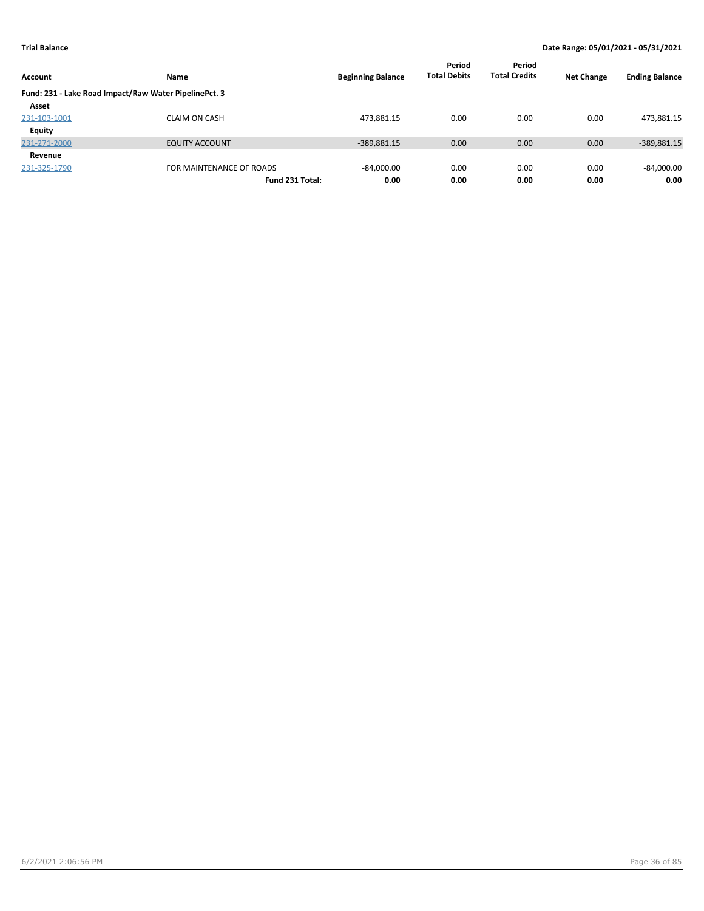**Trial Balance** | **Date Range: 05/01/2021 - 05/31/2021**

| Account | Name | Beginning Balance | Period Total Debits | Period Total Credits | Net Change | Ending Balance |
|---|---|---|---|---|---|---|
| **Fund: 231 - Lake Road Impact/Raw Water PipelinePct. 3** | | | | | | |
| **Asset** | | | | | | |
| 231-103-1001 | CLAIM ON CASH | 473,881.15 | 0.00 | 0.00 | 0.00 | 473,881.15 |
| **Equity** | | | | | | |
| 231-271-2000 | EQUITY ACCOUNT | -389,881.15 | 0.00 | 0.00 | 0.00 | -389,881.15 |
| **Revenue** | | | | | | |
| 231-325-1790 | FOR MAINTENANCE OF ROADS | -84,000.00 | 0.00 | 0.00 | 0.00 | -84,000.00 |
| | **Fund 231 Total:** | **0.00** | **0.00** | **0.00** | **0.00** | **0.00** |

6/2/2021 2:06:56 PM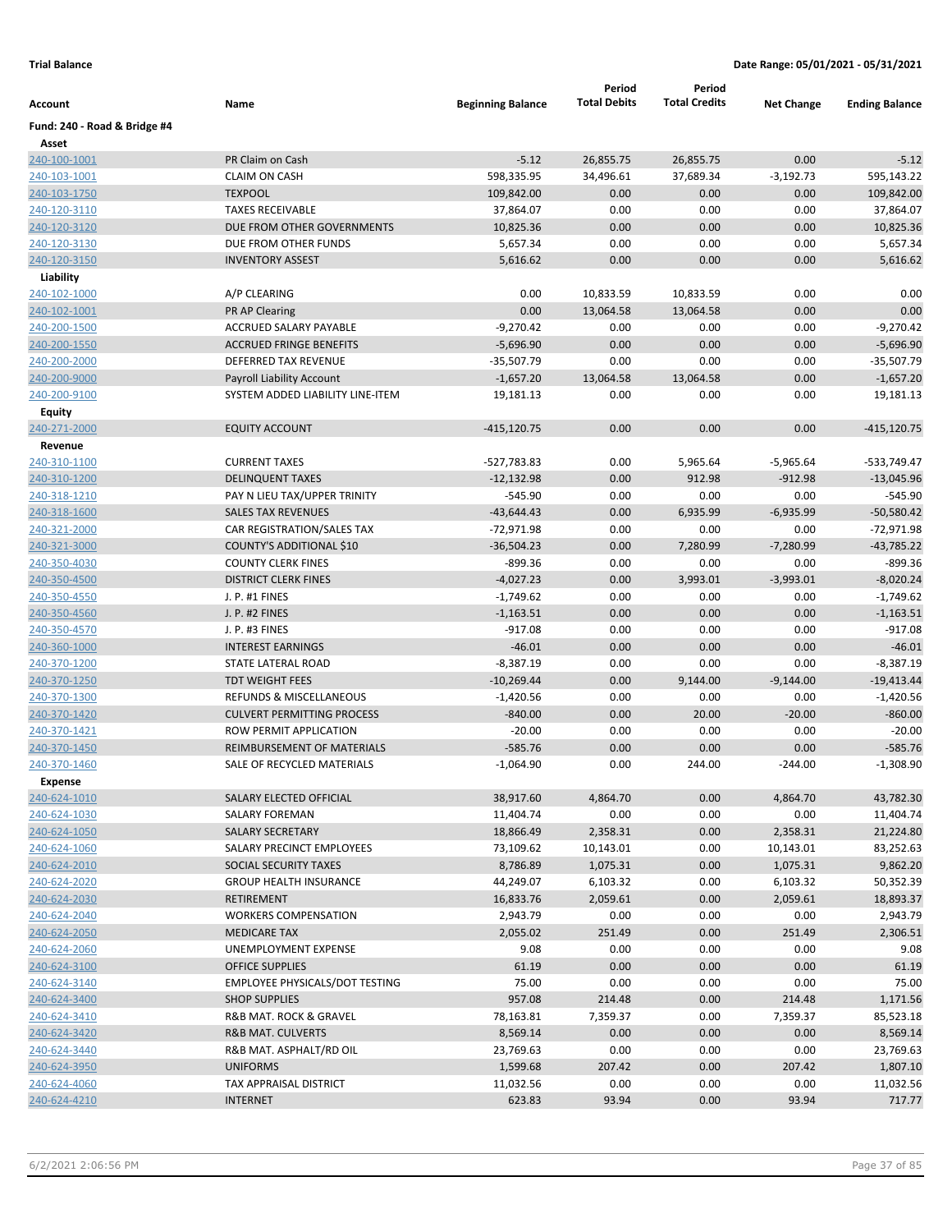**Trial Balance** **Date Range: 05/01/2021 - 05/31/2021**

| Account | Name | Beginning Balance | Period Total Debits | Period Total Credits | Net Change | Ending Balance |
|---|---|---|---|---|---|---|
| **Fund: 240 - Road & Bridge #4** | | | | | | |
| **Asset** | | | | | | |
| 240-100-1001 | PR Claim on Cash | -5.12 | 26,855.75 | 26,855.75 | 0.00 | -5.12 |
| 240-103-1001 | CLAIM ON CASH | 598,335.95 | 34,496.61 | 37,689.34 | -3,192.73 | 595,143.22 |
| 240-103-1750 | TEXPOOL | 109,842.00 | 0.00 | 0.00 | 0.00 | 109,842.00 |
| 240-120-3110 | TAXES RECEIVABLE | 37,864.07 | 0.00 | 0.00 | 0.00 | 37,864.07 |
| 240-120-3120 | DUE FROM OTHER GOVERNMENTS | 10,825.36 | 0.00 | 0.00 | 0.00 | 10,825.36 |
| 240-120-3130 | DUE FROM OTHER FUNDS | 5,657.34 | 0.00 | 0.00 | 0.00 | 5,657.34 |
| 240-120-3150 | INVENTORY ASSEST | 5,616.62 | 0.00 | 0.00 | 0.00 | 5,616.62 |
| **Liability** | | | | | | |
| 240-102-1000 | A/P CLEARING | 0.00 | 10,833.59 | 10,833.59 | 0.00 | 0.00 |
| 240-102-1001 | PR AP Clearing | 0.00 | 13,064.58 | 13,064.58 | 0.00 | 0.00 |
| 240-200-1500 | ACCRUED SALARY PAYABLE | -9,270.42 | 0.00 | 0.00 | 0.00 | -9,270.42 |
| 240-200-1550 | ACCRUED FRINGE BENEFITS | -5,696.90 | 0.00 | 0.00 | 0.00 | -5,696.90 |
| 240-200-2000 | DEFERRED TAX REVENUE | -35,507.79 | 0.00 | 0.00 | 0.00 | -35,507.79 |
| 240-200-9000 | Payroll Liability Account | -1,657.20 | 13,064.58 | 13,064.58 | 0.00 | -1,657.20 |
| 240-200-9100 | SYSTEM ADDED LIABILITY LINE-ITEM | 19,181.13 | 0.00 | 0.00 | 0.00 | 19,181.13 |
| **Equity** | | | | | | |
| 240-271-2000 | EQUITY ACCOUNT | -415,120.75 | 0.00 | 0.00 | 0.00 | -415,120.75 |
| **Revenue** | | | | | | |
| 240-310-1100 | CURRENT TAXES | -527,783.83 | 0.00 | 5,965.64 | -5,965.64 | -533,749.47 |
| 240-310-1200 | DELINQUENT TAXES | -12,132.98 | 0.00 | 912.98 | -912.98 | -13,045.96 |
| 240-318-1210 | PAY N LIEU TAX/UPPER TRINITY | -545.90 | 0.00 | 0.00 | 0.00 | -545.90 |
| 240-318-1600 | SALES TAX REVENUES | -43,644.43 | 0.00 | 6,935.99 | -6,935.99 | -50,580.42 |
| 240-321-2000 | CAR REGISTRATION/SALES TAX | -72,971.98 | 0.00 | 0.00 | 0.00 | -72,971.98 |
| 240-321-3000 | COUNTY'S ADDITIONAL $10 | -36,504.23 | 0.00 | 7,280.99 | -7,280.99 | -43,785.22 |
| 240-350-4030 | COUNTY CLERK FINES | -899.36 | 0.00 | 0.00 | 0.00 | -899.36 |
| 240-350-4500 | DISTRICT CLERK FINES | -4,027.23 | 0.00 | 3,993.01 | -3,993.01 | -8,020.24 |
| 240-350-4550 | J. P. #1 FINES | -1,749.62 | 0.00 | 0.00 | 0.00 | -1,749.62 |
| 240-350-4560 | J. P. #2 FINES | -1,163.51 | 0.00 | 0.00 | 0.00 | -1,163.51 |
| 240-350-4570 | J. P. #3 FINES | -917.08 | 0.00 | 0.00 | 0.00 | -917.08 |
| 240-360-1000 | INTEREST EARNINGS | -46.01 | 0.00 | 0.00 | 0.00 | -46.01 |
| 240-370-1200 | STATE LATERAL ROAD | -8,387.19 | 0.00 | 0.00 | 0.00 | -8,387.19 |
| 240-370-1250 | TDT WEIGHT FEES | -10,269.44 | 0.00 | 9,144.00 | -9,144.00 | -19,413.44 |
| 240-370-1300 | REFUNDS & MISCELLANEOUS | -1,420.56 | 0.00 | 0.00 | 0.00 | -1,420.56 |
| 240-370-1420 | CULVERT PERMITTING PROCESS | -840.00 | 0.00 | 20.00 | -20.00 | -860.00 |
| 240-370-1421 | ROW PERMIT APPLICATION | -20.00 | 0.00 | 0.00 | 0.00 | -20.00 |
| 240-370-1450 | REIMBURSEMENT OF MATERIALS | -585.76 | 0.00 | 0.00 | 0.00 | -585.76 |
| 240-370-1460 | SALE OF RECYCLED MATERIALS | -1,064.90 | 0.00 | 244.00 | -244.00 | -1,308.90 |
| **Expense** | | | | | | |
| 240-624-1010 | SALARY ELECTED OFFICIAL | 38,917.60 | 4,864.70 | 0.00 | 4,864.70 | 43,782.30 |
| 240-624-1030 | SALARY FOREMAN | 11,404.74 | 0.00 | 0.00 | 0.00 | 11,404.74 |
| 240-624-1050 | SALARY SECRETARY | 18,866.49 | 2,358.31 | 0.00 | 2,358.31 | 21,224.80 |
| 240-624-1060 | SALARY PRECINCT EMPLOYEES | 73,109.62 | 10,143.01 | 0.00 | 10,143.01 | 83,252.63 |
| 240-624-2010 | SOCIAL SECURITY TAXES | 8,786.89 | 1,075.31 | 0.00 | 1,075.31 | 9,862.20 |
| 240-624-2020 | GROUP HEALTH INSURANCE | 44,249.07 | 6,103.32 | 0.00 | 6,103.32 | 50,352.39 |
| 240-624-2030 | RETIREMENT | 16,833.76 | 2,059.61 | 0.00 | 2,059.61 | 18,893.37 |
| 240-624-2040 | WORKERS COMPENSATION | 2,943.79 | 0.00 | 0.00 | 0.00 | 2,943.79 |
| 240-624-2050 | MEDICARE TAX | 2,055.02 | 251.49 | 0.00 | 251.49 | 2,306.51 |
| 240-624-2060 | UNEMPLOYMENT EXPENSE | 9.08 | 0.00 | 0.00 | 0.00 | 9.08 |
| 240-624-3100 | OFFICE SUPPLIES | 61.19 | 0.00 | 0.00 | 0.00 | 61.19 |
| 240-624-3140 | EMPLOYEE PHYSICALS/DOT TESTING | 75.00 | 0.00 | 0.00 | 0.00 | 75.00 |
| 240-624-3400 | SHOP SUPPLIES | 957.08 | 214.48 | 0.00 | 214.48 | 1,171.56 |
| 240-624-3410 | R&B MAT. ROCK & GRAVEL | 78,163.81 | 7,359.37 | 0.00 | 7,359.37 | 85,523.18 |
| 240-624-3420 | R&B MAT. CULVERTS | 8,569.14 | 0.00 | 0.00 | 0.00 | 8,569.14 |
| 240-624-3440 | R&B MAT. ASPHALT/RD OIL | 23,769.63 | 0.00 | 0.00 | 0.00 | 23,769.63 |
| 240-624-3950 | UNIFORMS | 1,599.68 | 207.42 | 0.00 | 207.42 | 1,807.10 |
| 240-624-4060 | TAX APPRAISAL DISTRICT | 11,032.56 | 0.00 | 0.00 | 0.00 | 11,032.56 |
| 240-624-4210 | INTERNET | 623.83 | 93.94 | 0.00 | 93.94 | 717.77 |

6/2/2021 2:06:56 PM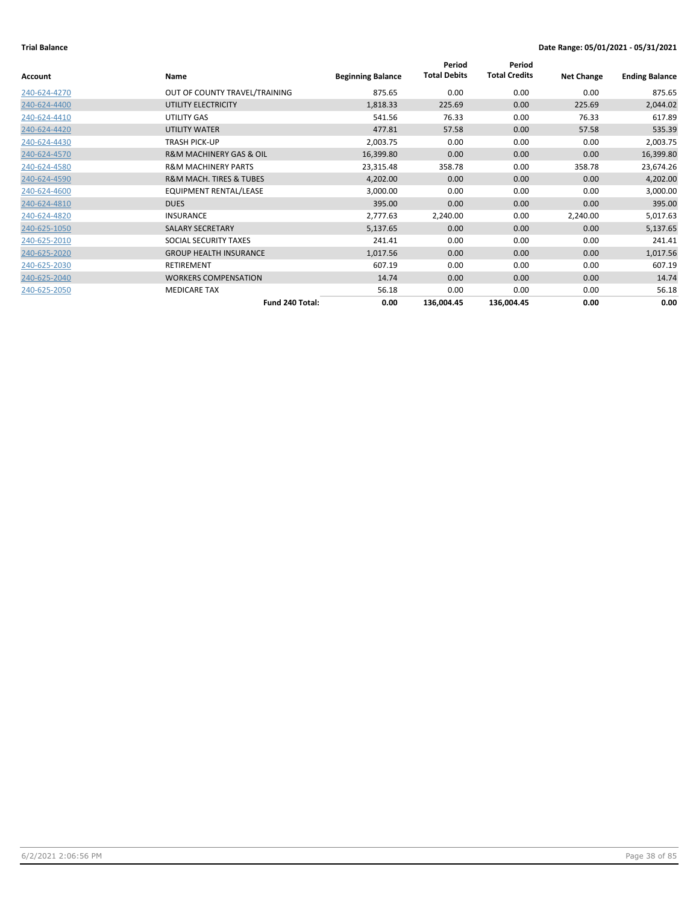**Trial Balance** **Date Range: 05/01/2021 - 05/31/2021**

| Account | Name | Beginning Balance | Period Total Debits | Period Total Credits | Net Change | Ending Balance |
|---|---|---|---|---|---|---|
| 240-624-4270 | OUT OF COUNTY TRAVEL/TRAINING | 875.65 | 0.00 | 0.00 | 0.00 | 875.65 |
| 240-624-4400 | UTILITY ELECTRICITY | 1,818.33 | 225.69 | 0.00 | 225.69 | 2,044.02 |
| 240-624-4410 | UTILITY GAS | 541.56 | 76.33 | 0.00 | 76.33 | 617.89 |
| 240-624-4420 | UTILITY WATER | 477.81 | 57.58 | 0.00 | 57.58 | 535.39 |
| 240-624-4430 | TRASH PICK-UP | 2,003.75 | 0.00 | 0.00 | 0.00 | 2,003.75 |
| 240-624-4570 | R&M MACHINERY GAS & OIL | 16,399.80 | 0.00 | 0.00 | 0.00 | 16,399.80 |
| 240-624-4580 | R&M MACHINERY PARTS | 23,315.48 | 358.78 | 0.00 | 358.78 | 23,674.26 |
| 240-624-4590 | R&M MACH. TIRES & TUBES | 4,202.00 | 0.00 | 0.00 | 0.00 | 4,202.00 |
| 240-624-4600 | EQUIPMENT RENTAL/LEASE | 3,000.00 | 0.00 | 0.00 | 0.00 | 3,000.00 |
| 240-624-4810 | DUES | 395.00 | 0.00 | 0.00 | 0.00 | 395.00 |
| 240-624-4820 | INSURANCE | 2,777.63 | 2,240.00 | 0.00 | 2,240.00 | 5,017.63 |
| 240-625-1050 | SALARY SECRETARY | 5,137.65 | 0.00 | 0.00 | 0.00 | 5,137.65 |
| 240-625-2010 | SOCIAL SECURITY TAXES | 241.41 | 0.00 | 0.00 | 0.00 | 241.41 |
| 240-625-2020 | GROUP HEALTH INSURANCE | 1,017.56 | 0.00 | 0.00 | 0.00 | 1,017.56 |
| 240-625-2030 | RETIREMENT | 607.19 | 0.00 | 0.00 | 0.00 | 607.19 |
| 240-625-2040 | WORKERS COMPENSATION | 14.74 | 0.00 | 0.00 | 0.00 | 14.74 |
| 240-625-2050 | MEDICARE TAX | 56.18 | 0.00 | 0.00 | 0.00 | 56.18 |
| | **Fund 240 Total:** | **0.00** | **136,004.45** | **136,004.45** | **0.00** | **0.00** |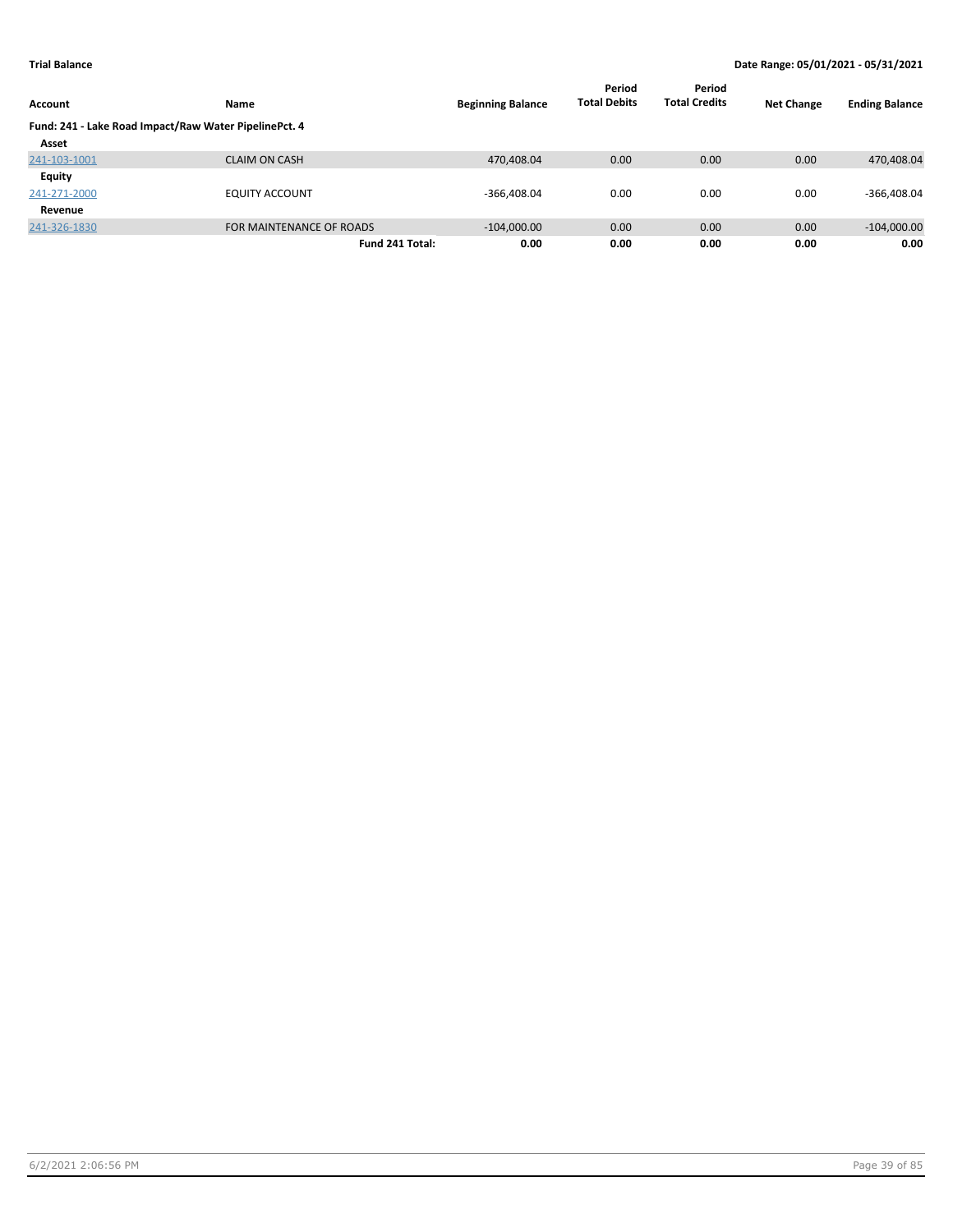**Trial Balance** | **Date Range: 05/01/2021 - 05/31/2021**

| Account | Name | Beginning Balance | Period Total Debits | Period Total Credits | Net Change | Ending Balance |
|---|---|---|---|---|---|---|
| **Fund: 241 - Lake Road Impact/Raw Water PipelinePct. 4** | | | | | | |
| **Asset** | | | | | | |
| 241-103-1001 | CLAIM ON CASH | 470,408.04 | 0.00 | 0.00 | 0.00 | 470,408.04 |
| **Equity** | | | | | | |
| 241-271-2000 | EQUITY ACCOUNT | -366,408.04 | 0.00 | 0.00 | 0.00 | -366,408.04 |
| **Revenue** | | | | | | |
| 241-326-1830 | FOR MAINTENANCE OF ROADS | -104,000.00 | 0.00 | 0.00 | 0.00 | -104,000.00 |
| | **Fund 241 Total:** | **0.00** | **0.00** | **0.00** | **0.00** | **0.00** |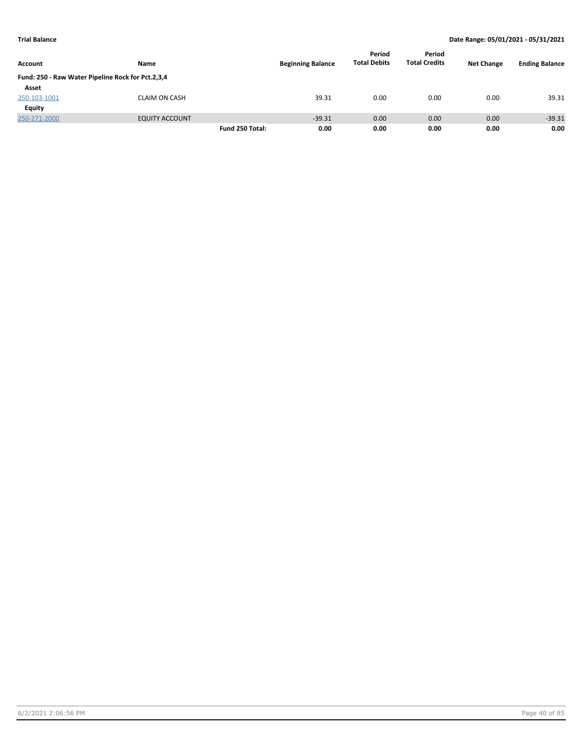**Trial Balance** **Date Range: 05/01/2021 - 05/31/2021**

| Account | Name | | Beginning Balance | Period Total Debits | Period Total Credits | Net Change | Ending Balance |
|---|---|---|---|---|---|---|---|
| **Fund: 250 - Raw Water Pipeline Rock for Pct.2,3,4** | | | | | | | |
| **Asset** | | | | | | | |
| 250-103-1001 | CLAIM ON CASH | | 39.31 | 0.00 | 0.00 | 0.00 | 39.31 |
| **Equity** | | | | | | | |
| 250-271-2000 | EQUITY ACCOUNT | | -39.31 | 0.00 | 0.00 | 0.00 | -39.31 |
| | | **Fund 250 Total:** | **0.00** | **0.00** | **0.00** | **0.00** | **0.00** |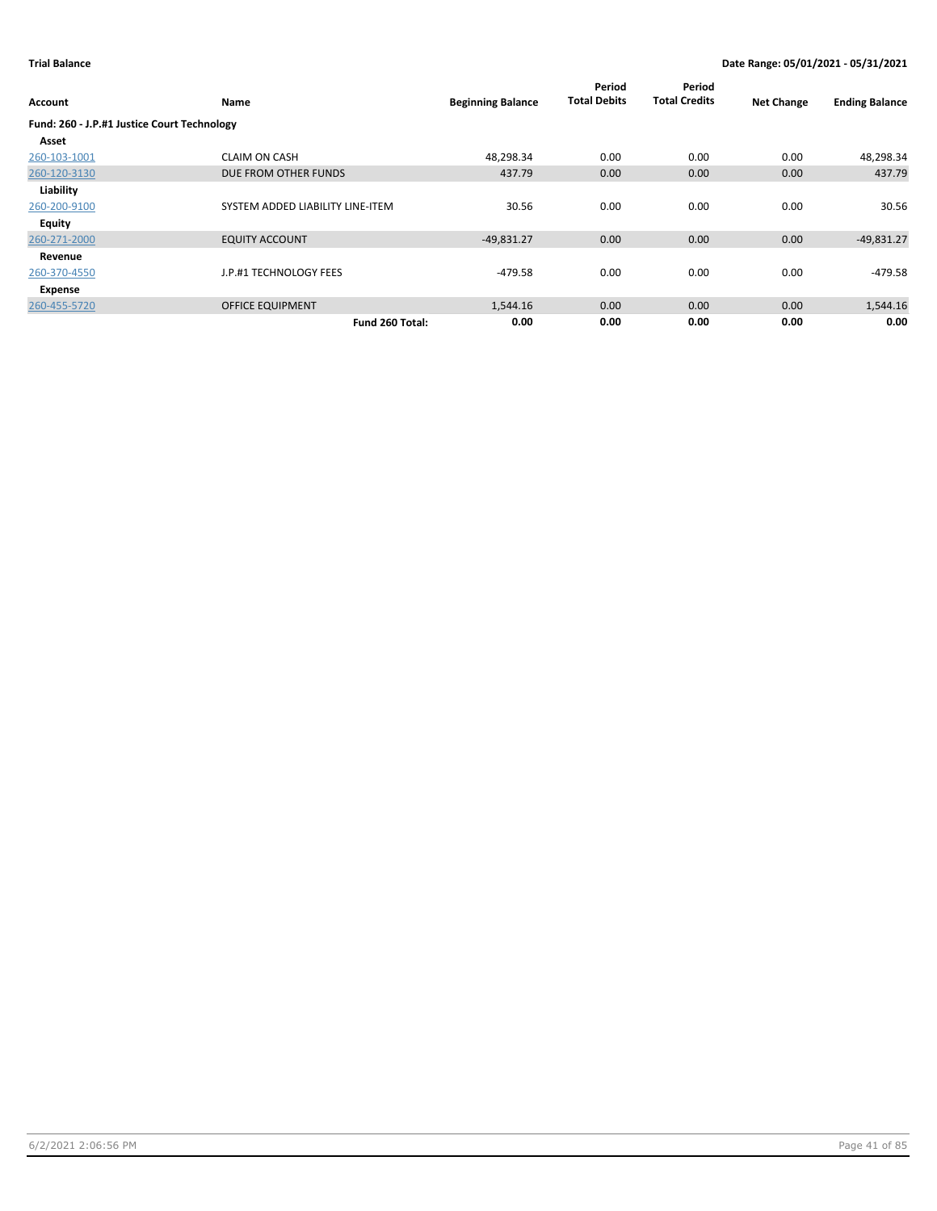**Trial Balance** — **Date Range: 05/01/2021 - 05/31/2021**

| Account | Name | Beginning Balance | Period Total Debits | Period Total Credits | Net Change | Ending Balance |
|---|---|---|---|---|---|---|
| **Fund: 260 - J.P.#1 Justice Court Technology** | | | | | | |
| **Asset** | | | | | | |
| 260-103-1001 | CLAIM ON CASH | 48,298.34 | 0.00 | 0.00 | 0.00 | 48,298.34 |
| 260-120-3130 | DUE FROM OTHER FUNDS | 437.79 | 0.00 | 0.00 | 0.00 | 437.79 |
| **Liability** | | | | | | |
| 260-200-9100 | SYSTEM ADDED LIABILITY LINE-ITEM | 30.56 | 0.00 | 0.00 | 0.00 | 30.56 |
| **Equity** | | | | | | |
| 260-271-2000 | EQUITY ACCOUNT | -49,831.27 | 0.00 | 0.00 | 0.00 | -49,831.27 |
| **Revenue** | | | | | | |
| 260-370-4550 | J.P.#1 TECHNOLOGY FEES | -479.58 | 0.00 | 0.00 | 0.00 | -479.58 |
| **Expense** | | | | | | |
| 260-455-5720 | OFFICE EQUIPMENT | 1,544.16 | 0.00 | 0.00 | 0.00 | 1,544.16 |
| | **Fund 260 Total:** | **0.00** | **0.00** | **0.00** | **0.00** | **0.00** |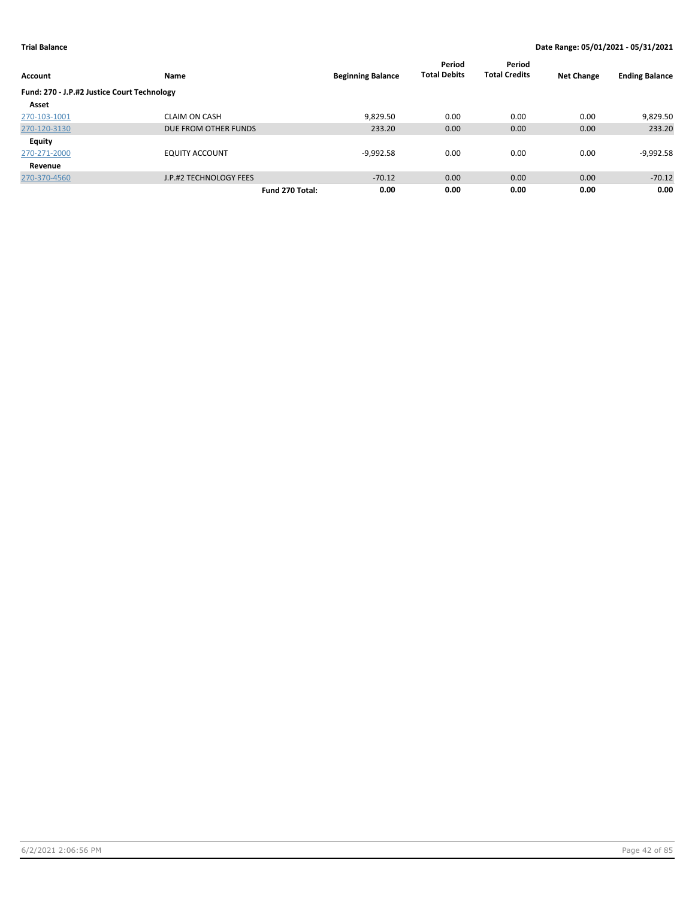**Trial Balance** **Date Range: 05/01/2021 - 05/31/2021**

| Account | Name | Beginning Balance | Period Total Debits | Period Total Credits | Net Change | Ending Balance |
|---|---|---|---|---|---|---|
| **Fund: 270 - J.P.#2 Justice Court Technology** | | | | | | |
| **Asset** | | | | | | |
| 270-103-1001 | CLAIM ON CASH | 9,829.50 | 0.00 | 0.00 | 0.00 | 9,829.50 |
| 270-120-3130 | DUE FROM OTHER FUNDS | 233.20 | 0.00 | 0.00 | 0.00 | 233.20 |
| **Equity** | | | | | | |
| 270-271-2000 | EQUITY ACCOUNT | -9,992.58 | 0.00 | 0.00 | 0.00 | -9,992.58 |
| **Revenue** | | | | | | |
| 270-370-4560 | J.P.#2 TECHNOLOGY FEES | -70.12 | 0.00 | 0.00 | 0.00 | -70.12 |
| | **Fund 270 Total:** | **0.00** | **0.00** | **0.00** | **0.00** | **0.00** |

6/2/2021 2:06:56 PM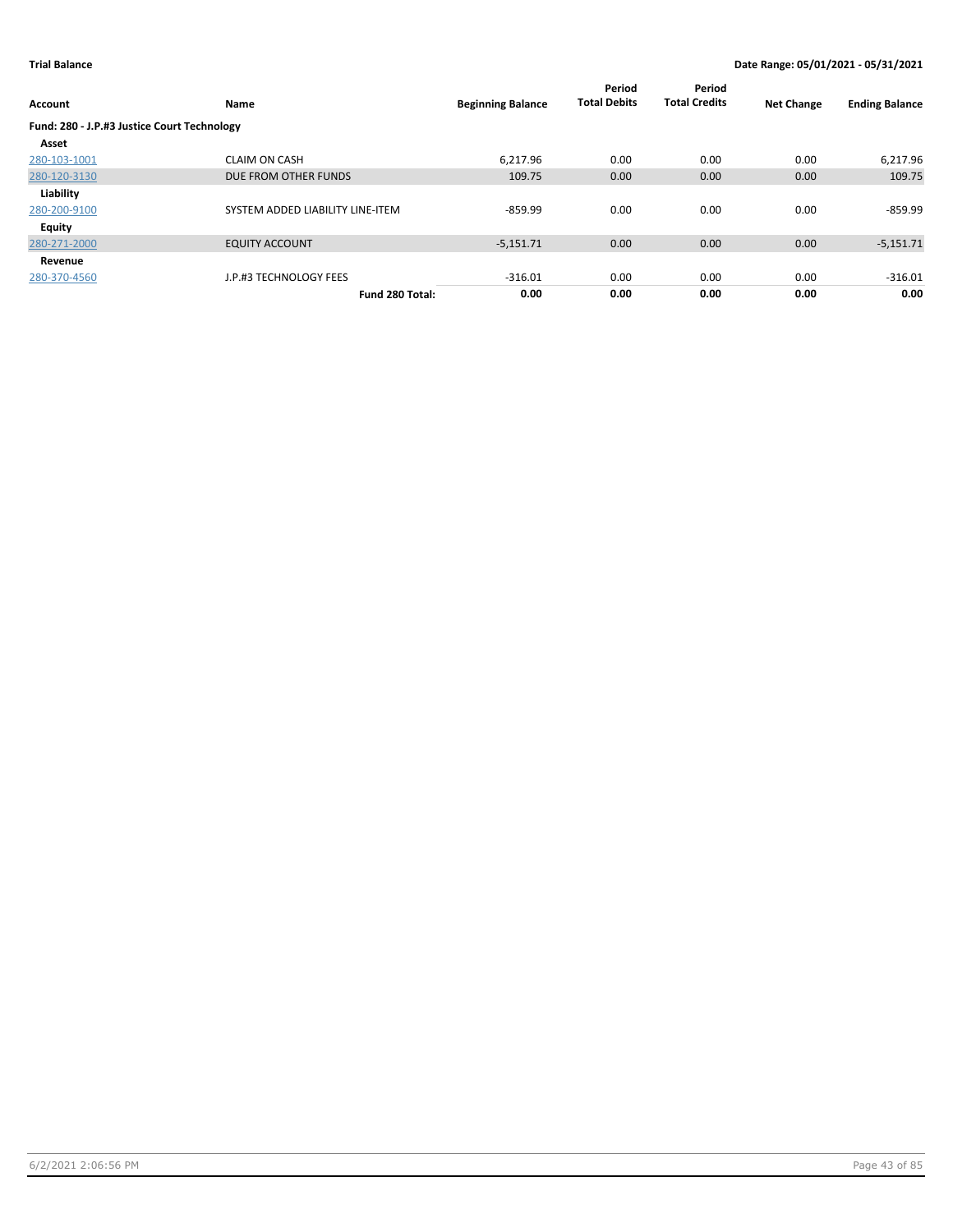**Trial Balance** — Date Range: 05/01/2021 - 05/31/2021

| Account | Name | Beginning Balance | Period Total Debits | Period Total Credits | Net Change | Ending Balance |
|---|---|---|---|---|---|---|
| **Fund: 280 - J.P.#3 Justice Court Technology** | | | | | | |
| **Asset** | | | | | | |
| 280-103-1001 | CLAIM ON CASH | 6,217.96 | 0.00 | 0.00 | 0.00 | 6,217.96 |
| 280-120-3130 | DUE FROM OTHER FUNDS | 109.75 | 0.00 | 0.00 | 0.00 | 109.75 |
| **Liability** | | | | | | |
| 280-200-9100 | SYSTEM ADDED LIABILITY LINE-ITEM | -859.99 | 0.00 | 0.00 | 0.00 | -859.99 |
| **Equity** | | | | | | |
| 280-271-2000 | EQUITY ACCOUNT | -5,151.71 | 0.00 | 0.00 | 0.00 | -5,151.71 |
| **Revenue** | | | | | | |
| 280-370-4560 | J.P.#3 TECHNOLOGY FEES | -316.01 | 0.00 | 0.00 | 0.00 | -316.01 |
| | **Fund 280 Total:** | **0.00** | **0.00** | **0.00** | **0.00** | **0.00** |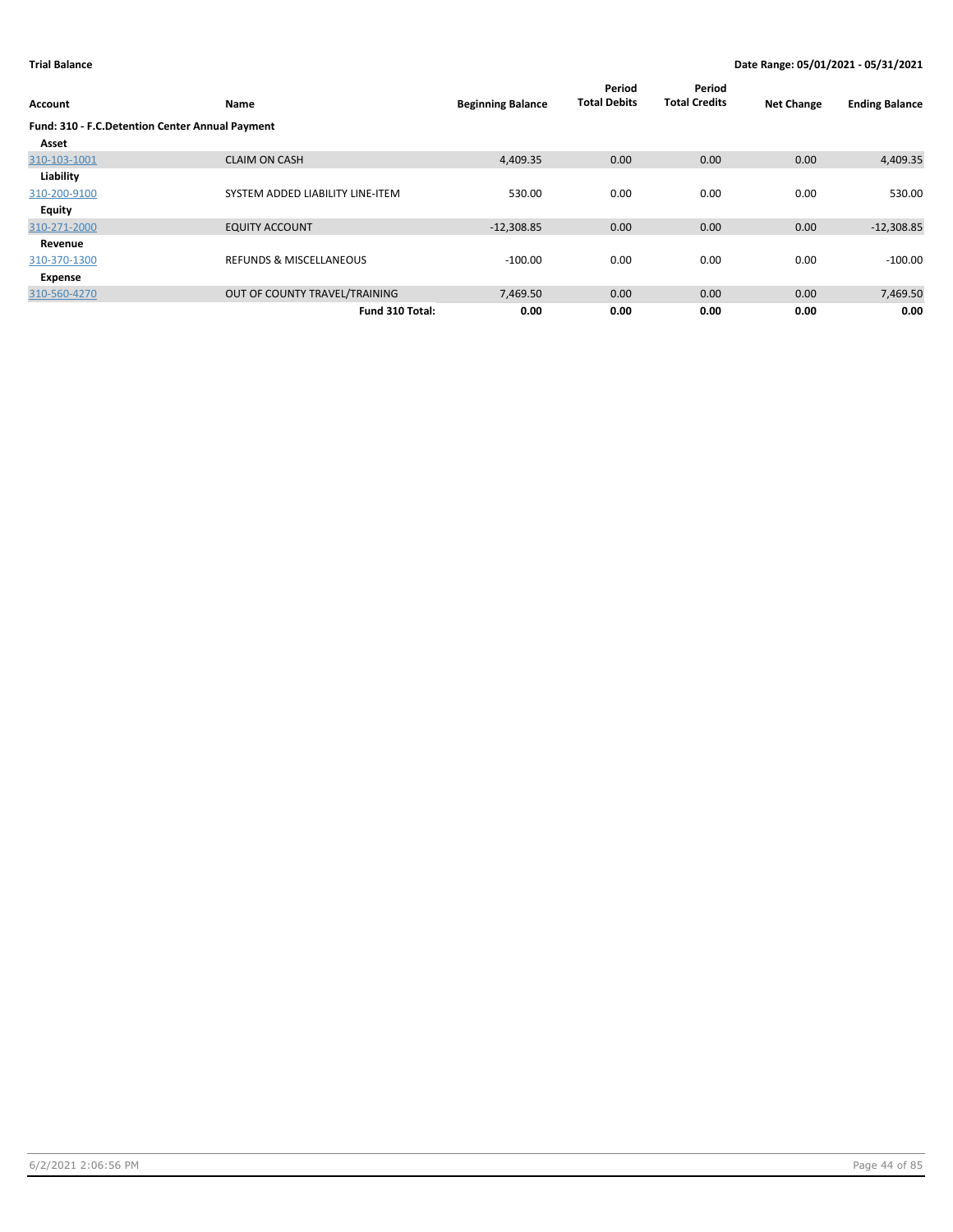**Trial Balance** **Date Range: 05/01/2021 - 05/31/2021**

| Account | Name | Beginning Balance | Period Total Debits | Period Total Credits | Net Change | Ending Balance |
|---|---|---|---|---|---|---|
| **Fund: 310 - F.C.Detention Center Annual Payment** | | | | | | |
| **Asset** | | | | | | |
| 310-103-1001 | CLAIM ON CASH | 4,409.35 | 0.00 | 0.00 | 0.00 | 4,409.35 |
| **Liability** | | | | | | |
| 310-200-9100 | SYSTEM ADDED LIABILITY LINE-ITEM | 530.00 | 0.00 | 0.00 | 0.00 | 530.00 |
| **Equity** | | | | | | |
| 310-271-2000 | EQUITY ACCOUNT | -12,308.85 | 0.00 | 0.00 | 0.00 | -12,308.85 |
| **Revenue** | | | | | | |
| 310-370-1300 | REFUNDS & MISCELLANEOUS | -100.00 | 0.00 | 0.00 | 0.00 | -100.00 |
| **Expense** | | | | | | |
| 310-560-4270 | OUT OF COUNTY TRAVEL/TRAINING | 7,469.50 | 0.00 | 0.00 | 0.00 | 7,469.50 |
| | **Fund 310 Total:** | **0.00** | **0.00** | **0.00** | **0.00** | **0.00** |

6/2/2021 2:06:56 PM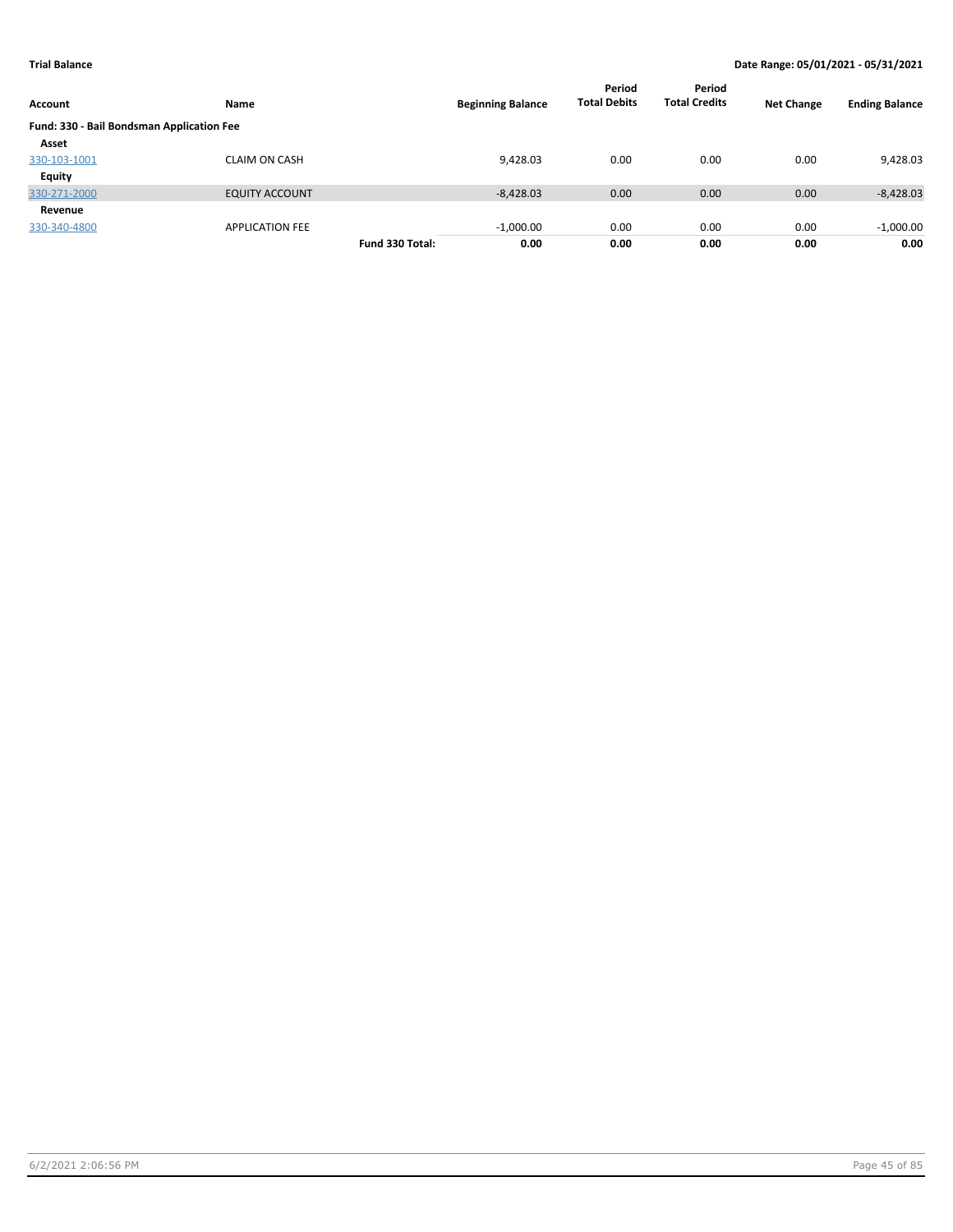**Trial Balance** | **Date Range: 05/01/2021 - 05/31/2021**

| Account | Name | | Beginning Balance | Period Total Debits | Period Total Credits | Net Change | Ending Balance |
|---|---|---|---|---|---|---|---|
| **Fund: 330 - Bail Bondsman Application Fee** | | | | | | | |
| **Asset** | | | | | | | |
| 330-103-1001 | CLAIM ON CASH | | 9,428.03 | 0.00 | 0.00 | 0.00 | 9,428.03 |
| **Equity** | | | | | | | |
| 330-271-2000 | EQUITY ACCOUNT | | -8,428.03 | 0.00 | 0.00 | 0.00 | -8,428.03 |
| **Revenue** | | | | | | | |
| 330-340-4800 | APPLICATION FEE | | -1,000.00 | 0.00 | 0.00 | 0.00 | -1,000.00 |
| | | **Fund 330 Total:** | **0.00** | **0.00** | **0.00** | **0.00** | **0.00** |

6/2/2021 2:06:56 PM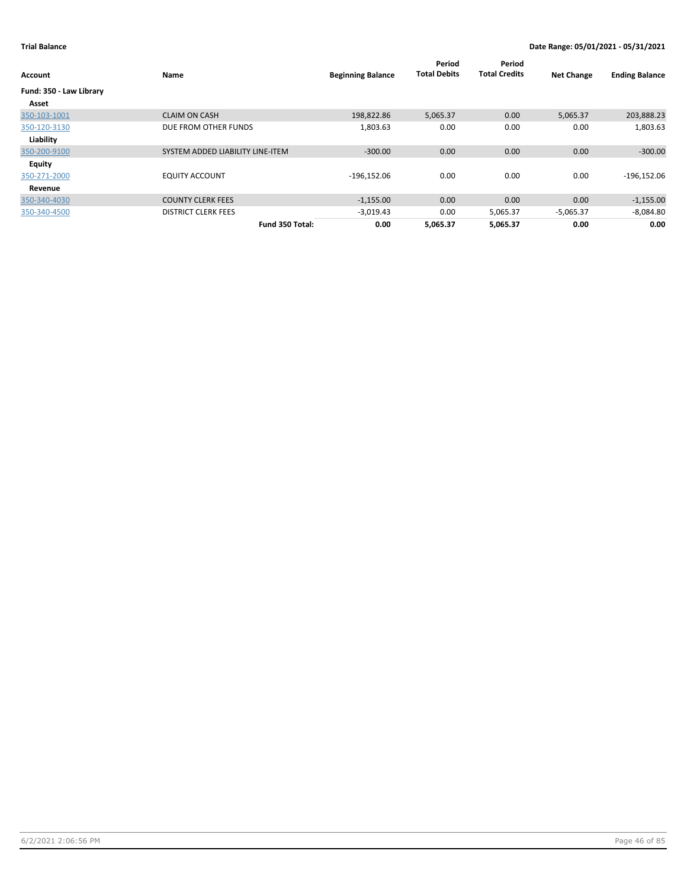**Trial Balance** **Date Range: 05/01/2021 - 05/31/2021**

| Account | Name | Beginning Balance | Period Total Debits | Period Total Credits | Net Change | Ending Balance |
|---|---|---|---|---|---|---|
| **Fund: 350 - Law Library** | | | | | | |
| **Asset** | | | | | | |
| 350-103-1001 | CLAIM ON CASH | 198,822.86 | 5,065.37 | 0.00 | 5,065.37 | 203,888.23 |
| 350-120-3130 | DUE FROM OTHER FUNDS | 1,803.63 | 0.00 | 0.00 | 0.00 | 1,803.63 |
| **Liability** | | | | | | |
| 350-200-9100 | SYSTEM ADDED LIABILITY LINE-ITEM | -300.00 | 0.00 | 0.00 | 0.00 | -300.00 |
| **Equity** | | | | | | |
| 350-271-2000 | EQUITY ACCOUNT | -196,152.06 | 0.00 | 0.00 | 0.00 | -196,152.06 |
| **Revenue** | | | | | | |
| 350-340-4030 | COUNTY CLERK FEES | -1,155.00 | 0.00 | 0.00 | 0.00 | -1,155.00 |
| 350-340-4500 | DISTRICT CLERK FEES | -3,019.43 | 0.00 | 5,065.37 | -5,065.37 | -8,084.80 |
| | **Fund 350 Total:** | **0.00** | **5,065.37** | **5,065.37** | **0.00** | **0.00** |

6/2/2021 2:06:56 PM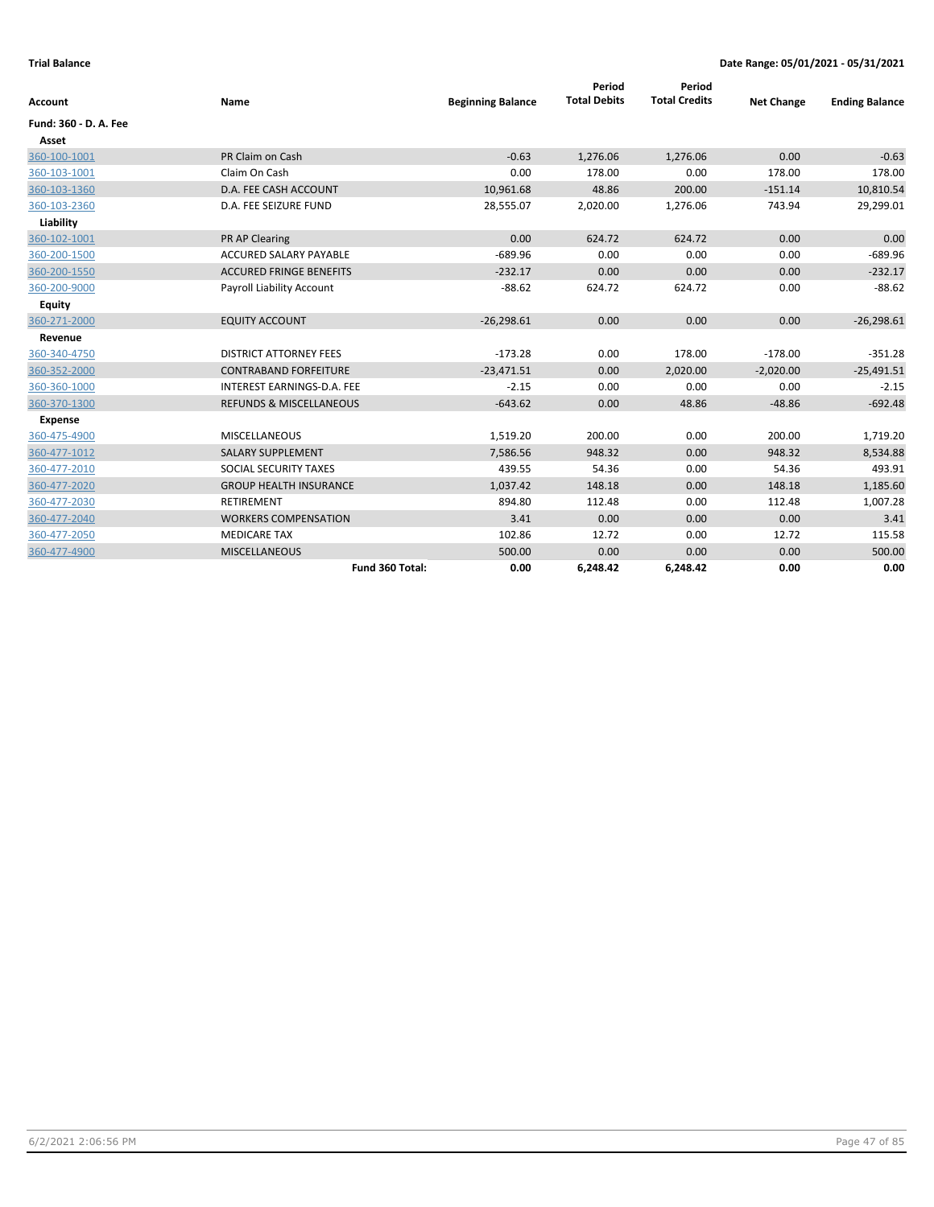**Trial Balance** **Date Range: 05/01/2021 - 05/31/2021**

| Account | Name | Beginning Balance | Period Total Debits | Period Total Credits | Net Change | Ending Balance |
|---|---|---|---|---|---|---|
| **Fund: 360 - D. A. Fee** | | | | | | |
| **Asset** | | | | | | |
| 360-100-1001 | PR Claim on Cash | -0.63 | 1,276.06 | 1,276.06 | 0.00 | -0.63 |
| 360-103-1001 | Claim On Cash | 0.00 | 178.00 | 0.00 | 178.00 | 178.00 |
| 360-103-1360 | D.A. FEE CASH ACCOUNT | 10,961.68 | 48.86 | 200.00 | -151.14 | 10,810.54 |
| 360-103-2360 | D.A. FEE SEIZURE FUND | 28,555.07 | 2,020.00 | 1,276.06 | 743.94 | 29,299.01 |
| **Liability** | | | | | | |
| 360-102-1001 | PR AP Clearing | 0.00 | 624.72 | 624.72 | 0.00 | 0.00 |
| 360-200-1500 | ACCURED SALARY PAYABLE | -689.96 | 0.00 | 0.00 | 0.00 | -689.96 |
| 360-200-1550 | ACCURED FRINGE BENEFITS | -232.17 | 0.00 | 0.00 | 0.00 | -232.17 |
| 360-200-9000 | Payroll Liability Account | -88.62 | 624.72 | 624.72 | 0.00 | -88.62 |
| **Equity** | | | | | | |
| 360-271-2000 | EQUITY ACCOUNT | -26,298.61 | 0.00 | 0.00 | 0.00 | -26,298.61 |
| **Revenue** | | | | | | |
| 360-340-4750 | DISTRICT ATTORNEY FEES | -173.28 | 0.00 | 178.00 | -178.00 | -351.28 |
| 360-352-2000 | CONTRABAND FORFEITURE | -23,471.51 | 0.00 | 2,020.00 | -2,020.00 | -25,491.51 |
| 360-360-1000 | INTEREST EARNINGS-D.A. FEE | -2.15 | 0.00 | 0.00 | 0.00 | -2.15 |
| 360-370-1300 | REFUNDS & MISCELLANEOUS | -643.62 | 0.00 | 48.86 | -48.86 | -692.48 |
| **Expense** | | | | | | |
| 360-475-4900 | MISCELLANEOUS | 1,519.20 | 200.00 | 0.00 | 200.00 | 1,719.20 |
| 360-477-1012 | SALARY SUPPLEMENT | 7,586.56 | 948.32 | 0.00 | 948.32 | 8,534.88 |
| 360-477-2010 | SOCIAL SECURITY TAXES | 439.55 | 54.36 | 0.00 | 54.36 | 493.91 |
| 360-477-2020 | GROUP HEALTH INSURANCE | 1,037.42 | 148.18 | 0.00 | 148.18 | 1,185.60 |
| 360-477-2030 | RETIREMENT | 894.80 | 112.48 | 0.00 | 112.48 | 1,007.28 |
| 360-477-2040 | WORKERS COMPENSATION | 3.41 | 0.00 | 0.00 | 0.00 | 3.41 |
| 360-477-2050 | MEDICARE TAX | 102.86 | 12.72 | 0.00 | 12.72 | 115.58 |
| 360-477-4900 | MISCELLANEOUS | 500.00 | 0.00 | 0.00 | 0.00 | 500.00 |
| | **Fund 360 Total:** | **0.00** | **6,248.42** | **6,248.42** | **0.00** | **0.00** |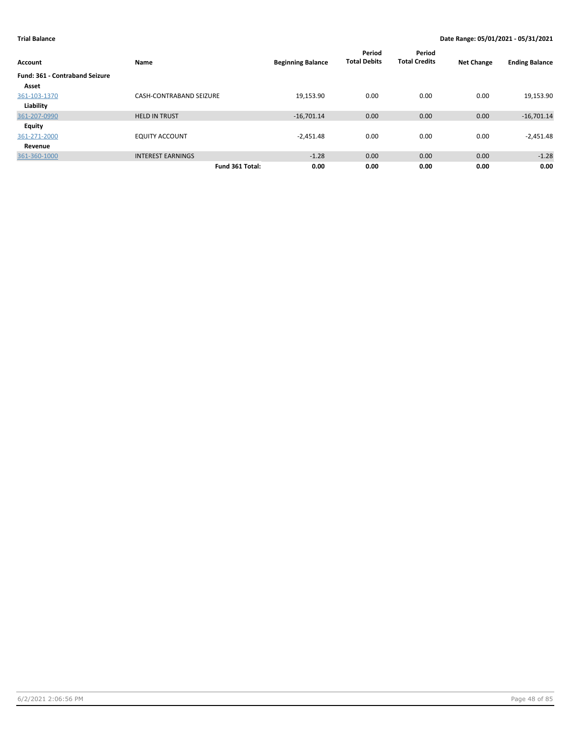**Trial Balance** | **Date Range: 05/01/2021 - 05/31/2021**

| Account | Name | Beginning Balance | Period Total Debits | Period Total Credits | Net Change | Ending Balance |
|---|---|---|---|---|---|---|
| **Fund: 361 - Contraband Seizure** | | | | | | |
| **Asset** | | | | | | |
| 361-103-1370 | CASH-CONTRABAND SEIZURE | 19,153.90 | 0.00 | 0.00 | 0.00 | 19,153.90 |
| **Liability** | | | | | | |
| 361-207-0990 | HELD IN TRUST | -16,701.14 | 0.00 | 0.00 | 0.00 | -16,701.14 |
| **Equity** | | | | | | |
| 361-271-2000 | EQUITY ACCOUNT | -2,451.48 | 0.00 | 0.00 | 0.00 | -2,451.48 |
| **Revenue** | | | | | | |
| 361-360-1000 | INTEREST EARNINGS | -1.28 | 0.00 | 0.00 | 0.00 | -1.28 |
| | **Fund 361 Total:** | **0.00** | **0.00** | **0.00** | **0.00** | **0.00** |

6/2/2021 2:06:56 PM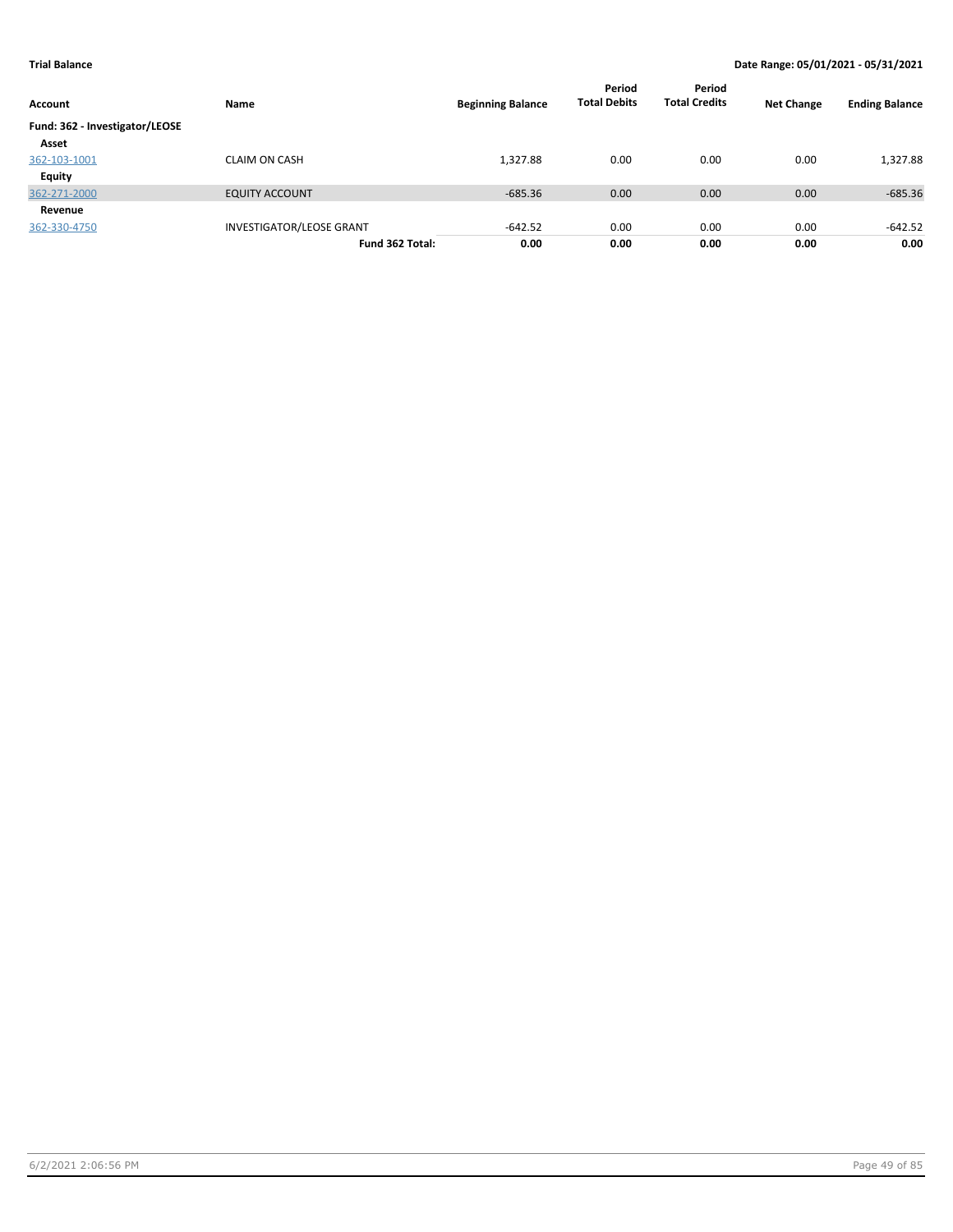**Trial Balance** — Date Range: 05/01/2021 - 05/31/2021

| Account | Name | Beginning Balance | Period Total Debits | Period Total Credits | Net Change | Ending Balance |
|---|---|---|---|---|---|---|
| **Fund: 362 - Investigator/LEOSE** | | | | | | |
| **Asset** | | | | | | |
| 362-103-1001 | CLAIM ON CASH | 1,327.88 | 0.00 | 0.00 | 0.00 | 1,327.88 |
| **Equity** | | | | | | |
| 362-271-2000 | EQUITY ACCOUNT | -685.36 | 0.00 | 0.00 | 0.00 | -685.36 |
| **Revenue** | | | | | | |
| 362-330-4750 | INVESTIGATOR/LEOSE GRANT | -642.52 | 0.00 | 0.00 | 0.00 | -642.52 |
| | **Fund 362 Total:** | **0.00** | **0.00** | **0.00** | **0.00** | **0.00** |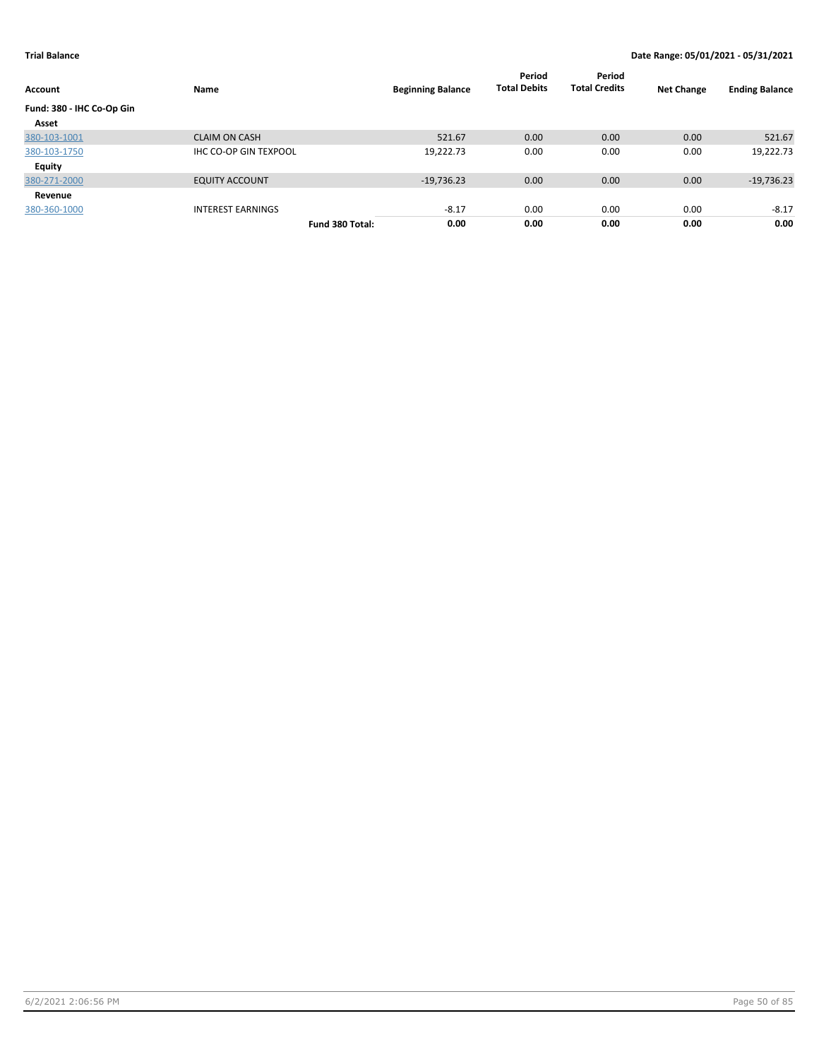**Trial Balance** | **Date Range: 05/01/2021 - 05/31/2021**

| Account | Name | | Beginning Balance | Period Total Debits | Period Total Credits | Net Change | Ending Balance |
|---|---|---|---|---|---|---|---|
| **Fund: 380 - IHC Co-Op Gin** | | | | | | | |
| **Asset** | | | | | | | |
| 380-103-1001 | CLAIM ON CASH | | 521.67 | 0.00 | 0.00 | 0.00 | 521.67 |
| 380-103-1750 | IHC CO-OP GIN TEXPOOL | | 19,222.73 | 0.00 | 0.00 | 0.00 | 19,222.73 |
| **Equity** | | | | | | | |
| 380-271-2000 | EQUITY ACCOUNT | | -19,736.23 | 0.00 | 0.00 | 0.00 | -19,736.23 |
| **Revenue** | | | | | | | |
| 380-360-1000 | INTEREST EARNINGS | | -8.17 | 0.00 | 0.00 | 0.00 | -8.17 |
| | | **Fund 380 Total:** | **0.00** | **0.00** | **0.00** | **0.00** | **0.00** |

6/2/2021 2:06:56 PM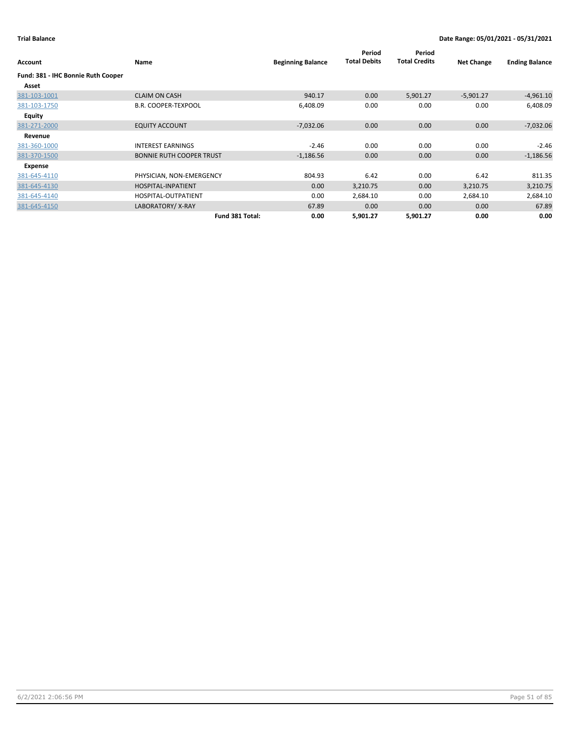**Trial Balance** | **Date Range: 05/01/2021 - 05/31/2021**

| Account | Name | Beginning Balance | Period Total Debits | Period Total Credits | Net Change | Ending Balance |
|---|---|---|---|---|---|---|
| **Fund: 381 - IHC Bonnie Ruth Cooper** | | | | | | |
| **Asset** | | | | | | |
| 381-103-1001 | CLAIM ON CASH | 940.17 | 0.00 | 5,901.27 | -5,901.27 | -4,961.10 |
| 381-103-1750 | B.R. COOPER-TEXPOOL | 6,408.09 | 0.00 | 0.00 | 0.00 | 6,408.09 |
| **Equity** | | | | | | |
| 381-271-2000 | EQUITY ACCOUNT | -7,032.06 | 0.00 | 0.00 | 0.00 | -7,032.06 |
| **Revenue** | | | | | | |
| 381-360-1000 | INTEREST EARNINGS | -2.46 | 0.00 | 0.00 | 0.00 | -2.46 |
| 381-370-1500 | BONNIE RUTH COOPER TRUST | -1,186.56 | 0.00 | 0.00 | 0.00 | -1,186.56 |
| **Expense** | | | | | | |
| 381-645-4110 | PHYSICIAN, NON-EMERGENCY | 804.93 | 6.42 | 0.00 | 6.42 | 811.35 |
| 381-645-4130 | HOSPITAL-INPATIENT | 0.00 | 3,210.75 | 0.00 | 3,210.75 | 3,210.75 |
| 381-645-4140 | HOSPITAL-OUTPATIENT | 0.00 | 2,684.10 | 0.00 | 2,684.10 | 2,684.10 |
| 381-645-4150 | LABORATORY/ X-RAY | 67.89 | 0.00 | 0.00 | 0.00 | 67.89 |
| | **Fund 381 Total:** | **0.00** | **5,901.27** | **5,901.27** | **0.00** | **0.00** |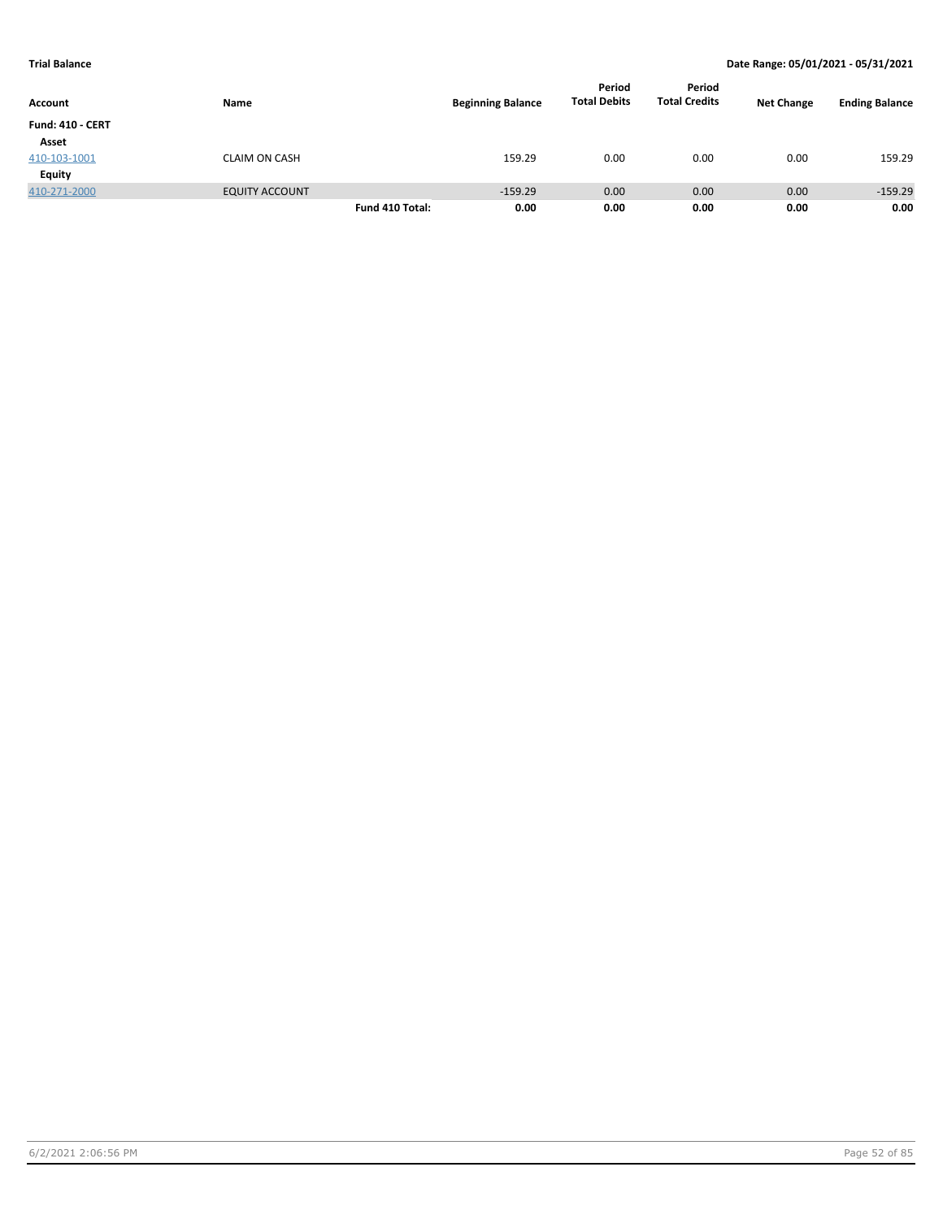**Trial Balance** **Date Range: 05/01/2021 - 05/31/2021**

| Account | Name | | Beginning Balance | Period Total Debits | Period Total Credits | Net Change | Ending Balance |
|---|---|---|---|---|---|---|---|
| **Fund: 410 - CERT** | | | | | | | |
| **Asset** | | | | | | | |
| 410-103-1001 | CLAIM ON CASH | | 159.29 | 0.00 | 0.00 | 0.00 | 159.29 |
| **Equity** | | | | | | | |
| 410-271-2000 | EQUITY ACCOUNT | | -159.29 | 0.00 | 0.00 | 0.00 | -159.29 |
| | | **Fund 410 Total:** | **0.00** | **0.00** | **0.00** | **0.00** | **0.00** |

6/2/2021 2:06:56 PM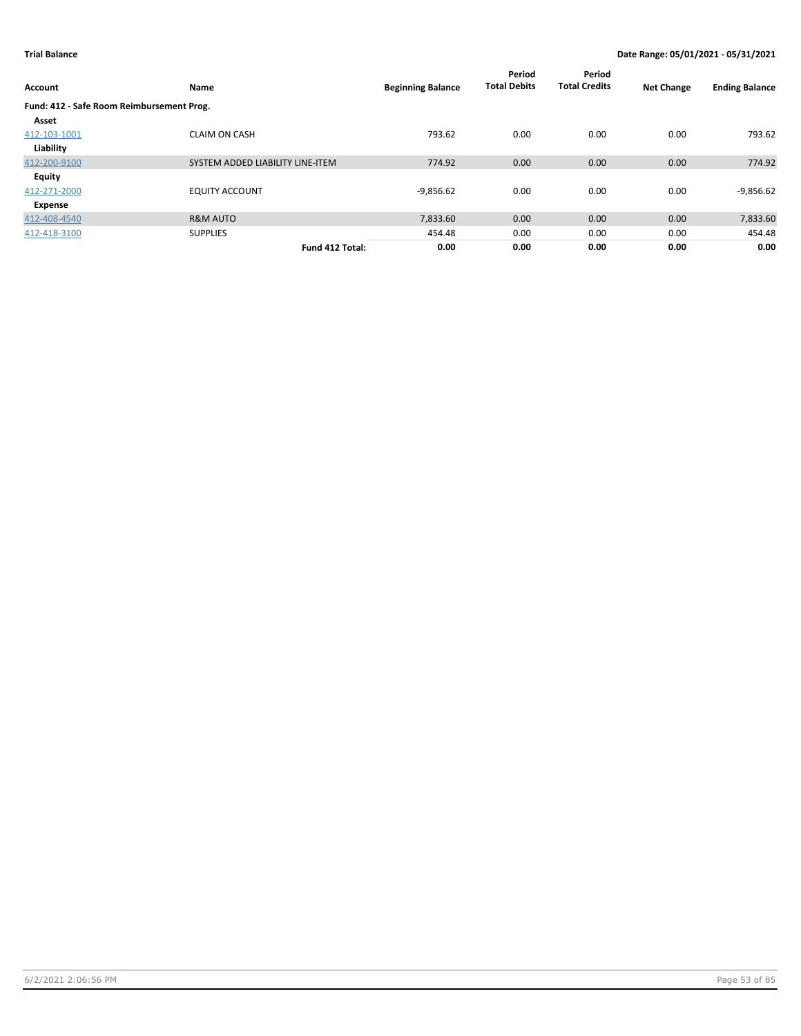**Trial Balance** **Date Range: 05/01/2021 - 05/31/2021**

| Account | Name | Beginning Balance | Period Total Debits | Period Total Credits | Net Change | Ending Balance |
|---|---|---|---|---|---|---|
| **Fund: 412 - Safe Room Reimbursement Prog.** | | | | | | |
| **Asset** | | | | | | |
| 412-103-1001 | CLAIM ON CASH | 793.62 | 0.00 | 0.00 | 0.00 | 793.62 |
| **Liability** | | | | | | |
| 412-200-9100 | SYSTEM ADDED LIABILITY LINE-ITEM | 774.92 | 0.00 | 0.00 | 0.00 | 774.92 |
| **Equity** | | | | | | |
| 412-271-2000 | EQUITY ACCOUNT | -9,856.62 | 0.00 | 0.00 | 0.00 | -9,856.62 |
| **Expense** | | | | | | |
| 412-408-4540 | R&M AUTO | 7,833.60 | 0.00 | 0.00 | 0.00 | 7,833.60 |
| 412-418-3100 | SUPPLIES | 454.48 | 0.00 | 0.00 | 0.00 | 454.48 |
| | **Fund 412 Total:** | **0.00** | **0.00** | **0.00** | **0.00** | **0.00** |

6/2/2021 2:06:56 PM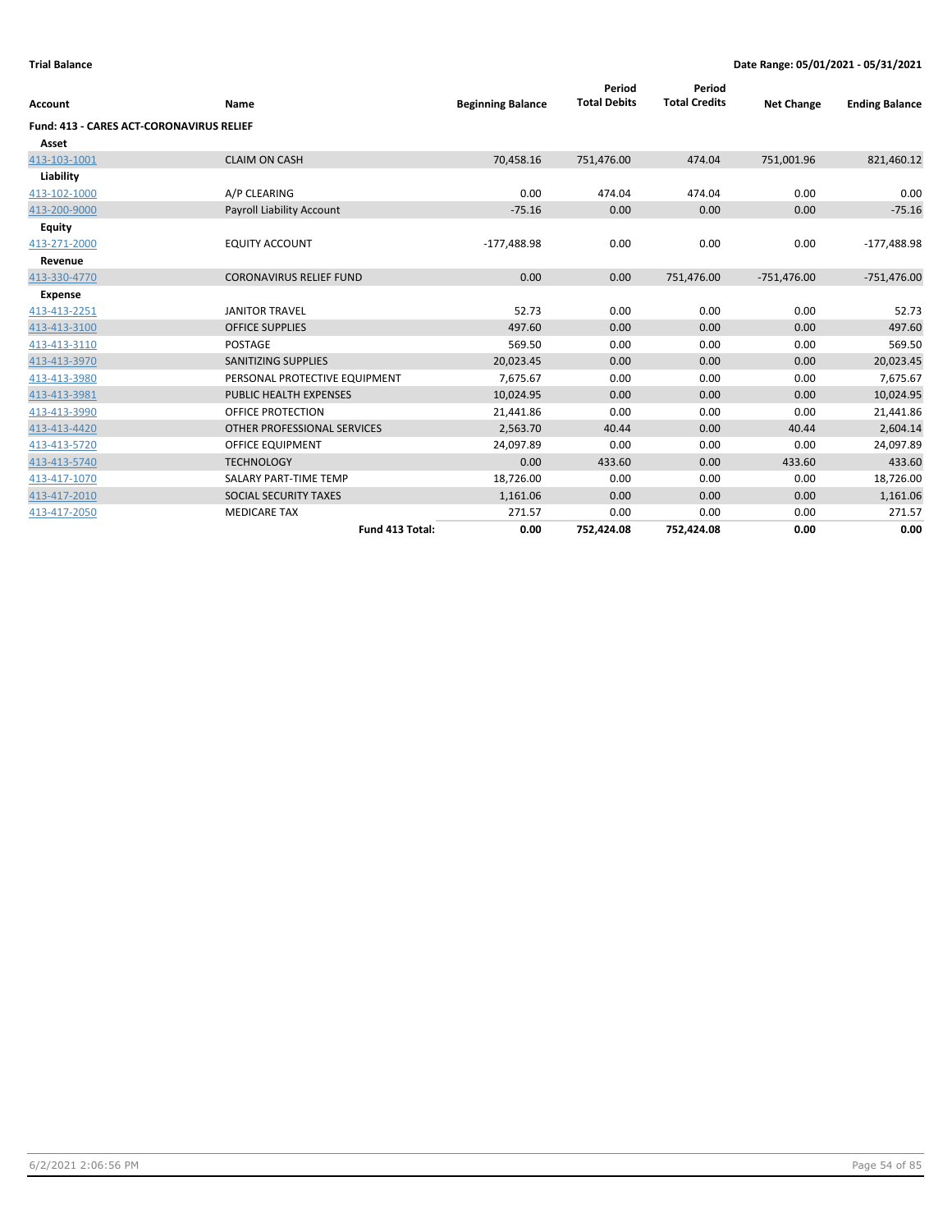**Trial Balance** — **Date Range: 05/01/2021 - 05/31/2021**

| Account | Name | Beginning Balance | Period Total Debits | Period Total Credits | Net Change | Ending Balance |
|---|---|---|---|---|---|---|
| **Fund: 413 - CARES ACT-CORONAVIRUS RELIEF** | | | | | | |
| **Asset** | | | | | | |
| 413-103-1001 | CLAIM ON CASH | 70,458.16 | 751,476.00 | 474.04 | 751,001.96 | 821,460.12 |
| **Liability** | | | | | | |
| 413-102-1000 | A/P CLEARING | 0.00 | 474.04 | 474.04 | 0.00 | 0.00 |
| 413-200-9000 | Payroll Liability Account | -75.16 | 0.00 | 0.00 | 0.00 | -75.16 |
| **Equity** | | | | | | |
| 413-271-2000 | EQUITY ACCOUNT | -177,488.98 | 0.00 | 0.00 | 0.00 | -177,488.98 |
| **Revenue** | | | | | | |
| 413-330-4770 | CORONAVIRUS RELIEF FUND | 0.00 | 0.00 | 751,476.00 | -751,476.00 | -751,476.00 |
| **Expense** | | | | | | |
| 413-413-2251 | JANITOR TRAVEL | 52.73 | 0.00 | 0.00 | 0.00 | 52.73 |
| 413-413-3100 | OFFICE SUPPLIES | 497.60 | 0.00 | 0.00 | 0.00 | 497.60 |
| 413-413-3110 | POSTAGE | 569.50 | 0.00 | 0.00 | 0.00 | 569.50 |
| 413-413-3970 | SANITIZING SUPPLIES | 20,023.45 | 0.00 | 0.00 | 0.00 | 20,023.45 |
| 413-413-3980 | PERSONAL PROTECTIVE EQUIPMENT | 7,675.67 | 0.00 | 0.00 | 0.00 | 7,675.67 |
| 413-413-3981 | PUBLIC HEALTH EXPENSES | 10,024.95 | 0.00 | 0.00 | 0.00 | 10,024.95 |
| 413-413-3990 | OFFICE PROTECTION | 21,441.86 | 0.00 | 0.00 | 0.00 | 21,441.86 |
| 413-413-4420 | OTHER PROFESSIONAL SERVICES | 2,563.70 | 40.44 | 0.00 | 40.44 | 2,604.14 |
| 413-413-5720 | OFFICE EQUIPMENT | 24,097.89 | 0.00 | 0.00 | 0.00 | 24,097.89 |
| 413-413-5740 | TECHNOLOGY | 0.00 | 433.60 | 0.00 | 433.60 | 433.60 |
| 413-417-1070 | SALARY PART-TIME TEMP | 18,726.00 | 0.00 | 0.00 | 0.00 | 18,726.00 |
| 413-417-2010 | SOCIAL SECURITY TAXES | 1,161.06 | 0.00 | 0.00 | 0.00 | 1,161.06 |
| 413-417-2050 | MEDICARE TAX | 271.57 | 0.00 | 0.00 | 0.00 | 271.57 |
| | **Fund 413 Total:** | **0.00** | **752,424.08** | **752,424.08** | **0.00** | **0.00** |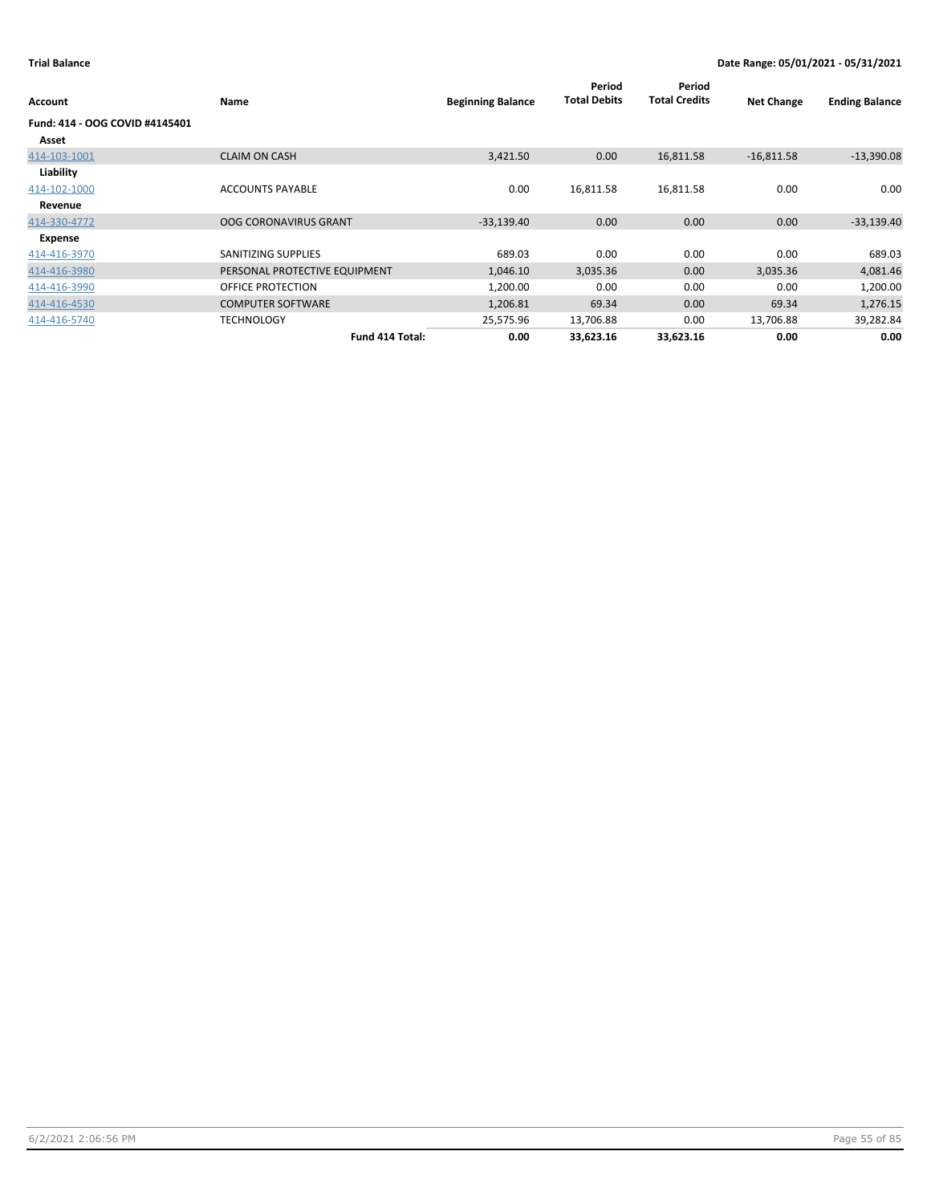**Trial Balance** | **Date Range: 05/01/2021 - 05/31/2021**

| Account | Name | Beginning Balance | Period Total Debits | Period Total Credits | Net Change | Ending Balance |
|---|---|---|---|---|---|---|
| **Fund: 414 - OOG COVID #4145401** | | | | | | |
| **Asset** | | | | | | |
| 414-103-1001 | CLAIM ON CASH | 3,421.50 | 0.00 | 16,811.58 | -16,811.58 | -13,390.08 |
| **Liability** | | | | | | |
| 414-102-1000 | ACCOUNTS PAYABLE | 0.00 | 16,811.58 | 16,811.58 | 0.00 | 0.00 |
| **Revenue** | | | | | | |
| 414-330-4772 | OOG CORONAVIRUS GRANT | -33,139.40 | 0.00 | 0.00 | 0.00 | -33,139.40 |
| **Expense** | | | | | | |
| 414-416-3970 | SANITIZING SUPPLIES | 689.03 | 0.00 | 0.00 | 0.00 | 689.03 |
| 414-416-3980 | PERSONAL PROTECTIVE EQUIPMENT | 1,046.10 | 3,035.36 | 0.00 | 3,035.36 | 4,081.46 |
| 414-416-3990 | OFFICE PROTECTION | 1,200.00 | 0.00 | 0.00 | 0.00 | 1,200.00 |
| 414-416-4530 | COMPUTER SOFTWARE | 1,206.81 | 69.34 | 0.00 | 69.34 | 1,276.15 |
| 414-416-5740 | TECHNOLOGY | 25,575.96 | 13,706.88 | 0.00 | 13,706.88 | 39,282.84 |
| | **Fund 414 Total:** | **0.00** | **33,623.16** | **33,623.16** | **0.00** | **0.00** |

6/2/2021 2:06:56 PM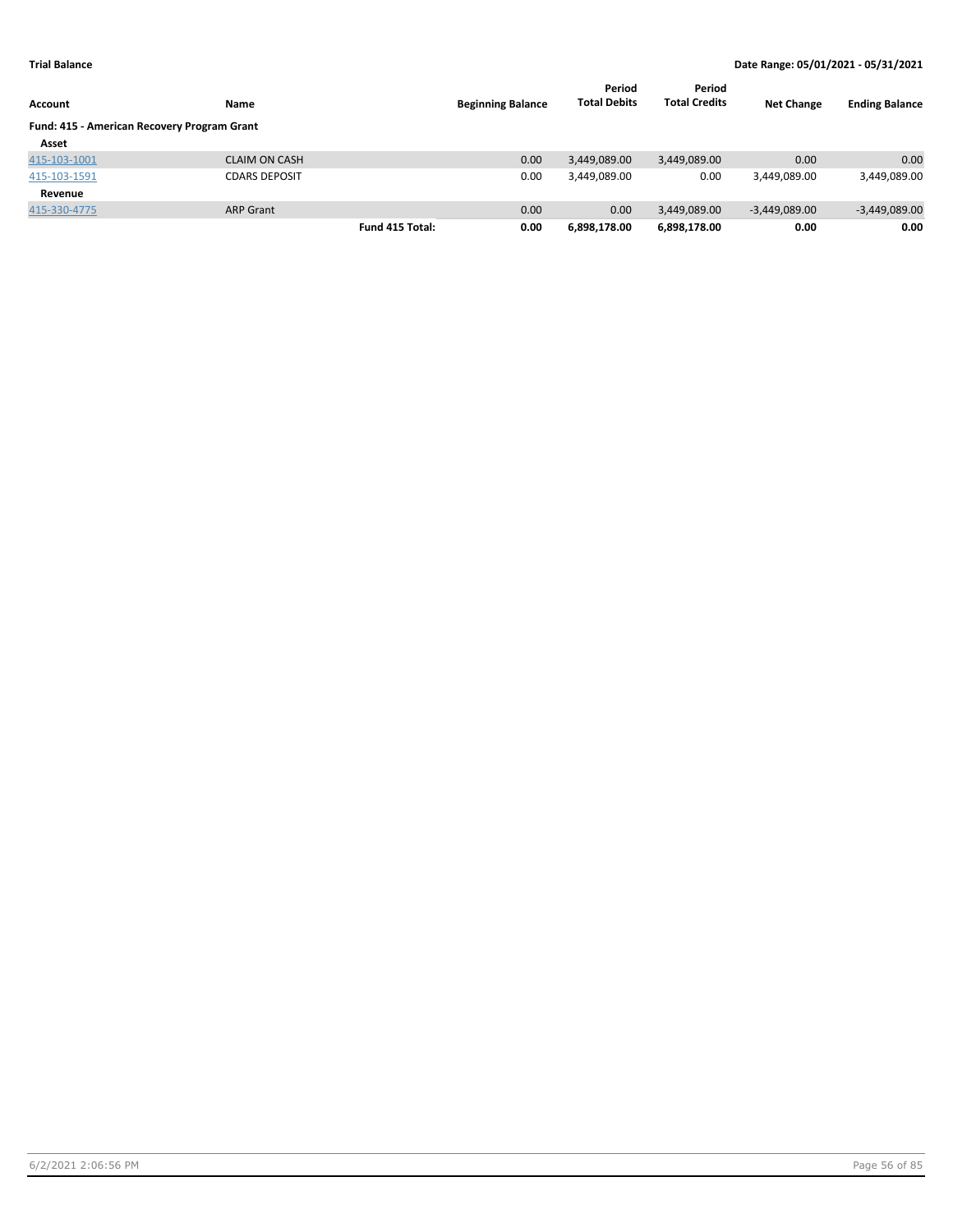**Trial Balance** — **Date Range: 05/01/2021 - 05/31/2021**

| Account | Name | | Beginning Balance | Period Total Debits | Period Total Credits | Net Change | Ending Balance |
|---|---|---|---|---|---|---|---|
| **Fund: 415 - American Recovery Program Grant** | | | | | | | |
| **Asset** | | | | | | | |
| 415-103-1001 | CLAIM ON CASH | | 0.00 | 3,449,089.00 | 3,449,089.00 | 0.00 | 0.00 |
| 415-103-1591 | CDARS DEPOSIT | | 0.00 | 3,449,089.00 | 0.00 | 3,449,089.00 | 3,449,089.00 |
| **Revenue** | | | | | | | |
| 415-330-4775 | ARP Grant | | 0.00 | 0.00 | 3,449,089.00 | -3,449,089.00 | -3,449,089.00 |
| | | **Fund 415 Total:** | **0.00** | **6,898,178.00** | **6,898,178.00** | **0.00** | **0.00** |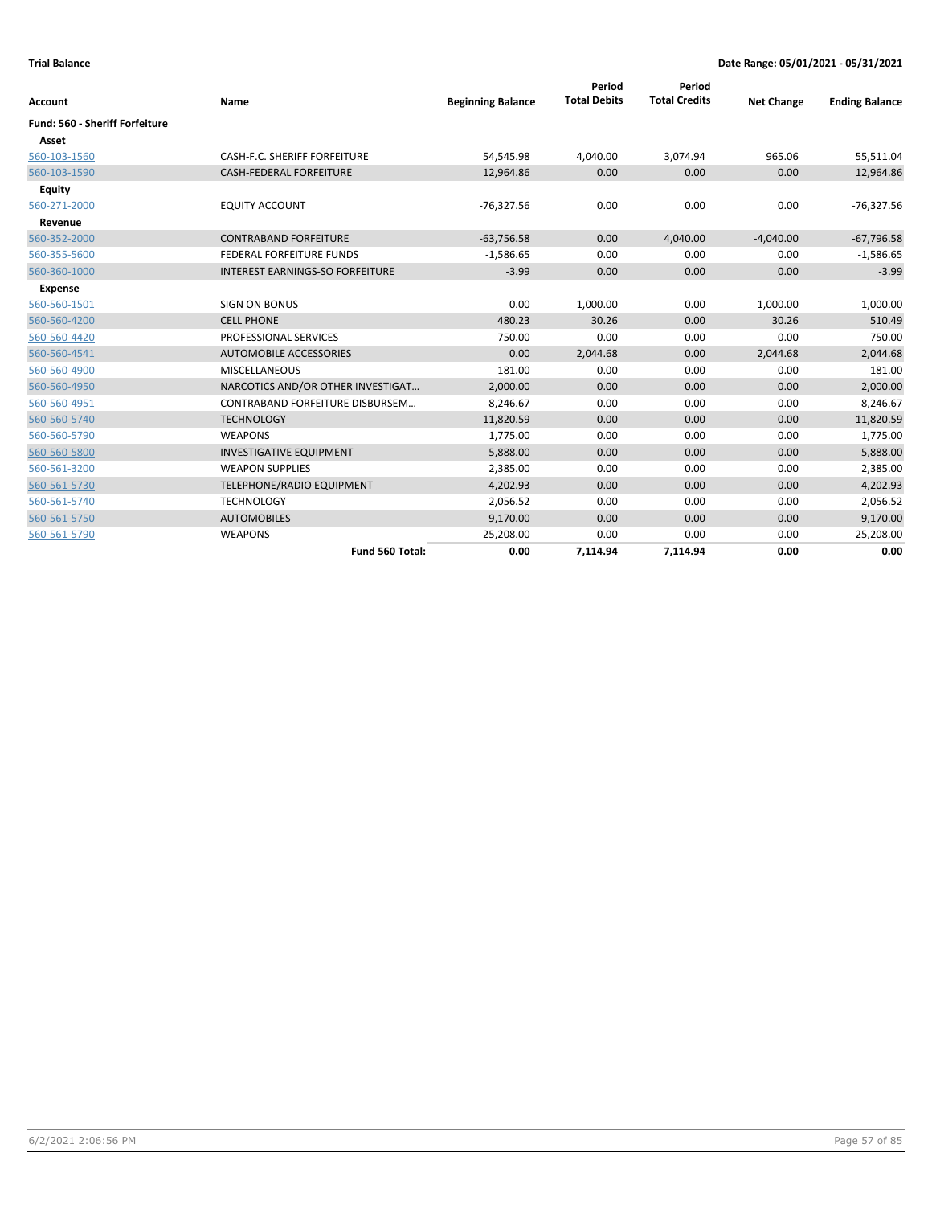**Trial Balance** — Date Range: 05/01/2021 - 05/31/2021

| Account | Name | Beginning Balance | Period Total Debits | Period Total Credits | Net Change | Ending Balance |
|---|---|---|---|---|---|---|
| **Fund: 560 - Sheriff Forfeiture** | | | | | | |
| **Asset** | | | | | | |
| 560-103-1560 | CASH-F.C. SHERIFF FORFEITURE | 54,545.98 | 4,040.00 | 3,074.94 | 965.06 | 55,511.04 |
| 560-103-1590 | CASH-FEDERAL FORFEITURE | 12,964.86 | 0.00 | 0.00 | 0.00 | 12,964.86 |
| **Equity** | | | | | | |
| 560-271-2000 | EQUITY ACCOUNT | -76,327.56 | 0.00 | 0.00 | 0.00 | -76,327.56 |
| **Revenue** | | | | | | |
| 560-352-2000 | CONTRABAND FORFEITURE | -63,756.58 | 0.00 | 4,040.00 | -4,040.00 | -67,796.58 |
| 560-355-5600 | FEDERAL FORFEITURE FUNDS | -1,586.65 | 0.00 | 0.00 | 0.00 | -1,586.65 |
| 560-360-1000 | INTEREST EARNINGS-SO FORFEITURE | -3.99 | 0.00 | 0.00 | 0.00 | -3.99 |
| **Expense** | | | | | | |
| 560-560-1501 | SIGN ON BONUS | 0.00 | 1,000.00 | 0.00 | 1,000.00 | 1,000.00 |
| 560-560-4200 | CELL PHONE | 480.23 | 30.26 | 0.00 | 30.26 | 510.49 |
| 560-560-4420 | PROFESSIONAL SERVICES | 750.00 | 0.00 | 0.00 | 0.00 | 750.00 |
| 560-560-4541 | AUTOMOBILE ACCESSORIES | 0.00 | 2,044.68 | 0.00 | 2,044.68 | 2,044.68 |
| 560-560-4900 | MISCELLANEOUS | 181.00 | 0.00 | 0.00 | 0.00 | 181.00 |
| 560-560-4950 | NARCOTICS AND/OR OTHER INVESTIGAT… | 2,000.00 | 0.00 | 0.00 | 0.00 | 2,000.00 |
| 560-560-4951 | CONTRABAND FORFEITURE DISBURSEM… | 8,246.67 | 0.00 | 0.00 | 0.00 | 8,246.67 |
| 560-560-5740 | TECHNOLOGY | 11,820.59 | 0.00 | 0.00 | 0.00 | 11,820.59 |
| 560-560-5790 | WEAPONS | 1,775.00 | 0.00 | 0.00 | 0.00 | 1,775.00 |
| 560-560-5800 | INVESTIGATIVE EQUIPMENT | 5,888.00 | 0.00 | 0.00 | 0.00 | 5,888.00 |
| 560-561-3200 | WEAPON SUPPLIES | 2,385.00 | 0.00 | 0.00 | 0.00 | 2,385.00 |
| 560-561-5730 | TELEPHONE/RADIO EQUIPMENT | 4,202.93 | 0.00 | 0.00 | 0.00 | 4,202.93 |
| 560-561-5740 | TECHNOLOGY | 2,056.52 | 0.00 | 0.00 | 0.00 | 2,056.52 |
| 560-561-5750 | AUTOMOBILES | 9,170.00 | 0.00 | 0.00 | 0.00 | 9,170.00 |
| 560-561-5790 | WEAPONS | 25,208.00 | 0.00 | 0.00 | 0.00 | 25,208.00 |
| | **Fund 560 Total:** | **0.00** | **7,114.94** | **7,114.94** | **0.00** | **0.00** |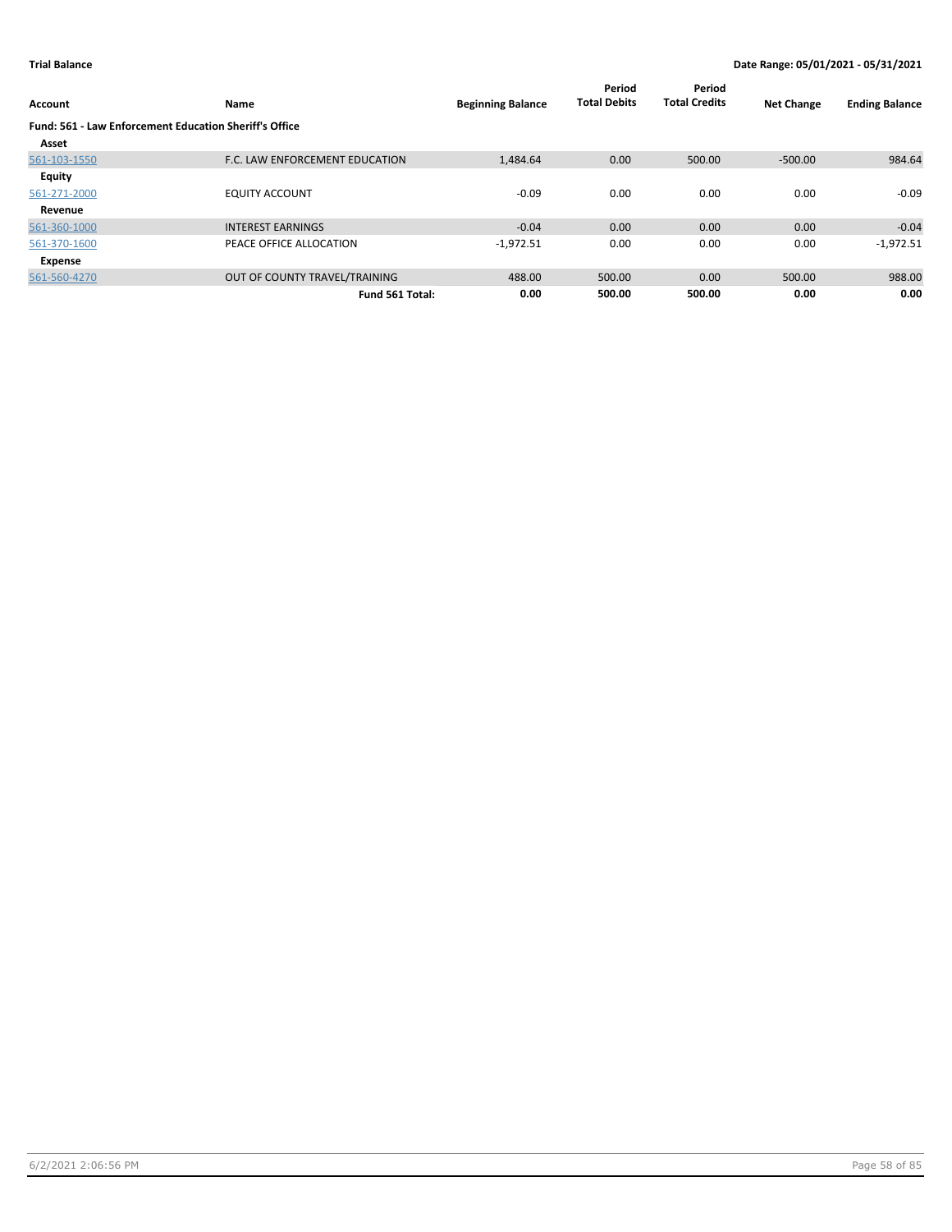**Trial Balance** **Date Range: 05/01/2021 - 05/31/2021**

| Account | Name | Beginning Balance | Period Total Debits | Period Total Credits | Net Change | Ending Balance |
|---|---|---|---|---|---|---|
| **Fund: 561 - Law Enforcement Education Sheriff's Office** | | | | | | |
| **Asset** | | | | | | |
| 561-103-1550 | F.C. LAW ENFORCEMENT EDUCATION | 1,484.64 | 0.00 | 500.00 | -500.00 | 984.64 |
| **Equity** | | | | | | |
| 561-271-2000 | EQUITY ACCOUNT | -0.09 | 0.00 | 0.00 | 0.00 | -0.09 |
| **Revenue** | | | | | | |
| 561-360-1000 | INTEREST EARNINGS | -0.04 | 0.00 | 0.00 | 0.00 | -0.04 |
| 561-370-1600 | PEACE OFFICE ALLOCATION | -1,972.51 | 0.00 | 0.00 | 0.00 | -1,972.51 |
| **Expense** | | | | | | |
| 561-560-4270 | OUT OF COUNTY TRAVEL/TRAINING | 488.00 | 500.00 | 0.00 | 500.00 | 988.00 |
| | **Fund 561 Total:** | **0.00** | **500.00** | **500.00** | **0.00** | **0.00** |

6/2/2021 2:06:56 PM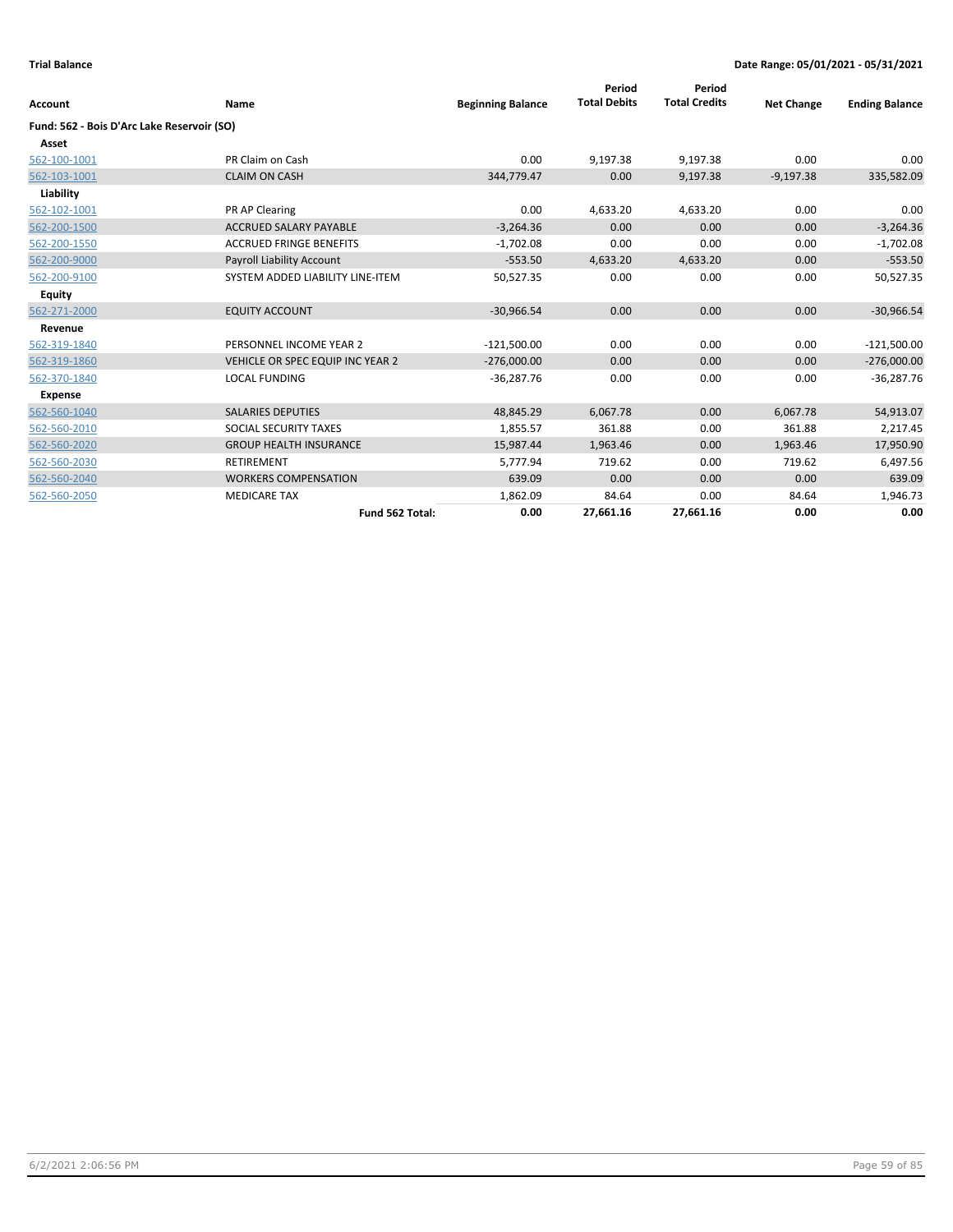**Trial Balance** **Date Range: 05/01/2021 - 05/31/2021**

| Account | Name | Beginning Balance | Period Total Debits | Period Total Credits | Net Change | Ending Balance |
|---|---|---|---|---|---|---|
| **Fund: 562 - Bois D'Arc Lake Reservoir (SO)** | | | | | | |
| **Asset** | | | | | | |
| 562-100-1001 | PR Claim on Cash | 0.00 | 9,197.38 | 9,197.38 | 0.00 | 0.00 |
| 562-103-1001 | CLAIM ON CASH | 344,779.47 | 0.00 | 9,197.38 | -9,197.38 | 335,582.09 |
| **Liability** | | | | | | |
| 562-102-1001 | PR AP Clearing | 0.00 | 4,633.20 | 4,633.20 | 0.00 | 0.00 |
| 562-200-1500 | ACCRUED SALARY PAYABLE | -3,264.36 | 0.00 | 0.00 | 0.00 | -3,264.36 |
| 562-200-1550 | ACCRUED FRINGE BENEFITS | -1,702.08 | 0.00 | 0.00 | 0.00 | -1,702.08 |
| 562-200-9000 | Payroll Liability Account | -553.50 | 4,633.20 | 4,633.20 | 0.00 | -553.50 |
| 562-200-9100 | SYSTEM ADDED LIABILITY LINE-ITEM | 50,527.35 | 0.00 | 0.00 | 0.00 | 50,527.35 |
| **Equity** | | | | | | |
| 562-271-2000 | EQUITY ACCOUNT | -30,966.54 | 0.00 | 0.00 | 0.00 | -30,966.54 |
| **Revenue** | | | | | | |
| 562-319-1840 | PERSONNEL INCOME YEAR 2 | -121,500.00 | 0.00 | 0.00 | 0.00 | -121,500.00 |
| 562-319-1860 | VEHICLE OR SPEC EQUIP INC YEAR 2 | -276,000.00 | 0.00 | 0.00 | 0.00 | -276,000.00 |
| 562-370-1840 | LOCAL FUNDING | -36,287.76 | 0.00 | 0.00 | 0.00 | -36,287.76 |
| **Expense** | | | | | | |
| 562-560-1040 | SALARIES DEPUTIES | 48,845.29 | 6,067.78 | 0.00 | 6,067.78 | 54,913.07 |
| 562-560-2010 | SOCIAL SECURITY TAXES | 1,855.57 | 361.88 | 0.00 | 361.88 | 2,217.45 |
| 562-560-2020 | GROUP HEALTH INSURANCE | 15,987.44 | 1,963.46 | 0.00 | 1,963.46 | 17,950.90 |
| 562-560-2030 | RETIREMENT | 5,777.94 | 719.62 | 0.00 | 719.62 | 6,497.56 |
| 562-560-2040 | WORKERS COMPENSATION | 639.09 | 0.00 | 0.00 | 0.00 | 639.09 |
| 562-560-2050 | MEDICARE TAX | 1,862.09 | 84.64 | 0.00 | 84.64 | 1,946.73 |
| | **Fund 562 Total:** | **0.00** | **27,661.16** | **27,661.16** | **0.00** | **0.00** |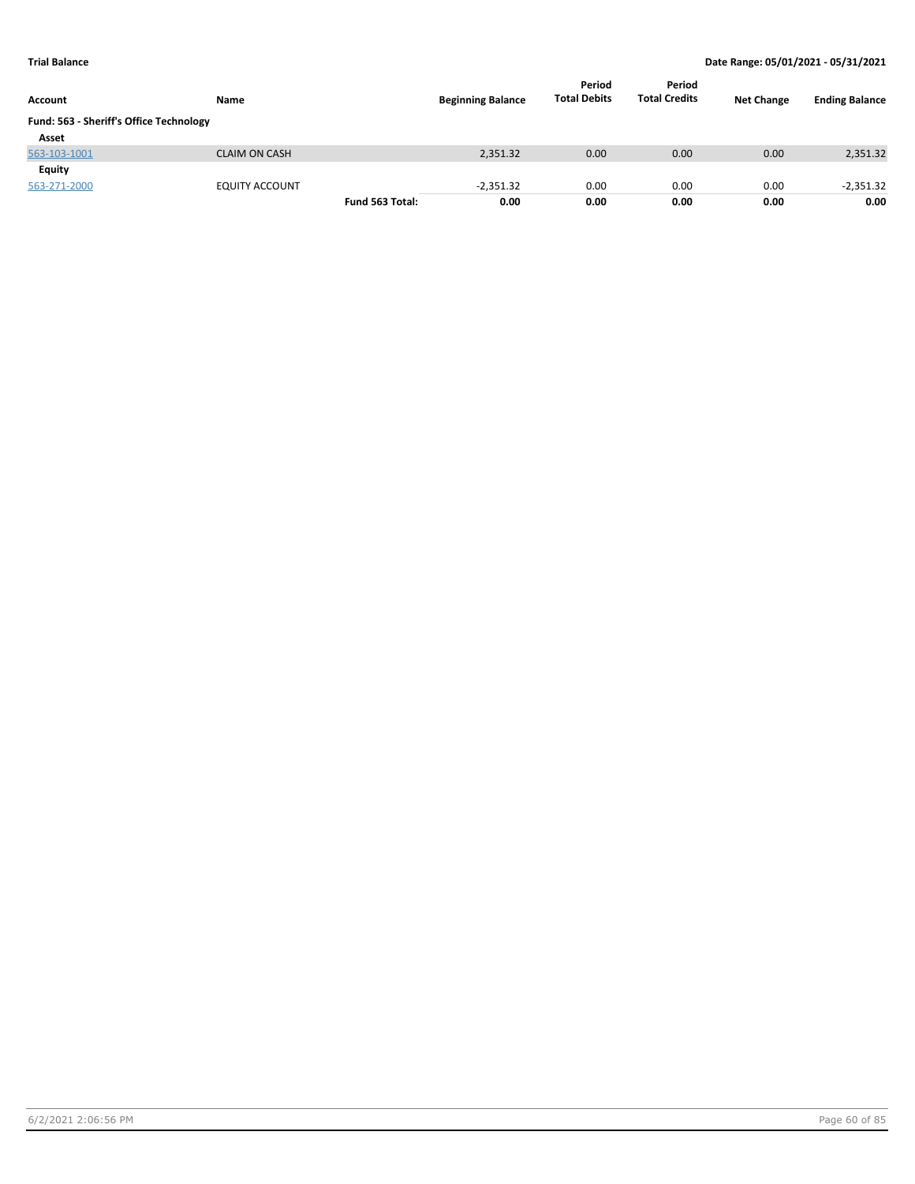**Trial Balance** | **Date Range: 05/01/2021 - 05/31/2021**

| Account | Name | | Beginning Balance | Period Total Debits | Period Total Credits | Net Change | Ending Balance |
|---|---|---|---|---|---|---|---|
| **Fund: 563 - Sheriff's Office Technology** | | | | | | | |
| **Asset** | | | | | | | |
| 563-103-1001 | CLAIM ON CASH | | 2,351.32 | 0.00 | 0.00 | 0.00 | 2,351.32 |
| **Equity** | | | | | | | |
| 563-271-2000 | EQUITY ACCOUNT | | -2,351.32 | 0.00 | 0.00 | 0.00 | -2,351.32 |
| | | **Fund 563 Total:** | **0.00** | **0.00** | **0.00** | **0.00** | **0.00** |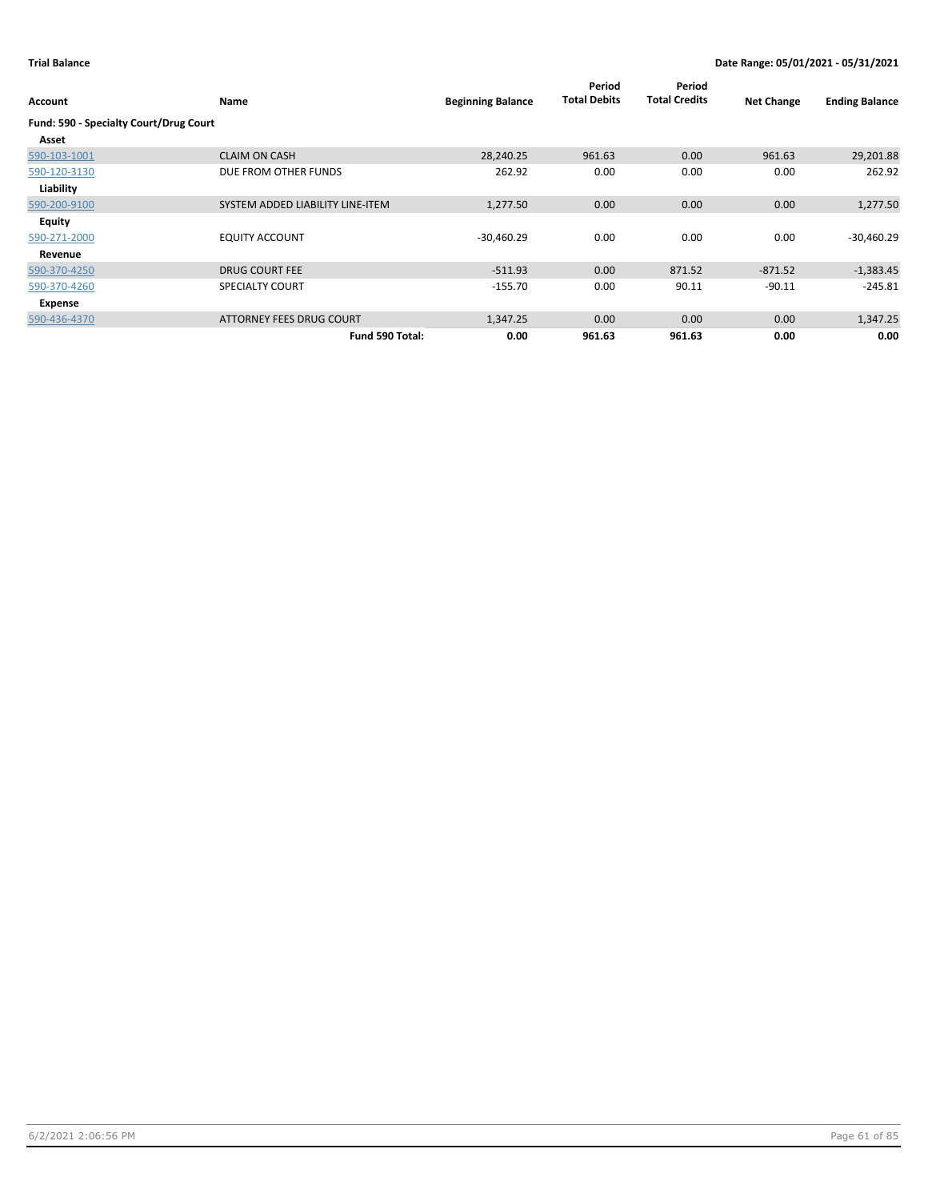**Trial Balance** — Date Range: 05/01/2021 - 05/31/2021

| Account | Name | Beginning Balance | Period Total Debits | Period Total Credits | Net Change | Ending Balance |
|---|---|---|---|---|---|---|
| **Fund: 590 - Specialty Court/Drug Court** | | | | | | |
| **Asset** | | | | | | |
| 590-103-1001 | CLAIM ON CASH | 28,240.25 | 961.63 | 0.00 | 961.63 | 29,201.88 |
| 590-120-3130 | DUE FROM OTHER FUNDS | 262.92 | 0.00 | 0.00 | 0.00 | 262.92 |
| **Liability** | | | | | | |
| 590-200-9100 | SYSTEM ADDED LIABILITY LINE-ITEM | 1,277.50 | 0.00 | 0.00 | 0.00 | 1,277.50 |
| **Equity** | | | | | | |
| 590-271-2000 | EQUITY ACCOUNT | -30,460.29 | 0.00 | 0.00 | 0.00 | -30,460.29 |
| **Revenue** | | | | | | |
| 590-370-4250 | DRUG COURT FEE | -511.93 | 0.00 | 871.52 | -871.52 | -1,383.45 |
| 590-370-4260 | SPECIALTY COURT | -155.70 | 0.00 | 90.11 | -90.11 | -245.81 |
| **Expense** | | | | | | |
| 590-436-4370 | ATTORNEY FEES DRUG COURT | 1,347.25 | 0.00 | 0.00 | 0.00 | 1,347.25 |
| | **Fund 590 Total:** | **0.00** | **961.63** | **961.63** | **0.00** | **0.00** |

6/2/2021 2:06:56 PM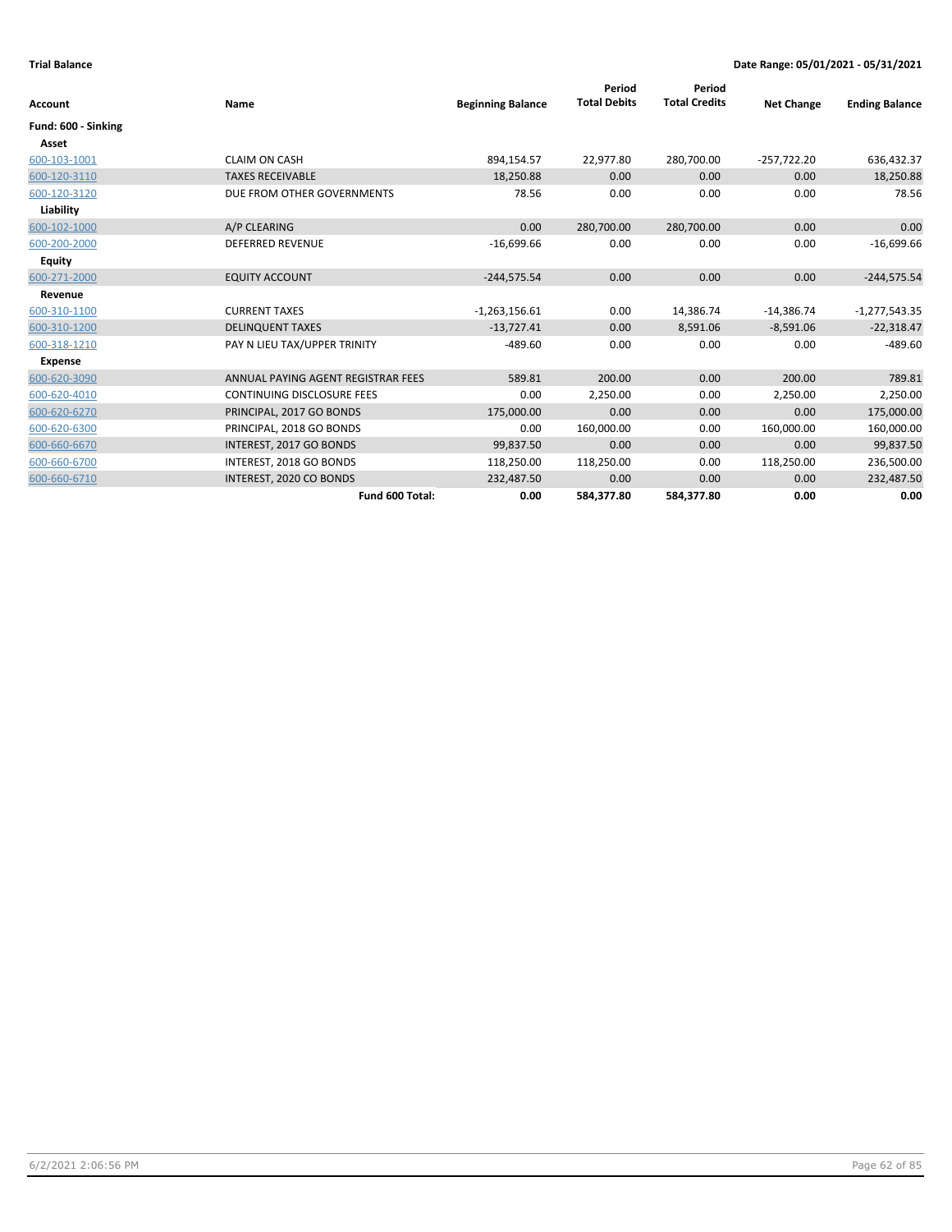**Trial Balance** **Date Range: 05/01/2021 - 05/31/2021**

| Account | Name | Beginning Balance | Period Total Debits | Period Total Credits | Net Change | Ending Balance |
|---|---|---|---|---|---|---|
| **Fund: 600 - Sinking** | | | | | | |
| **Asset** | | | | | | |
| 600-103-1001 | CLAIM ON CASH | 894,154.57 | 22,977.80 | 280,700.00 | -257,722.20 | 636,432.37 |
| 600-120-3110 | TAXES RECEIVABLE | 18,250.88 | 0.00 | 0.00 | 0.00 | 18,250.88 |
| 600-120-3120 | DUE FROM OTHER GOVERNMENTS | 78.56 | 0.00 | 0.00 | 0.00 | 78.56 |
| **Liability** | | | | | | |
| 600-102-1000 | A/P CLEARING | 0.00 | 280,700.00 | 280,700.00 | 0.00 | 0.00 |
| 600-200-2000 | DEFERRED REVENUE | -16,699.66 | 0.00 | 0.00 | 0.00 | -16,699.66 |
| **Equity** | | | | | | |
| 600-271-2000 | EQUITY ACCOUNT | -244,575.54 | 0.00 | 0.00 | 0.00 | -244,575.54 |
| **Revenue** | | | | | | |
| 600-310-1100 | CURRENT TAXES | -1,263,156.61 | 0.00 | 14,386.74 | -14,386.74 | -1,277,543.35 |
| 600-310-1200 | DELINQUENT TAXES | -13,727.41 | 0.00 | 8,591.06 | -8,591.06 | -22,318.47 |
| 600-318-1210 | PAY N LIEU TAX/UPPER TRINITY | -489.60 | 0.00 | 0.00 | 0.00 | -489.60 |
| **Expense** | | | | | | |
| 600-620-3090 | ANNUAL PAYING AGENT REGISTRAR FEES | 589.81 | 200.00 | 0.00 | 200.00 | 789.81 |
| 600-620-4010 | CONTINUING DISCLOSURE FEES | 0.00 | 2,250.00 | 0.00 | 2,250.00 | 2,250.00 |
| 600-620-6270 | PRINCIPAL, 2017 GO BONDS | 175,000.00 | 0.00 | 0.00 | 0.00 | 175,000.00 |
| 600-620-6300 | PRINCIPAL, 2018 GO BONDS | 0.00 | 160,000.00 | 0.00 | 160,000.00 | 160,000.00 |
| 600-660-6670 | INTEREST, 2017 GO BONDS | 99,837.50 | 0.00 | 0.00 | 0.00 | 99,837.50 |
| 600-660-6700 | INTEREST, 2018 GO BONDS | 118,250.00 | 118,250.00 | 0.00 | 118,250.00 | 236,500.00 |
| 600-660-6710 | INTEREST, 2020 CO BONDS | 232,487.50 | 0.00 | 0.00 | 0.00 | 232,487.50 |
| | **Fund 600 Total:** | **0.00** | **584,377.80** | **584,377.80** | **0.00** | **0.00** |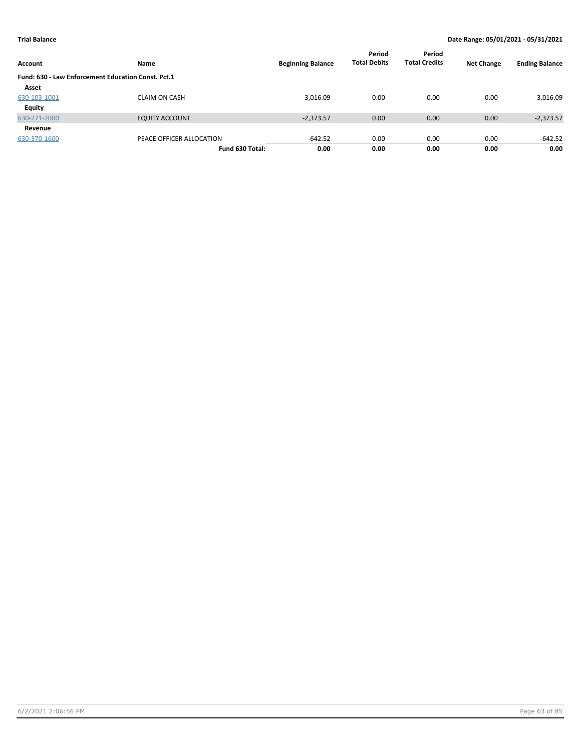**Trial Balance** **Date Range: 05/01/2021 - 05/31/2021**

| Account | Name | Beginning Balance | Period Total Debits | Period Total Credits | Net Change | Ending Balance |
|---|---|---|---|---|---|---|
| **Fund: 630 - Law Enforcement Education Const. Pct.1** | | | | | | |
| **Asset** | | | | | | |
| 630-103-1001 | CLAIM ON CASH | 3,016.09 | 0.00 | 0.00 | 0.00 | 3,016.09 |
| **Equity** | | | | | | |
| 630-271-2000 | EQUITY ACCOUNT | -2,373.57 | 0.00 | 0.00 | 0.00 | -2,373.57 |
| **Revenue** | | | | | | |
| 630-370-1600 | PEACE OFFICER ALLOCATION | -642.52 | 0.00 | 0.00 | 0.00 | -642.52 |
| | **Fund 630 Total:** | **0.00** | **0.00** | **0.00** | **0.00** | **0.00** |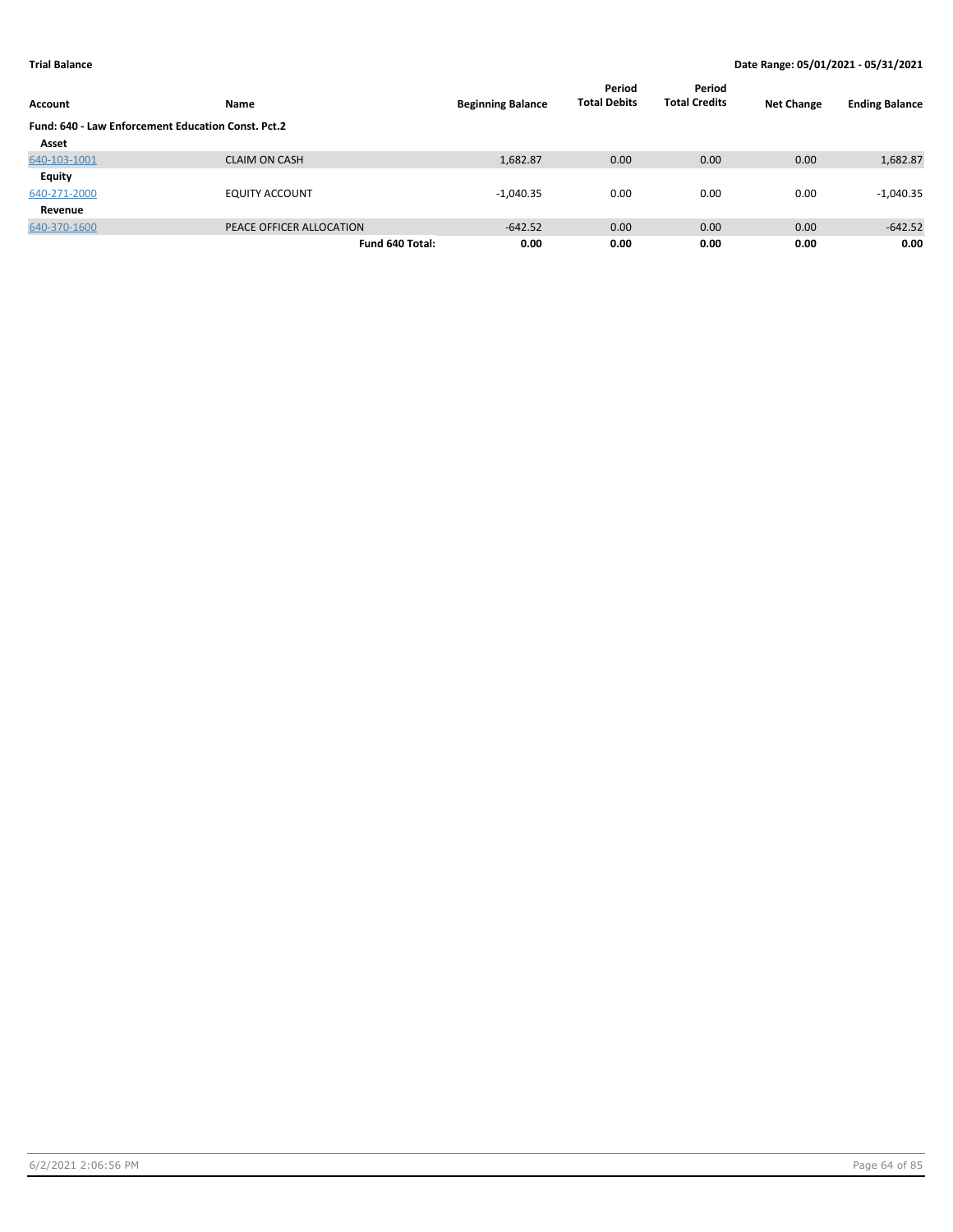**Trial Balance** — **Date Range: 05/01/2021 - 05/31/2021**

| Account | Name | Beginning Balance | Period Total Debits | Period Total Credits | Net Change | Ending Balance |
|---|---|---|---|---|---|---|
| **Fund: 640 - Law Enforcement Education Const. Pct.2** | | | | | | |
| **Asset** | | | | | | |
| 640-103-1001 | CLAIM ON CASH | 1,682.87 | 0.00 | 0.00 | 0.00 | 1,682.87 |
| **Equity** | | | | | | |
| 640-271-2000 | EQUITY ACCOUNT | -1,040.35 | 0.00 | 0.00 | 0.00 | -1,040.35 |
| **Revenue** | | | | | | |
| 640-370-1600 | PEACE OFFICER ALLOCATION | -642.52 | 0.00 | 0.00 | 0.00 | -642.52 |
| | **Fund 640 Total:** | **0.00** | **0.00** | **0.00** | **0.00** | **0.00** |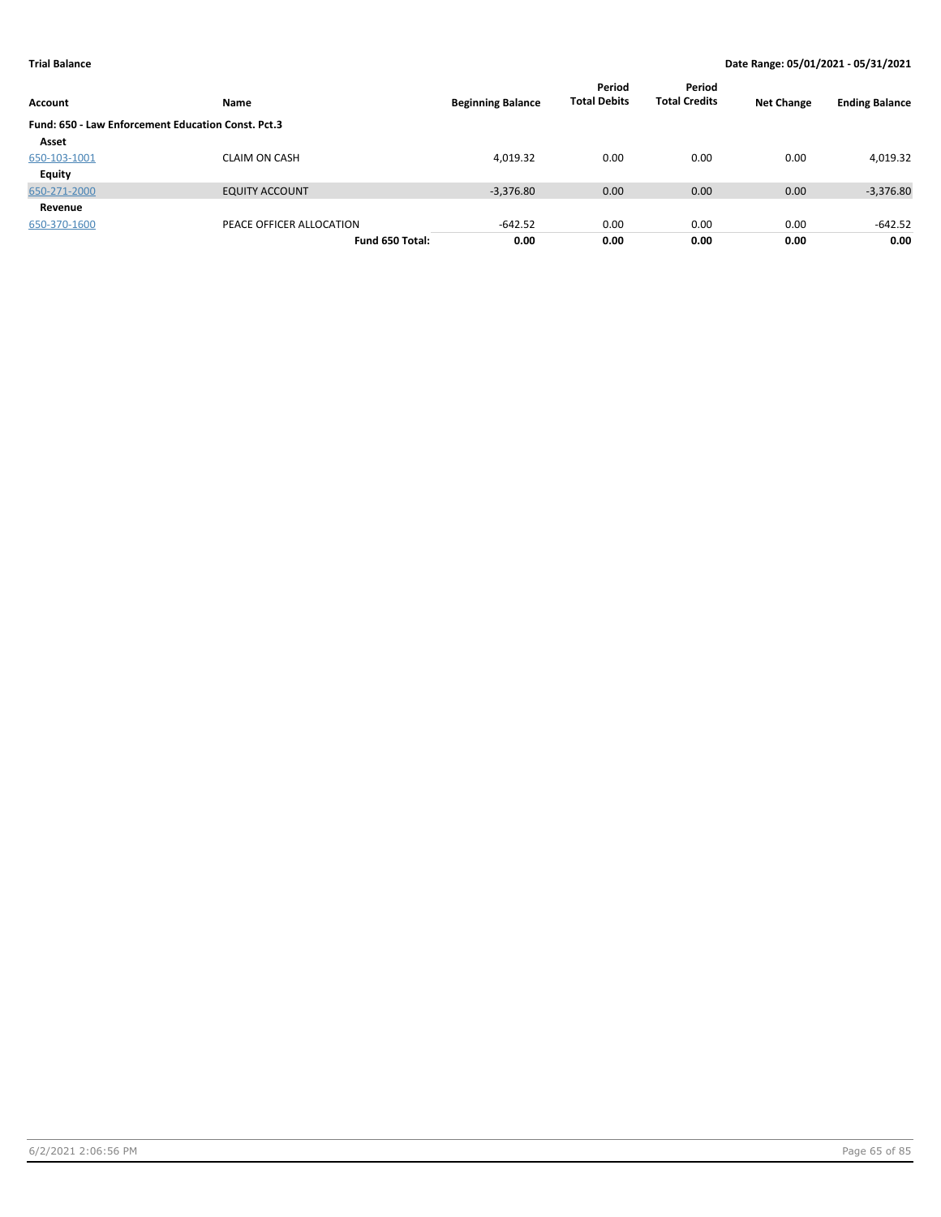| Account | Name | Beginning Balance | Period Total Debits | Period Total Credits | Net Change | Ending Balance |
|---|---|---|---|---|---|---|
| **Fund: 650 - Law Enforcement Education Const. Pct.3** | | | | | | |
| **Asset** | | | | | | |
| 650-103-1001 | CLAIM ON CASH | 4,019.32 | 0.00 | 0.00 | 0.00 | 4,019.32 |
| **Equity** | | | | | | |
| 650-271-2000 | EQUITY ACCOUNT | -3,376.80 | 0.00 | 0.00 | 0.00 | -3,376.80 |
| **Revenue** | | | | | | |
| 650-370-1600 | PEACE OFFICER ALLOCATION | -642.52 | 0.00 | 0.00 | 0.00 | -642.52 |
| | **Fund 650 Total:** | **0.00** | **0.00** | **0.00** | **0.00** | **0.00** |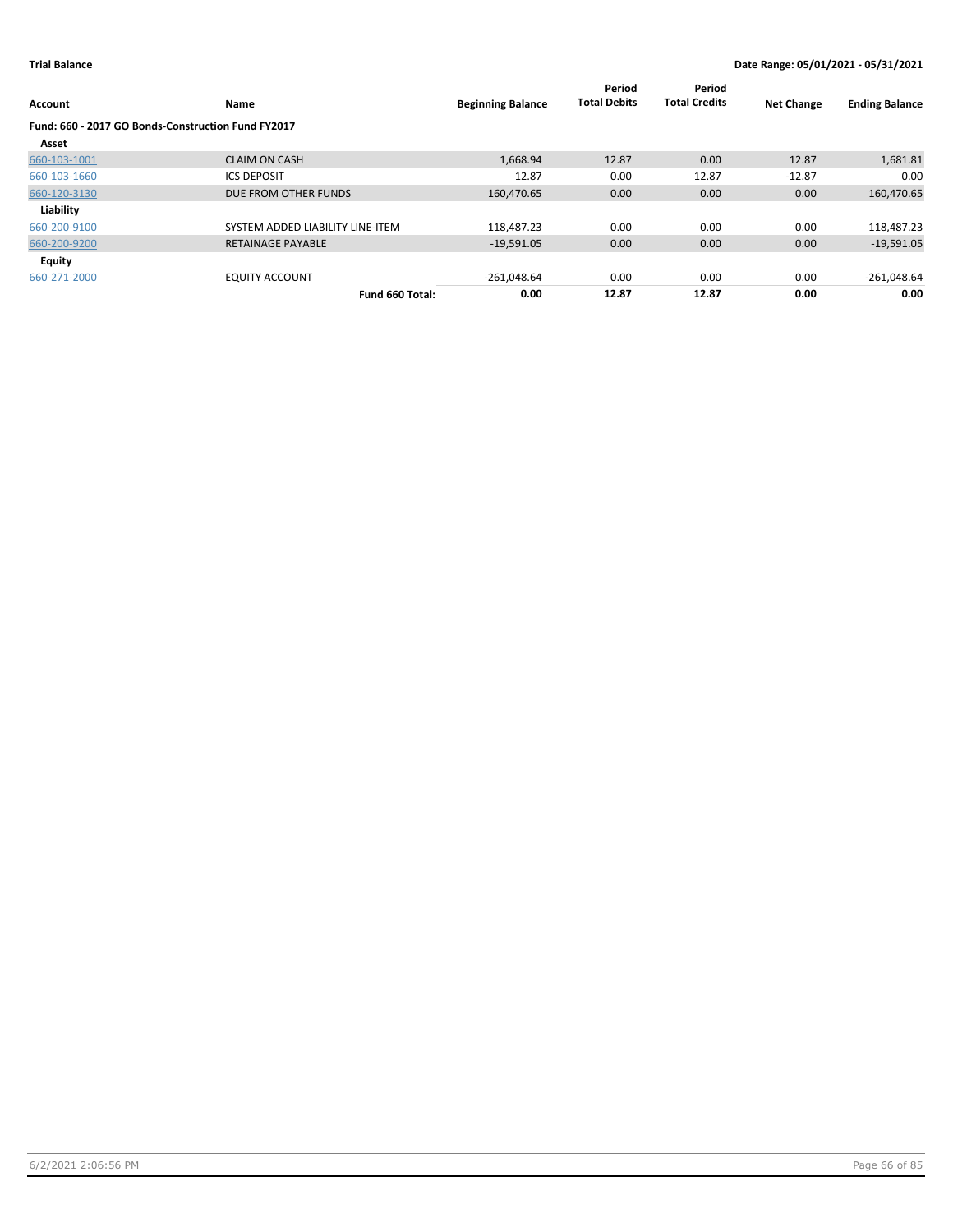**Trial Balance** — Date Range: 05/01/2021 - 05/31/2021

| Account | Name | Beginning Balance | Period Total Debits | Period Total Credits | Net Change | Ending Balance |
|---|---|---|---|---|---|---|
| **Fund: 660 - 2017 GO Bonds-Construction Fund FY2017** | | | | | | |
| **Asset** | | | | | | |
| 660-103-1001 | CLAIM ON CASH | 1,668.94 | 12.87 | 0.00 | 12.87 | 1,681.81 |
| 660-103-1660 | ICS DEPOSIT | 12.87 | 0.00 | 12.87 | -12.87 | 0.00 |
| 660-120-3130 | DUE FROM OTHER FUNDS | 160,470.65 | 0.00 | 0.00 | 0.00 | 160,470.65 |
| **Liability** | | | | | | |
| 660-200-9100 | SYSTEM ADDED LIABILITY LINE-ITEM | 118,487.23 | 0.00 | 0.00 | 0.00 | 118,487.23 |
| 660-200-9200 | RETAINAGE PAYABLE | -19,591.05 | 0.00 | 0.00 | 0.00 | -19,591.05 |
| **Equity** | | | | | | |
| 660-271-2000 | EQUITY ACCOUNT | -261,048.64 | 0.00 | 0.00 | 0.00 | -261,048.64 |
| | **Fund 660 Total:** | **0.00** | **12.87** | **12.87** | **0.00** | **0.00** |

6/2/2021 2:06:56 PM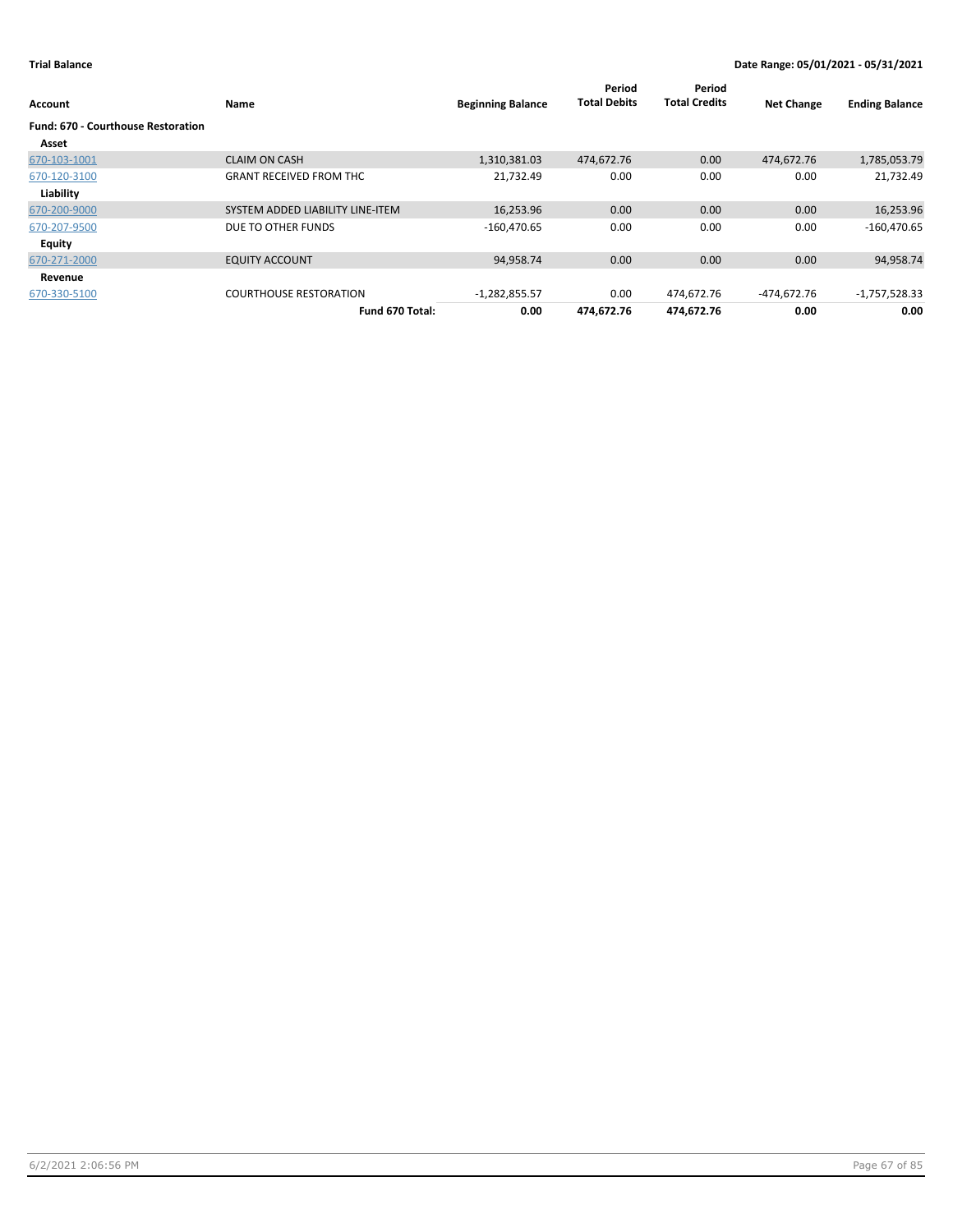**Trial Balance** **Date Range: 05/01/2021 - 05/31/2021**

| Account | Name | Beginning Balance | Period Total Debits | Period Total Credits | Net Change | Ending Balance |
|---|---|---|---|---|---|---|
| **Fund: 670 - Courthouse Restoration** | | | | | | |
| **Asset** | | | | | | |
| 670-103-1001 | CLAIM ON CASH | 1,310,381.03 | 474,672.76 | 0.00 | 474,672.76 | 1,785,053.79 |
| 670-120-3100 | GRANT RECEIVED FROM THC | 21,732.49 | 0.00 | 0.00 | 0.00 | 21,732.49 |
| **Liability** | | | | | | |
| 670-200-9000 | SYSTEM ADDED LIABILITY LINE-ITEM | 16,253.96 | 0.00 | 0.00 | 0.00 | 16,253.96 |
| 670-207-9500 | DUE TO OTHER FUNDS | -160,470.65 | 0.00 | 0.00 | 0.00 | -160,470.65 |
| **Equity** | | | | | | |
| 670-271-2000 | EQUITY ACCOUNT | 94,958.74 | 0.00 | 0.00 | 0.00 | 94,958.74 |
| **Revenue** | | | | | | |
| 670-330-5100 | COURTHOUSE RESTORATION | -1,282,855.57 | 0.00 | 474,672.76 | -474,672.76 | -1,757,528.33 |
| | **Fund 670 Total:** | **0.00** | **474,672.76** | **474,672.76** | **0.00** | **0.00** |

6/2/2021 2:06:56 PM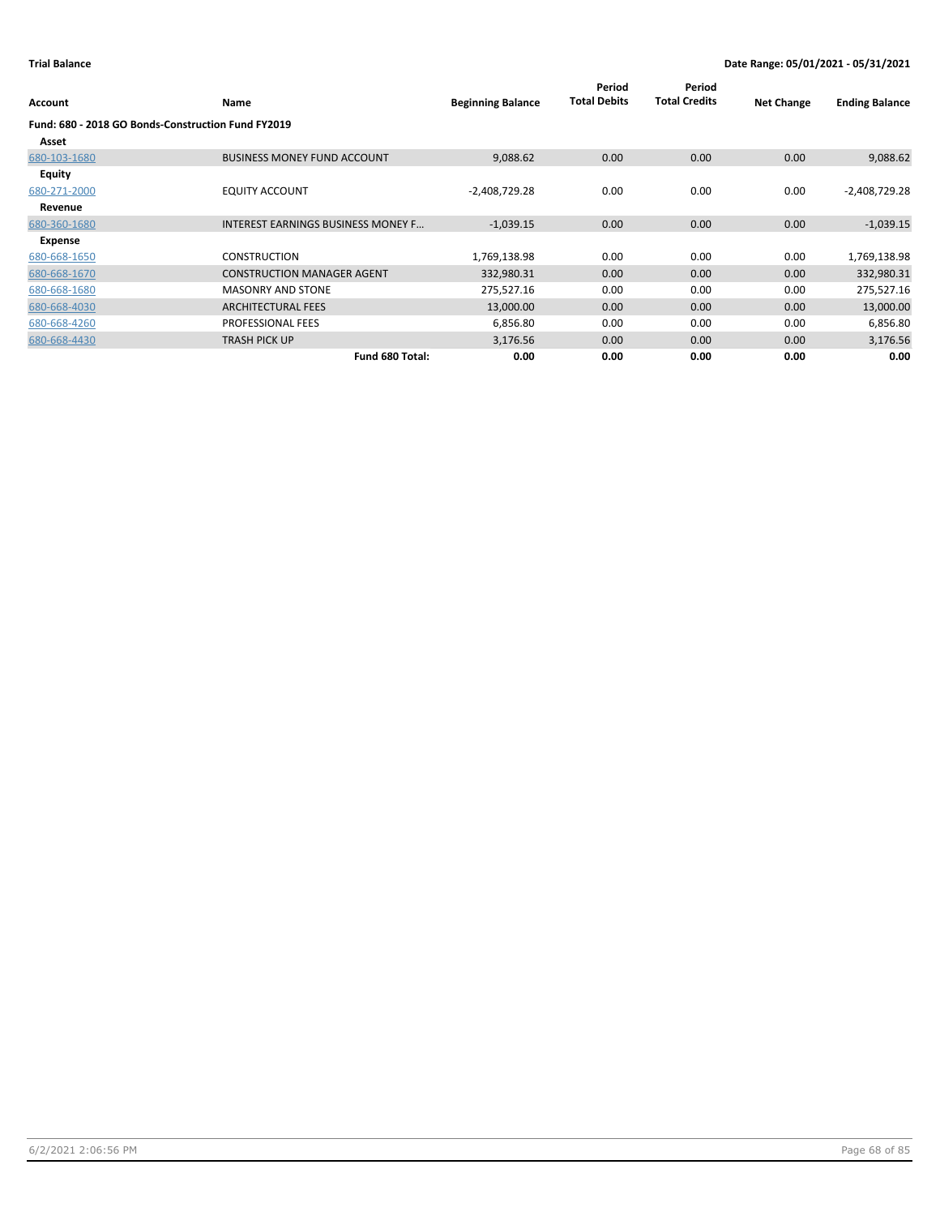**Trial Balance** — Date Range: 05/01/2021 - 05/31/2021

| Account | Name | Beginning Balance | Period Total Debits | Period Total Credits | Net Change | Ending Balance |
|---|---|---|---|---|---|---|
| **Fund: 680 - 2018 GO Bonds-Construction Fund FY2019** | | | | | | |
| **Asset** | | | | | | |
| 680-103-1680 | BUSINESS MONEY FUND ACCOUNT | 9,088.62 | 0.00 | 0.00 | 0.00 | 9,088.62 |
| **Equity** | | | | | | |
| 680-271-2000 | EQUITY ACCOUNT | -2,408,729.28 | 0.00 | 0.00 | 0.00 | -2,408,729.28 |
| **Revenue** | | | | | | |
| 680-360-1680 | INTEREST EARNINGS BUSINESS MONEY F... | -1,039.15 | 0.00 | 0.00 | 0.00 | -1,039.15 |
| **Expense** | | | | | | |
| 680-668-1650 | CONSTRUCTION | 1,769,138.98 | 0.00 | 0.00 | 0.00 | 1,769,138.98 |
| 680-668-1670 | CONSTRUCTION MANAGER AGENT | 332,980.31 | 0.00 | 0.00 | 0.00 | 332,980.31 |
| 680-668-1680 | MASONRY AND STONE | 275,527.16 | 0.00 | 0.00 | 0.00 | 275,527.16 |
| 680-668-4030 | ARCHITECTURAL FEES | 13,000.00 | 0.00 | 0.00 | 0.00 | 13,000.00 |
| 680-668-4260 | PROFESSIONAL FEES | 6,856.80 | 0.00 | 0.00 | 0.00 | 6,856.80 |
| 680-668-4430 | TRASH PICK UP | 3,176.56 | 0.00 | 0.00 | 0.00 | 3,176.56 |
| | **Fund 680 Total:** | **0.00** | **0.00** | **0.00** | **0.00** | **0.00** |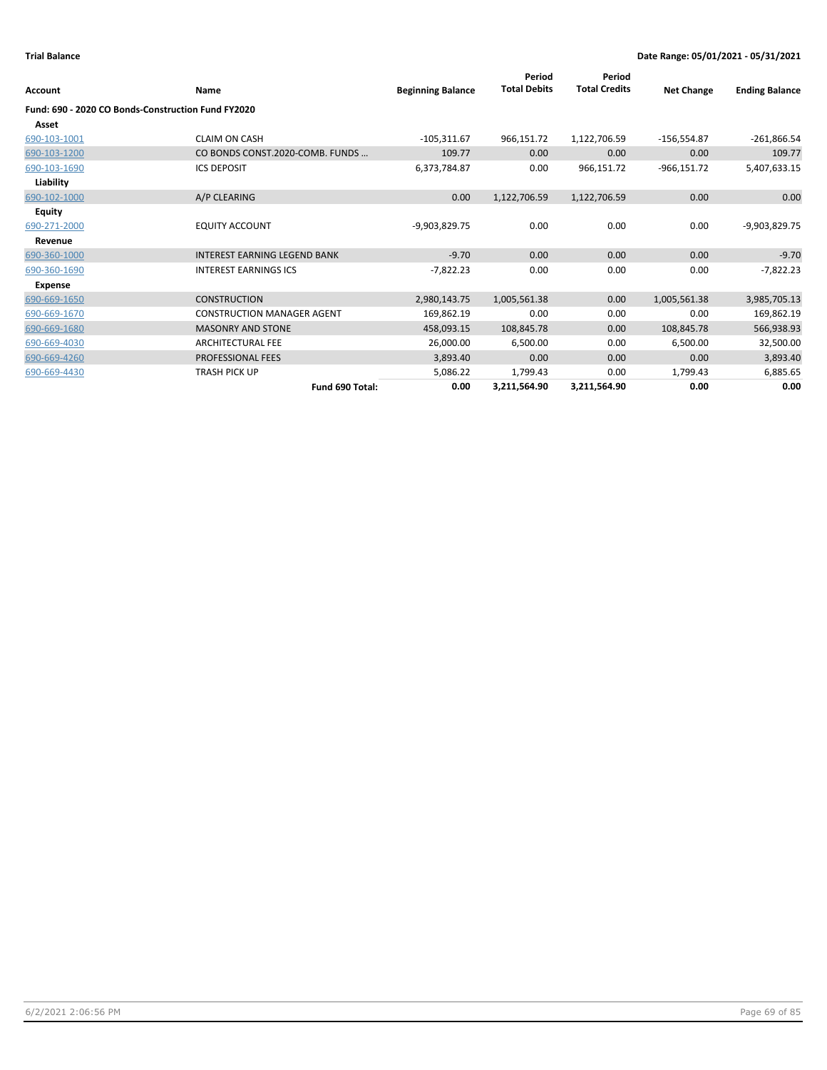**Trial Balance** **Date Range: 05/01/2021 - 05/31/2021**

| Account | Name | Beginning Balance | Period Total Debits | Period Total Credits | Net Change | Ending Balance |
|---|---|---|---|---|---|---|
| **Fund: 690 - 2020 CO Bonds-Construction Fund FY2020** | | | | | | |
| **Asset** | | | | | | |
| 690-103-1001 | CLAIM ON CASH | -105,311.67 | 966,151.72 | 1,122,706.59 | -156,554.87 | -261,866.54 |
| 690-103-1200 | CO BONDS CONST.2020-COMB. FUNDS ... | 109.77 | 0.00 | 0.00 | 0.00 | 109.77 |
| 690-103-1690 | ICS DEPOSIT | 6,373,784.87 | 0.00 | 966,151.72 | -966,151.72 | 5,407,633.15 |
| **Liability** | | | | | | |
| 690-102-1000 | A/P CLEARING | 0.00 | 1,122,706.59 | 1,122,706.59 | 0.00 | 0.00 |
| **Equity** | | | | | | |
| 690-271-2000 | EQUITY ACCOUNT | -9,903,829.75 | 0.00 | 0.00 | 0.00 | -9,903,829.75 |
| **Revenue** | | | | | | |
| 690-360-1000 | INTEREST EARNING LEGEND BANK | -9.70 | 0.00 | 0.00 | 0.00 | -9.70 |
| 690-360-1690 | INTEREST EARNINGS ICS | -7,822.23 | 0.00 | 0.00 | 0.00 | -7,822.23 |
| **Expense** | | | | | | |
| 690-669-1650 | CONSTRUCTION | 2,980,143.75 | 1,005,561.38 | 0.00 | 1,005,561.38 | 3,985,705.13 |
| 690-669-1670 | CONSTRUCTION MANAGER AGENT | 169,862.19 | 0.00 | 0.00 | 0.00 | 169,862.19 |
| 690-669-1680 | MASONRY AND STONE | 458,093.15 | 108,845.78 | 0.00 | 108,845.78 | 566,938.93 |
| 690-669-4030 | ARCHITECTURAL FEE | 26,000.00 | 6,500.00 | 0.00 | 6,500.00 | 32,500.00 |
| 690-669-4260 | PROFESSIONAL FEES | 3,893.40 | 0.00 | 0.00 | 0.00 | 3,893.40 |
| 690-669-4430 | TRASH PICK UP | 5,086.22 | 1,799.43 | 0.00 | 1,799.43 | 6,885.65 |
| | **Fund 690 Total:** | **0.00** | **3,211,564.90** | **3,211,564.90** | **0.00** | **0.00** |

6/2/2021 2:06:56 PM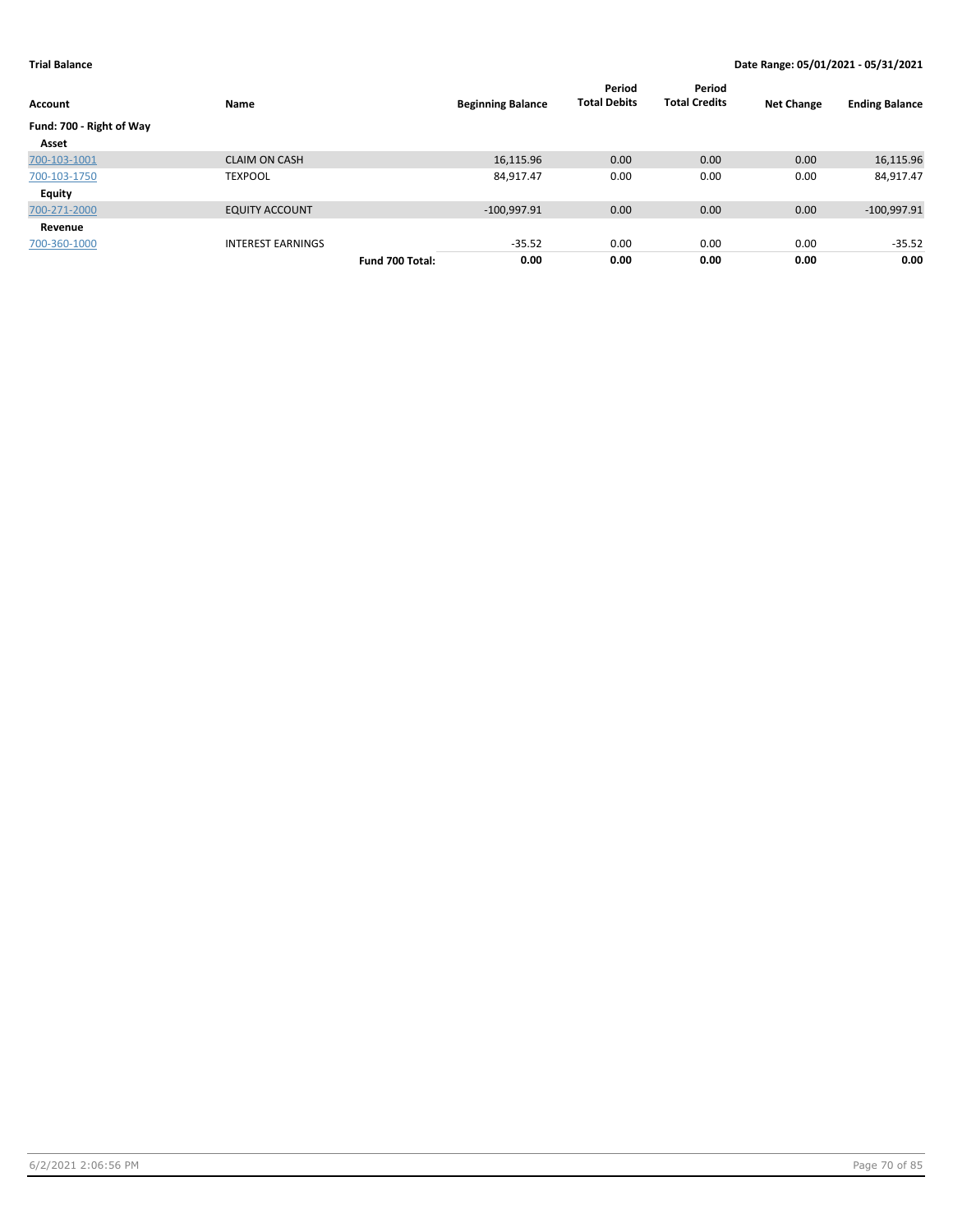**Trial Balance** **Date Range: 05/01/2021 - 05/31/2021**

| Account | Name | | Beginning Balance | Period Total Debits | Period Total Credits | Net Change | Ending Balance |
|---|---|---|---|---|---|---|---|
| **Fund: 700 - Right of Way** | | | | | | | |
| **Asset** | | | | | | | |
| 700-103-1001 | CLAIM ON CASH | | 16,115.96 | 0.00 | 0.00 | 0.00 | 16,115.96 |
| 700-103-1750 | TEXPOOL | | 84,917.47 | 0.00 | 0.00 | 0.00 | 84,917.47 |
| **Equity** | | | | | | | |
| 700-271-2000 | EQUITY ACCOUNT | | -100,997.91 | 0.00 | 0.00 | 0.00 | -100,997.91 |
| **Revenue** | | | | | | | |
| 700-360-1000 | INTEREST EARNINGS | | -35.52 | 0.00 | 0.00 | 0.00 | -35.52 |
| | | **Fund 700 Total:** | **0.00** | **0.00** | **0.00** | **0.00** | **0.00** |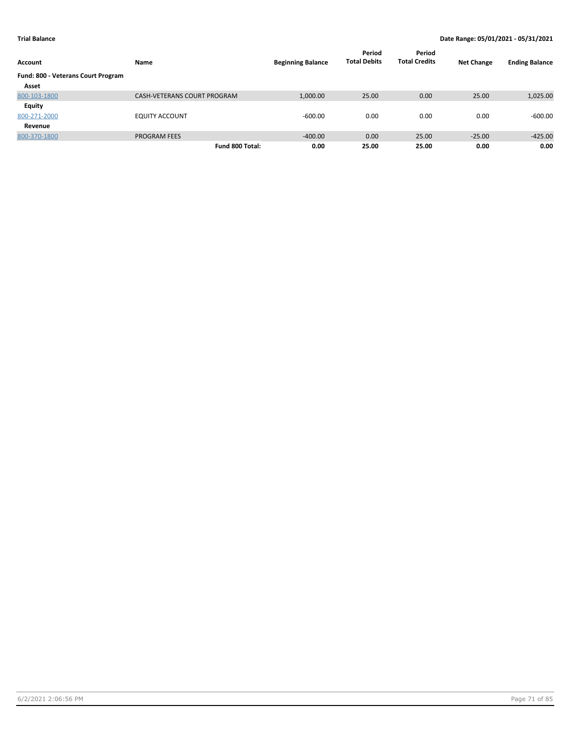**Trial Balance** **Date Range: 05/01/2021 - 05/31/2021**

| Account | Name | Beginning Balance | Period Total Debits | Period Total Credits | Net Change | Ending Balance |
|---|---|---|---|---|---|---|
| **Fund: 800 - Veterans Court Program** | | | | | | |
| **Asset** | | | | | | |
| 800-103-1800 | CASH-VETERANS COURT PROGRAM | 1,000.00 | 25.00 | 0.00 | 25.00 | 1,025.00 |
| **Equity** | | | | | | |
| 800-271-2000 | EQUITY ACCOUNT | -600.00 | 0.00 | 0.00 | 0.00 | -600.00 |
| **Revenue** | | | | | | |
| 800-370-1800 | PROGRAM FEES | -400.00 | 0.00 | 25.00 | -25.00 | -425.00 |
| | **Fund 800 Total:** | **0.00** | **25.00** | **25.00** | **0.00** | **0.00** |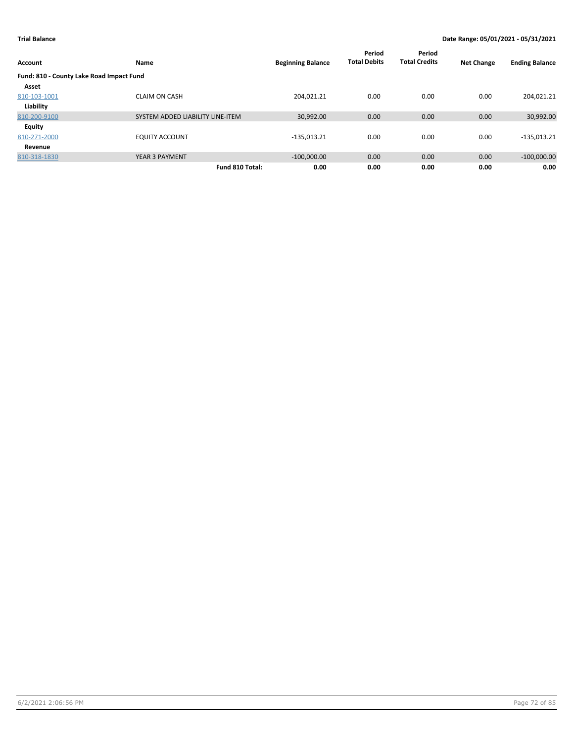**Trial Balance** | **Date Range: 05/01/2021 - 05/31/2021**

| Account | Name | Beginning Balance | Period Total Debits | Period Total Credits | Net Change | Ending Balance |
|---|---|---|---|---|---|---|
| **Fund: 810 - County Lake Road Impact Fund** | | | | | | |
| **Asset** | | | | | | |
| 810-103-1001 | CLAIM ON CASH | 204,021.21 | 0.00 | 0.00 | 0.00 | 204,021.21 |
| **Liability** | | | | | | |
| 810-200-9100 | SYSTEM ADDED LIABILITY LINE-ITEM | 30,992.00 | 0.00 | 0.00 | 0.00 | 30,992.00 |
| **Equity** | | | | | | |
| 810-271-2000 | EQUITY ACCOUNT | -135,013.21 | 0.00 | 0.00 | 0.00 | -135,013.21 |
| **Revenue** | | | | | | |
| 810-318-1830 | YEAR 3 PAYMENT | -100,000.00 | 0.00 | 0.00 | 0.00 | -100,000.00 |
| | **Fund 810 Total:** | **0.00** | **0.00** | **0.00** | **0.00** | **0.00** |

6/2/2021 2:06:56 PM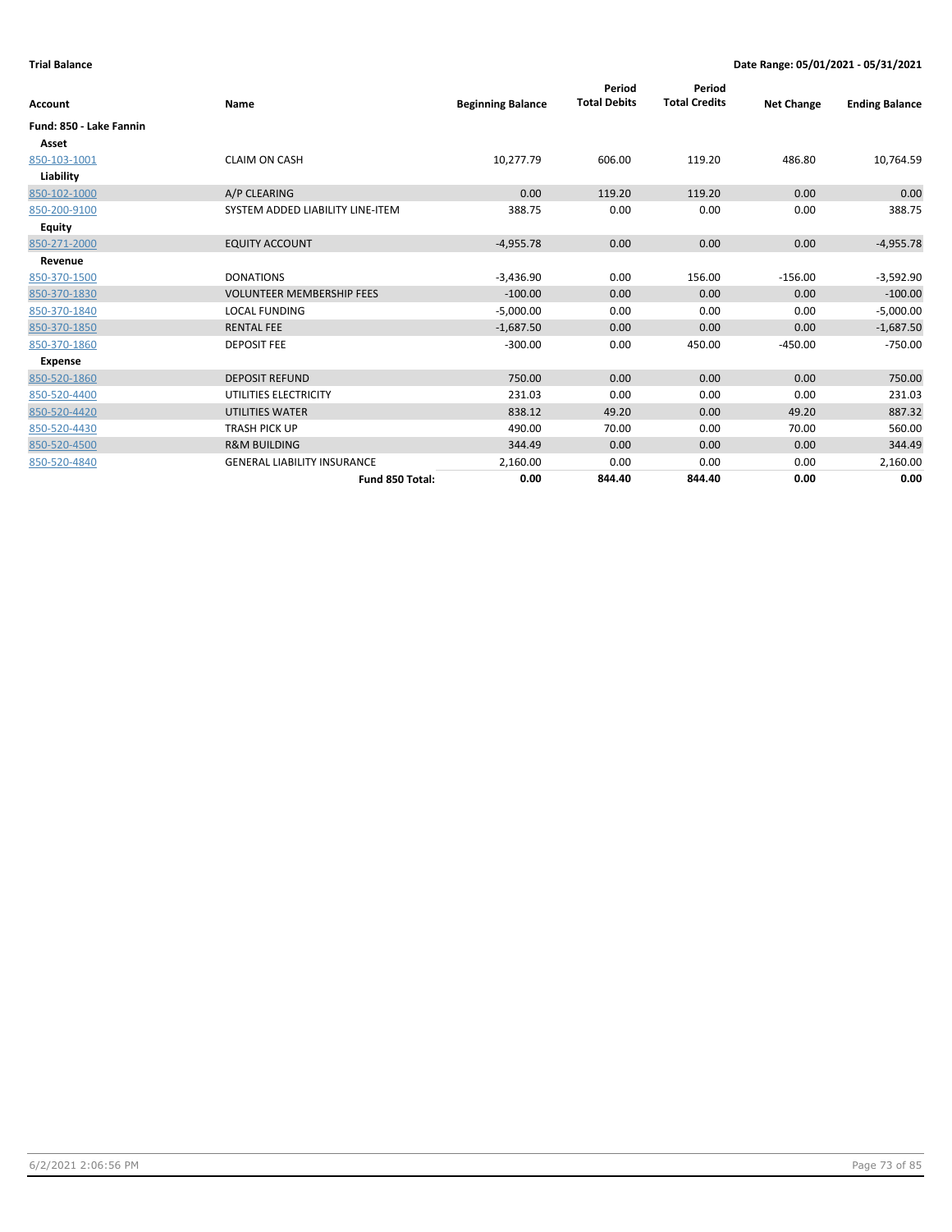**Trial Balance** **Date Range: 05/01/2021 - 05/31/2021**

| Account | Name | Beginning Balance | Period Total Debits | Period Total Credits | Net Change | Ending Balance |
|---|---|---|---|---|---|---|
| **Fund: 850 - Lake Fannin** | | | | | | |
| **Asset** | | | | | | |
| 850-103-1001 | CLAIM ON CASH | 10,277.79 | 606.00 | 119.20 | 486.80 | 10,764.59 |
| **Liability** | | | | | | |
| 850-102-1000 | A/P CLEARING | 0.00 | 119.20 | 119.20 | 0.00 | 0.00 |
| 850-200-9100 | SYSTEM ADDED LIABILITY LINE-ITEM | 388.75 | 0.00 | 0.00 | 0.00 | 388.75 |
| **Equity** | | | | | | |
| 850-271-2000 | EQUITY ACCOUNT | -4,955.78 | 0.00 | 0.00 | 0.00 | -4,955.78 |
| **Revenue** | | | | | | |
| 850-370-1500 | DONATIONS | -3,436.90 | 0.00 | 156.00 | -156.00 | -3,592.90 |
| 850-370-1830 | VOLUNTEER MEMBERSHIP FEES | -100.00 | 0.00 | 0.00 | 0.00 | -100.00 |
| 850-370-1840 | LOCAL FUNDING | -5,000.00 | 0.00 | 0.00 | 0.00 | -5,000.00 |
| 850-370-1850 | RENTAL FEE | -1,687.50 | 0.00 | 0.00 | 0.00 | -1,687.50 |
| 850-370-1860 | DEPOSIT FEE | -300.00 | 0.00 | 450.00 | -450.00 | -750.00 |
| **Expense** | | | | | | |
| 850-520-1860 | DEPOSIT REFUND | 750.00 | 0.00 | 0.00 | 0.00 | 750.00 |
| 850-520-4400 | UTILITIES ELECTRICITY | 231.03 | 0.00 | 0.00 | 0.00 | 231.03 |
| 850-520-4420 | UTILITIES WATER | 838.12 | 49.20 | 0.00 | 49.20 | 887.32 |
| 850-520-4430 | TRASH PICK UP | 490.00 | 70.00 | 0.00 | 70.00 | 560.00 |
| 850-520-4500 | R&M BUILDING | 344.49 | 0.00 | 0.00 | 0.00 | 344.49 |
| 850-520-4840 | GENERAL LIABILITY INSURANCE | 2,160.00 | 0.00 | 0.00 | 0.00 | 2,160.00 |
| | **Fund 850 Total:** | **0.00** | **844.40** | **844.40** | **0.00** | **0.00** |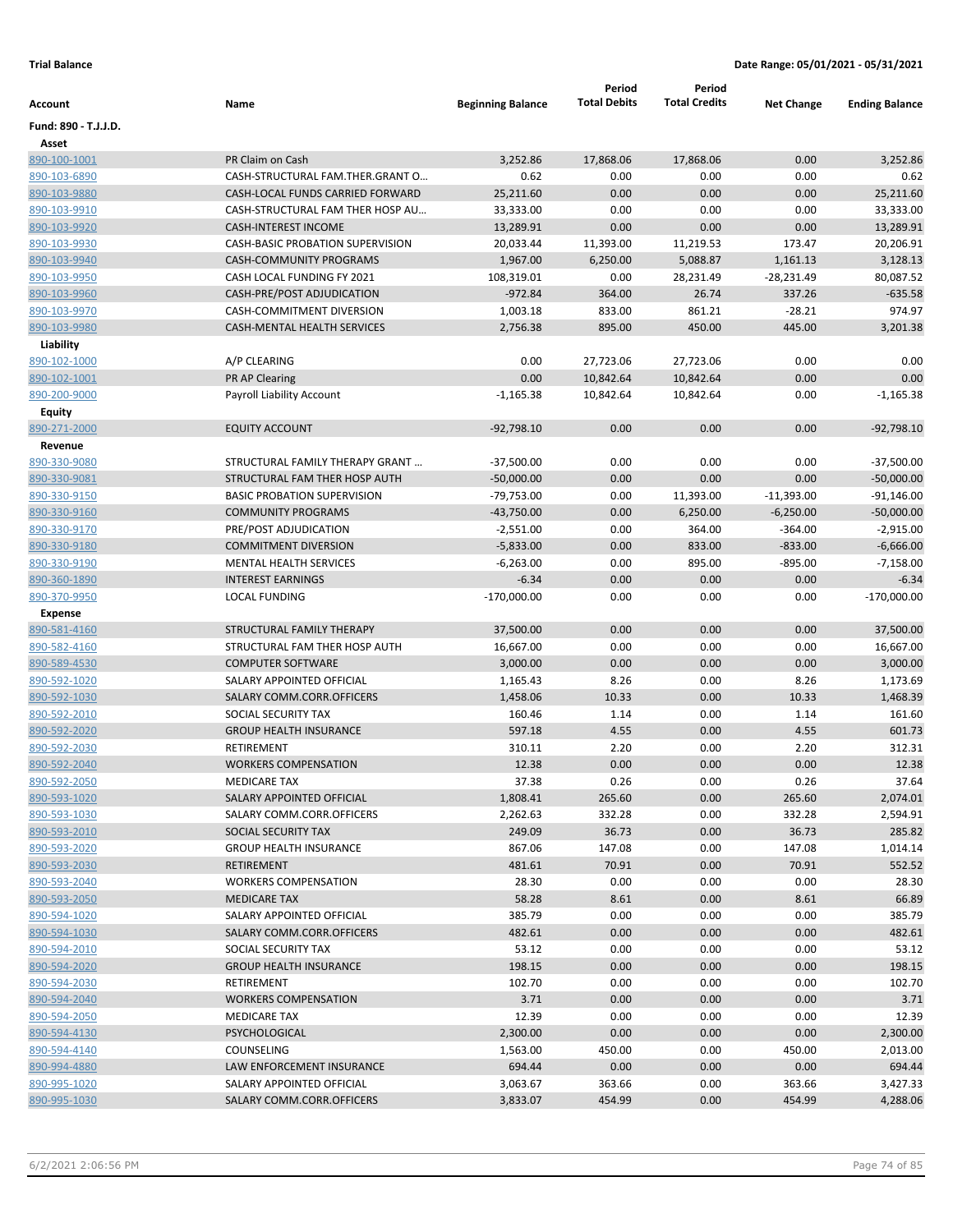**Trial Balance** **Date Range: 05/01/2021 - 05/31/2021**

| Account | Name | Beginning Balance | Period Total Debits | Period Total Credits | Net Change | Ending Balance |
|---|---|---|---|---|---|---|
| **Fund: 890 - T.J.J.D.** | | | | | | |
| **Asset** | | | | | | |
| 890-100-1001 | PR Claim on Cash | 3,252.86 | 17,868.06 | 17,868.06 | 0.00 | 3,252.86 |
| 890-103-6890 | CASH-STRUCTURAL FAM.THER.GRANT O… | 0.62 | 0.00 | 0.00 | 0.00 | 0.62 |
| 890-103-9880 | CASH-LOCAL FUNDS CARRIED FORWARD | 25,211.60 | 0.00 | 0.00 | 0.00 | 25,211.60 |
| 890-103-9910 | CASH-STRUCTURAL FAM THER HOSP AU… | 33,333.00 | 0.00 | 0.00 | 0.00 | 33,333.00 |
| 890-103-9920 | CASH-INTEREST INCOME | 13,289.91 | 0.00 | 0.00 | 0.00 | 13,289.91 |
| 890-103-9930 | CASH-BASIC PROBATION SUPERVISION | 20,033.44 | 11,393.00 | 11,219.53 | 173.47 | 20,206.91 |
| 890-103-9940 | CASH-COMMUNITY PROGRAMS | 1,967.00 | 6,250.00 | 5,088.87 | 1,161.13 | 3,128.13 |
| 890-103-9950 | CASH LOCAL FUNDING FY 2021 | 108,319.01 | 0.00 | 28,231.49 | -28,231.49 | 80,087.52 |
| 890-103-9960 | CASH-PRE/POST ADJUDICATION | -972.84 | 364.00 | 26.74 | 337.26 | -635.58 |
| 890-103-9970 | CASH-COMMITMENT DIVERSION | 1,003.18 | 833.00 | 861.21 | -28.21 | 974.97 |
| 890-103-9980 | CASH-MENTAL HEALTH SERVICES | 2,756.38 | 895.00 | 450.00 | 445.00 | 3,201.38 |
| **Liability** | | | | | | |
| 890-102-1000 | A/P CLEARING | 0.00 | 27,723.06 | 27,723.06 | 0.00 | 0.00 |
| 890-102-1001 | PR AP Clearing | 0.00 | 10,842.64 | 10,842.64 | 0.00 | 0.00 |
| 890-200-9000 | Payroll Liability Account | -1,165.38 | 10,842.64 | 10,842.64 | 0.00 | -1,165.38 |
| **Equity** | | | | | | |
| 890-271-2000 | EQUITY ACCOUNT | -92,798.10 | 0.00 | 0.00 | 0.00 | -92,798.10 |
| **Revenue** | | | | | | |
| 890-330-9080 | STRUCTURAL FAMILY THERAPY GRANT … | -37,500.00 | 0.00 | 0.00 | 0.00 | -37,500.00 |
| 890-330-9081 | STRUCTURAL FAM THER HOSP AUTH | -50,000.00 | 0.00 | 0.00 | 0.00 | -50,000.00 |
| 890-330-9150 | BASIC PROBATION SUPERVISION | -79,753.00 | 0.00 | 11,393.00 | -11,393.00 | -91,146.00 |
| 890-330-9160 | COMMUNITY PROGRAMS | -43,750.00 | 0.00 | 6,250.00 | -6,250.00 | -50,000.00 |
| 890-330-9170 | PRE/POST ADJUDICATION | -2,551.00 | 0.00 | 364.00 | -364.00 | -2,915.00 |
| 890-330-9180 | COMMITMENT DIVERSION | -5,833.00 | 0.00 | 833.00 | -833.00 | -6,666.00 |
| 890-330-9190 | MENTAL HEALTH SERVICES | -6,263.00 | 0.00 | 895.00 | -895.00 | -7,158.00 |
| 890-360-1890 | INTEREST EARNINGS | -6.34 | 0.00 | 0.00 | 0.00 | -6.34 |
| 890-370-9950 | LOCAL FUNDING | -170,000.00 | 0.00 | 0.00 | 0.00 | -170,000.00 |
| **Expense** | | | | | | |
| 890-581-4160 | STRUCTURAL FAMILY THERAPY | 37,500.00 | 0.00 | 0.00 | 0.00 | 37,500.00 |
| 890-582-4160 | STRUCTURAL FAM THER HOSP AUTH | 16,667.00 | 0.00 | 0.00 | 0.00 | 16,667.00 |
| 890-589-4530 | COMPUTER SOFTWARE | 3,000.00 | 0.00 | 0.00 | 0.00 | 3,000.00 |
| 890-592-1020 | SALARY APPOINTED OFFICIAL | 1,165.43 | 8.26 | 0.00 | 8.26 | 1,173.69 |
| 890-592-1030 | SALARY COMM.CORR.OFFICERS | 1,458.06 | 10.33 | 0.00 | 10.33 | 1,468.39 |
| 890-592-2010 | SOCIAL SECURITY TAX | 160.46 | 1.14 | 0.00 | 1.14 | 161.60 |
| 890-592-2020 | GROUP HEALTH INSURANCE | 597.18 | 4.55 | 0.00 | 4.55 | 601.73 |
| 890-592-2030 | RETIREMENT | 310.11 | 2.20 | 0.00 | 2.20 | 312.31 |
| 890-592-2040 | WORKERS COMPENSATION | 12.38 | 0.00 | 0.00 | 0.00 | 12.38 |
| 890-592-2050 | MEDICARE TAX | 37.38 | 0.26 | 0.00 | 0.26 | 37.64 |
| 890-593-1020 | SALARY APPOINTED OFFICIAL | 1,808.41 | 265.60 | 0.00 | 265.60 | 2,074.01 |
| 890-593-1030 | SALARY COMM.CORR.OFFICERS | 2,262.63 | 332.28 | 0.00 | 332.28 | 2,594.91 |
| 890-593-2010 | SOCIAL SECURITY TAX | 249.09 | 36.73 | 0.00 | 36.73 | 285.82 |
| 890-593-2020 | GROUP HEALTH INSURANCE | 867.06 | 147.08 | 0.00 | 147.08 | 1,014.14 |
| 890-593-2030 | RETIREMENT | 481.61 | 70.91 | 0.00 | 70.91 | 552.52 |
| 890-593-2040 | WORKERS COMPENSATION | 28.30 | 0.00 | 0.00 | 0.00 | 28.30 |
| 890-593-2050 | MEDICARE TAX | 58.28 | 8.61 | 0.00 | 8.61 | 66.89 |
| 890-594-1020 | SALARY APPOINTED OFFICIAL | 385.79 | 0.00 | 0.00 | 0.00 | 385.79 |
| 890-594-1030 | SALARY COMM.CORR.OFFICERS | 482.61 | 0.00 | 0.00 | 0.00 | 482.61 |
| 890-594-2010 | SOCIAL SECURITY TAX | 53.12 | 0.00 | 0.00 | 0.00 | 53.12 |
| 890-594-2020 | GROUP HEALTH INSURANCE | 198.15 | 0.00 | 0.00 | 0.00 | 198.15 |
| 890-594-2030 | RETIREMENT | 102.70 | 0.00 | 0.00 | 0.00 | 102.70 |
| 890-594-2040 | WORKERS COMPENSATION | 3.71 | 0.00 | 0.00 | 0.00 | 3.71 |
| 890-594-2050 | MEDICARE TAX | 12.39 | 0.00 | 0.00 | 0.00 | 12.39 |
| 890-594-4130 | PSYCHOLOGICAL | 2,300.00 | 0.00 | 0.00 | 0.00 | 2,300.00 |
| 890-594-4140 | COUNSELING | 1,563.00 | 450.00 | 0.00 | 450.00 | 2,013.00 |
| 890-994-4880 | LAW ENFORCEMENT INSURANCE | 694.44 | 0.00 | 0.00 | 0.00 | 694.44 |
| 890-995-1020 | SALARY APPOINTED OFFICIAL | 3,063.67 | 363.66 | 0.00 | 363.66 | 3,427.33 |
| 890-995-1030 | SALARY COMM.CORR.OFFICERS | 3,833.07 | 454.99 | 0.00 | 454.99 | 4,288.06 |

6/2/2021 2:06:56 PM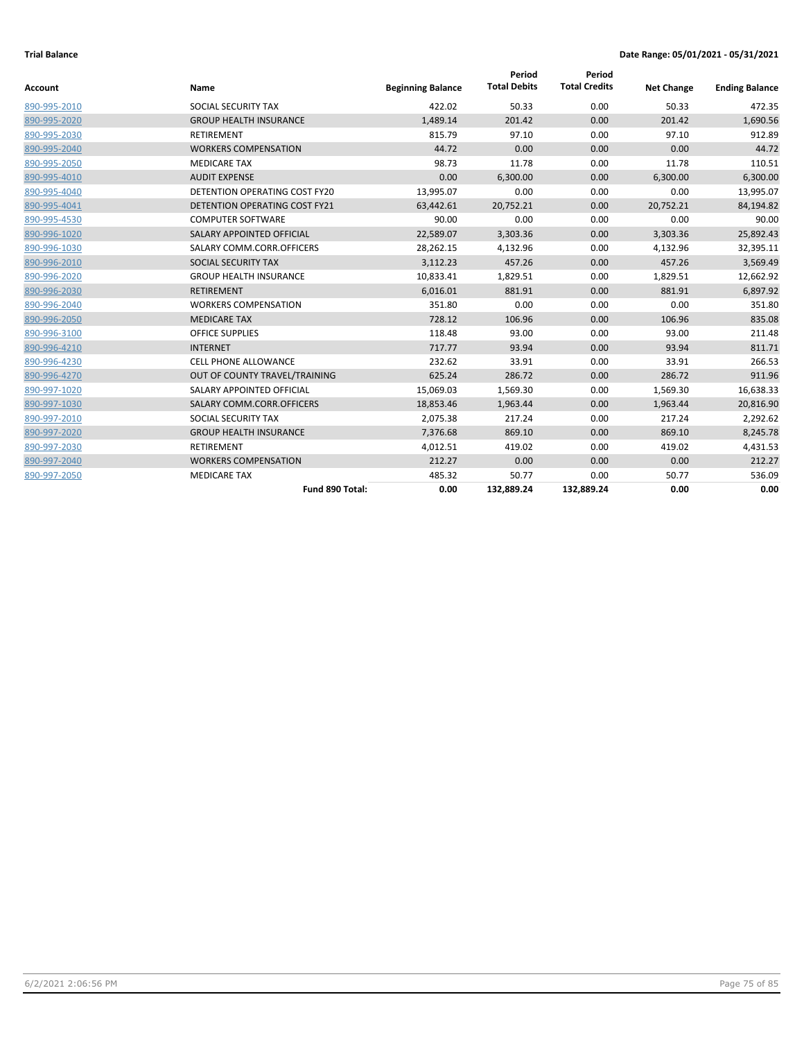**Trial Balance** | **Date Range: 05/01/2021 - 05/31/2021**

| Account | Name | Beginning Balance | Period Total Debits | Period Total Credits | Net Change | Ending Balance |
|---|---|---|---|---|---|---|
| 890-995-2010 | SOCIAL SECURITY TAX | 422.02 | 50.33 | 0.00 | 50.33 | 472.35 |
| 890-995-2020 | GROUP HEALTH INSURANCE | 1,489.14 | 201.42 | 0.00 | 201.42 | 1,690.56 |
| 890-995-2030 | RETIREMENT | 815.79 | 97.10 | 0.00 | 97.10 | 912.89 |
| 890-995-2040 | WORKERS COMPENSATION | 44.72 | 0.00 | 0.00 | 0.00 | 44.72 |
| 890-995-2050 | MEDICARE TAX | 98.73 | 11.78 | 0.00 | 11.78 | 110.51 |
| 890-995-4010 | AUDIT EXPENSE | 0.00 | 6,300.00 | 0.00 | 6,300.00 | 6,300.00 |
| 890-995-4040 | DETENTION OPERATING COST FY20 | 13,995.07 | 0.00 | 0.00 | 0.00 | 13,995.07 |
| 890-995-4041 | DETENTION OPERATING COST FY21 | 63,442.61 | 20,752.21 | 0.00 | 20,752.21 | 84,194.82 |
| 890-995-4530 | COMPUTER SOFTWARE | 90.00 | 0.00 | 0.00 | 0.00 | 90.00 |
| 890-996-1020 | SALARY APPOINTED OFFICIAL | 22,589.07 | 3,303.36 | 0.00 | 3,303.36 | 25,892.43 |
| 890-996-1030 | SALARY COMM.CORR.OFFICERS | 28,262.15 | 4,132.96 | 0.00 | 4,132.96 | 32,395.11 |
| 890-996-2010 | SOCIAL SECURITY TAX | 3,112.23 | 457.26 | 0.00 | 457.26 | 3,569.49 |
| 890-996-2020 | GROUP HEALTH INSURANCE | 10,833.41 | 1,829.51 | 0.00 | 1,829.51 | 12,662.92 |
| 890-996-2030 | RETIREMENT | 6,016.01 | 881.91 | 0.00 | 881.91 | 6,897.92 |
| 890-996-2040 | WORKERS COMPENSATION | 351.80 | 0.00 | 0.00 | 0.00 | 351.80 |
| 890-996-2050 | MEDICARE TAX | 728.12 | 106.96 | 0.00 | 106.96 | 835.08 |
| 890-996-3100 | OFFICE SUPPLIES | 118.48 | 93.00 | 0.00 | 93.00 | 211.48 |
| 890-996-4210 | INTERNET | 717.77 | 93.94 | 0.00 | 93.94 | 811.71 |
| 890-996-4230 | CELL PHONE ALLOWANCE | 232.62 | 33.91 | 0.00 | 33.91 | 266.53 |
| 890-996-4270 | OUT OF COUNTY TRAVEL/TRAINING | 625.24 | 286.72 | 0.00 | 286.72 | 911.96 |
| 890-997-1020 | SALARY APPOINTED OFFICIAL | 15,069.03 | 1,569.30 | 0.00 | 1,569.30 | 16,638.33 |
| 890-997-1030 | SALARY COMM.CORR.OFFICERS | 18,853.46 | 1,963.44 | 0.00 | 1,963.44 | 20,816.90 |
| 890-997-2010 | SOCIAL SECURITY TAX | 2,075.38 | 217.24 | 0.00 | 217.24 | 2,292.62 |
| 890-997-2020 | GROUP HEALTH INSURANCE | 7,376.68 | 869.10 | 0.00 | 869.10 | 8,245.78 |
| 890-997-2030 | RETIREMENT | 4,012.51 | 419.02 | 0.00 | 419.02 | 4,431.53 |
| 890-997-2040 | WORKERS COMPENSATION | 212.27 | 0.00 | 0.00 | 0.00 | 212.27 |
| 890-997-2050 | MEDICARE TAX | 485.32 | 50.77 | 0.00 | 50.77 | 536.09 |
| | **Fund 890 Total:** | **0.00** | **132,889.24** | **132,889.24** | **0.00** | **0.00** |

6/2/2021 2:06:56 PM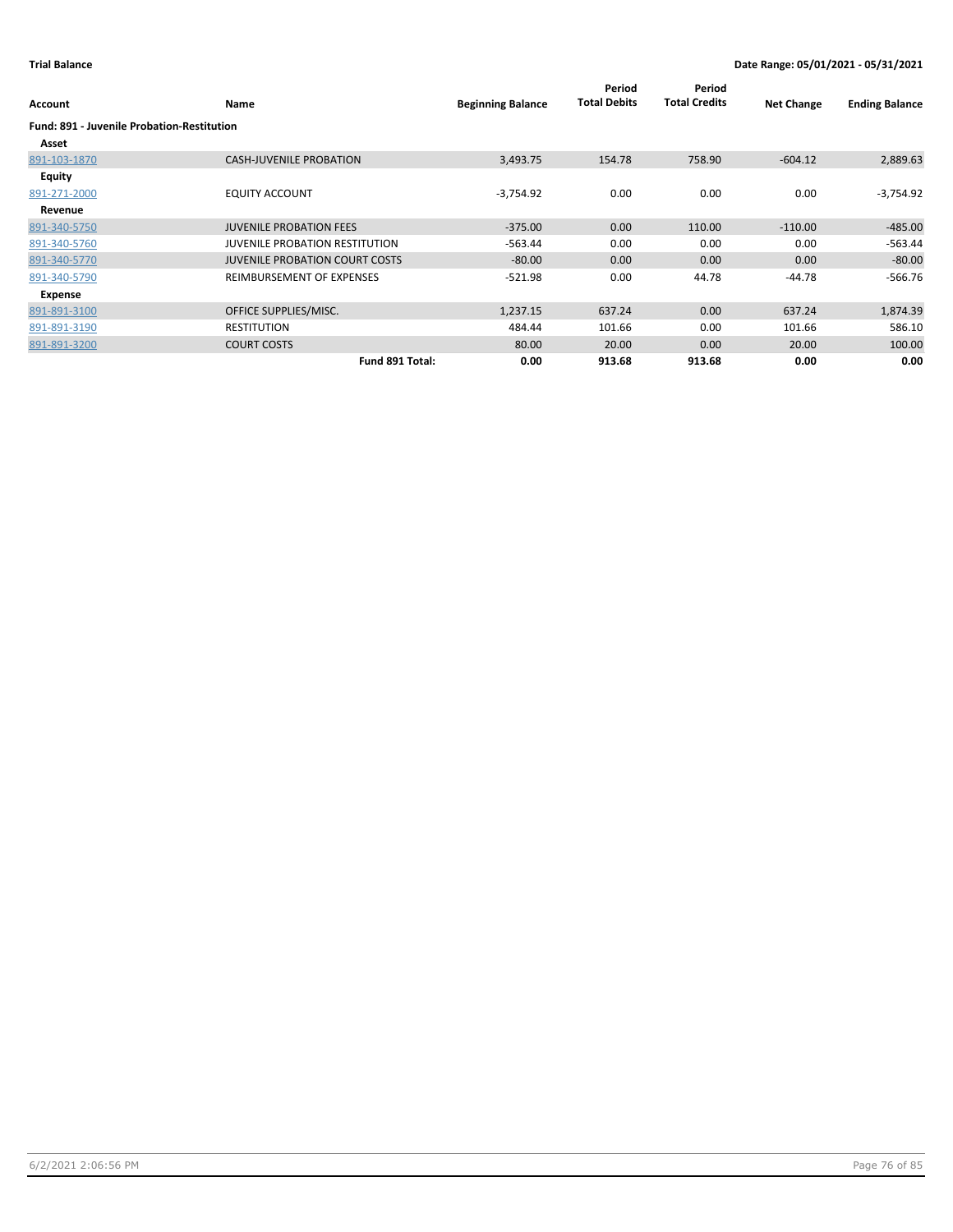**Trial Balance** **Date Range: 05/01/2021 - 05/31/2021**

| Account | Name | Beginning Balance | Period Total Debits | Period Total Credits | Net Change | Ending Balance |
|---|---|---|---|---|---|---|
| **Fund: 891 - Juvenile Probation-Restitution** | | | | | | |
| **Asset** | | | | | | |
| 891-103-1870 | CASH-JUVENILE PROBATION | 3,493.75 | 154.78 | 758.90 | -604.12 | 2,889.63 |
| **Equity** | | | | | | |
| 891-271-2000 | EQUITY ACCOUNT | -3,754.92 | 0.00 | 0.00 | 0.00 | -3,754.92 |
| **Revenue** | | | | | | |
| 891-340-5750 | JUVENILE PROBATION FEES | -375.00 | 0.00 | 110.00 | -110.00 | -485.00 |
| 891-340-5760 | JUVENILE PROBATION RESTITUTION | -563.44 | 0.00 | 0.00 | 0.00 | -563.44 |
| 891-340-5770 | JUVENILE PROBATION COURT COSTS | -80.00 | 0.00 | 0.00 | 0.00 | -80.00 |
| 891-340-5790 | REIMBURSEMENT OF EXPENSES | -521.98 | 0.00 | 44.78 | -44.78 | -566.76 |
| **Expense** | | | | | | |
| 891-891-3100 | OFFICE SUPPLIES/MISC. | 1,237.15 | 637.24 | 0.00 | 637.24 | 1,874.39 |
| 891-891-3190 | RESTITUTION | 484.44 | 101.66 | 0.00 | 101.66 | 586.10 |
| 891-891-3200 | COURT COSTS | 80.00 | 20.00 | 0.00 | 20.00 | 100.00 |
| | **Fund 891 Total:** | **0.00** | **913.68** | **913.68** | **0.00** | **0.00** |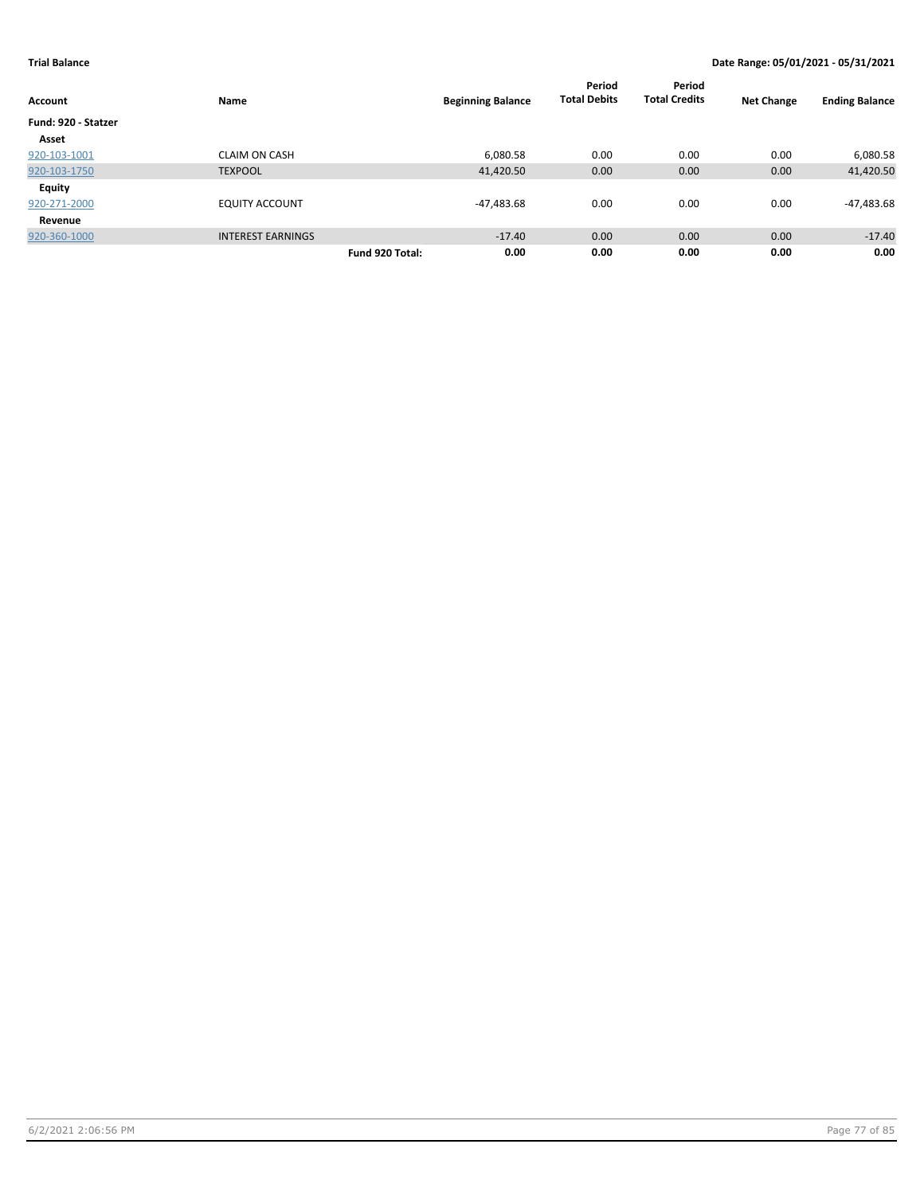**Trial Balance** **Date Range: 05/01/2021 - 05/31/2021**

| Account | Name | | Beginning Balance | Period Total Debits | Period Total Credits | Net Change | Ending Balance |
|---|---|---|---|---|---|---|---|
| **Fund: 920 - Statzer** | | | | | | | |
| **Asset** | | | | | | | |
| 920-103-1001 | CLAIM ON CASH | | 6,080.58 | 0.00 | 0.00 | 0.00 | 6,080.58 |
| 920-103-1750 | TEXPOOL | | 41,420.50 | 0.00 | 0.00 | 0.00 | 41,420.50 |
| **Equity** | | | | | | | |
| 920-271-2000 | EQUITY ACCOUNT | | -47,483.68 | 0.00 | 0.00 | 0.00 | -47,483.68 |
| **Revenue** | | | | | | | |
| 920-360-1000 | INTEREST EARNINGS | | -17.40 | 0.00 | 0.00 | 0.00 | -17.40 |
| | | **Fund 920 Total:** | **0.00** | **0.00** | **0.00** | **0.00** | **0.00** |

6/2/2021 2:06:56 PM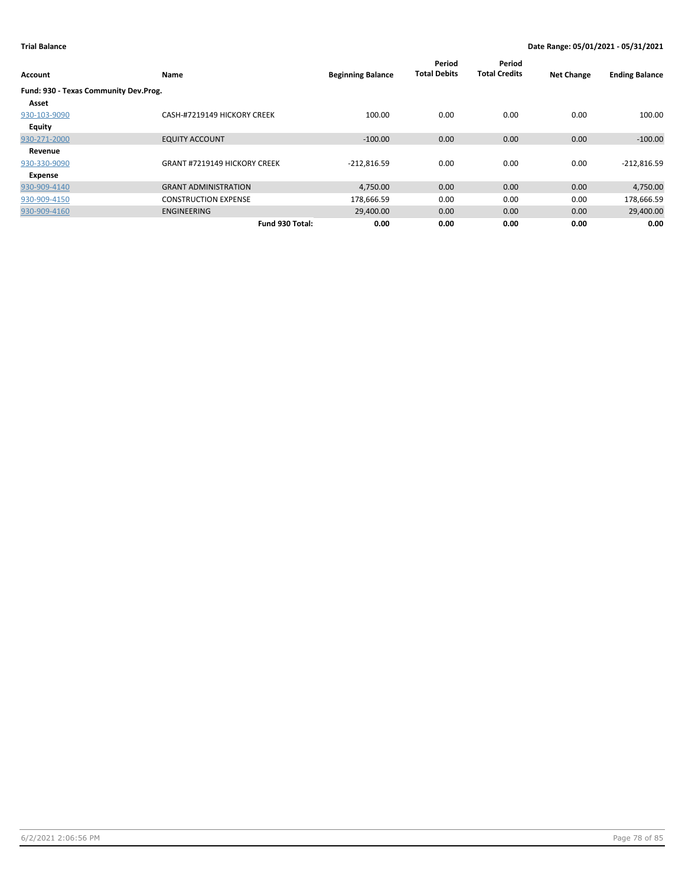**Trial Balance** **Date Range: 05/01/2021 - 05/31/2021**

| Account | Name | Beginning Balance | Period Total Debits | Period Total Credits | Net Change | Ending Balance |
|---|---|---|---|---|---|---|
| **Fund: 930 - Texas Community Dev.Prog.** | | | | | | |
| **Asset** | | | | | | |
| 930-103-9090 | CASH-#7219149 HICKORY CREEK | 100.00 | 0.00 | 0.00 | 0.00 | 100.00 |
| **Equity** | | | | | | |
| 930-271-2000 | EQUITY ACCOUNT | -100.00 | 0.00 | 0.00 | 0.00 | -100.00 |
| **Revenue** | | | | | | |
| 930-330-9090 | GRANT #7219149 HICKORY CREEK | -212,816.59 | 0.00 | 0.00 | 0.00 | -212,816.59 |
| **Expense** | | | | | | |
| 930-909-4140 | GRANT ADMINISTRATION | 4,750.00 | 0.00 | 0.00 | 0.00 | 4,750.00 |
| 930-909-4150 | CONSTRUCTION EXPENSE | 178,666.59 | 0.00 | 0.00 | 0.00 | 178,666.59 |
| 930-909-4160 | ENGINEERING | 29,400.00 | 0.00 | 0.00 | 0.00 | 29,400.00 |
| | **Fund 930 Total:** | **0.00** | **0.00** | **0.00** | **0.00** | **0.00** |

6/2/2021 2:06:56 PM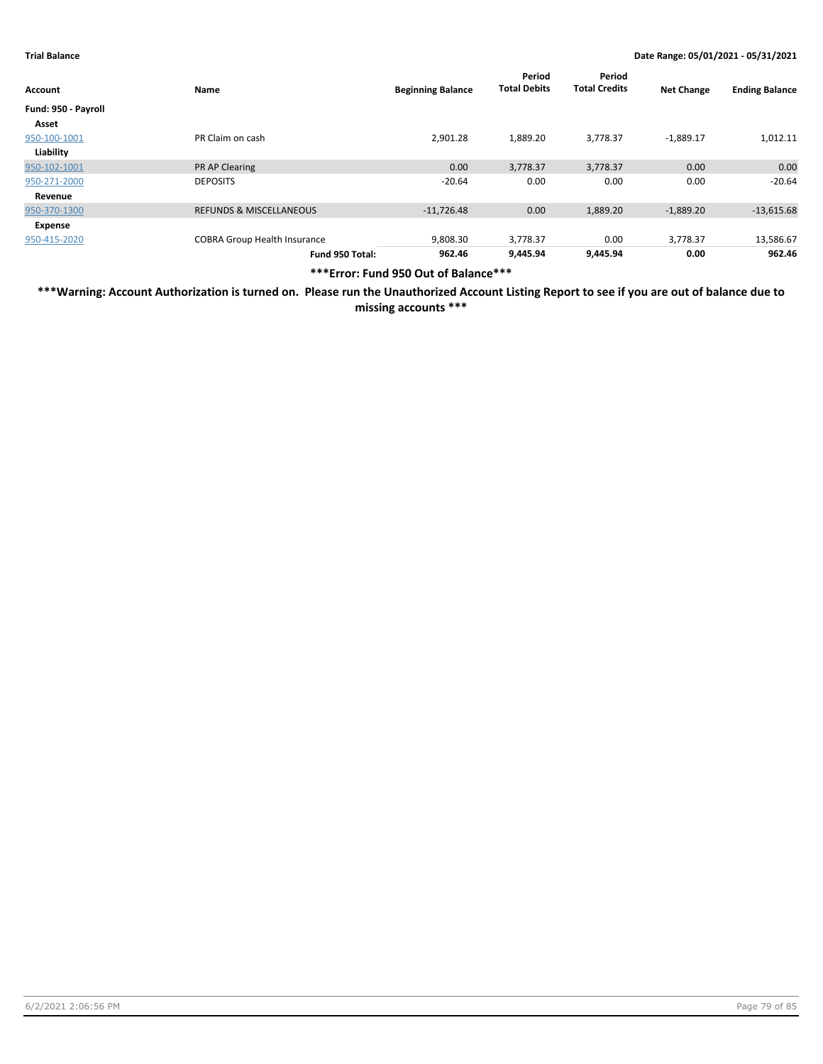**Trial Balance** — **Date Range: 05/01/2021 - 05/31/2021**

| Account | Name | Beginning Balance | Period Total Debits | Period Total Credits | Net Change | Ending Balance |
|---|---|---|---|---|---|---|
| **Fund: 950 - Payroll** | | | | | | |
| **Asset** | | | | | | |
| 950-100-1001 | PR Claim on cash | 2,901.28 | 1,889.20 | 3,778.37 | -1,889.17 | 1,012.11 |
| **Liability** | | | | | | |
| 950-102-1001 | PR AP Clearing | 0.00 | 3,778.37 | 3,778.37 | 0.00 | 0.00 |
| 950-271-2000 | DEPOSITS | -20.64 | 0.00 | 0.00 | 0.00 | -20.64 |
| **Revenue** | | | | | | |
| 950-370-1300 | REFUNDS & MISCELLANEOUS | -11,726.48 | 0.00 | 1,889.20 | -1,889.20 | -13,615.68 |
| **Expense** | | | | | | |
| 950-415-2020 | COBRA Group Health Insurance | 9,808.30 | 3,778.37 | 0.00 | 3,778.37 | 13,586.67 |
| | **Fund 950 Total:** | **962.46** | **9,445.94** | **9,445.94** | **0.00** | **962.46** |

**\*\*\*Error: Fund 950 Out of Balance\*\*\***

**\*\*\*Warning: Account Authorization is turned on. Please run the Unauthorized Account Listing Report to see if you are out of balance due to missing accounts \*\*\***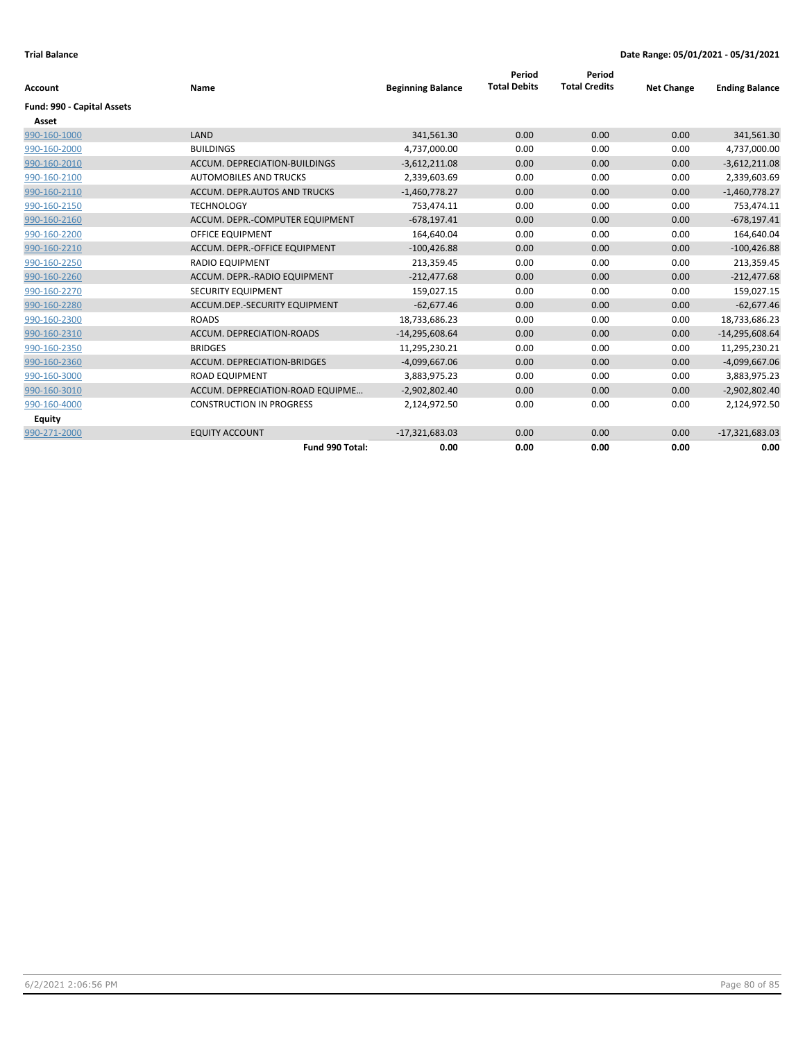**Trial Balance** — **Date Range: 05/01/2021 - 05/31/2021**

| Account | Name | Beginning Balance | Period Total Debits | Period Total Credits | Net Change | Ending Balance |
|---|---|---|---|---|---|---|
| **Fund: 990 - Capital Assets** | | | | | | |
| **Asset** | | | | | | |
| 990-160-1000 | LAND | 341,561.30 | 0.00 | 0.00 | 0.00 | 341,561.30 |
| 990-160-2000 | BUILDINGS | 4,737,000.00 | 0.00 | 0.00 | 0.00 | 4,737,000.00 |
| 990-160-2010 | ACCUM. DEPRECIATION-BUILDINGS | -3,612,211.08 | 0.00 | 0.00 | 0.00 | -3,612,211.08 |
| 990-160-2100 | AUTOMOBILES AND TRUCKS | 2,339,603.69 | 0.00 | 0.00 | 0.00 | 2,339,603.69 |
| 990-160-2110 | ACCUM. DEPR.AUTOS AND TRUCKS | -1,460,778.27 | 0.00 | 0.00 | 0.00 | -1,460,778.27 |
| 990-160-2150 | TECHNOLOGY | 753,474.11 | 0.00 | 0.00 | 0.00 | 753,474.11 |
| 990-160-2160 | ACCUM. DEPR.-COMPUTER EQUIPMENT | -678,197.41 | 0.00 | 0.00 | 0.00 | -678,197.41 |
| 990-160-2200 | OFFICE EQUIPMENT | 164,640.04 | 0.00 | 0.00 | 0.00 | 164,640.04 |
| 990-160-2210 | ACCUM. DEPR.-OFFICE EQUIPMENT | -100,426.88 | 0.00 | 0.00 | 0.00 | -100,426.88 |
| 990-160-2250 | RADIO EQUIPMENT | 213,359.45 | 0.00 | 0.00 | 0.00 | 213,359.45 |
| 990-160-2260 | ACCUM. DEPR.-RADIO EQUIPMENT | -212,477.68 | 0.00 | 0.00 | 0.00 | -212,477.68 |
| 990-160-2270 | SECURITY EQUIPMENT | 159,027.15 | 0.00 | 0.00 | 0.00 | 159,027.15 |
| 990-160-2280 | ACCUM.DEP.-SECURITY EQUIPMENT | -62,677.46 | 0.00 | 0.00 | 0.00 | -62,677.46 |
| 990-160-2300 | ROADS | 18,733,686.23 | 0.00 | 0.00 | 0.00 | 18,733,686.23 |
| 990-160-2310 | ACCUM. DEPRECIATION-ROADS | -14,295,608.64 | 0.00 | 0.00 | 0.00 | -14,295,608.64 |
| 990-160-2350 | BRIDGES | 11,295,230.21 | 0.00 | 0.00 | 0.00 | 11,295,230.21 |
| 990-160-2360 | ACCUM. DEPRECIATION-BRIDGES | -4,099,667.06 | 0.00 | 0.00 | 0.00 | -4,099,667.06 |
| 990-160-3000 | ROAD EQUIPMENT | 3,883,975.23 | 0.00 | 0.00 | 0.00 | 3,883,975.23 |
| 990-160-3010 | ACCUM. DEPRECIATION-ROAD EQUIPME… | -2,902,802.40 | 0.00 | 0.00 | 0.00 | -2,902,802.40 |
| 990-160-4000 | CONSTRUCTION IN PROGRESS | 2,124,972.50 | 0.00 | 0.00 | 0.00 | 2,124,972.50 |
| **Equity** | | | | | | |
| 990-271-2000 | EQUITY ACCOUNT | -17,321,683.03 | 0.00 | 0.00 | 0.00 | -17,321,683.03 |
| | **Fund 990 Total:** | **0.00** | **0.00** | **0.00** | **0.00** | **0.00** |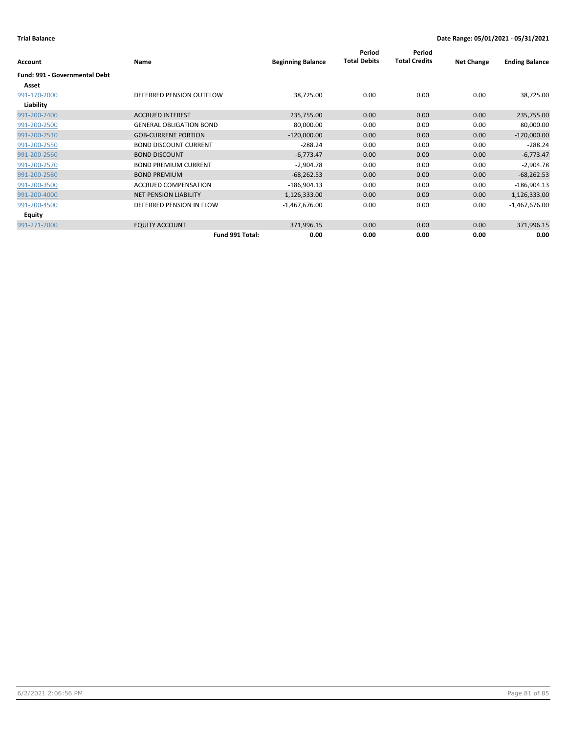**Trial Balance** **Date Range: 05/01/2021 - 05/31/2021**

| Account | Name | Beginning Balance | Period Total Debits | Period Total Credits | Net Change | Ending Balance |
|---|---|---|---|---|---|---|
| **Fund: 991 - Governmental Debt** | | | | | | |
| **Asset** | | | | | | |
| 991-170-2000 | DEFERRED PENSION OUTFLOW | 38,725.00 | 0.00 | 0.00 | 0.00 | 38,725.00 |
| **Liability** | | | | | | |
| 991-200-2400 | ACCRUED INTEREST | 235,755.00 | 0.00 | 0.00 | 0.00 | 235,755.00 |
| 991-200-2500 | GENERAL OBLIGATION BOND | 80,000.00 | 0.00 | 0.00 | 0.00 | 80,000.00 |
| 991-200-2510 | GOB-CURRENT PORTION | -120,000.00 | 0.00 | 0.00 | 0.00 | -120,000.00 |
| 991-200-2550 | BOND DISCOUNT CURRENT | -288.24 | 0.00 | 0.00 | 0.00 | -288.24 |
| 991-200-2560 | BOND DISCOUNT | -6,773.47 | 0.00 | 0.00 | 0.00 | -6,773.47 |
| 991-200-2570 | BOND PREMIUM CURRENT | -2,904.78 | 0.00 | 0.00 | 0.00 | -2,904.78 |
| 991-200-2580 | BOND PREMIUM | -68,262.53 | 0.00 | 0.00 | 0.00 | -68,262.53 |
| 991-200-3500 | ACCRUED COMPENSATION | -186,904.13 | 0.00 | 0.00 | 0.00 | -186,904.13 |
| 991-200-4000 | NET PENSION LIABILITY | 1,126,333.00 | 0.00 | 0.00 | 0.00 | 1,126,333.00 |
| 991-200-4500 | DEFERRED PENSION IN FLOW | -1,467,676.00 | 0.00 | 0.00 | 0.00 | -1,467,676.00 |
| **Equity** | | | | | | |
| 991-271-2000 | EQUITY ACCOUNT | 371,996.15 | 0.00 | 0.00 | 0.00 | 371,996.15 |
| | **Fund 991 Total:** | **0.00** | **0.00** | **0.00** | **0.00** | **0.00** |

6/2/2021 2:06:56 PM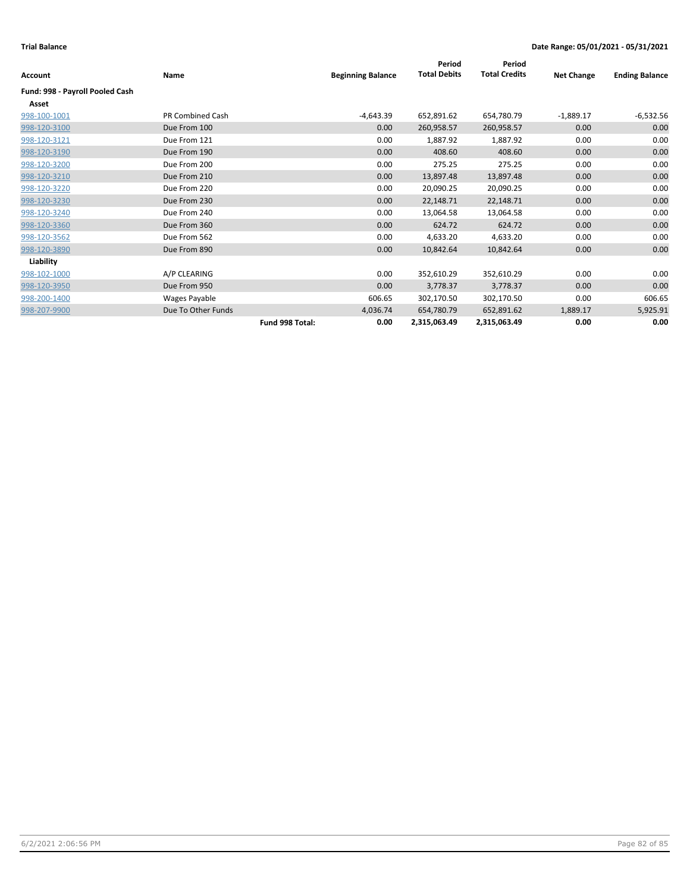**Trial Balance** — **Date Range: 05/01/2021 - 05/31/2021**

| Account | Name | | Beginning Balance | Period Total Debits | Period Total Credits | Net Change | Ending Balance |
|---|---|---|---|---|---|---|---|
| **Fund: 998 - Payroll Pooled Cash** | | | | | | | |
| **Asset** | | | | | | | |
| 998-100-1001 | PR Combined Cash | | -4,643.39 | 652,891.62 | 654,780.79 | -1,889.17 | -6,532.56 |
| 998-120-3100 | Due From 100 | | 0.00 | 260,958.57 | 260,958.57 | 0.00 | 0.00 |
| 998-120-3121 | Due From 121 | | 0.00 | 1,887.92 | 1,887.92 | 0.00 | 0.00 |
| 998-120-3190 | Due From 190 | | 0.00 | 408.60 | 408.60 | 0.00 | 0.00 |
| 998-120-3200 | Due From 200 | | 0.00 | 275.25 | 275.25 | 0.00 | 0.00 |
| 998-120-3210 | Due From 210 | | 0.00 | 13,897.48 | 13,897.48 | 0.00 | 0.00 |
| 998-120-3220 | Due From 220 | | 0.00 | 20,090.25 | 20,090.25 | 0.00 | 0.00 |
| 998-120-3230 | Due From 230 | | 0.00 | 22,148.71 | 22,148.71 | 0.00 | 0.00 |
| 998-120-3240 | Due From 240 | | 0.00 | 13,064.58 | 13,064.58 | 0.00 | 0.00 |
| 998-120-3360 | Due From 360 | | 0.00 | 624.72 | 624.72 | 0.00 | 0.00 |
| 998-120-3562 | Due From 562 | | 0.00 | 4,633.20 | 4,633.20 | 0.00 | 0.00 |
| 998-120-3890 | Due From 890 | | 0.00 | 10,842.64 | 10,842.64 | 0.00 | 0.00 |
| **Liability** | | | | | | | |
| 998-102-1000 | A/P CLEARING | | 0.00 | 352,610.29 | 352,610.29 | 0.00 | 0.00 |
| 998-120-3950 | Due From 950 | | 0.00 | 3,778.37 | 3,778.37 | 0.00 | 0.00 |
| 998-200-1400 | Wages Payable | | 606.65 | 302,170.50 | 302,170.50 | 0.00 | 606.65 |
| 998-207-9900 | Due To Other Funds | | 4,036.74 | 654,780.79 | 652,891.62 | 1,889.17 | 5,925.91 |
| | | **Fund 998 Total:** | **0.00** | **2,315,063.49** | **2,315,063.49** | **0.00** | **0.00** |

6/2/2021 2:06:56 PM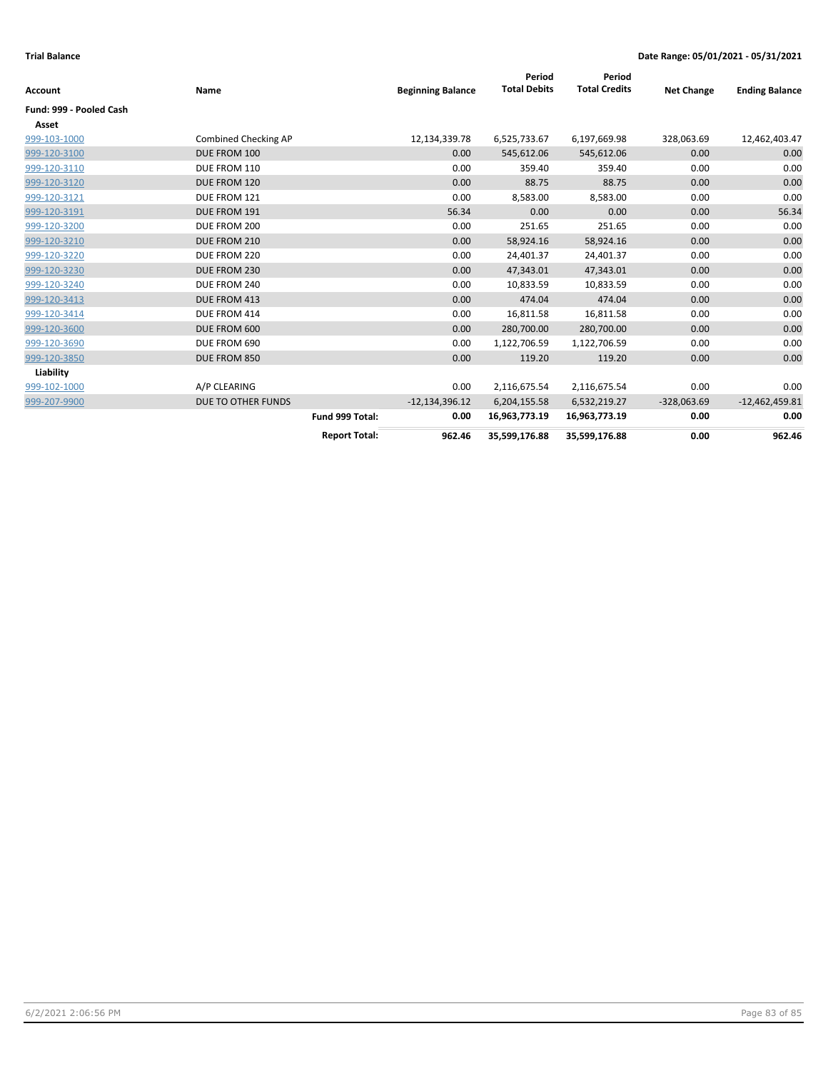**Trial Balance** | **Date Range: 05/01/2021 - 05/31/2021**

| Account | Name | | Beginning Balance | Period Total Debits | Period Total Credits | Net Change | Ending Balance |
|---|---|---|---|---|---|---|---|
| **Fund: 999 - Pooled Cash** | | | | | | | |
| **Asset** | | | | | | | |
| 999-103-1000 | Combined Checking AP | | 12,134,339.78 | 6,525,733.67 | 6,197,669.98 | 328,063.69 | 12,462,403.47 |
| 999-120-3100 | DUE FROM 100 | | 0.00 | 545,612.06 | 545,612.06 | 0.00 | 0.00 |
| 999-120-3110 | DUE FROM 110 | | 0.00 | 359.40 | 359.40 | 0.00 | 0.00 |
| 999-120-3120 | DUE FROM 120 | | 0.00 | 88.75 | 88.75 | 0.00 | 0.00 |
| 999-120-3121 | DUE FROM 121 | | 0.00 | 8,583.00 | 8,583.00 | 0.00 | 0.00 |
| 999-120-3191 | DUE FROM 191 | | 56.34 | 0.00 | 0.00 | 0.00 | 56.34 |
| 999-120-3200 | DUE FROM 200 | | 0.00 | 251.65 | 251.65 | 0.00 | 0.00 |
| 999-120-3210 | DUE FROM 210 | | 0.00 | 58,924.16 | 58,924.16 | 0.00 | 0.00 |
| 999-120-3220 | DUE FROM 220 | | 0.00 | 24,401.37 | 24,401.37 | 0.00 | 0.00 |
| 999-120-3230 | DUE FROM 230 | | 0.00 | 47,343.01 | 47,343.01 | 0.00 | 0.00 |
| 999-120-3240 | DUE FROM 240 | | 0.00 | 10,833.59 | 10,833.59 | 0.00 | 0.00 |
| 999-120-3413 | DUE FROM 413 | | 0.00 | 474.04 | 474.04 | 0.00 | 0.00 |
| 999-120-3414 | DUE FROM 414 | | 0.00 | 16,811.58 | 16,811.58 | 0.00 | 0.00 |
| 999-120-3600 | DUE FROM 600 | | 0.00 | 280,700.00 | 280,700.00 | 0.00 | 0.00 |
| 999-120-3690 | DUE FROM 690 | | 0.00 | 1,122,706.59 | 1,122,706.59 | 0.00 | 0.00 |
| 999-120-3850 | DUE FROM 850 | | 0.00 | 119.20 | 119.20 | 0.00 | 0.00 |
| **Liability** | | | | | | | |
| 999-102-1000 | A/P CLEARING | | 0.00 | 2,116,675.54 | 2,116,675.54 | 0.00 | 0.00 |
| 999-207-9900 | DUE TO OTHER FUNDS | | -12,134,396.12 | 6,204,155.58 | 6,532,219.27 | -328,063.69 | -12,462,459.81 |
| | | **Fund 999 Total:** | **0.00** | **16,963,773.19** | **16,963,773.19** | **0.00** | **0.00** |
| | | **Report Total:** | **962.46** | **35,599,176.88** | **35,599,176.88** | **0.00** | **962.46** |

6/2/2021 2:06:56 PM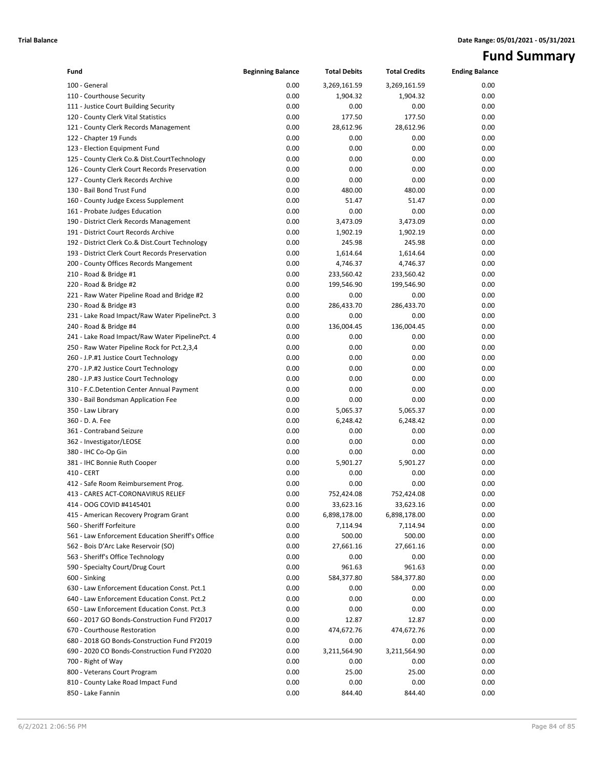# Fund Summary

| Fund | Beginning Balance | Total Debits | Total Credits | Ending Balance |
|---|---|---|---|---|
| 100 - General | 0.00 | 3,269,161.59 | 3,269,161.59 | 0.00 |
| 110 - Courthouse Security | 0.00 | 1,904.32 | 1,904.32 | 0.00 |
| 111 - Justice Court Building Security | 0.00 | 0.00 | 0.00 | 0.00 |
| 120 - County Clerk Vital Statistics | 0.00 | 177.50 | 177.50 | 0.00 |
| 121 - County Clerk Records Management | 0.00 | 28,612.96 | 28,612.96 | 0.00 |
| 122 - Chapter 19 Funds | 0.00 | 0.00 | 0.00 | 0.00 |
| 123 - Election Equipment Fund | 0.00 | 0.00 | 0.00 | 0.00 |
| 125 - County Clerk Co.& Dist.CourtTechnology | 0.00 | 0.00 | 0.00 | 0.00 |
| 126 - County Clerk Court Records Preservation | 0.00 | 0.00 | 0.00 | 0.00 |
| 127 - County Clerk Records Archive | 0.00 | 0.00 | 0.00 | 0.00 |
| 130 - Bail Bond Trust Fund | 0.00 | 480.00 | 480.00 | 0.00 |
| 160 - County Judge Excess Supplement | 0.00 | 51.47 | 51.47 | 0.00 |
| 161 - Probate Judges Education | 0.00 | 0.00 | 0.00 | 0.00 |
| 190 - District Clerk Records Management | 0.00 | 3,473.09 | 3,473.09 | 0.00 |
| 191 - District Court Records Archive | 0.00 | 1,902.19 | 1,902.19 | 0.00 |
| 192 - District Clerk Co.& Dist.Court Technology | 0.00 | 245.98 | 245.98 | 0.00 |
| 193 - District Clerk Court Records Preservation | 0.00 | 1,614.64 | 1,614.64 | 0.00 |
| 200 - County Offices Records Mangement | 0.00 | 4,746.37 | 4,746.37 | 0.00 |
| 210 - Road & Bridge #1 | 0.00 | 233,560.42 | 233,560.42 | 0.00 |
| 220 - Road & Bridge #2 | 0.00 | 199,546.90 | 199,546.90 | 0.00 |
| 221 - Raw Water Pipeline Road and Bridge #2 | 0.00 | 0.00 | 0.00 | 0.00 |
| 230 - Road & Bridge #3 | 0.00 | 286,433.70 | 286,433.70 | 0.00 |
| 231 - Lake Road Impact/Raw Water PipelinePct. 3 | 0.00 | 0.00 | 0.00 | 0.00 |
| 240 - Road & Bridge #4 | 0.00 | 136,004.45 | 136,004.45 | 0.00 |
| 241 - Lake Road Impact/Raw Water PipelinePct. 4 | 0.00 | 0.00 | 0.00 | 0.00 |
| 250 - Raw Water Pipeline Rock for Pct.2,3,4 | 0.00 | 0.00 | 0.00 | 0.00 |
| 260 - J.P.#1 Justice Court Technology | 0.00 | 0.00 | 0.00 | 0.00 |
| 270 - J.P.#2 Justice Court Technology | 0.00 | 0.00 | 0.00 | 0.00 |
| 280 - J.P.#3 Justice Court Technology | 0.00 | 0.00 | 0.00 | 0.00 |
| 310 - F.C.Detention Center Annual Payment | 0.00 | 0.00 | 0.00 | 0.00 |
| 330 - Bail Bondsman Application Fee | 0.00 | 0.00 | 0.00 | 0.00 |
| 350 - Law Library | 0.00 | 5,065.37 | 5,065.37 | 0.00 |
| 360 - D. A. Fee | 0.00 | 6,248.42 | 6,248.42 | 0.00 |
| 361 - Contraband Seizure | 0.00 | 0.00 | 0.00 | 0.00 |
| 362 - Investigator/LEOSE | 0.00 | 0.00 | 0.00 | 0.00 |
| 380 - IHC Co-Op Gin | 0.00 | 0.00 | 0.00 | 0.00 |
| 381 - IHC Bonnie Ruth Cooper | 0.00 | 5,901.27 | 5,901.27 | 0.00 |
| 410 - CERT | 0.00 | 0.00 | 0.00 | 0.00 |
| 412 - Safe Room Reimbursement Prog. | 0.00 | 0.00 | 0.00 | 0.00 |
| 413 - CARES ACT-CORONAVIRUS RELIEF | 0.00 | 752,424.08 | 752,424.08 | 0.00 |
| 414 - OOG COVID #4145401 | 0.00 | 33,623.16 | 33,623.16 | 0.00 |
| 415 - American Recovery Program Grant | 0.00 | 6,898,178.00 | 6,898,178.00 | 0.00 |
| 560 - Sheriff Forfeiture | 0.00 | 7,114.94 | 7,114.94 | 0.00 |
| 561 - Law Enforcement Education Sheriff's Office | 0.00 | 500.00 | 500.00 | 0.00 |
| 562 - Bois D'Arc Lake Reservoir (SO) | 0.00 | 27,661.16 | 27,661.16 | 0.00 |
| 563 - Sheriff's Office Technology | 0.00 | 0.00 | 0.00 | 0.00 |
| 590 - Specialty Court/Drug Court | 0.00 | 961.63 | 961.63 | 0.00 |
| 600 - Sinking | 0.00 | 584,377.80 | 584,377.80 | 0.00 |
| 630 - Law Enforcement Education Const. Pct.1 | 0.00 | 0.00 | 0.00 | 0.00 |
| 640 - Law Enforcement Education Const. Pct.2 | 0.00 | 0.00 | 0.00 | 0.00 |
| 650 - Law Enforcement Education Const. Pct.3 | 0.00 | 0.00 | 0.00 | 0.00 |
| 660 - 2017 GO Bonds-Construction Fund FY2017 | 0.00 | 12.87 | 12.87 | 0.00 |
| 670 - Courthouse Restoration | 0.00 | 474,672.76 | 474,672.76 | 0.00 |
| 680 - 2018 GO Bonds-Construction Fund FY2019 | 0.00 | 0.00 | 0.00 | 0.00 |
| 690 - 2020 CO Bonds-Construction Fund FY2020 | 0.00 | 3,211,564.90 | 3,211,564.90 | 0.00 |
| 700 - Right of Way | 0.00 | 0.00 | 0.00 | 0.00 |
| 800 - Veterans Court Program | 0.00 | 25.00 | 25.00 | 0.00 |
| 810 - County Lake Road Impact Fund | 0.00 | 0.00 | 0.00 | 0.00 |
| 850 - Lake Fannin | 0.00 | 844.40 | 844.40 | 0.00 |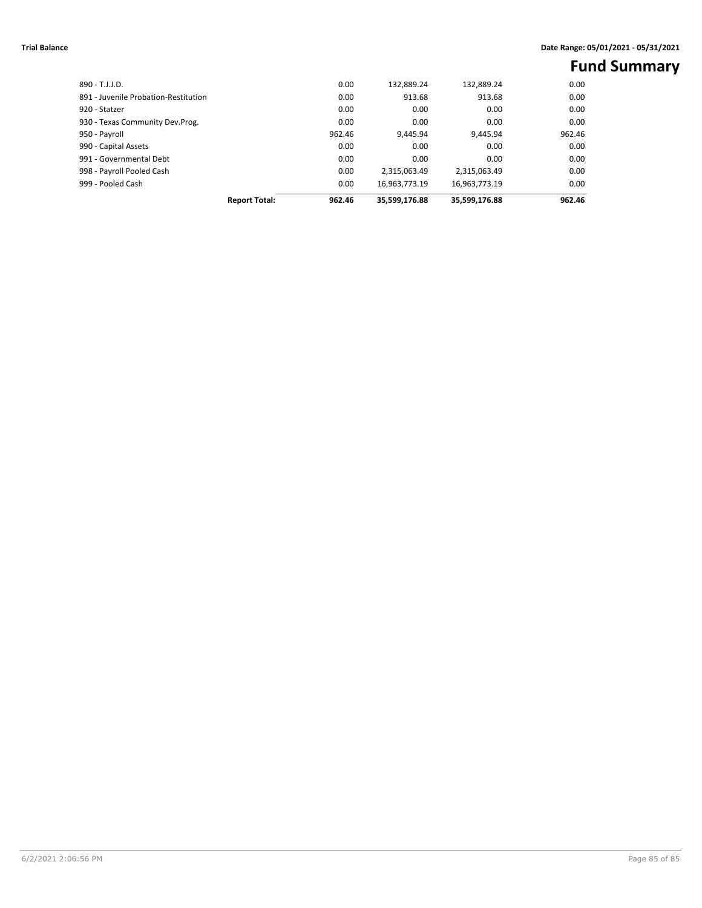# Fund Summary

| | | | | |
|---|---|---|---|---|
| 890 - T.J.J.D. | 0.00 | 132,889.24 | 132,889.24 | 0.00 |
| 891 - Juvenile Probation-Restitution | 0.00 | 913.68 | 913.68 | 0.00 |
| 920 - Statzer | 0.00 | 0.00 | 0.00 | 0.00 |
| 930 - Texas Community Dev.Prog. | 0.00 | 0.00 | 0.00 | 0.00 |
| 950 - Payroll | 962.46 | 9,445.94 | 9,445.94 | 962.46 |
| 990 - Capital Assets | 0.00 | 0.00 | 0.00 | 0.00 |
| 991 - Governmental Debt | 0.00 | 0.00 | 0.00 | 0.00 |
| 998 - Payroll Pooled Cash | 0.00 | 2,315,063.49 | 2,315,063.49 | 0.00 |
| 999 - Pooled Cash | 0.00 | 16,963,773.19 | 16,963,773.19 | 0.00 |
| **Report Total:** | **962.46** | **35,599,176.88** | **35,599,176.88** | **962.46** |